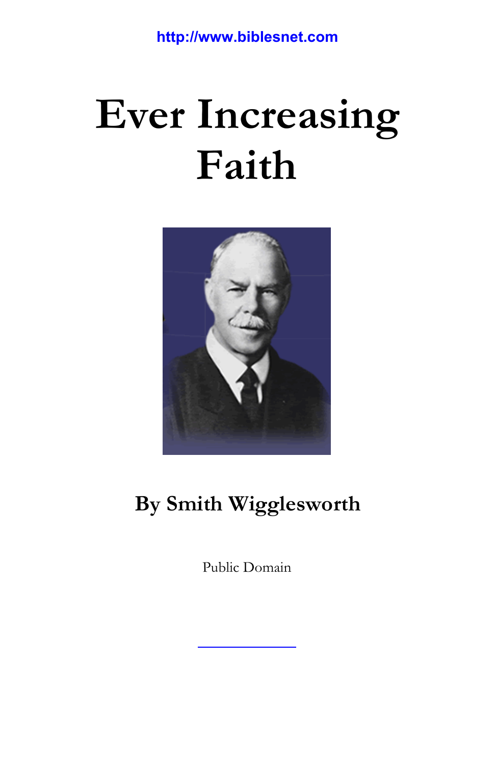http://www.biblesnet.com

# Ever Increasing Faith

## By Smith Wigglesworth

Public Domain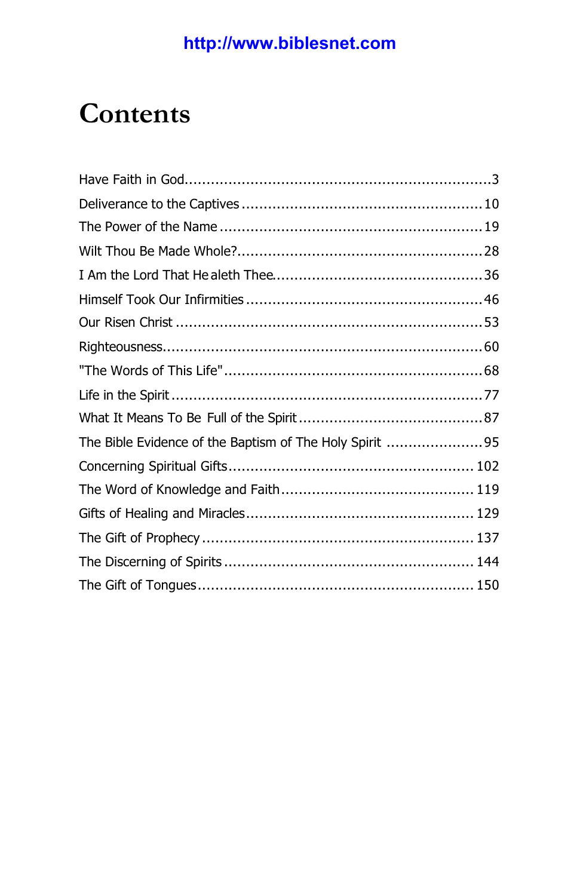# Contents

Have Faith in God....................................................................3

Deliverance to the Captives ......................................................10

The Power of the Name ...........................................................19

Wilt Thou Be Made Whole?.......................................................28

I Am the Lord That Healeth Thee...............................................36

Himself Took Our Infirmities .....................................................46

Our Risen Christ .....................................................................53

Righteousness........................................................................60

"The Words of This Life"..........................................................68

Life in the Spirit .....................................................................77

What It Means To Be Full of the Spirit..........................................87

The Bible Evidence of the Baptism of The Holy Spirit ......................95

Concerning Spiritual Gifts....................................................... 102

The Word of Knowledge and Faith............................................ 119

Gifts of Healing and Miracles................................................... 129

The Gift of Prophecy ............................................................. 137

The Discerning of Spirits ........................................................ 144

The Gift of Tongues.............................................................. 150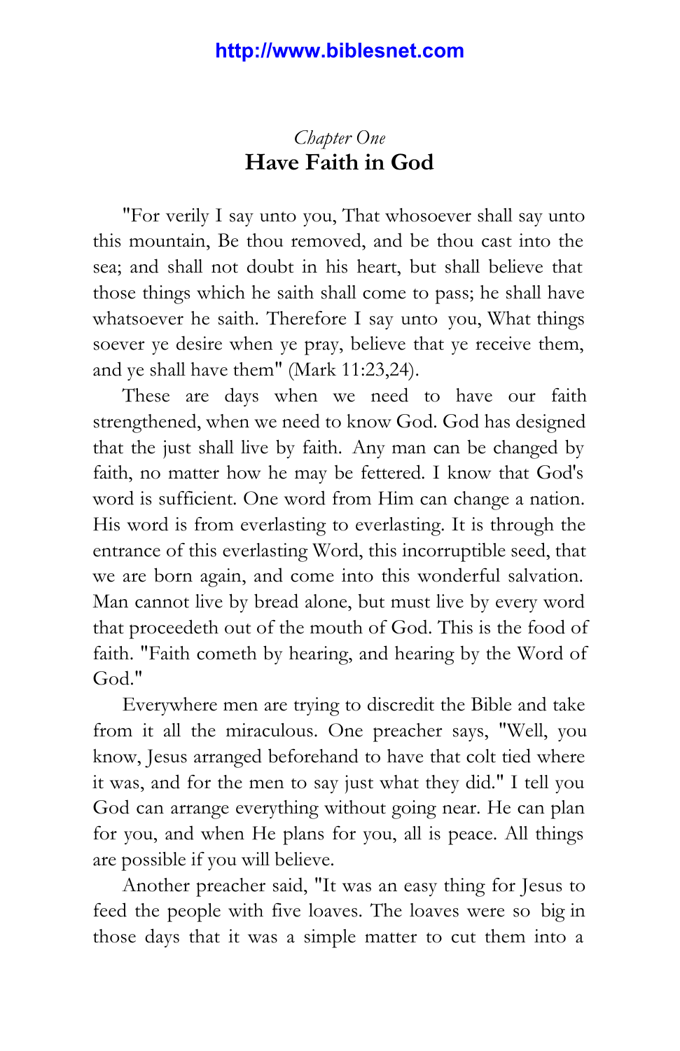*Chapter One*

# Have Faith in God

"For verily I say unto you, That whosoever shall say unto this mountain, Be thou removed, and be thou cast into the sea; and shall not doubt in his heart, but shall believe that those things which he saith shall come to pass; he shall have whatsoever he saith. Therefore I say unto you, What things soever ye desire when ye pray, believe that ye receive them, and ye shall have them" (Mark 11:23,24).

These are days when we need to have our faith strengthened, when we need to know God. God has designed that the just shall live by faith. Any man can be changed by faith, no matter how he may be fettered. I know that God's word is sufficient. One word from Him can change a nation. His word is from everlasting to everlasting. It is through the entrance of this everlasting Word, this incorruptible seed, that we are born again, and come into this wonderful salvation. Man cannot live by bread alone, but must live by every word that proceedeth out of the mouth of God. This is the food of faith. "Faith cometh by hearing, and hearing by the Word of God."

Everywhere men are trying to discredit the Bible and take from it all the miraculous. One preacher says, "Well, you know, Jesus arranged beforehand to have that colt tied where it was, and for the men to say just what they did." I tell you God can arrange everything without going near. He can plan for you, and when He plans for you, all is peace. All things are possible if you will believe.

Another preacher said, "It was an easy thing for Jesus to feed the people with five loaves. The loaves were so big in those days that it was a simple matter to cut them into a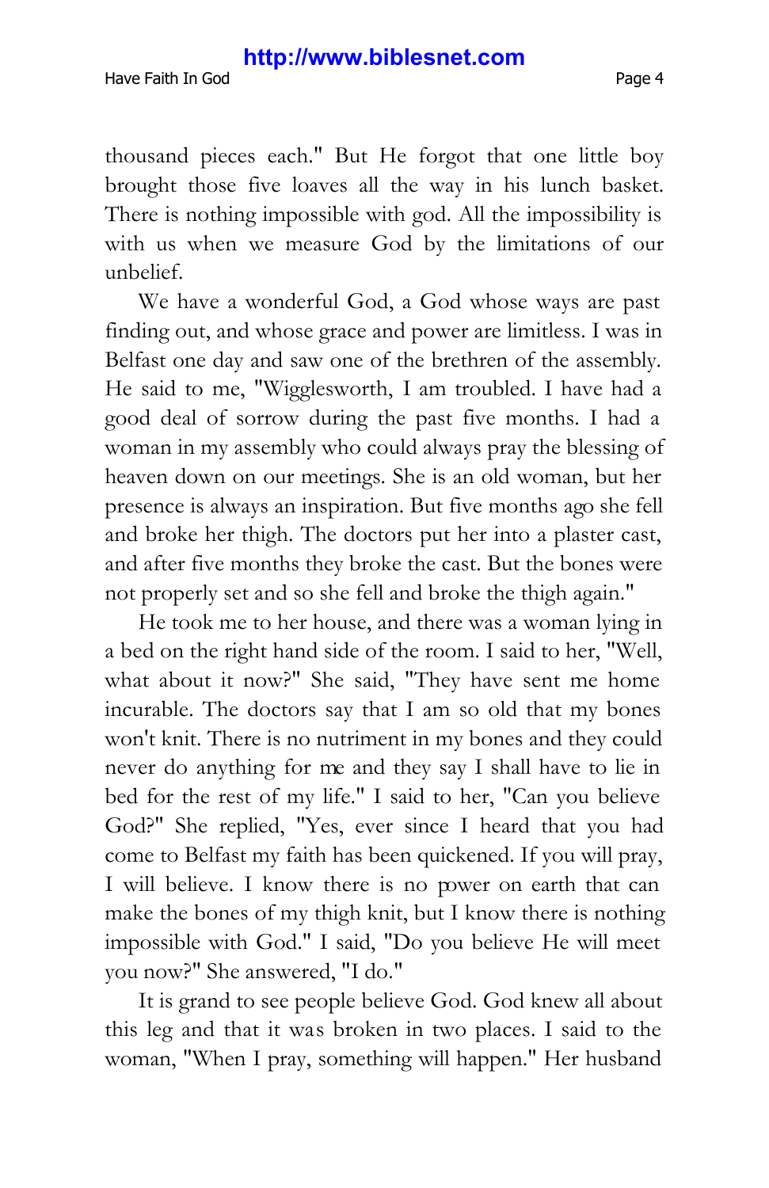thousand pieces each." But He forgot that one little boy brought those five loaves all the way in his lunch basket. There is nothing impossible with god. All the impossibility is with us when we measure God by the limitations of our unbelief.

We have a wonderful God, a God whose ways are past finding out, and whose grace and power are limitless. I was in Belfast one day and saw one of the brethren of the assembly. He said to me, "Wigglesworth, I am troubled. I have had a good deal of sorrow during the past five months. I had a woman in my assembly who could always pray the blessing of heaven down on our meetings. She is an old woman, but her presence is always an inspiration. But five months ago she fell and broke her thigh. The doctors put her into a plaster cast, and after five months they broke the cast. But the bones were not properly set and so she fell and broke the thigh again."

He took me to her house, and there was a woman lying in a bed on the right hand side of the room. I said to her, "Well, what about it now?" She said, "They have sent me home incurable. The doctors say that I am so old that my bones won't knit. There is no nutriment in my bones and they could never do anything for me and they say I shall have to lie in bed for the rest of my life." I said to her, "Can you believe God?" She replied, "Yes, ever since I heard that you had come to Belfast my faith has been quickened. If you will pray, I will believe. I know there is no power on earth that can make the bones of my thigh knit, but I know there is nothing impossible with God." I said, "Do you believe He will meet you now?" She answered, "I do."

It is grand to see people believe God. God knew all about this leg and that it was broken in two places. I said to the woman, "When I pray, something will happen." Her husband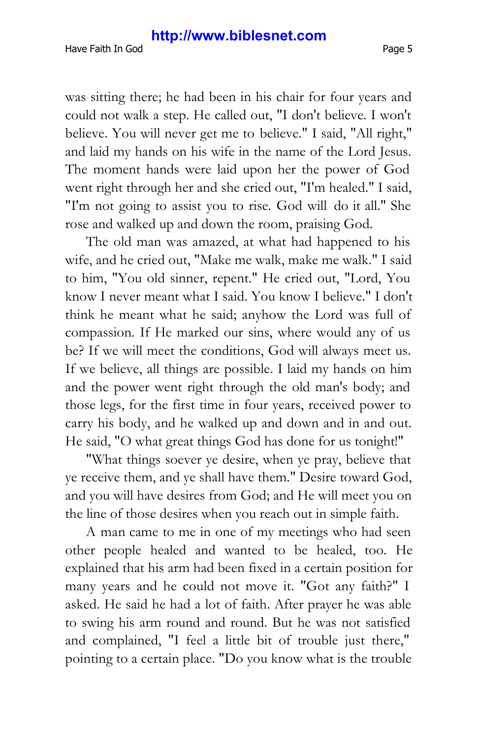was sitting there; he had been in his chair for four years and could not walk a step. He called out, "I don't believe. I won't believe. You will never get me to believe." I said, "All right," and laid my hands on his wife in the name of the Lord Jesus. The moment hands were laid upon her the power of God went right through her and she cried out, "I'm healed." I said, "I'm not going to assist you to rise. God will do it all." She rose and walked up and down the room, praising God.

The old man was amazed, at what had happened to his wife, and he cried out, "Make me walk, make me walk." I said to him, "You old sinner, repent." He cried out, "Lord, You know I never meant what I said. You know I believe." I don't think he meant what he said; anyhow the Lord was full of compassion. If He marked our sins, where would any of us be? If we will meet the conditions, God will always meet us. If we believe, all things are possible. I laid my hands on him and the power went right through the old man's body; and those legs, for the first time in four years, received power to carry his body, and he walked up and down and in and out. He said, "O what great things God has done for us tonight!"

"What things soever ye desire, when ye pray, believe that ye receive them, and ye shall have them." Desire toward God, and you will have desires from God; and He will meet you on the line of those desires when you reach out in simple faith.

A man came to me in one of my meetings who had seen other people healed and wanted to be healed, too. He explained that his arm had been fixed in a certain position for many years and he could not move it. "Got any faith?" I asked. He said he had a lot of faith. After prayer he was able to swing his arm round and round. But he was not satisfied and complained, "I feel a little bit of trouble just there," pointing to a certain place. "Do you know what is the trouble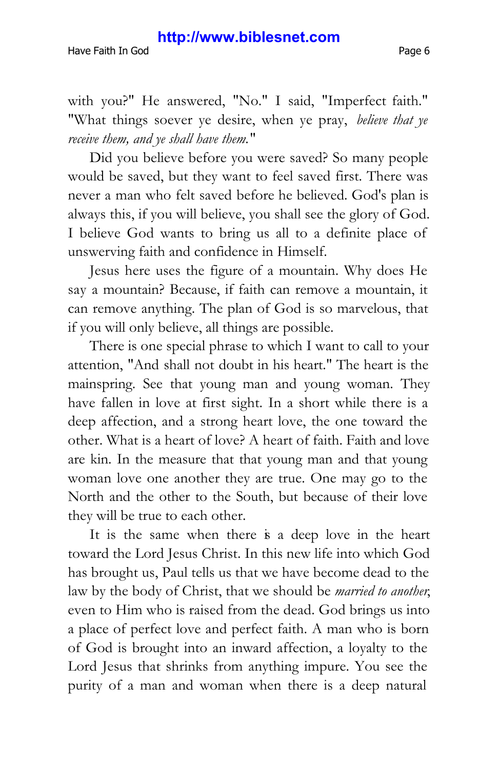with you?" He answered, "No." I said, "Imperfect faith." "What things soever ye desire, when ye pray, *believe that ye receive them, and ye shall have them.*"

Did you believe before you were saved? So many people would be saved, but they want to feel saved first. There was never a man who felt saved before he believed. God's plan is always this, if you will believe, you shall see the glory of God. I believe God wants to bring us all to a definite place of unswerving faith and confidence in Himself.

Jesus here uses the figure of a mountain. Why does He say a mountain? Because, if faith can remove a mountain, it can remove anything. The plan of God is so marvelous, that if you will only believe, all things are possible.

There is one special phrase to which I want to call to your attention, "And shall not doubt in his heart." The heart is the mainspring. See that young man and young woman. They have fallen in love at first sight. In a short while there is a deep affection, and a strong heart love, the one toward the other. What is a heart of love? A heart of faith. Faith and love are kin. In the measure that that young man and that young woman love one another they are true. One may go to the North and the other to the South, but because of their love they will be true to each other.

It is the same when there is a deep love in the heart toward the Lord Jesus Christ. In this new life into which God has brought us, Paul tells us that we have become dead to the law by the body of Christ, that we should be *married to another*, even to Him who is raised from the dead. God brings us into a place of perfect love and perfect faith. A man who is born of God is brought into an inward affection, a loyalty to the Lord Jesus that shrinks from anything impure. You see the purity of a man and woman when there is a deep natural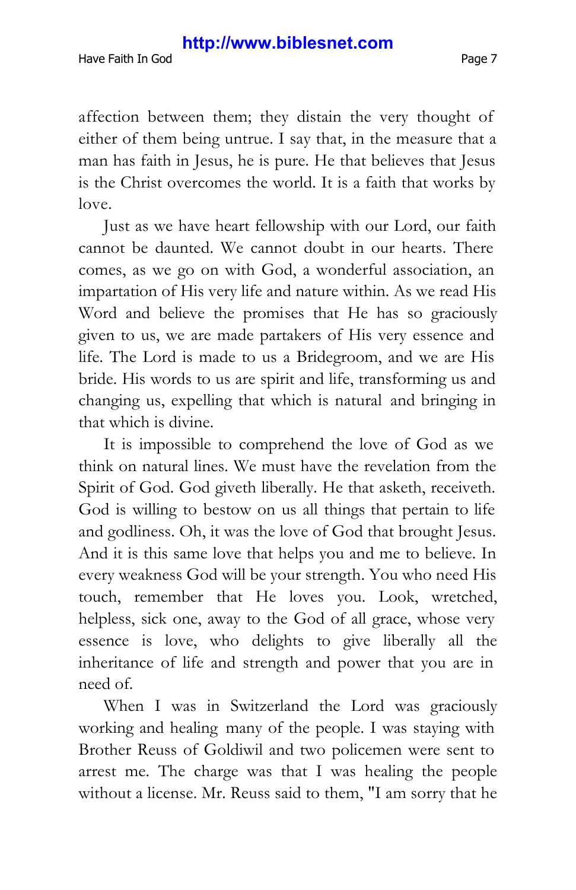affection between them; they distain the very thought of either of them being untrue. I say that, in the measure that a man has faith in Jesus, he is pure. He that believes that Jesus is the Christ overcomes the world. It is a faith that works by love.

Just as we have heart fellowship with our Lord, our faith cannot be daunted. We cannot doubt in our hearts. There comes, as we go on with God, a wonderful association, an impartation of His very life and nature within. As we read His Word and believe the promises that He has so graciously given to us, we are made partakers of His very essence and life. The Lord is made to us a Bridegroom, and we are His bride. His words to us are spirit and life, transforming us and changing us, expelling that which is natural and bringing in that which is divine.

It is impossible to comprehend the love of God as we think on natural lines. We must have the revelation from the Spirit of God. God giveth liberally. He that asketh, receiveth. God is willing to bestow on us all things that pertain to life and godliness. Oh, it was the love of God that brought Jesus. And it is this same love that helps you and me to believe. In every weakness God will be your strength. You who need His touch, remember that He loves you. Look, wretched, helpless, sick one, away to the God of all grace, whose very essence is love, who delights to give liberally all the inheritance of life and strength and power that you are in need of.

When I was in Switzerland the Lord was graciously working and healing many of the people. I was staying with Brother Reuss of Goldiwil and two policemen were sent to arrest me. The charge was that I was healing the people without a license. Mr. Reuss said to them, "I am sorry that he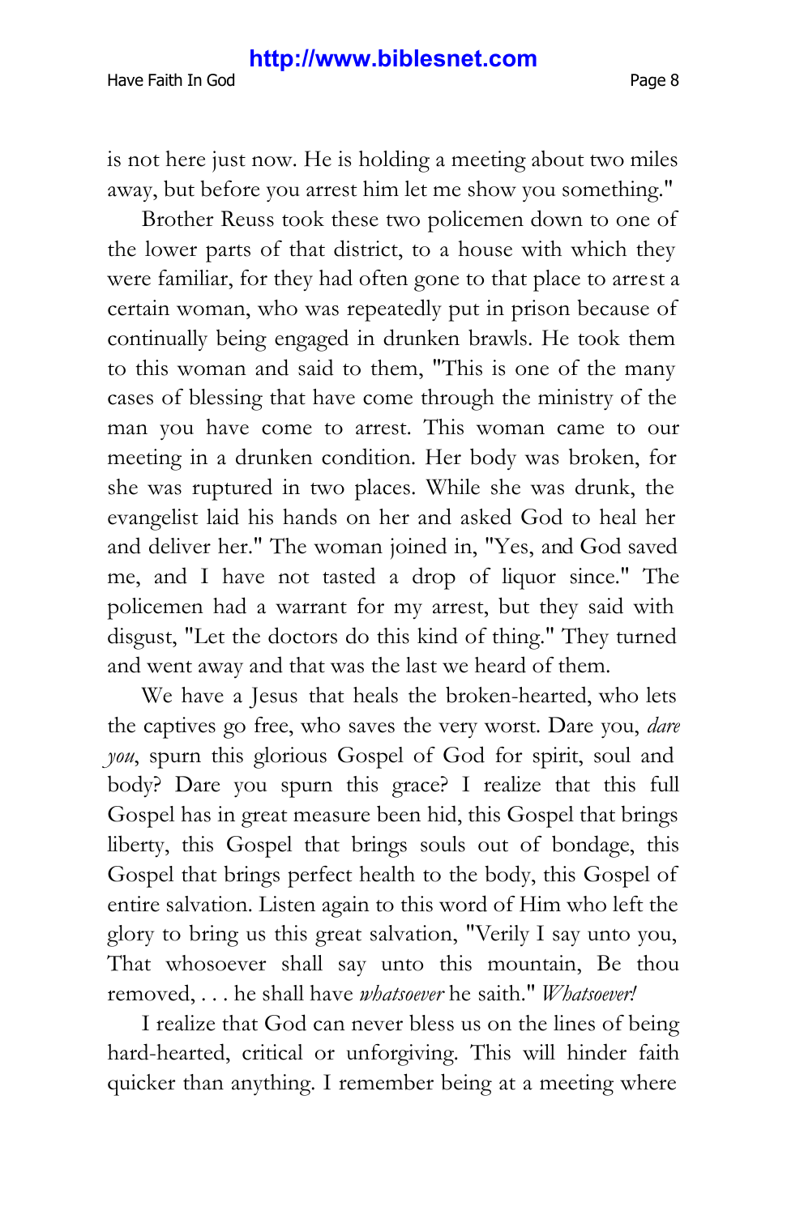is not here just now. He is holding a meeting about two miles away, but before you arrest him let me show you something."

Brother Reuss took these two policemen down to one of the lower parts of that district, to a house with which they were familiar, for they had often gone to that place to arrest a certain woman, who was repeatedly put in prison because of continually being engaged in drunken brawls. He took them to this woman and said to them, "This is one of the many cases of blessing that have come through the ministry of the man you have come to arrest. This woman came to our meeting in a drunken condition. Her body was broken, for she was ruptured in two places. While she was drunk, the evangelist laid his hands on her and asked God to heal her and deliver her." The woman joined in, "Yes, and God saved me, and I have not tasted a drop of liquor since." The policemen had a warrant for my arrest, but they said with disgust, "Let the doctors do this kind of thing." They turned and went away and that was the last we heard of them.

We have a Jesus that heals the broken-hearted, who lets the captives go free, who saves the very worst. Dare you, *dare you*, spurn this glorious Gospel of God for spirit, soul and body? Dare you spurn this grace? I realize that this full Gospel has in great measure been hid, this Gospel that brings liberty, this Gospel that brings souls out of bondage, this Gospel that brings perfect health to the body, this Gospel of entire salvation. Listen again to this word of Him who left the glory to bring us this great salvation, "Verily I say unto you, That whosoever shall say unto this mountain, Be thou removed, . . . he shall have *whatsoever* he saith." *Whatsoever!*

I realize that God can never bless us on the lines of being hard-hearted, critical or unforgiving. This will hinder faith quicker than anything. I remember being at a meeting where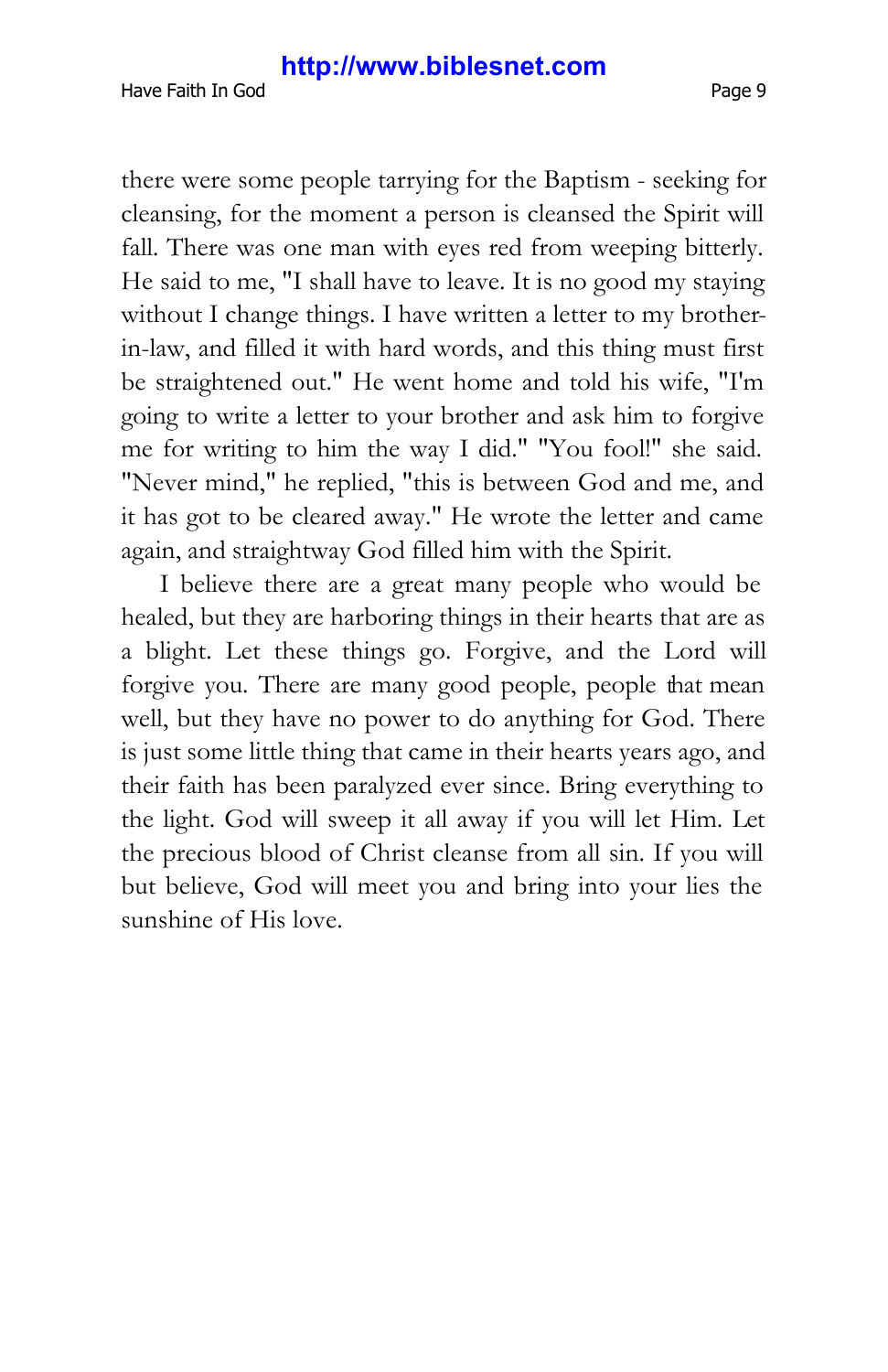there were some people tarrying for the Baptism - seeking for cleansing, for the moment a person is cleansed the Spirit will fall. There was one man with eyes red from weeping bitterly. He said to me, "I shall have to leave. It is no good my staying without I change things. I have written a letter to my brother-in-law, and filled it with hard words, and this thing must first be straightened out." He went home and told his wife, "I'm going to write a letter to your brother and ask him to forgive me for writing to him the way I did." "You fool!" she said. "Never mind," he replied, "this is between God and me, and it has got to be cleared away." He wrote the letter and came again, and straightway God filled him with the Spirit.

I believe there are a great many people who would be healed, but they are harboring things in their hearts that are as a blight. Let these things go. Forgive, and the Lord will forgive you. There are many good people, people that mean well, but they have no power to do anything for God. There is just some little thing that came in their hearts years ago, and their faith has been paralyzed ever since. Bring everything to the light. God will sweep it all away if you will let Him. Let the precious blood of Christ cleanse from all sin. If you will but believe, God will meet you and bring into your lies the sunshine of His love.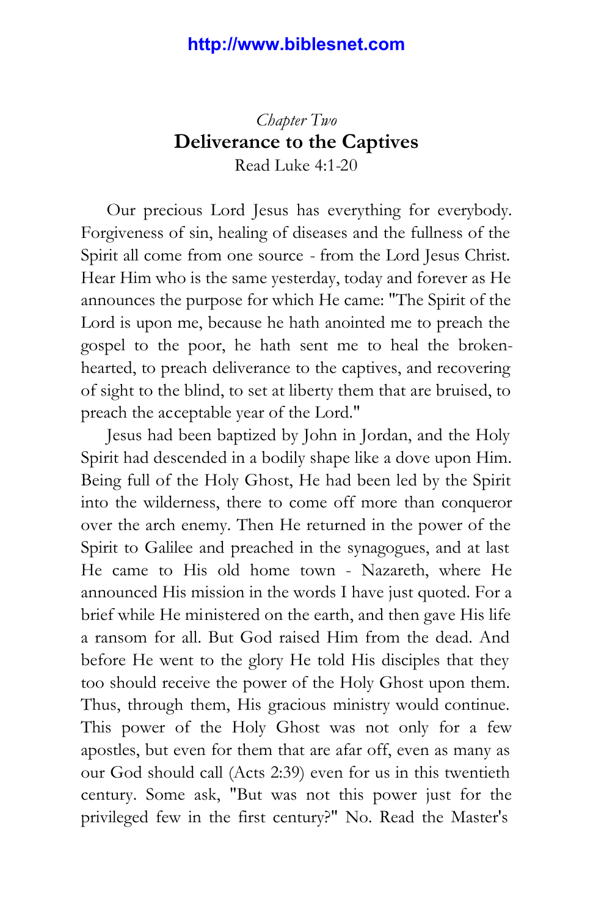*Chapter Two*

## Deliverance to the Captives

Read Luke 4:1-20

Our precious Lord Jesus has everything for everybody. Forgiveness of sin, healing of diseases and the fullness of the Spirit all come from one source - from the Lord Jesus Christ. Hear Him who is the same yesterday, today and forever as He announces the purpose for which He came: "The Spirit of the Lord is upon me, because he hath anointed me to preach the gospel to the poor, he hath sent me to heal the broken-hearted, to preach deliverance to the captives, and recovering of sight to the blind, to set at liberty them that are bruised, to preach the acceptable year of the Lord."

Jesus had been baptized by John in Jordan, and the Holy Spirit had descended in a bodily shape like a dove upon Him. Being full of the Holy Ghost, He had been led by the Spirit into the wilderness, there to come off more than conqueror over the arch enemy. Then He returned in the power of the Spirit to Galilee and preached in the synagogues, and at last He came to His old home town - Nazareth, where He announced His mission in the words I have just quoted. For a brief while He ministered on the earth, and then gave His life a ransom for all. But God raised Him from the dead. And before He went to the glory He told His disciples that they too should receive the power of the Holy Ghost upon them. Thus, through them, His gracious ministry would continue. This power of the Holy Ghost was not only for a few apostles, but even for them that are afar off, even as many as our God should call (Acts 2:39) even for us in this twentieth century. Some ask, "But was not this power just for the privileged few in the first century?" No. Read the Master's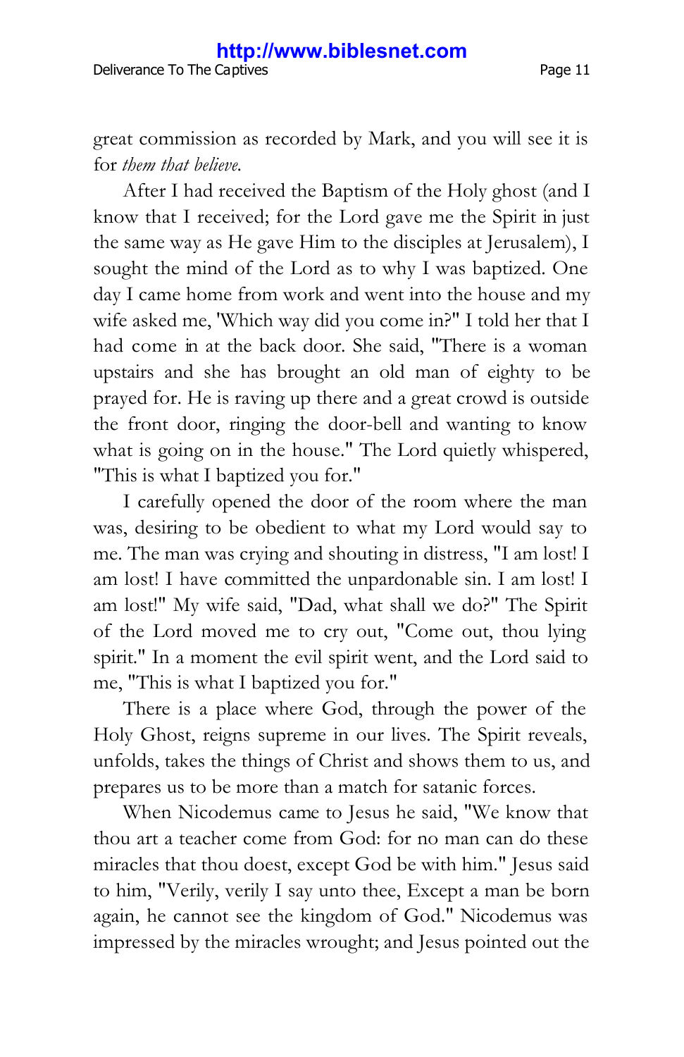great commission as recorded by Mark, and you will see it is for *them that believe*.

After I had received the Baptism of the Holy ghost (and I know that I received; for the Lord gave me the Spirit in just the same way as He gave Him to the disciples at Jerusalem), I sought the mind of the Lord as to why I was baptized. One day I came home from work and went into the house and my wife asked me, 'Which way did you come in?" I told her that I had come in at the back door. She said, "There is a woman upstairs and she has brought an old man of eighty to be prayed for. He is raving up there and a great crowd is outside the front door, ringing the door-bell and wanting to know what is going on in the house." The Lord quietly whispered, "This is what I baptized you for."

I carefully opened the door of the room where the man was, desiring to be obedient to what my Lord would say to me. The man was crying and shouting in distress, "I am lost! I am lost! I have committed the unpardonable sin. I am lost! I am lost!" My wife said, "Dad, what shall we do?" The Spirit of the Lord moved me to cry out, "Come out, thou lying spirit." In a moment the evil spirit went, and the Lord said to me, "This is what I baptized you for."

There is a place where God, through the power of the Holy Ghost, reigns supreme in our lives. The Spirit reveals, unfolds, takes the things of Christ and shows them to us, and prepares us to be more than a match for satanic forces.

When Nicodemus came to Jesus he said, "We know that thou art a teacher come from God: for no man can do these miracles that thou doest, except God be with him." Jesus said to him, "Verily, verily I say unto thee, Except a man be born again, he cannot see the kingdom of God." Nicodemus was impressed by the miracles wrought; and Jesus pointed out the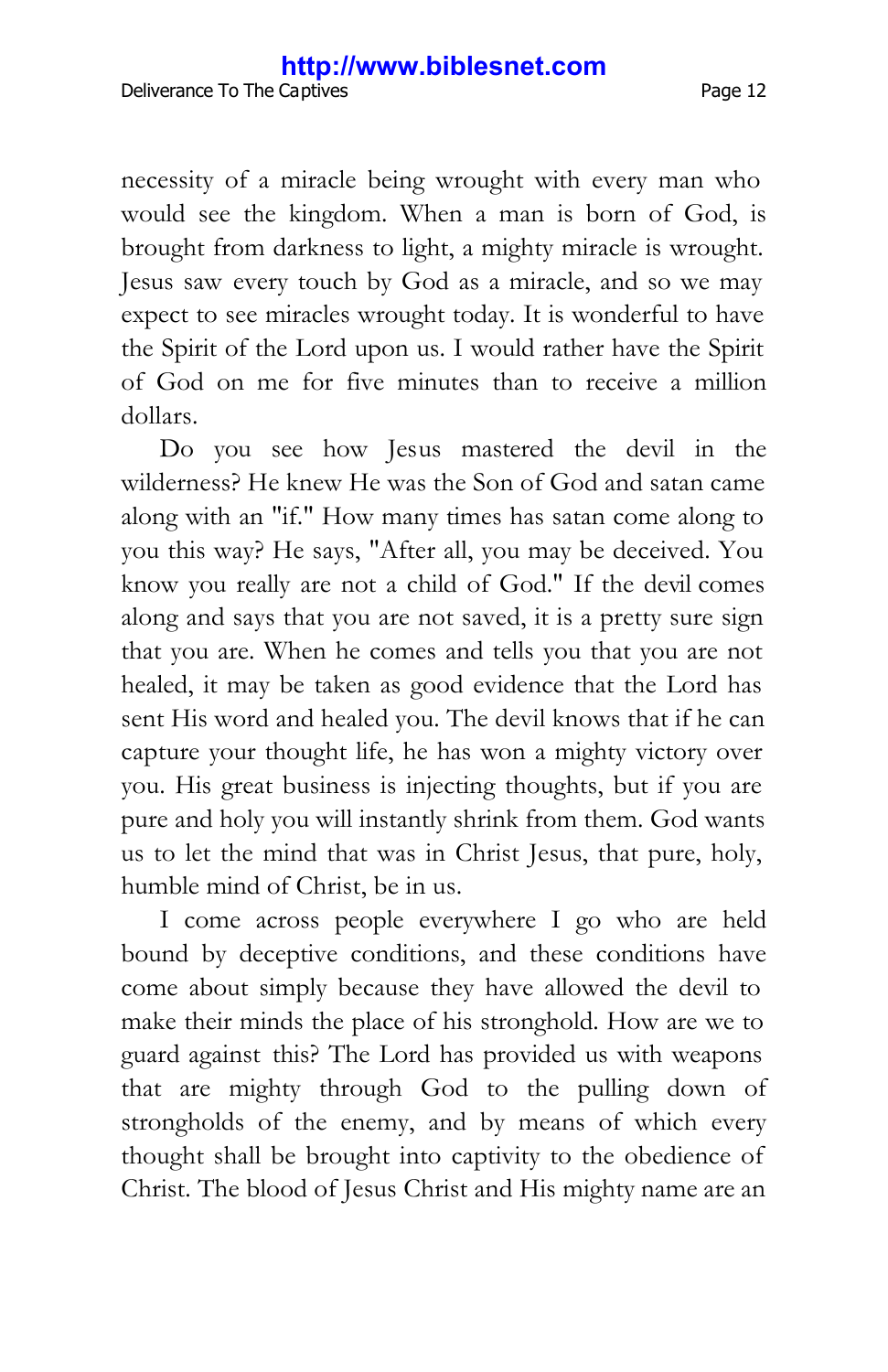necessity of a miracle being wrought with every man who would see the kingdom. When a man is born of God, is brought from darkness to light, a mighty miracle is wrought. Jesus saw every touch by God as a miracle, and so we may expect to see miracles wrought today. It is wonderful to have the Spirit of the Lord upon us. I would rather have the Spirit of God on me for five minutes than to receive a million dollars.

Do you see how Jesus mastered the devil in the wilderness? He knew He was the Son of God and satan came along with an "if." How many times has satan come along to you this way? He says, "After all, you may be deceived. You know you really are not a child of God." If the devil comes along and says that you are not saved, it is a pretty sure sign that you are. When he comes and tells you that you are not healed, it may be taken as good evidence that the Lord has sent His word and healed you. The devil knows that if he can capture your thought life, he has won a mighty victory over you. His great business is injecting thoughts, but if you are pure and holy you will instantly shrink from them. God wants us to let the mind that was in Christ Jesus, that pure, holy, humble mind of Christ, be in us.

I come across people everywhere I go who are held bound by deceptive conditions, and these conditions have come about simply because they have allowed the devil to make their minds the place of his stronghold. How are we to guard against this? The Lord has provided us with weapons that are mighty through God to the pulling down of strongholds of the enemy, and by means of which every thought shall be brought into captivity to the obedience of Christ. The blood of Jesus Christ and His mighty name are an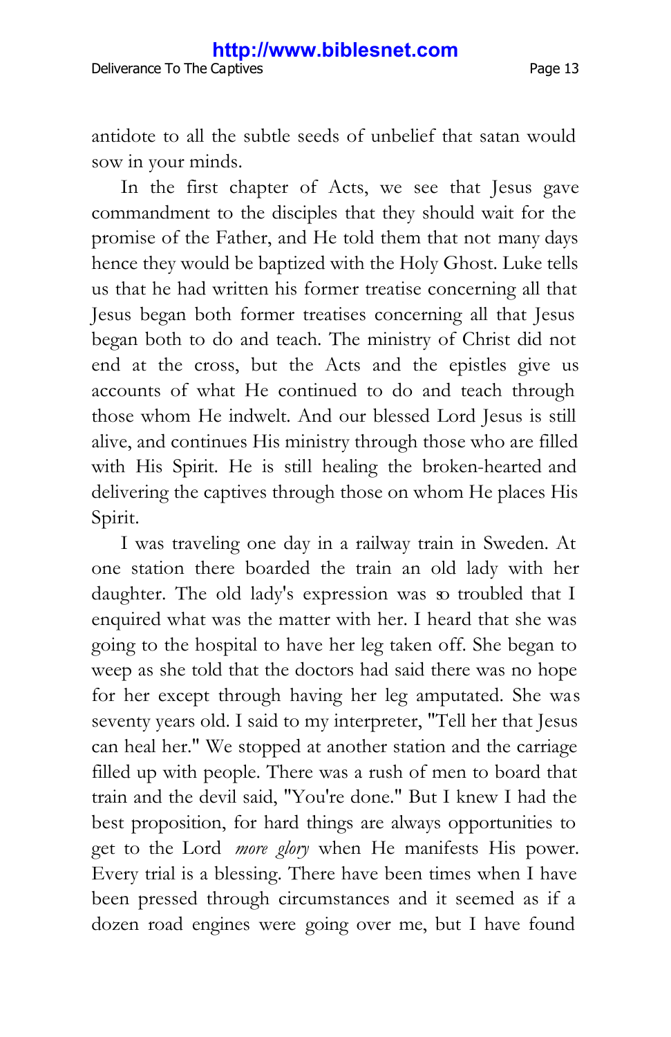antidote to all the subtle seeds of unbelief that satan would sow in your minds.

In the first chapter of Acts, we see that Jesus gave commandment to the disciples that they should wait for the promise of the Father, and He told them that not many days hence they would be baptized with the Holy Ghost. Luke tells us that he had written his former treatise concerning all that Jesus began both former treatises concerning all that Jesus began both to do and teach. The ministry of Christ did not end at the cross, but the Acts and the epistles give us accounts of what He continued to do and teach through those whom He indwelt. And our blessed Lord Jesus is still alive, and continues His ministry through those who are filled with His Spirit. He is still healing the broken-hearted and delivering the captives through those on whom He places His Spirit.

I was traveling one day in a railway train in Sweden. At one station there boarded the train an old lady with her daughter. The old lady's expression was so troubled that I enquired what was the matter with her. I heard that she was going to the hospital to have her leg taken off. She began to weep as she told that the doctors had said there was no hope for her except through having her leg amputated. She was seventy years old. I said to my interpreter, "Tell her that Jesus can heal her." We stopped at another station and the carriage filled up with people. There was a rush of men to board that train and the devil said, "You're done." But I knew I had the best proposition, for hard things are always opportunities to get to the Lord *more glory* when He manifests His power. Every trial is a blessing. There have been times when I have been pressed through circumstances and it seemed as if a dozen road engines were going over me, but I have found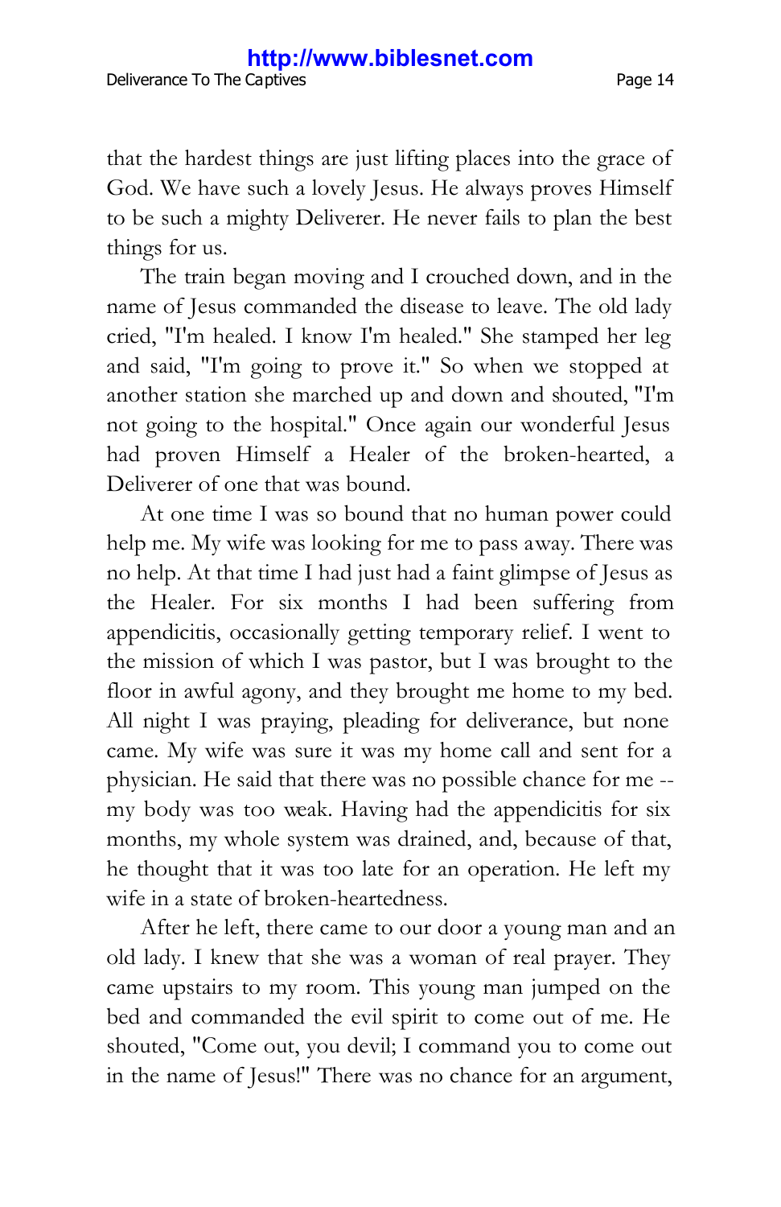that the hardest things are just lifting places into the grace of God. We have such a lovely Jesus. He always proves Himself to be such a mighty Deliverer. He never fails to plan the best things for us.

The train began moving and I crouched down, and in the name of Jesus commanded the disease to leave. The old lady cried, "I'm healed. I know I'm healed." She stamped her leg and said, "I'm going to prove it." So when we stopped at another station she marched up and down and shouted, "I'm not going to the hospital." Once again our wonderful Jesus had proven Himself a Healer of the broken-hearted, a Deliverer of one that was bound.

At one time I was so bound that no human power could help me. My wife was looking for me to pass away. There was no help. At that time I had just had a faint glimpse of Jesus as the Healer. For six months I had been suffering from appendicitis, occasionally getting temporary relief. I went to the mission of which I was pastor, but I was brought to the floor in awful agony, and they brought me home to my bed. All night I was praying, pleading for deliverance, but none came. My wife was sure it was my home call and sent for a physician. He said that there was no possible chance for me -- my body was too weak. Having had the appendicitis for six months, my whole system was drained, and, because of that, he thought that it was too late for an operation. He left my wife in a state of broken-heartedness.

After he left, there came to our door a young man and an old lady. I knew that she was a woman of real prayer. They came upstairs to my room. This young man jumped on the bed and commanded the evil spirit to come out of me. He shouted, "Come out, you devil; I command you to come out in the name of Jesus!" There was no chance for an argument,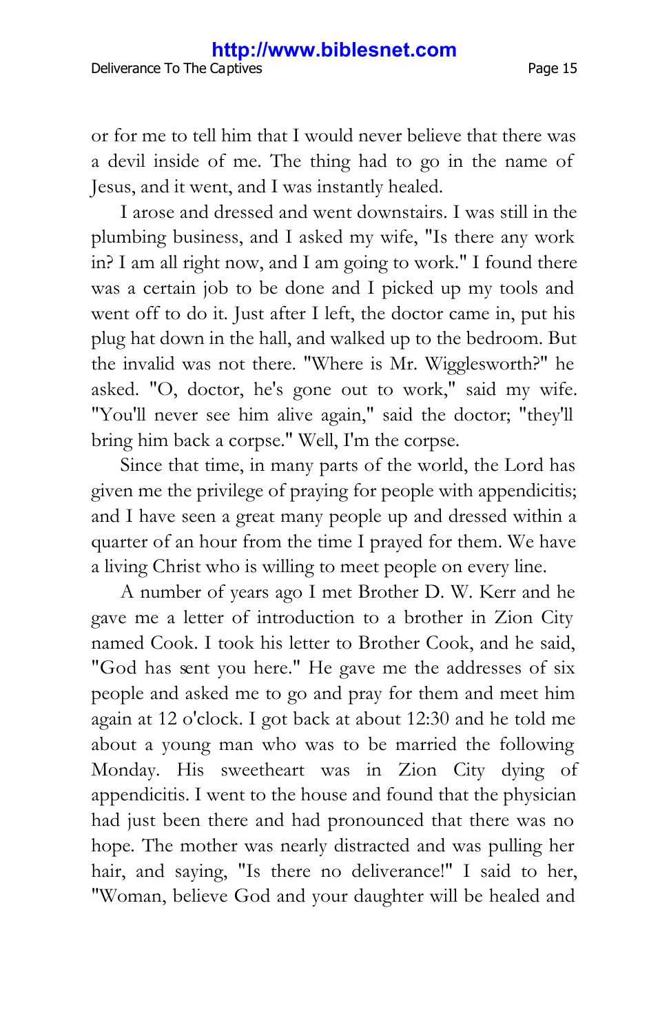or for me to tell him that I would never believe that there was a devil inside of me. The thing had to go in the name of Jesus, and it went, and I was instantly healed.

I arose and dressed and went downstairs. I was still in the plumbing business, and I asked my wife, "Is there any work in? I am all right now, and I am going to work." I found there was a certain job to be done and I picked up my tools and went off to do it. Just after I left, the doctor came in, put his plug hat down in the hall, and walked up to the bedroom. But the invalid was not there. "Where is Mr. Wigglesworth?" he asked. "O, doctor, he's gone out to work," said my wife. "You'll never see him alive again," said the doctor; "they'll bring him back a corpse." Well, I'm the corpse.

Since that time, in many parts of the world, the Lord has given me the privilege of praying for people with appendicitis; and I have seen a great many people up and dressed within a quarter of an hour from the time I prayed for them. We have a living Christ who is willing to meet people on every line.

A number of years ago I met Brother D. W. Kerr and he gave me a letter of introduction to a brother in Zion City named Cook. I took his letter to Brother Cook, and he said, "God has sent you here." He gave me the addresses of six people and asked me to go and pray for them and meet him again at 12 o'clock. I got back at about 12:30 and he told me about a young man who was to be married the following Monday. His sweetheart was in Zion City dying of appendicitis. I went to the house and found that the physician had just been there and had pronounced that there was no hope. The mother was nearly distracted and was pulling her hair, and saying, "Is there no deliverance!" I said to her, "Woman, believe God and your daughter will be healed and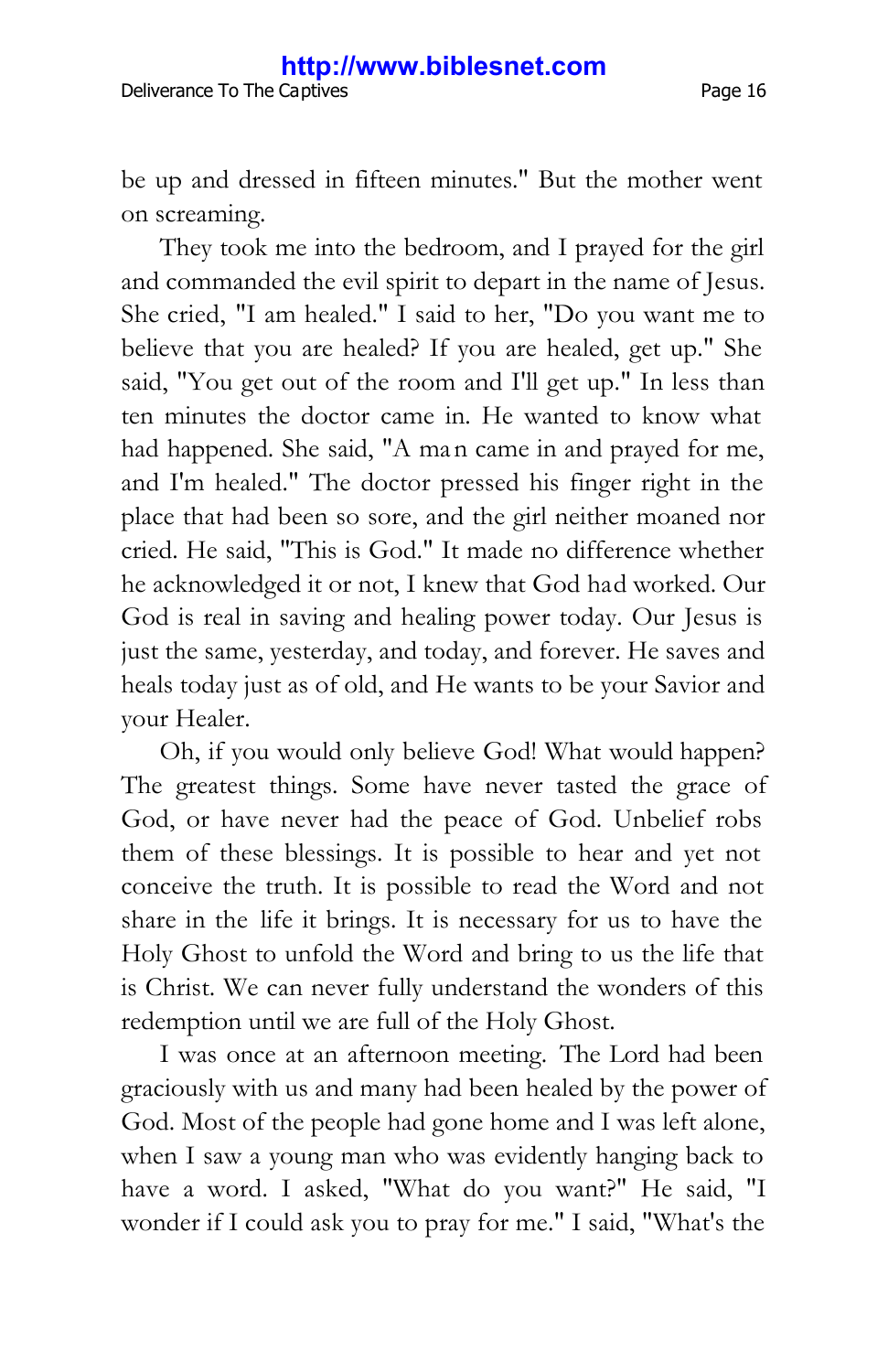be up and dressed in fifteen minutes." But the mother went on screaming.

They took me into the bedroom, and I prayed for the girl and commanded the evil spirit to depart in the name of Jesus. She cried, "I am healed." I said to her, "Do you want me to believe that you are healed? If you are healed, get up." She said, "You get out of the room and I'll get up." In less than ten minutes the doctor came in. He wanted to know what had happened. She said, "A man came in and prayed for me, and I'm healed." The doctor pressed his finger right in the place that had been so sore, and the girl neither moaned nor cried. He said, "This is God." It made no difference whether he acknowledged it or not, I knew that God had worked. Our God is real in saving and healing power today. Our Jesus is just the same, yesterday, and today, and forever. He saves and heals today just as of old, and He wants to be your Savior and your Healer.

Oh, if you would only believe God! What would happen? The greatest things. Some have never tasted the grace of God, or have never had the peace of God. Unbelief robs them of these blessings. It is possible to hear and yet not conceive the truth. It is possible to read the Word and not share in the life it brings. It is necessary for us to have the Holy Ghost to unfold the Word and bring to us the life that is Christ. We can never fully understand the wonders of this redemption until we are full of the Holy Ghost.

I was once at an afternoon meeting. The Lord had been graciously with us and many had been healed by the power of God. Most of the people had gone home and I was left alone, when I saw a young man who was evidently hanging back to have a word. I asked, "What do you want?" He said, "I wonder if I could ask you to pray for me." I said, "What's the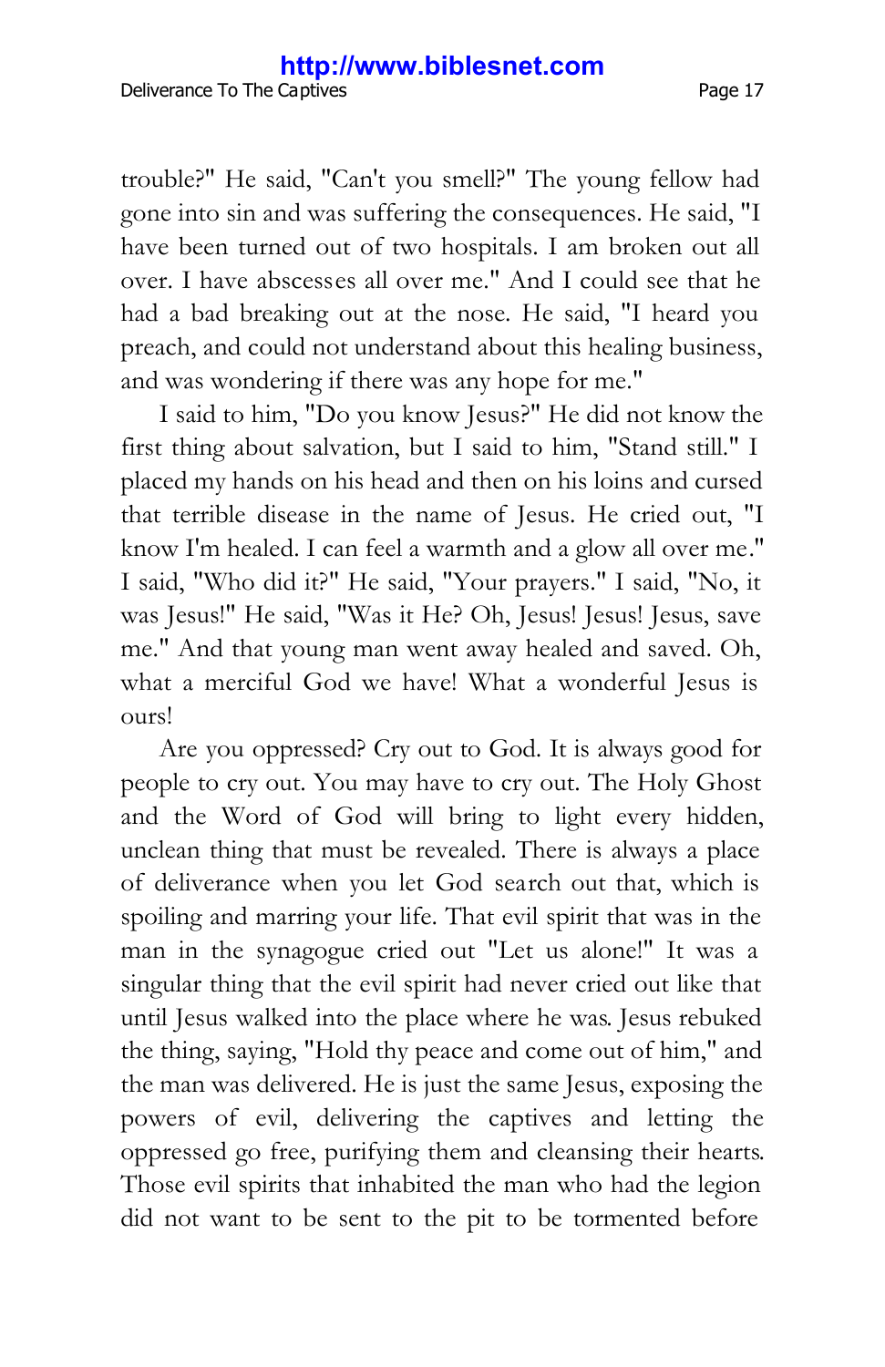trouble?" He said, "Can't you smell?" The young fellow had gone into sin and was suffering the consequences. He said, "I have been turned out of two hospitals. I am broken out all over. I have abscesses all over me." And I could see that he had a bad breaking out at the nose. He said, "I heard you preach, and could not understand about this healing business, and was wondering if there was any hope for me."

I said to him, "Do you know Jesus?" He did not know the first thing about salvation, but I said to him, "Stand still." I placed my hands on his head and then on his loins and cursed that terrible disease in the name of Jesus. He cried out, "I know I'm healed. I can feel a warmth and a glow all over me." I said, "Who did it?" He said, "Your prayers." I said, "No, it was Jesus!" He said, "Was it He? Oh, Jesus! Jesus! Jesus, save me." And that young man went away healed and saved. Oh, what a merciful God we have! What a wonderful Jesus is ours!

Are you oppressed? Cry out to God. It is always good for people to cry out. You may have to cry out. The Holy Ghost and the Word of God will bring to light every hidden, unclean thing that must be revealed. There is always a place of deliverance when you let God search out that, which is spoiling and marring your life. That evil spirit that was in the man in the synagogue cried out "Let us alone!" It was a singular thing that the evil spirit had never cried out like that until Jesus walked into the place where he was. Jesus rebuked the thing, saying, "Hold thy peace and come out of him," and the man was delivered. He is just the same Jesus, exposing the powers of evil, delivering the captives and letting the oppressed go free, purifying them and cleansing their hearts. Those evil spirits that inhabited the man who had the legion did not want to be sent to the pit to be tormented before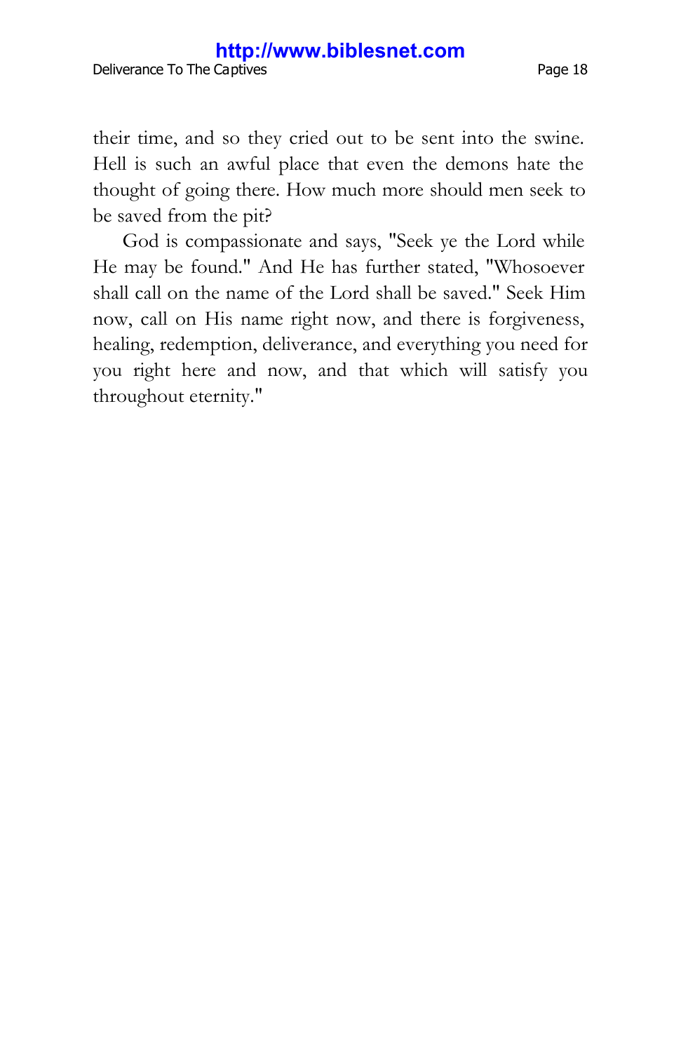their time, and so they cried out to be sent into the swine. Hell is such an awful place that even the demons hate the thought of going there. How much more should men seek to be saved from the pit?

God is compassionate and says, "Seek ye the Lord while He may be found." And He has further stated, "Whosoever shall call on the name of the Lord shall be saved." Seek Him now, call on His name right now, and there is forgiveness, healing, redemption, deliverance, and everything you need for you right here and now, and that which will satisfy you throughout eternity."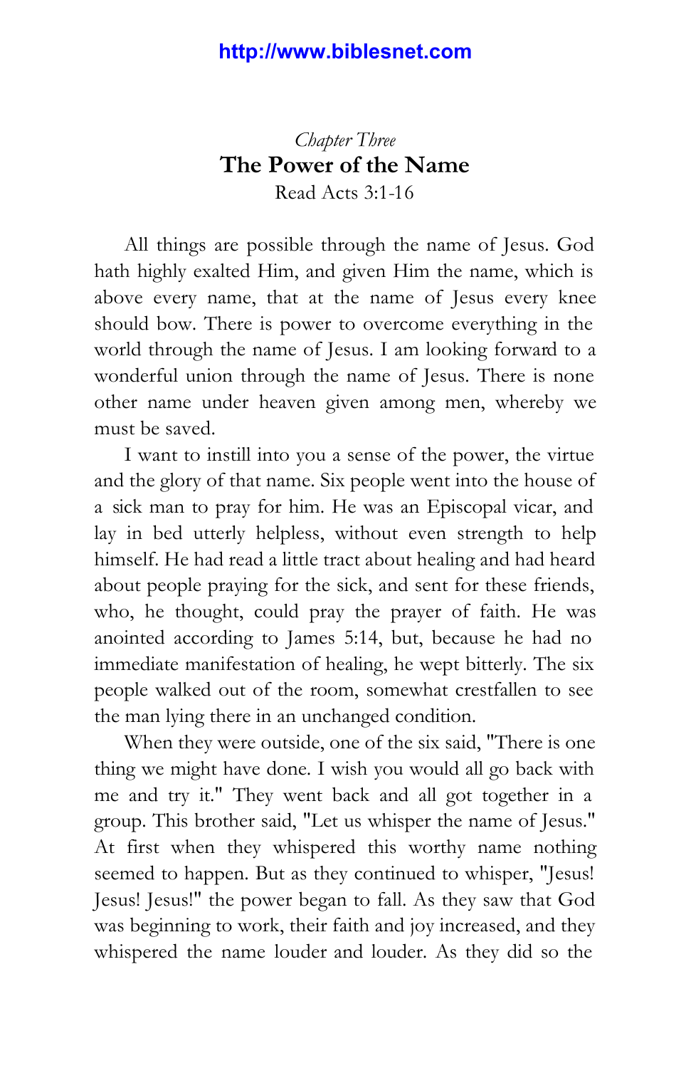*Chapter Three*

## The Power of the Name

Read Acts 3:1-16

All things are possible through the name of Jesus. God hath highly exalted Him, and given Him the name, which is above every name, that at the name of Jesus every knee should bow. There is power to overcome everything in the world through the name of Jesus. I am looking forward to a wonderful union through the name of Jesus. There is none other name under heaven given among men, whereby we must be saved.

I want to instill into you a sense of the power, the virtue and the glory of that name. Six people went into the house of a sick man to pray for him. He was an Episcopal vicar, and lay in bed utterly helpless, without even strength to help himself. He had read a little tract about healing and had heard about people praying for the sick, and sent for these friends, who, he thought, could pray the prayer of faith. He was anointed according to James 5:14, but, because he had no immediate manifestation of healing, he wept bitterly. The six people walked out of the room, somewhat crestfallen to see the man lying there in an unchanged condition.

When they were outside, one of the six said, "There is one thing we might have done. I wish you would all go back with me and try it." They went back and all got together in a group. This brother said, "Let us whisper the name of Jesus." At first when they whispered this worthy name nothing seemed to happen. But as they continued to whisper, "Jesus! Jesus! Jesus!" the power began to fall. As they saw that God was beginning to work, their faith and joy increased, and they whispered the name louder and louder. As they did so the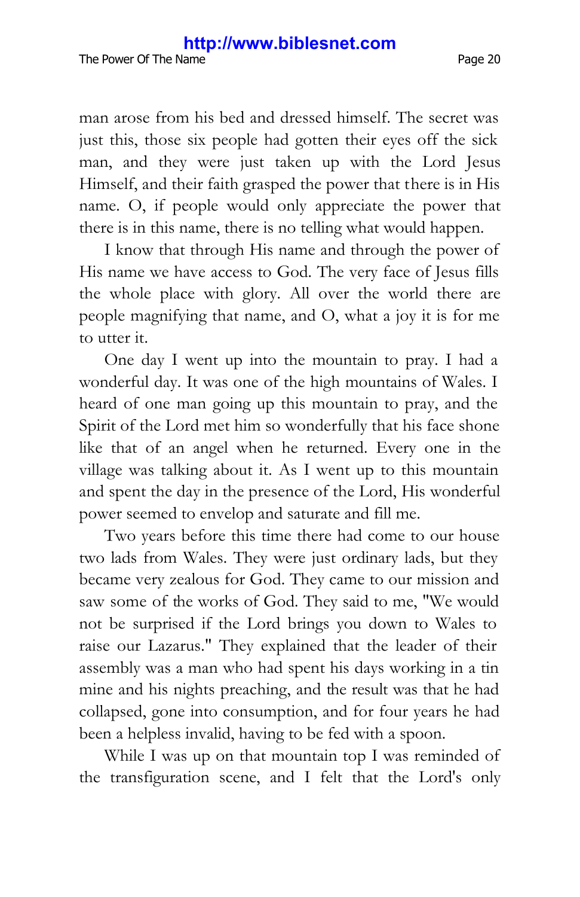man arose from his bed and dressed himself. The secret was just this, those six people had gotten their eyes off the sick man, and they were just taken up with the Lord Jesus Himself, and their faith grasped the power that there is in His name. O, if people would only appreciate the power that there is in this name, there is no telling what would happen.

I know that through His name and through the power of His name we have access to God. The very face of Jesus fills the whole place with glory. All over the world there are people magnifying that name, and O, what a joy it is for me to utter it.

One day I went up into the mountain to pray. I had a wonderful day. It was one of the high mountains of Wales. I heard of one man going up this mountain to pray, and the Spirit of the Lord met him so wonderfully that his face shone like that of an angel when he returned. Every one in the village was talking about it. As I went up to this mountain and spent the day in the presence of the Lord, His wonderful power seemed to envelop and saturate and fill me.

Two years before this time there had come to our house two lads from Wales. They were just ordinary lads, but they became very zealous for God. They came to our mission and saw some of the works of God. They said to me, "We would not be surprised if the Lord brings you down to Wales to raise our Lazarus." They explained that the leader of their assembly was a man who had spent his days working in a tin mine and his nights preaching, and the result was that he had collapsed, gone into consumption, and for four years he had been a helpless invalid, having to be fed with a spoon.

While I was up on that mountain top I was reminded of the transfiguration scene, and I felt that the Lord's only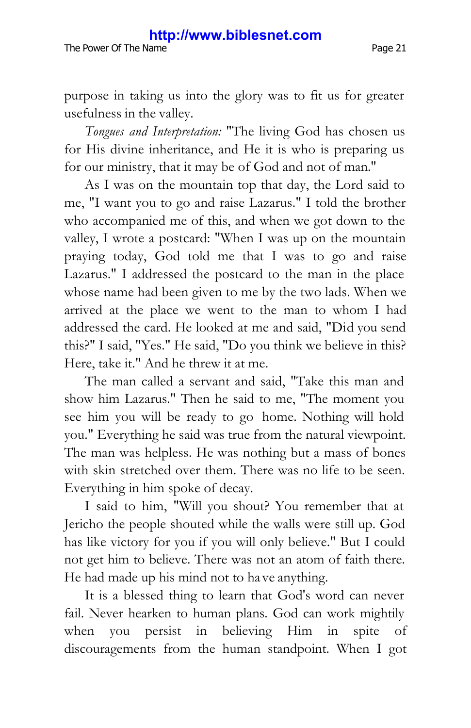purpose in taking us into the glory was to fit us for greater usefulness in the valley.

*Tongues and Interpretation:* "The living God has chosen us for His divine inheritance, and He it is who is preparing us for our ministry, that it may be of God and not of man."

As I was on the mountain top that day, the Lord said to me, "I want you to go and raise Lazarus." I told the brother who accompanied me of this, and when we got down to the valley, I wrote a postcard: "When I was up on the mountain praying today, God told me that I was to go and raise Lazarus." I addressed the postcard to the man in the place whose name had been given to me by the two lads. When we arrived at the place we went to the man to whom I had addressed the card. He looked at me and said, "Did you send this?" I said, "Yes." He said, "Do you think we believe in this? Here, take it." And he threw it at me.

The man called a servant and said, "Take this man and show him Lazarus." Then he said to me, "The moment you see him you will be ready to go home. Nothing will hold you." Everything he said was true from the natural viewpoint. The man was helpless. He was nothing but a mass of bones with skin stretched over them. There was no life to be seen. Everything in him spoke of decay.

I said to him, "Will you shout? You remember that at Jericho the people shouted while the walls were still up. God has like victory for you if you will only believe." But I could not get him to believe. There was not an atom of faith there. He had made up his mind not to have anything.

It is a blessed thing to learn that God's word can never fail. Never hearken to human plans. God can work mightily when you persist in believing Him in spite of discouragements from the human standpoint. When I got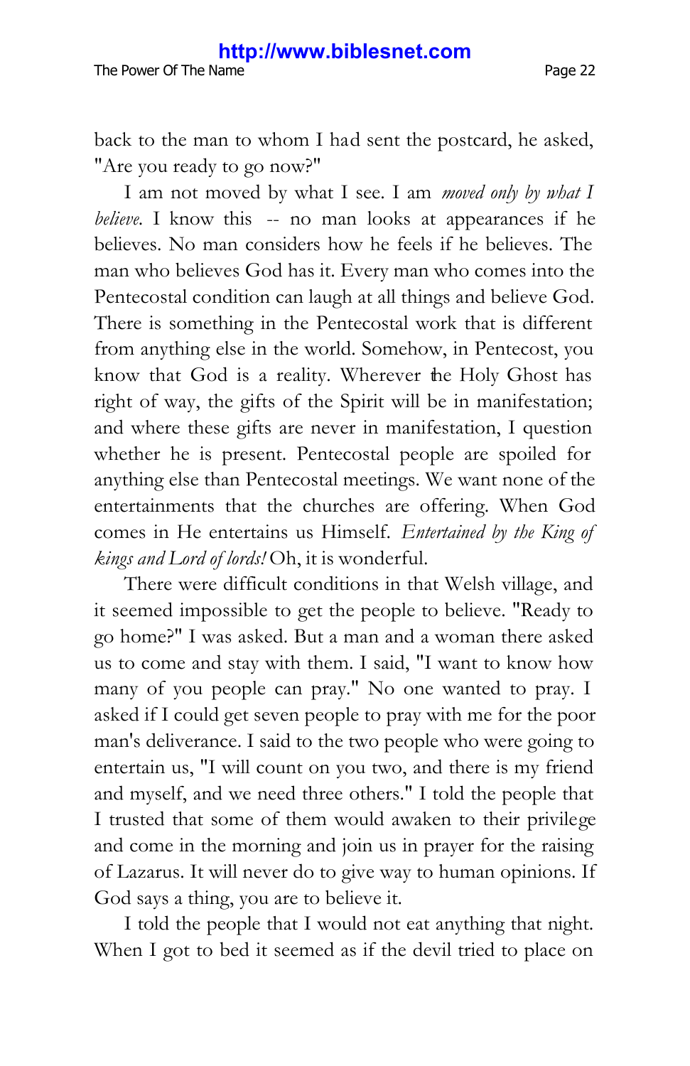back to the man to whom I had sent the postcard, he asked, "Are you ready to go now?"

I am not moved by what I see. I am *moved only by what I believe.* I know this -- no man looks at appearances if he believes. No man considers how he feels if he believes. The man who believes God has it. Every man who comes into the Pentecostal condition can laugh at all things and believe God. There is something in the Pentecostal work that is different from anything else in the world. Somehow, in Pentecost, you know that God is a reality. Wherever the Holy Ghost has right of way, the gifts of the Spirit will be in manifestation; and where these gifts are never in manifestation, I question whether he is present. Pentecostal people are spoiled for anything else than Pentecostal meetings. We want none of the entertainments that the churches are offering. When God comes in He entertains us Himself. *Entertained by the King of kings and Lord of lords!* Oh, it is wonderful.

There were difficult conditions in that Welsh village, and it seemed impossible to get the people to believe. "Ready to go home?" I was asked. But a man and a woman there asked us to come and stay with them. I said, "I want to know how many of you people can pray." No one wanted to pray. I asked if I could get seven people to pray with me for the poor man's deliverance. I said to the two people who were going to entertain us, "I will count on you two, and there is my friend and myself, and we need three others." I told the people that I trusted that some of them would awaken to their privilege and come in the morning and join us in prayer for the raising of Lazarus. It will never do to give way to human opinions. If God says a thing, you are to believe it.

I told the people that I would not eat anything that night. When I got to bed it seemed as if the devil tried to place on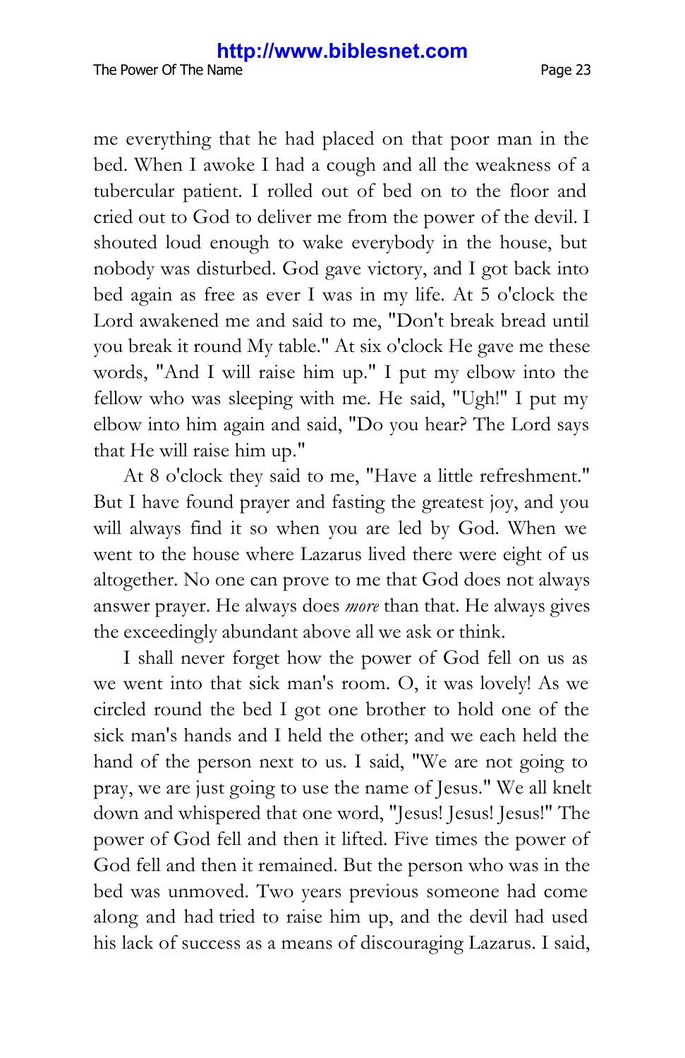me everything that he had placed on that poor man in the bed. When I awoke I had a cough and all the weakness of a tubercular patient. I rolled out of bed on to the floor and cried out to God to deliver me from the power of the devil. I shouted loud enough to wake everybody in the house, but nobody was disturbed. God gave victory, and I got back into bed again as free as ever I was in my life. At 5 o'clock the Lord awakened me and said to me, "Don't break bread until you break it round My table." At six o'clock He gave me these words, "And I will raise him up." I put my elbow into the fellow who was sleeping with me. He said, "Ugh!" I put my elbow into him again and said, "Do you hear? The Lord says that He will raise him up."

At 8 o'clock they said to me, "Have a little refreshment." But I have found prayer and fasting the greatest joy, and you will always find it so when you are led by God. When we went to the house where Lazarus lived there were eight of us altogether. No one can prove to me that God does not always answer prayer. He always does *more* than that. He always gives the exceedingly abundant above all we ask or think.

I shall never forget how the power of God fell on us as we went into that sick man's room. O, it was lovely! As we circled round the bed I got one brother to hold one of the sick man's hands and I held the other; and we each held the hand of the person next to us. I said, "We are not going to pray, we are just going to use the name of Jesus." We all knelt down and whispered that one word, "Jesus! Jesus! Jesus!" The power of God fell and then it lifted. Five times the power of God fell and then it remained. But the person who was in the bed was unmoved. Two years previous someone had come along and had tried to raise him up, and the devil had used his lack of success as a means of discouraging Lazarus. I said,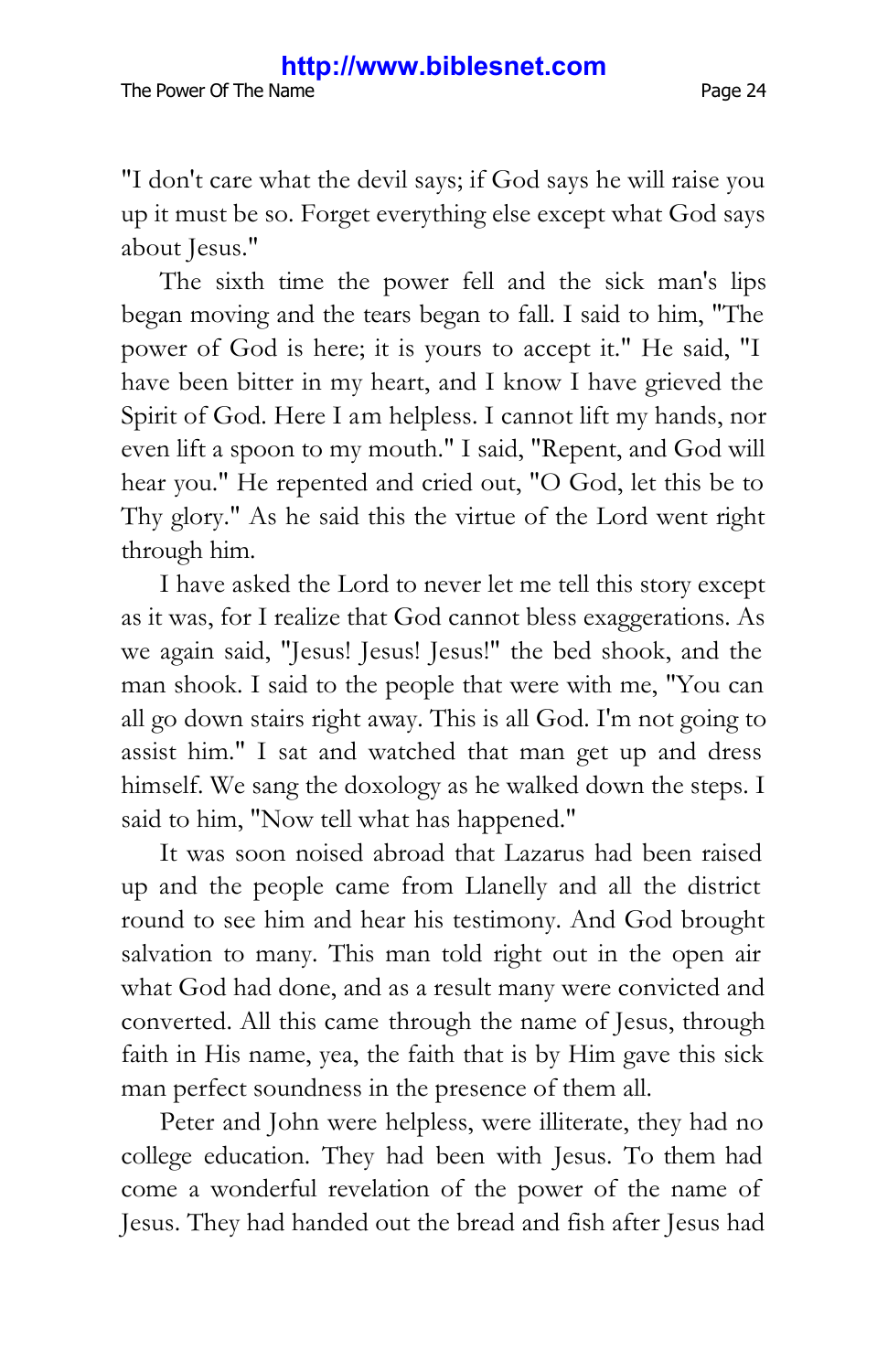"I don't care what the devil says; if God says he will raise you up it must be so. Forget everything else except what God says about Jesus."

The sixth time the power fell and the sick man's lips began moving and the tears began to fall. I said to him, "The power of God is here; it is yours to accept it." He said, "I have been bitter in my heart, and I know I have grieved the Spirit of God. Here I am helpless. I cannot lift my hands, nor even lift a spoon to my mouth." I said, "Repent, and God will hear you." He repented and cried out, "O God, let this be to Thy glory." As he said this the virtue of the Lord went right through him.

I have asked the Lord to never let me tell this story except as it was, for I realize that God cannot bless exaggerations. As we again said, "Jesus! Jesus! Jesus!" the bed shook, and the man shook. I said to the people that were with me, "You can all go down stairs right away. This is all God. I'm not going to assist him." I sat and watched that man get up and dress himself. We sang the doxology as he walked down the steps. I said to him, "Now tell what has happened."

It was soon noised abroad that Lazarus had been raised up and the people came from Llanelly and all the district round to see him and hear his testimony. And God brought salvation to many. This man told right out in the open air what God had done, and as a result many were convicted and converted. All this came through the name of Jesus, through faith in His name, yea, the faith that is by Him gave this sick man perfect soundness in the presence of them all.

Peter and John were helpless, were illiterate, they had no college education. They had been with Jesus. To them had come a wonderful revelation of the power of the name of Jesus. They had handed out the bread and fish after Jesus had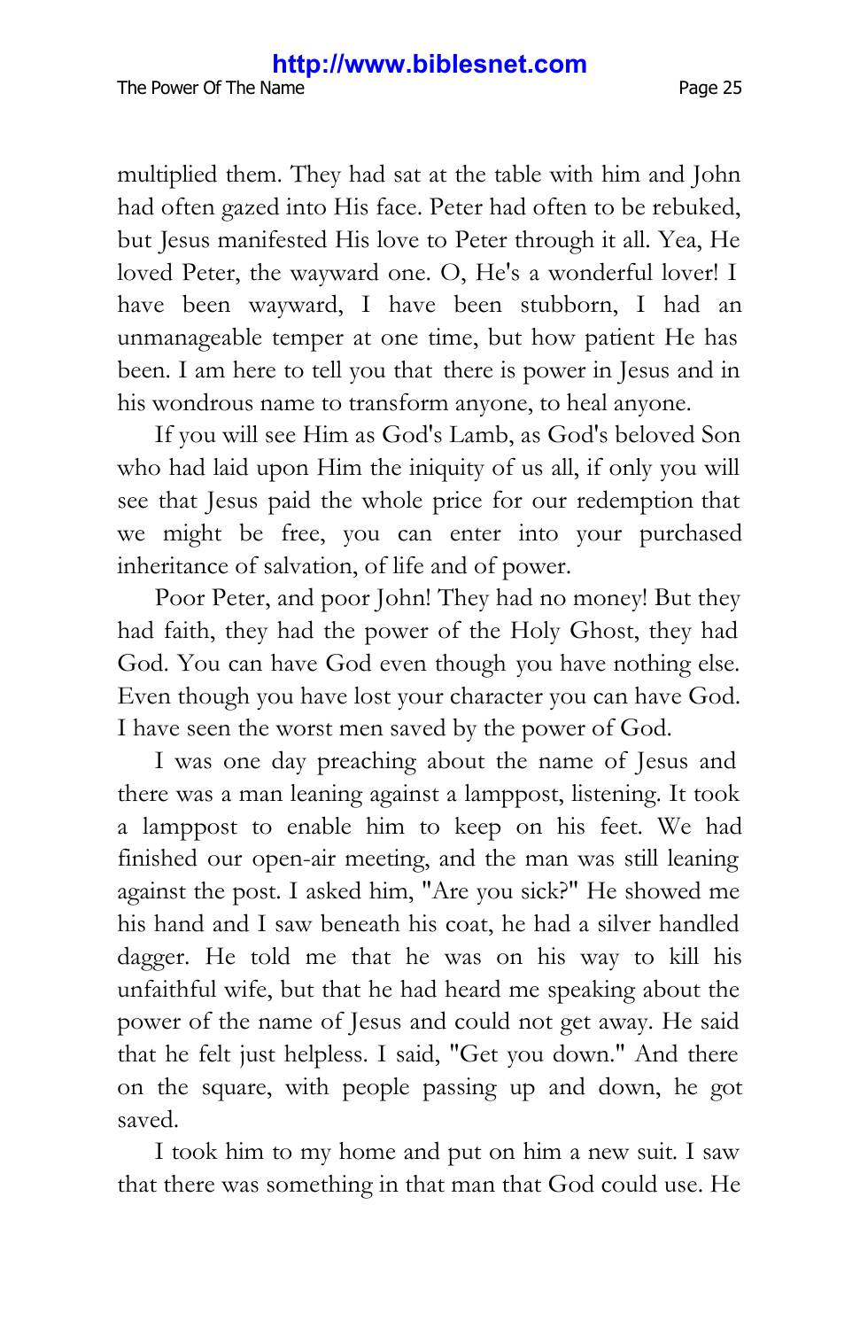multiplied them. They had sat at the table with him and John had often gazed into His face. Peter had often to be rebuked, but Jesus manifested His love to Peter through it all. Yea, He loved Peter, the wayward one. O, He's a wonderful lover! I have been wayward, I have been stubborn, I had an unmanageable temper at one time, but how patient He has been. I am here to tell you that there is power in Jesus and in his wondrous name to transform anyone, to heal anyone.

If you will see Him as God's Lamb, as God's beloved Son who had laid upon Him the iniquity of us all, if only you will see that Jesus paid the whole price for our redemption that we might be free, you can enter into your purchased inheritance of salvation, of life and of power.

Poor Peter, and poor John! They had no money! But they had faith, they had the power of the Holy Ghost, they had God. You can have God even though you have nothing else. Even though you have lost your character you can have God. I have seen the worst men saved by the power of God.

I was one day preaching about the name of Jesus and there was a man leaning against a lamppost, listening. It took a lamppost to enable him to keep on his feet. We had finished our open-air meeting, and the man was still leaning against the post. I asked him, "Are you sick?" He showed me his hand and I saw beneath his coat, he had a silver handled dagger. He told me that he was on his way to kill his unfaithful wife, but that he had heard me speaking about the power of the name of Jesus and could not get away. He said that he felt just helpless. I said, "Get you down." And there on the square, with people passing up and down, he got saved.

I took him to my home and put on him a new suit. I saw that there was something in that man that God could use. He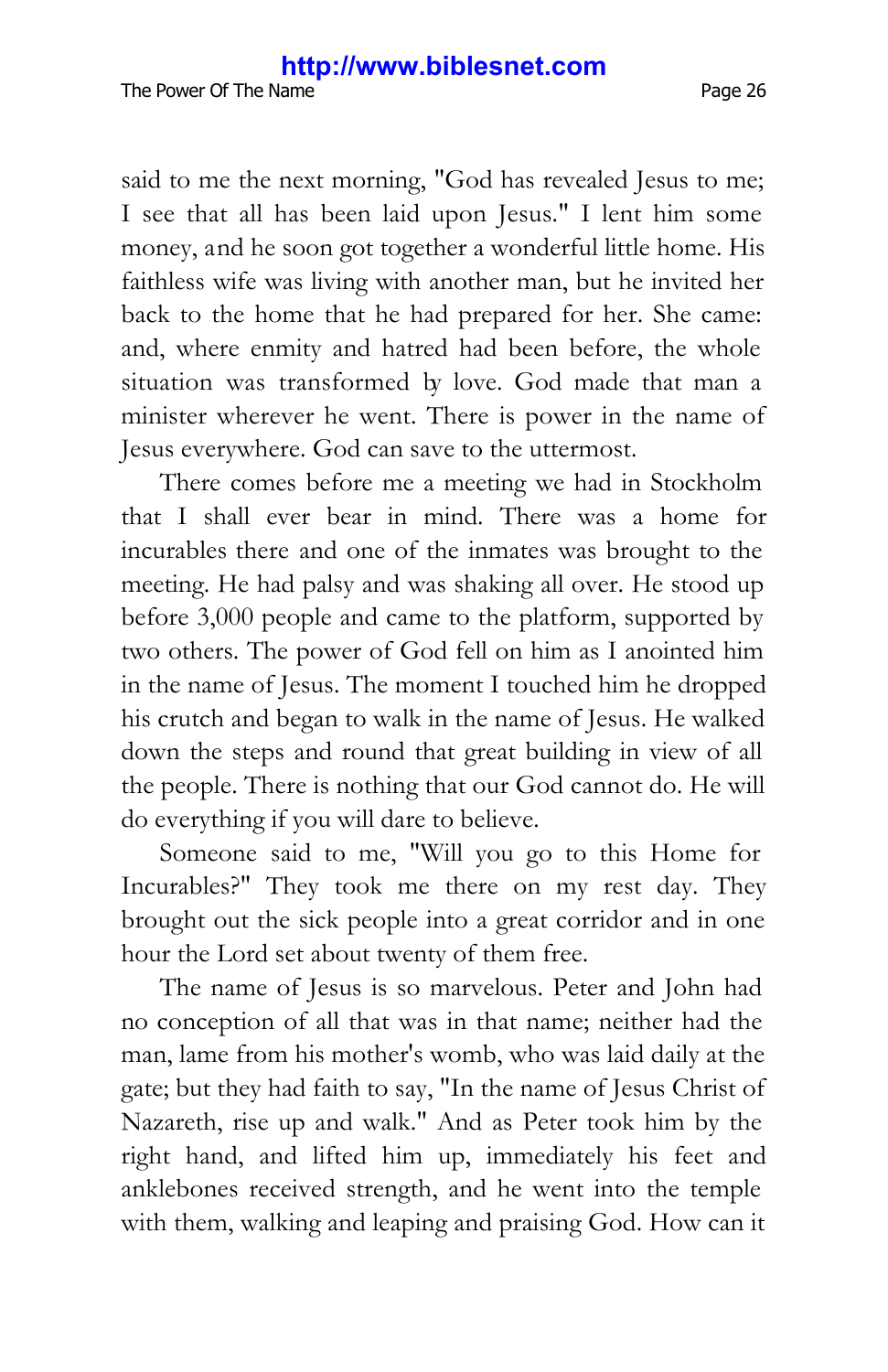said to me the next morning, "God has revealed Jesus to me; I see that all has been laid upon Jesus." I lent him some money, and he soon got together a wonderful little home. His faithless wife was living with another man, but he invited her back to the home that he had prepared for her. She came: and, where enmity and hatred had been before, the whole situation was transformed by love. God made that man a minister wherever he went. There is power in the name of Jesus everywhere. God can save to the uttermost.

There comes before me a meeting we had in Stockholm that I shall ever bear in mind. There was a home for incurables there and one of the inmates was brought to the meeting. He had palsy and was shaking all over. He stood up before 3,000 people and came to the platform, supported by two others. The power of God fell on him as I anointed him in the name of Jesus. The moment I touched him he dropped his crutch and began to walk in the name of Jesus. He walked down the steps and round that great building in view of all the people. There is nothing that our God cannot do. He will do everything if you will dare to believe.

Someone said to me, "Will you go to this Home for Incurables?" They took me there on my rest day. They brought out the sick people into a great corridor and in one hour the Lord set about twenty of them free.

The name of Jesus is so marvelous. Peter and John had no conception of all that was in that name; neither had the man, lame from his mother's womb, who was laid daily at the gate; but they had faith to say, "In the name of Jesus Christ of Nazareth, rise up and walk." And as Peter took him by the right hand, and lifted him up, immediately his feet and anklebones received strength, and he went into the temple with them, walking and leaping and praising God. How can it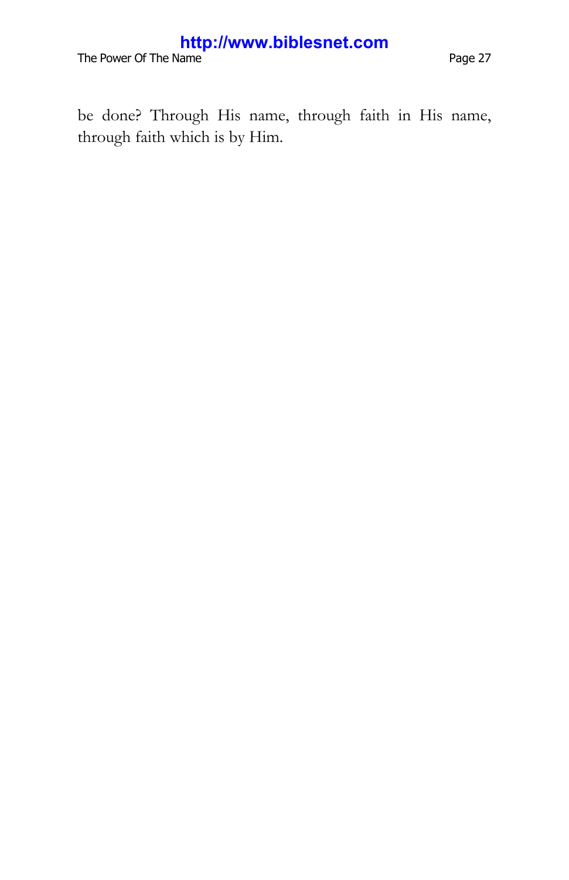be done? Through His name, through faith in His name, through faith which is by Him.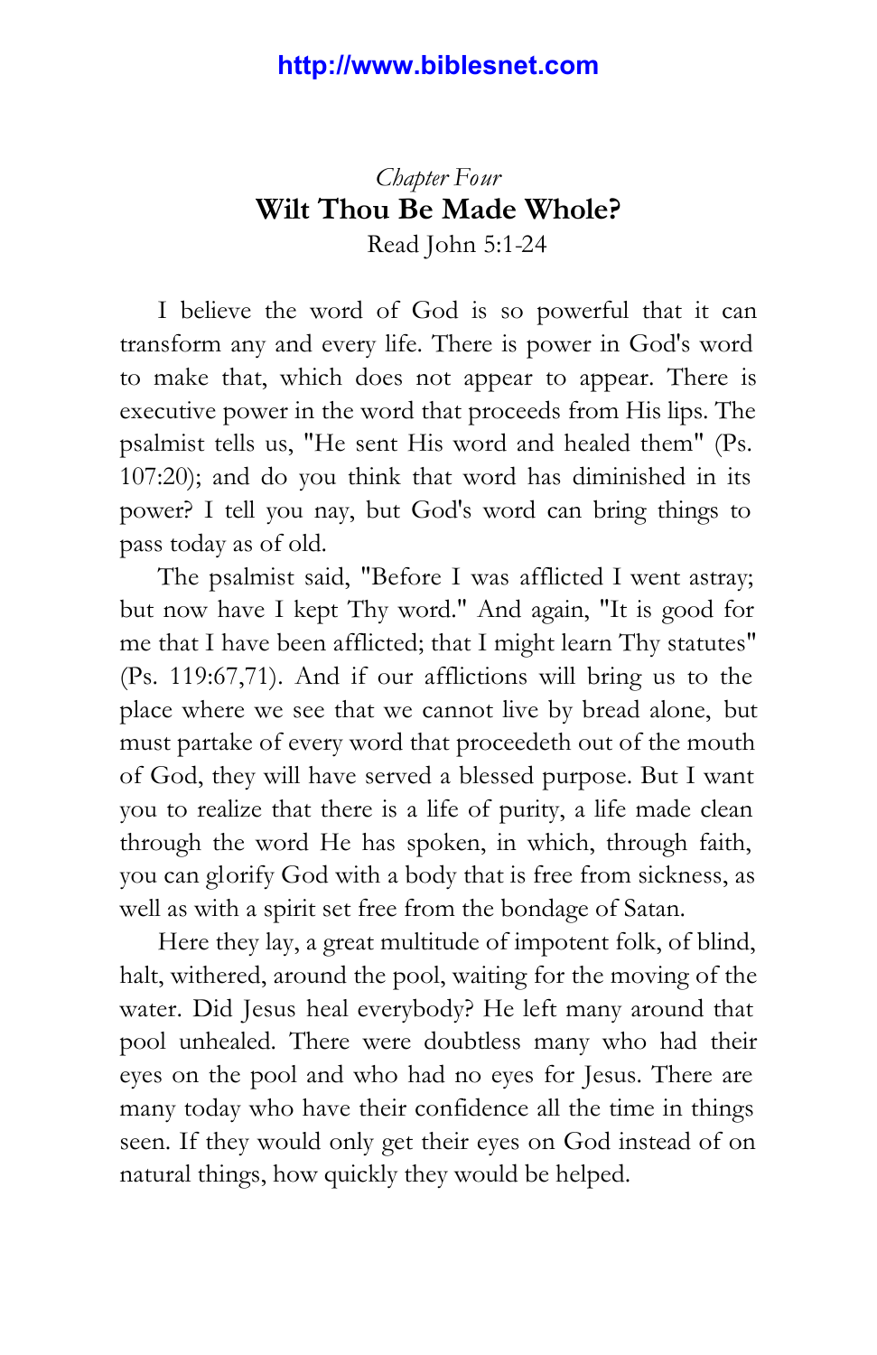*Chapter Four*

# Wilt Thou Be Made Whole?

Read John 5:1-24

I believe the word of God is so powerful that it can transform any and every life. There is power in God's word to make that, which does not appear to appear. There is executive power in the word that proceeds from His lips. The psalmist tells us, "He sent His word and healed them" (Ps. 107:20); and do you think that word has diminished in its power? I tell you nay, but God's word can bring things to pass today as of old.

The psalmist said, "Before I was afflicted I went astray; but now have I kept Thy word." And again, "It is good for me that I have been afflicted; that I might learn Thy statutes" (Ps. 119:67,71). And if our afflictions will bring us to the place where we see that we cannot live by bread alone, but must partake of every word that proceedeth out of the mouth of God, they will have served a blessed purpose. But I want you to realize that there is a life of purity, a life made clean through the word He has spoken, in which, through faith, you can glorify God with a body that is free from sickness, as well as with a spirit set free from the bondage of Satan.

Here they lay, a great multitude of impotent folk, of blind, halt, withered, around the pool, waiting for the moving of the water. Did Jesus heal everybody? He left many around that pool unhealed. There were doubtless many who had their eyes on the pool and who had no eyes for Jesus. There are many today who have their confidence all the time in things seen. If they would only get their eyes on God instead of on natural things, how quickly they would be helped.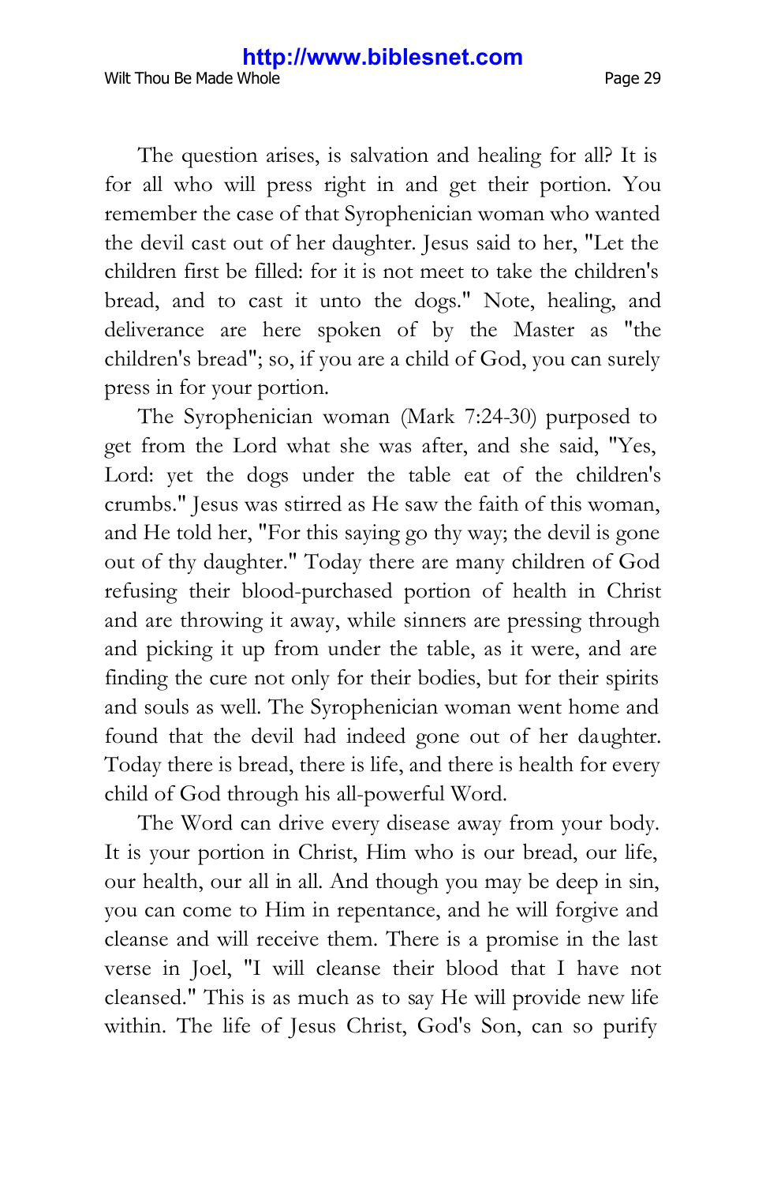The question arises, is salvation and healing for all? It is for all who will press right in and get their portion. You remember the case of that Syrophenician woman who wanted the devil cast out of her daughter. Jesus said to her, "Let the children first be filled: for it is not meet to take the children's bread, and to cast it unto the dogs." Note, healing, and deliverance are here spoken of by the Master as "the children's bread"; so, if you are a child of God, you can surely press in for your portion.

The Syrophenician woman (Mark 7:24-30) purposed to get from the Lord what she was after, and she said, "Yes, Lord: yet the dogs under the table eat of the children's crumbs." Jesus was stirred as He saw the faith of this woman, and He told her, "For this saying go thy way; the devil is gone out of thy daughter." Today there are many children of God refusing their blood-purchased portion of health in Christ and are throwing it away, while sinners are pressing through and picking it up from under the table, as it were, and are finding the cure not only for their bodies, but for their spirits and souls as well. The Syrophenician woman went home and found that the devil had indeed gone out of her daughter. Today there is bread, there is life, and there is health for every child of God through his all-powerful Word.

The Word can drive every disease away from your body. It is your portion in Christ, Him who is our bread, our life, our health, our all in all. And though you may be deep in sin, you can come to Him in repentance, and he will forgive and cleanse and will receive them. There is a promise in the last verse in Joel, "I will cleanse their blood that I have not cleansed." This is as much as to say He will provide new life within. The life of Jesus Christ, God's Son, can so purify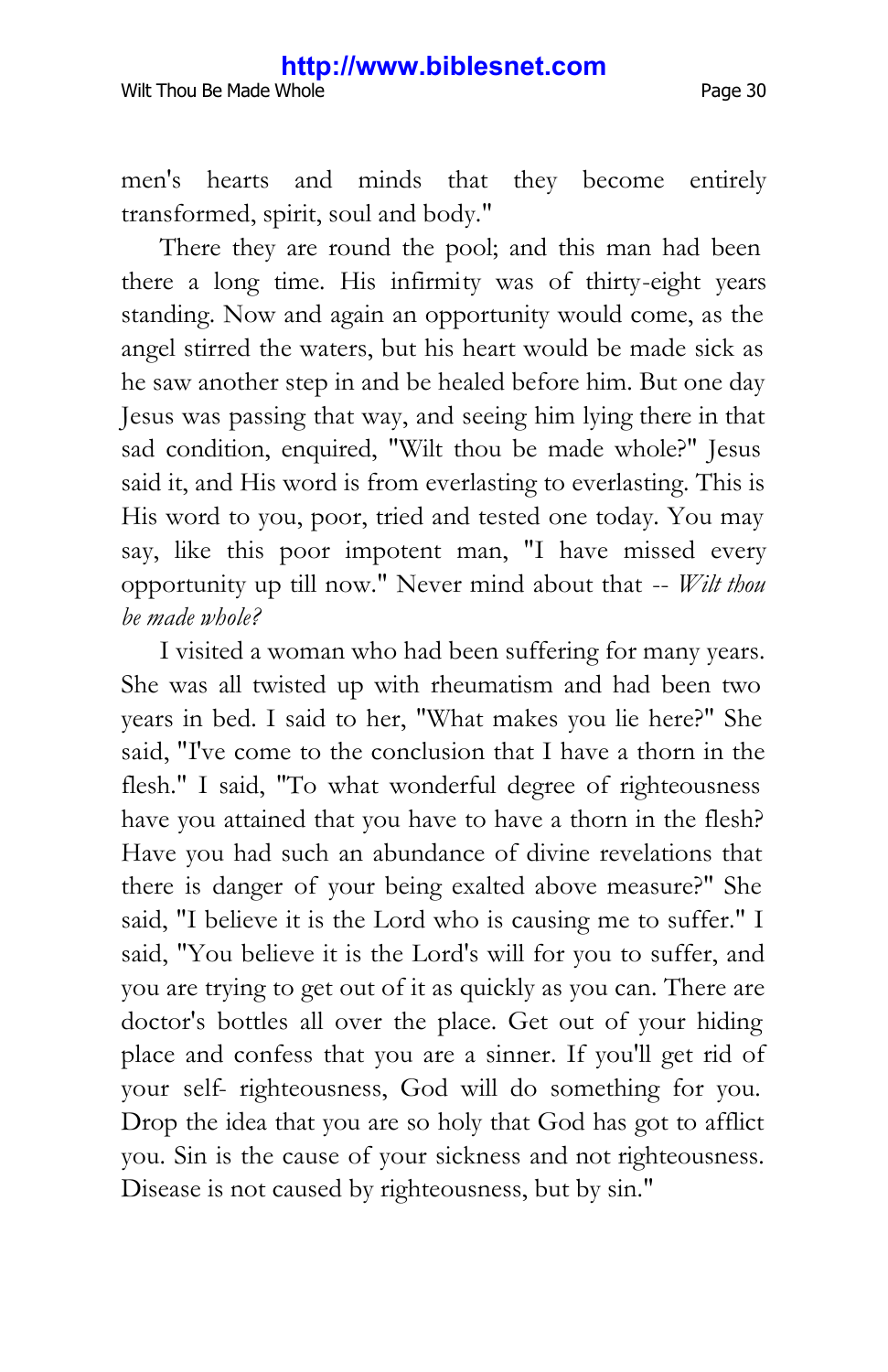men's hearts and minds that they become entirely transformed, spirit, soul and body."

There they are round the pool; and this man had been there a long time. His infirmity was of thirty-eight years standing. Now and again an opportunity would come, as the angel stirred the waters, but his heart would be made sick as he saw another step in and be healed before him. But one day Jesus was passing that way, and seeing him lying there in that sad condition, enquired, "Wilt thou be made whole?" Jesus said it, and His word is from everlasting to everlasting. This is His word to you, poor, tried and tested one today. You may say, like this poor impotent man, "I have missed every opportunity up till now." Never mind about that -- *Wilt thou be made whole?*

I visited a woman who had been suffering for many years. She was all twisted up with rheumatism and had been two years in bed. I said to her, "What makes you lie here?" She said, "I've come to the conclusion that I have a thorn in the flesh." I said, "To what wonderful degree of righteousness have you attained that you have to have a thorn in the flesh? Have you had such an abundance of divine revelations that there is danger of your being exalted above measure?" She said, "I believe it is the Lord who is causing me to suffer." I said, "You believe it is the Lord's will for you to suffer, and you are trying to get out of it as quickly as you can. There are doctor's bottles all over the place. Get out of your hiding place and confess that you are a sinner. If you'll get rid of your self- righteousness, God will do something for you. Drop the idea that you are so holy that God has got to afflict you. Sin is the cause of your sickness and not righteousness. Disease is not caused by righteousness, but by sin."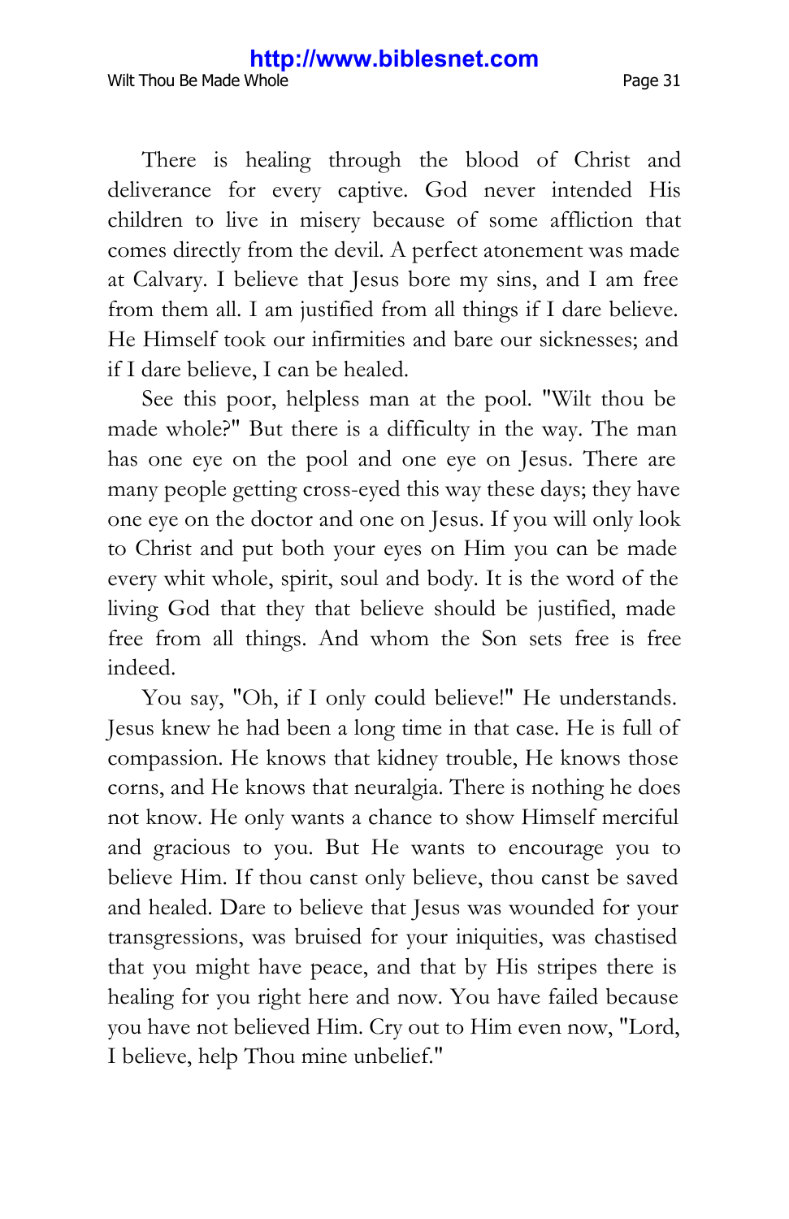There is healing through the blood of Christ and deliverance for every captive. God never intended His children to live in misery because of some affliction that comes directly from the devil. A perfect atonement was made at Calvary. I believe that Jesus bore my sins, and I am free from them all. I am justified from all things if I dare believe. He Himself took our infirmities and bare our sicknesses; and if I dare believe, I can be healed.

See this poor, helpless man at the pool. "Wilt thou be made whole?" But there is a difficulty in the way. The man has one eye on the pool and one eye on Jesus. There are many people getting cross-eyed this way these days; they have one eye on the doctor and one on Jesus. If you will only look to Christ and put both your eyes on Him you can be made every whit whole, spirit, soul and body. It is the word of the living God that they that believe should be justified, made free from all things. And whom the Son sets free is free indeed.

You say, "Oh, if I only could believe!" He understands. Jesus knew he had been a long time in that case. He is full of compassion. He knows that kidney trouble, He knows those corns, and He knows that neuralgia. There is nothing he does not know. He only wants a chance to show Himself merciful and gracious to you. But He wants to encourage you to believe Him. If thou canst only believe, thou canst be saved and healed. Dare to believe that Jesus was wounded for your transgressions, was bruised for your iniquities, was chastised that you might have peace, and that by His stripes there is healing for you right here and now. You have failed because you have not believed Him. Cry out to Him even now, "Lord, I believe, help Thou mine unbelief."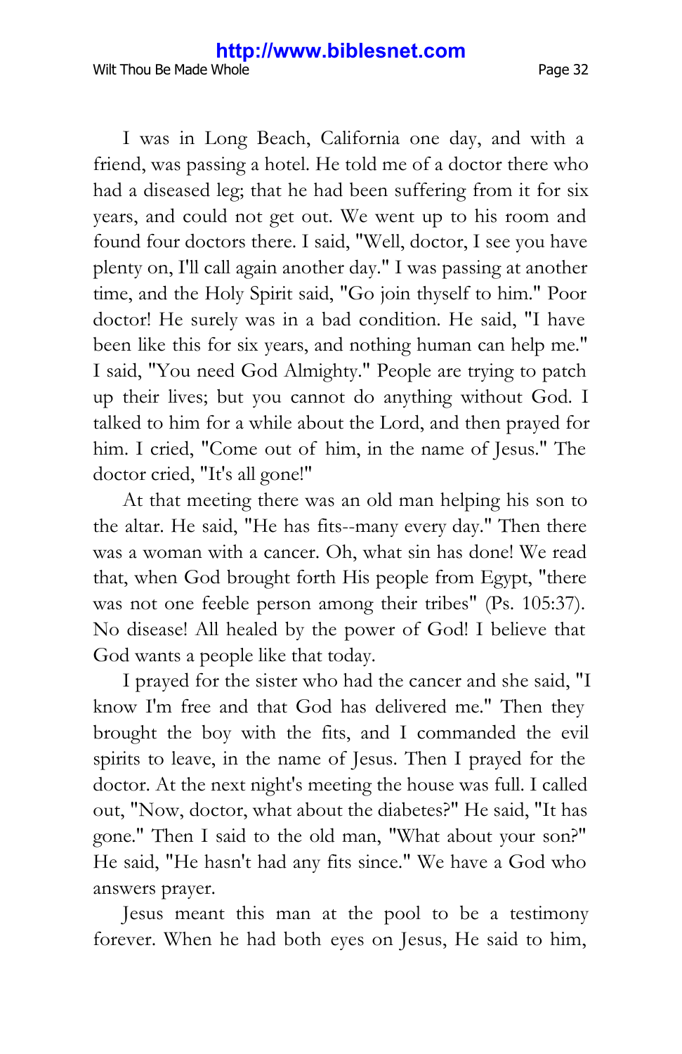I was in Long Beach, California one day, and with a friend, was passing a hotel. He told me of a doctor there who had a diseased leg; that he had been suffering from it for six years, and could not get out. We went up to his room and found four doctors there. I said, "Well, doctor, I see you have plenty on, I'll call again another day." I was passing at another time, and the Holy Spirit said, "Go join thyself to him." Poor doctor! He surely was in a bad condition. He said, "I have been like this for six years, and nothing human can help me." I said, "You need God Almighty." People are trying to patch up their lives; but you cannot do anything without God. I talked to him for a while about the Lord, and then prayed for him. I cried, "Come out of him, in the name of Jesus." The doctor cried, "It's all gone!"

At that meeting there was an old man helping his son to the altar. He said, "He has fits--many every day." Then there was a woman with a cancer. Oh, what sin has done! We read that, when God brought forth His people from Egypt, "there was not one feeble person among their tribes" (Ps. 105:37). No disease! All healed by the power of God! I believe that God wants a people like that today.

I prayed for the sister who had the cancer and she said, "I know I'm free and that God has delivered me." Then they brought the boy with the fits, and I commanded the evil spirits to leave, in the name of Jesus. Then I prayed for the doctor. At the next night's meeting the house was full. I called out, "Now, doctor, what about the diabetes?" He said, "It has gone." Then I said to the old man, "What about your son?" He said, "He hasn't had any fits since." We have a God who answers prayer.

Jesus meant this man at the pool to be a testimony forever. When he had both eyes on Jesus, He said to him,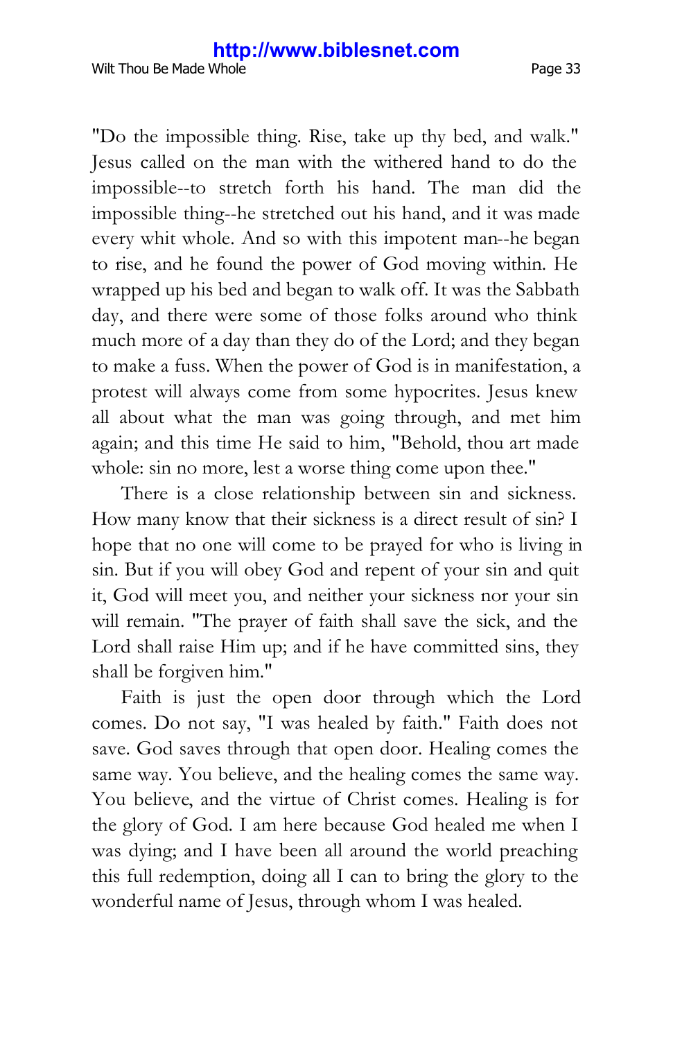"Do the impossible thing. Rise, take up thy bed, and walk." Jesus called on the man with the withered hand to do the impossible--to stretch forth his hand. The man did the impossible thing--he stretched out his hand, and it was made every whit whole. And so with this impotent man--he began to rise, and he found the power of God moving within. He wrapped up his bed and began to walk off. It was the Sabbath day, and there were some of those folks around who think much more of a day than they do of the Lord; and they began to make a fuss. When the power of God is in manifestation, a protest will always come from some hypocrites. Jesus knew all about what the man was going through, and met him again; and this time He said to him, "Behold, thou art made whole: sin no more, lest a worse thing come upon thee."

There is a close relationship between sin and sickness. How many know that their sickness is a direct result of sin? I hope that no one will come to be prayed for who is living in sin. But if you will obey God and repent of your sin and quit it, God will meet you, and neither your sickness nor your sin will remain. "The prayer of faith shall save the sick, and the Lord shall raise Him up; and if he have committed sins, they shall be forgiven him."

Faith is just the open door through which the Lord comes. Do not say, "I was healed by faith." Faith does not save. God saves through that open door. Healing comes the same way. You believe, and the healing comes the same way. You believe, and the virtue of Christ comes. Healing is for the glory of God. I am here because God healed me when I was dying; and I have been all around the world preaching this full redemption, doing all I can to bring the glory to the wonderful name of Jesus, through whom I was healed.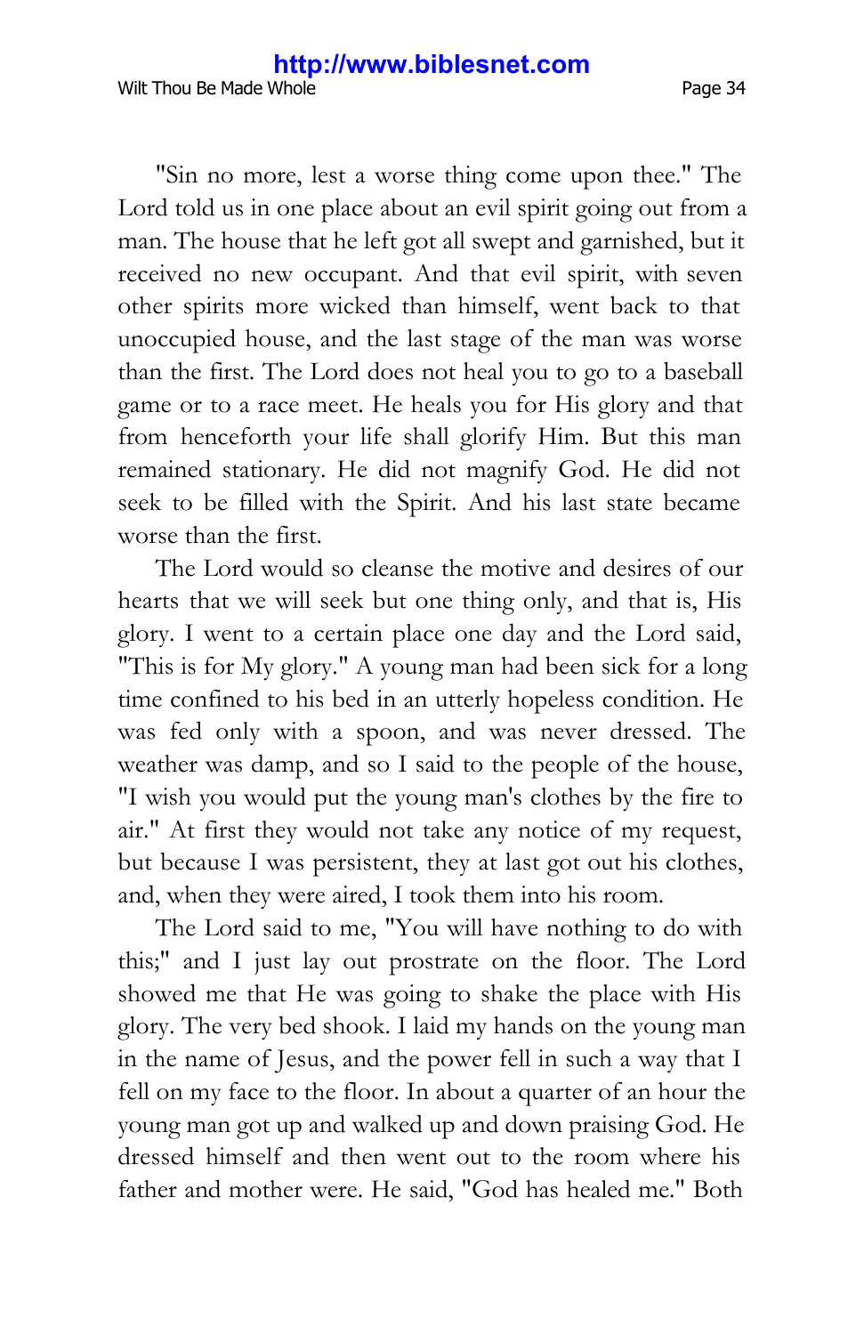"Sin no more, lest a worse thing come upon thee." The Lord told us in one place about an evil spirit going out from a man. The house that he left got all swept and garnished, but it received no new occupant. And that evil spirit, with seven other spirits more wicked than himself, went back to that unoccupied house, and the last stage of the man was worse than the first. The Lord does not heal you to go to a baseball game or to a race meet. He heals you for His glory and that from henceforth your life shall glorify Him. But this man remained stationary. He did not magnify God. He did not seek to be filled with the Spirit. And his last state became worse than the first.

The Lord would so cleanse the motive and desires of our hearts that we will seek but one thing only, and that is, His glory. I went to a certain place one day and the Lord said, "This is for My glory." A young man had been sick for a long time confined to his bed in an utterly hopeless condition. He was fed only with a spoon, and was never dressed. The weather was damp, and so I said to the people of the house, "I wish you would put the young man's clothes by the fire to air." At first they would not take any notice of my request, but because I was persistent, they at last got out his clothes, and, when they were aired, I took them into his room.

The Lord said to me, "You will have nothing to do with this;" and I just lay out prostrate on the floor. The Lord showed me that He was going to shake the place with His glory. The very bed shook. I laid my hands on the young man in the name of Jesus, and the power fell in such a way that I fell on my face to the floor. In about a quarter of an hour the young man got up and walked up and down praising God. He dressed himself and then went out to the room where his father and mother were. He said, "God has healed me." Both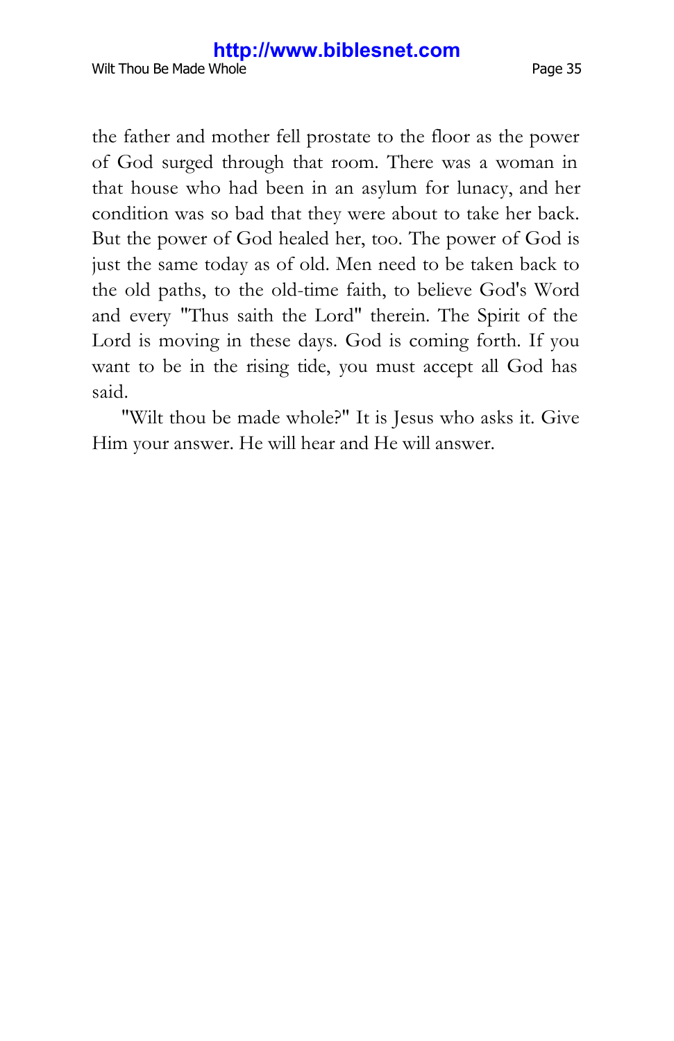the father and mother fell prostate to the floor as the power of God surged through that room. There was a woman in that house who had been in an asylum for lunacy, and her condition was so bad that they were about to take her back. But the power of God healed her, too. The power of God is just the same today as of old. Men need to be taken back to the old paths, to the old-time faith, to believe God's Word and every "Thus saith the Lord" therein. The Spirit of the Lord is moving in these days. God is coming forth. If you want to be in the rising tide, you must accept all God has said.

"Wilt thou be made whole?" It is Jesus who asks it. Give Him your answer. He will hear and He will answer.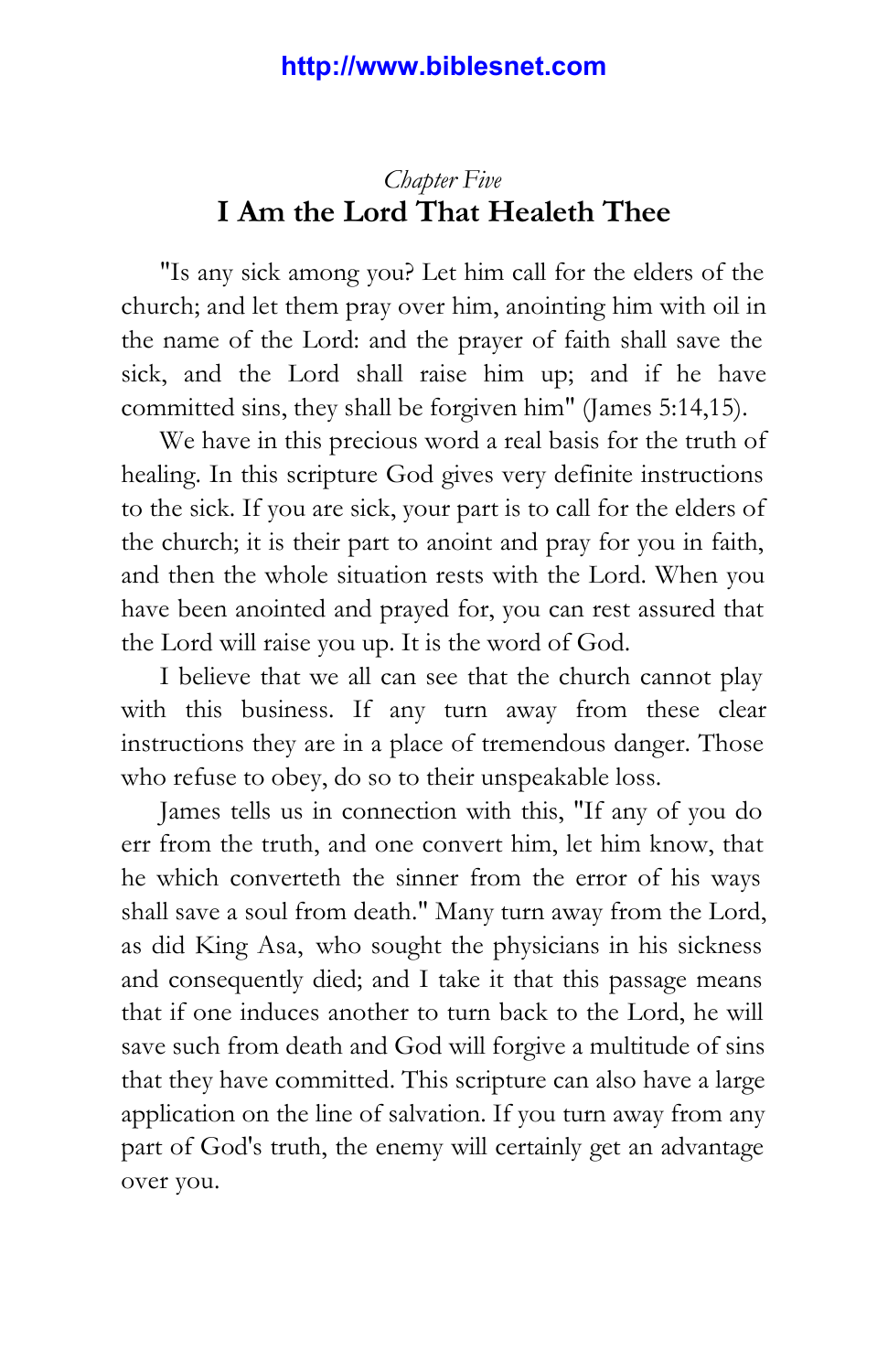*Chapter Five*

# I Am the Lord That Healeth Thee

"Is any sick among you? Let him call for the elders of the church; and let them pray over him, anointing him with oil in the name of the Lord: and the prayer of faith shall save the sick, and the Lord shall raise him up; and if he have committed sins, they shall be forgiven him" (James 5:14,15).

We have in this precious word a real basis for the truth of healing. In this scripture God gives very definite instructions to the sick. If you are sick, your part is to call for the elders of the church; it is their part to anoint and pray for you in faith, and then the whole situation rests with the Lord. When you have been anointed and prayed for, you can rest assured that the Lord will raise you up. It is the word of God.

I believe that we all can see that the church cannot play with this business. If any turn away from these clear instructions they are in a place of tremendous danger. Those who refuse to obey, do so to their unspeakable loss.

James tells us in connection with this, "If any of you do err from the truth, and one convert him, let him know, that he which converteth the sinner from the error of his ways shall save a soul from death." Many turn away from the Lord, as did King Asa, who sought the physicians in his sickness and consequently died; and I take it that this passage means that if one induces another to turn back to the Lord, he will save such from death and God will forgive a multitude of sins that they have committed. This scripture can also have a large application on the line of salvation. If you turn away from any part of God's truth, the enemy will certainly get an advantage over you.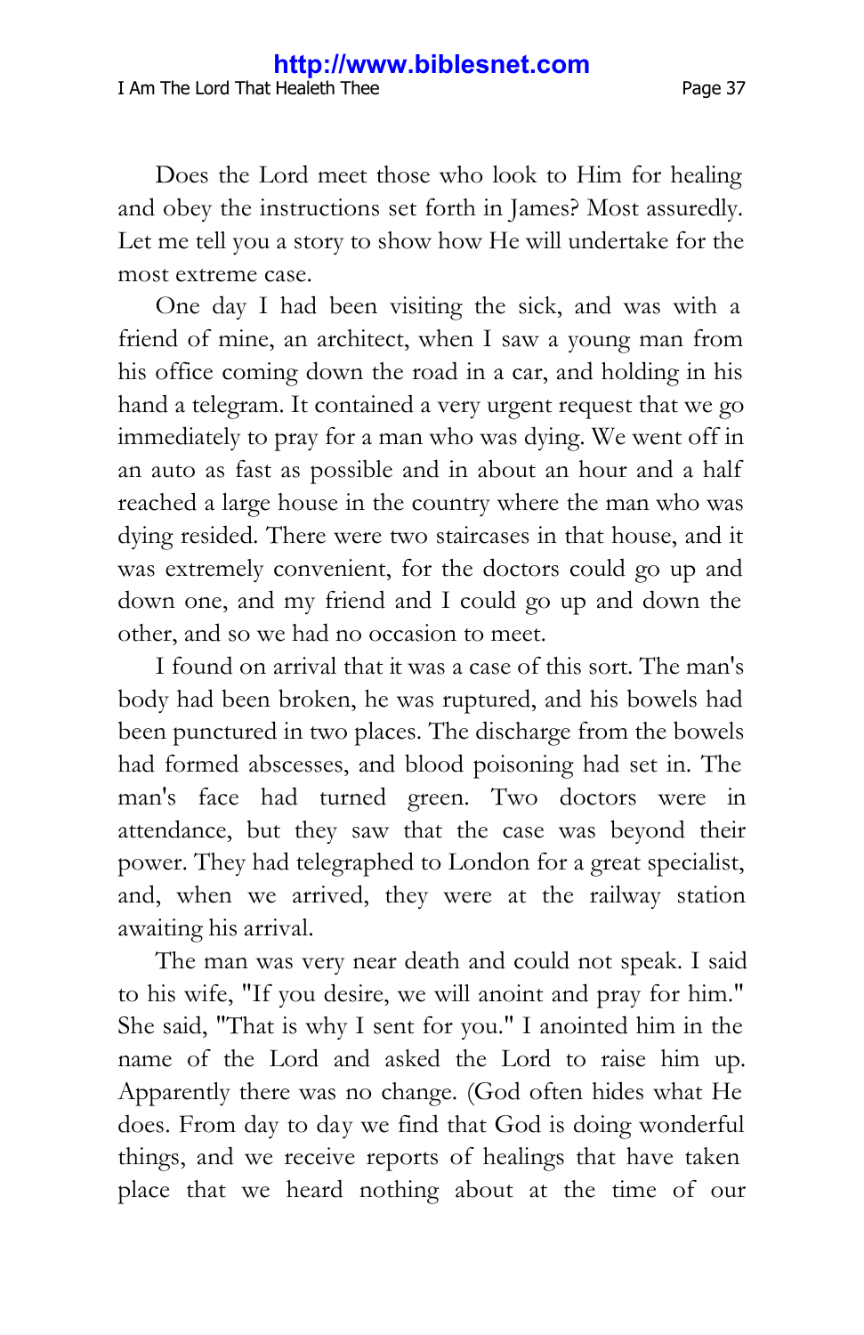Does the Lord meet those who look to Him for healing and obey the instructions set forth in James? Most assuredly. Let me tell you a story to show how He will undertake for the most extreme case.

One day I had been visiting the sick, and was with a friend of mine, an architect, when I saw a young man from his office coming down the road in a car, and holding in his hand a telegram. It contained a very urgent request that we go immediately to pray for a man who was dying. We went off in an auto as fast as possible and in about an hour and a half reached a large house in the country where the man who was dying resided. There were two staircases in that house, and it was extremely convenient, for the doctors could go up and down one, and my friend and I could go up and down the other, and so we had no occasion to meet.

I found on arrival that it was a case of this sort. The man's body had been broken, he was ruptured, and his bowels had been punctured in two places. The discharge from the bowels had formed abscesses, and blood poisoning had set in. The man's face had turned green. Two doctors were in attendance, but they saw that the case was beyond their power. They had telegraphed to London for a great specialist, and, when we arrived, they were at the railway station awaiting his arrival.

The man was very near death and could not speak. I said to his wife, "If you desire, we will anoint and pray for him." She said, "That is why I sent for you." I anointed him in the name of the Lord and asked the Lord to raise him up. Apparently there was no change. (God often hides what He does. From day to day we find that God is doing wonderful things, and we receive reports of healings that have taken place that we heard nothing about at the time of our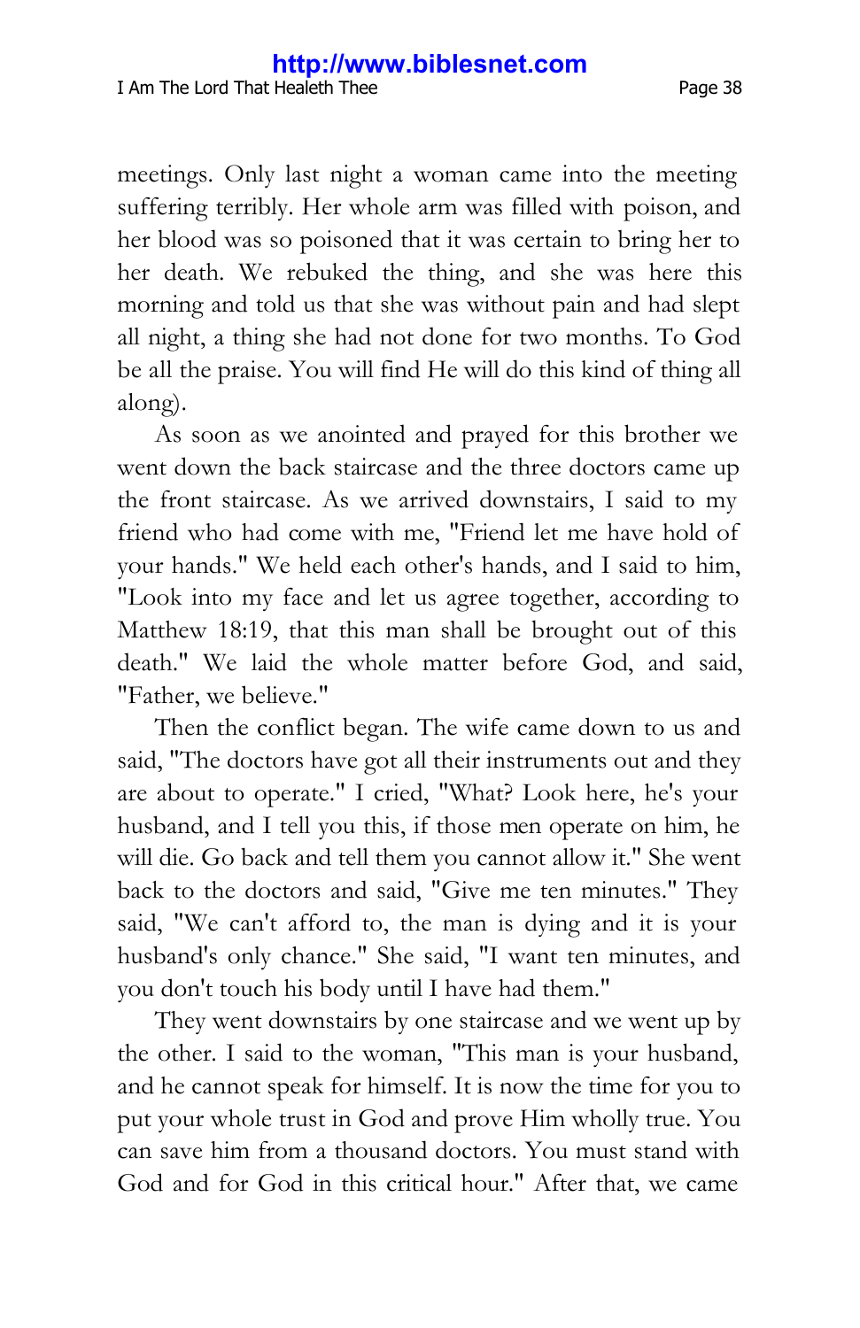meetings. Only last night a woman came into the meeting suffering terribly. Her whole arm was filled with poison, and her blood was so poisoned that it was certain to bring her to her death. We rebuked the thing, and she was here this morning and told us that she was without pain and had slept all night, a thing she had not done for two months. To God be all the praise. You will find He will do this kind of thing all along).

As soon as we anointed and prayed for this brother we went down the back staircase and the three doctors came up the front staircase. As we arrived downstairs, I said to my friend who had come with me, "Friend let me have hold of your hands." We held each other's hands, and I said to him, "Look into my face and let us agree together, according to Matthew 18:19, that this man shall be brought out of this death." We laid the whole matter before God, and said, "Father, we believe."

Then the conflict began. The wife came down to us and said, "The doctors have got all their instruments out and they are about to operate." I cried, "What? Look here, he's your husband, and I tell you this, if those men operate on him, he will die. Go back and tell them you cannot allow it." She went back to the doctors and said, "Give me ten minutes." They said, "We can't afford to, the man is dying and it is your husband's only chance." She said, "I want ten minutes, and you don't touch his body until I have had them."

They went downstairs by one staircase and we went up by the other. I said to the woman, "This man is your husband, and he cannot speak for himself. It is now the time for you to put your whole trust in God and prove Him wholly true. You can save him from a thousand doctors. You must stand with God and for God in this critical hour." After that, we came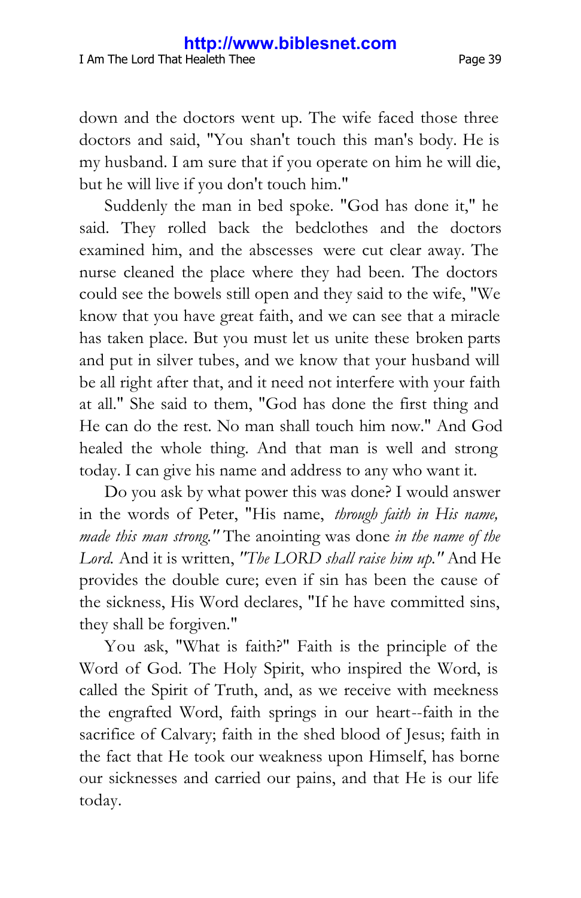down and the doctors went up. The wife faced those three doctors and said, "You shan't touch this man's body. He is my husband. I am sure that if you operate on him he will die, but he will live if you don't touch him."

Suddenly the man in bed spoke. "God has done it," he said. They rolled back the bedclothes and the doctors examined him, and the abscesses were cut clear away. The nurse cleaned the place where they had been. The doctors could see the bowels still open and they said to the wife, "We know that you have great faith, and we can see that a miracle has taken place. But you must let us unite these broken parts and put in silver tubes, and we know that your husband will be all right after that, and it need not interfere with your faith at all." She said to them, "God has done the first thing and He can do the rest. No man shall touch him now." And God healed the whole thing. And that man is well and strong today. I can give his name and address to any who want it.

Do you ask by what power this was done? I would answer in the words of Peter, "His name, *through faith in His name, made this man strong."* The anointing was done *in the name of the Lord.* And it is written, *"The LORD shall raise him up."* And He provides the double cure; even if sin has been the cause of the sickness, His Word declares, "If he have committed sins, they shall be forgiven."

You ask, "What is faith?" Faith is the principle of the Word of God. The Holy Spirit, who inspired the Word, is called the Spirit of Truth, and, as we receive with meekness the engrafted Word, faith springs in our heart--faith in the sacrifice of Calvary; faith in the shed blood of Jesus; faith in the fact that He took our weakness upon Himself, has borne our sicknesses and carried our pains, and that He is our life today.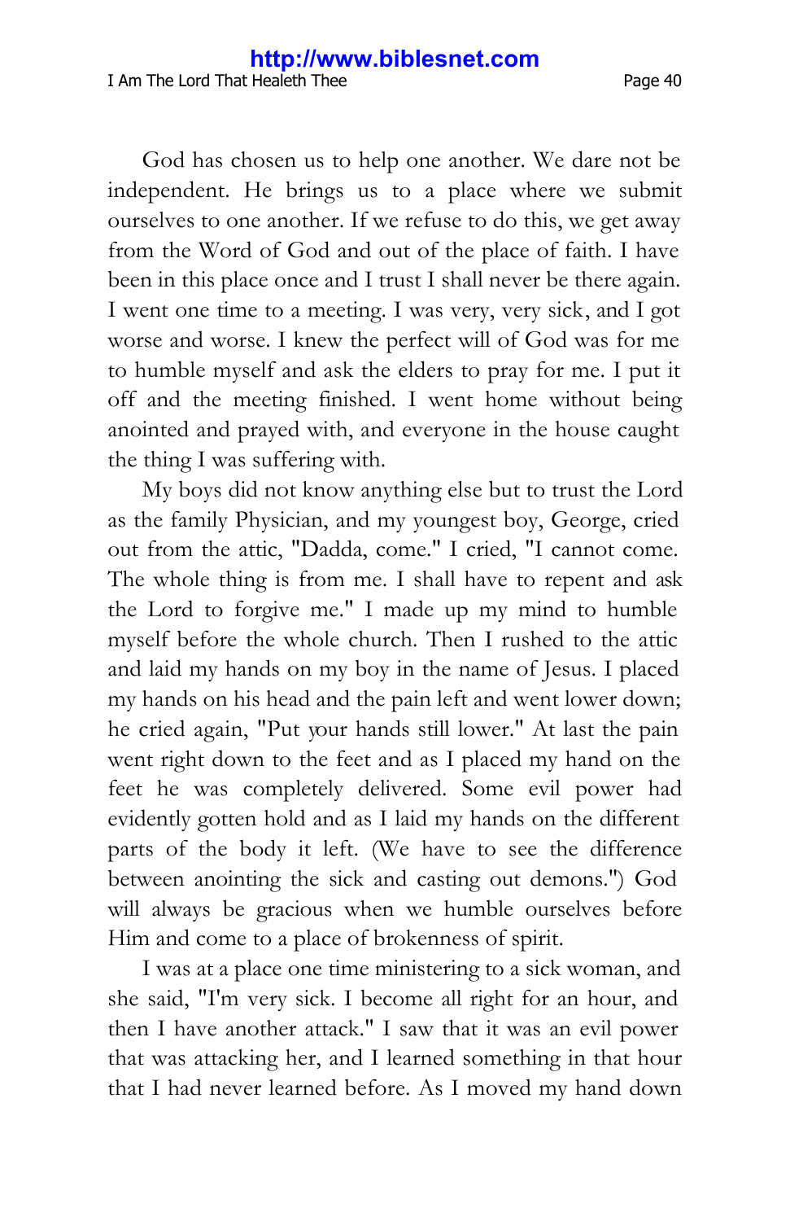God has chosen us to help one another. We dare not be independent. He brings us to a place where we submit ourselves to one another. If we refuse to do this, we get away from the Word of God and out of the place of faith. I have been in this place once and I trust I shall never be there again. I went one time to a meeting. I was very, very sick, and I got worse and worse. I knew the perfect will of God was for me to humble myself and ask the elders to pray for me. I put it off and the meeting finished. I went home without being anointed and prayed with, and everyone in the house caught the thing I was suffering with.

My boys did not know anything else but to trust the Lord as the family Physician, and my youngest boy, George, cried out from the attic, "Dadda, come." I cried, "I cannot come. The whole thing is from me. I shall have to repent and ask the Lord to forgive me." I made up my mind to humble myself before the whole church. Then I rushed to the attic and laid my hands on my boy in the name of Jesus. I placed my hands on his head and the pain left and went lower down; he cried again, "Put your hands still lower." At last the pain went right down to the feet and as I placed my hand on the feet he was completely delivered. Some evil power had evidently gotten hold and as I laid my hands on the different parts of the body it left. (We have to see the difference between anointing the sick and casting out demons.") God will always be gracious when we humble ourselves before Him and come to a place of brokenness of spirit.

I was at a place one time ministering to a sick woman, and she said, "I'm very sick. I become all right for an hour, and then I have another attack." I saw that it was an evil power that was attacking her, and I learned something in that hour that I had never learned before. As I moved my hand down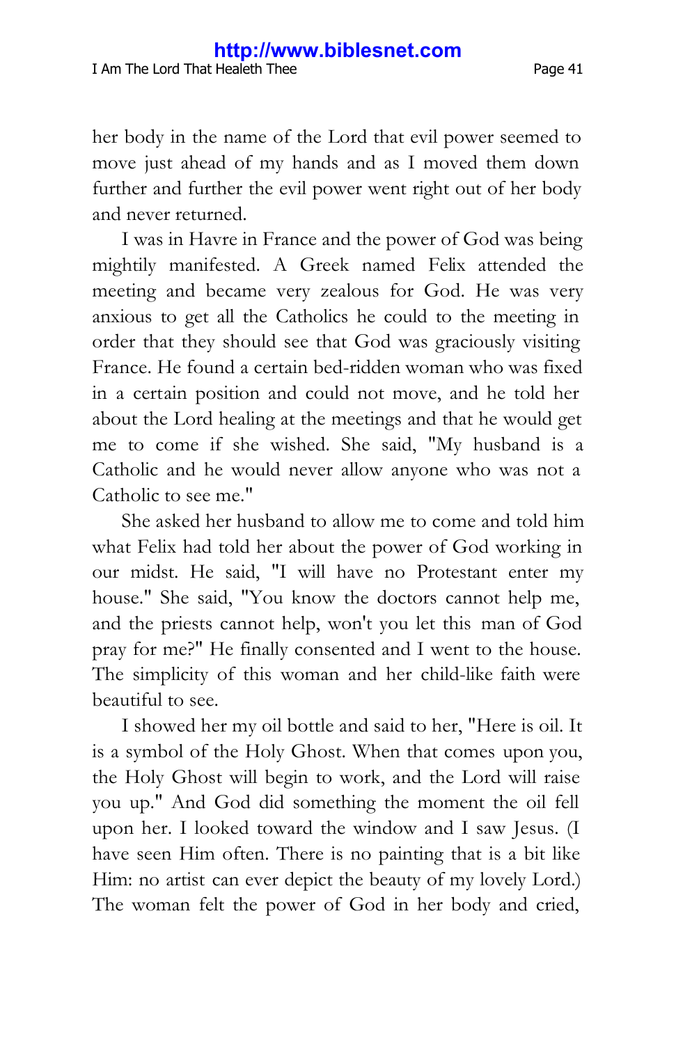her body in the name of the Lord that evil power seemed to move just ahead of my hands and as I moved them down further and further the evil power went right out of her body and never returned.

I was in Havre in France and the power of God was being mightily manifested. A Greek named Felix attended the meeting and became very zealous for God. He was very anxious to get all the Catholics he could to the meeting in order that they should see that God was graciously visiting France. He found a certain bed-ridden woman who was fixed in a certain position and could not move, and he told her about the Lord healing at the meetings and that he would get me to come if she wished. She said, "My husband is a Catholic and he would never allow anyone who was not a Catholic to see me."

She asked her husband to allow me to come and told him what Felix had told her about the power of God working in our midst. He said, "I will have no Protestant enter my house." She said, "You know the doctors cannot help me, and the priests cannot help, won't you let this man of God pray for me?" He finally consented and I went to the house. The simplicity of this woman and her child-like faith were beautiful to see.

I showed her my oil bottle and said to her, "Here is oil. It is a symbol of the Holy Ghost. When that comes upon you, the Holy Ghost will begin to work, and the Lord will raise you up." And God did something the moment the oil fell upon her. I looked toward the window and I saw Jesus. (I have seen Him often. There is no painting that is a bit like Him: no artist can ever depict the beauty of my lovely Lord.) The woman felt the power of God in her body and cried,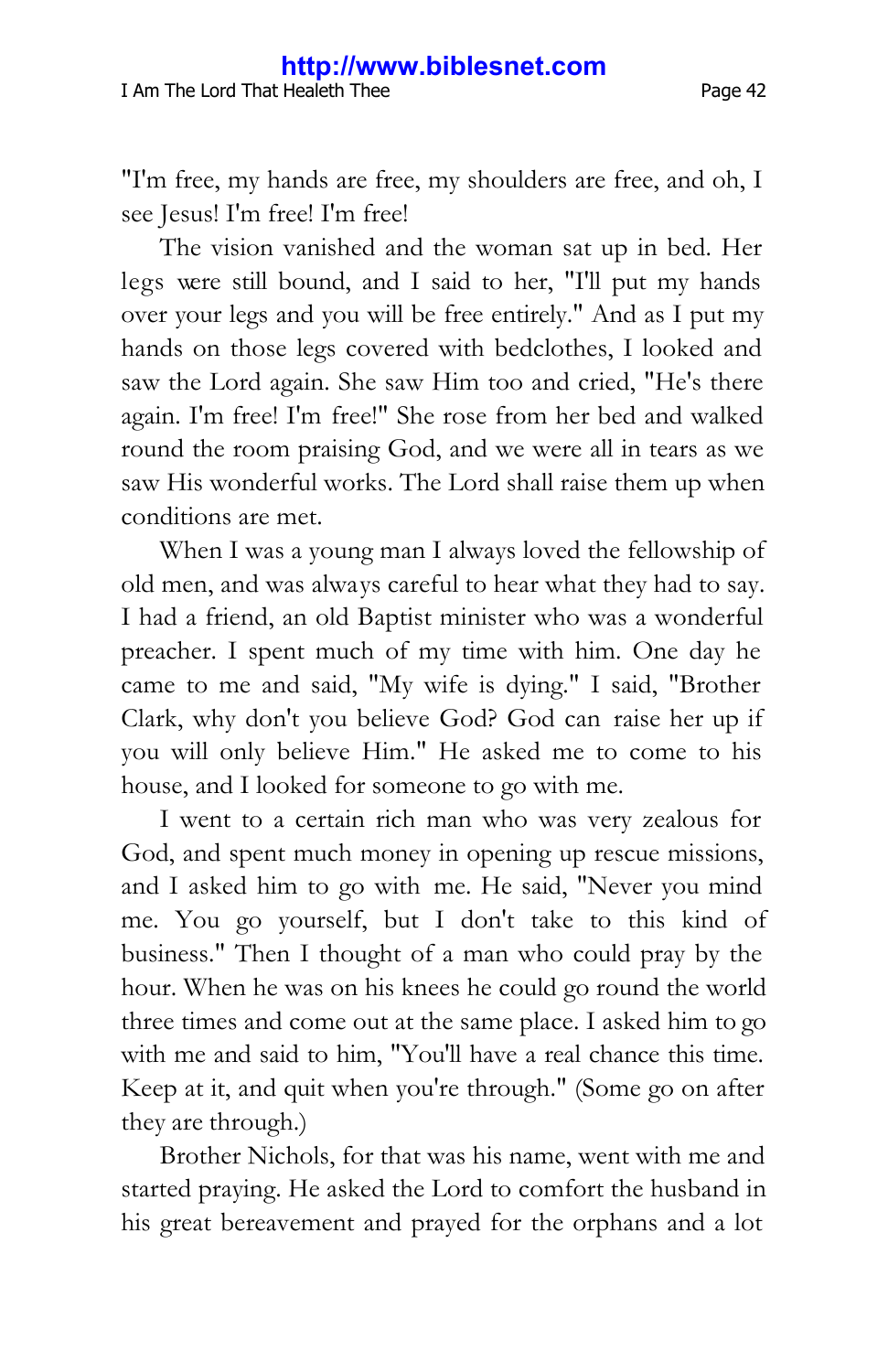"I'm free, my hands are free, my shoulders are free, and oh, I see Jesus! I'm free! I'm free!

The vision vanished and the woman sat up in bed. Her legs were still bound, and I said to her, "I'll put my hands over your legs and you will be free entirely." And as I put my hands on those legs covered with bedclothes, I looked and saw the Lord again. She saw Him too and cried, "He's there again. I'm free! I'm free!" She rose from her bed and walked round the room praising God, and we were all in tears as we saw His wonderful works. The Lord shall raise them up when conditions are met.

When I was a young man I always loved the fellowship of old men, and was always careful to hear what they had to say. I had a friend, an old Baptist minister who was a wonderful preacher. I spent much of my time with him. One day he came to me and said, "My wife is dying." I said, "Brother Clark, why don't you believe God? God can raise her up if you will only believe Him." He asked me to come to his house, and I looked for someone to go with me.

I went to a certain rich man who was very zealous for God, and spent much money in opening up rescue missions, and I asked him to go with me. He said, "Never you mind me. You go yourself, but I don't take to this kind of business." Then I thought of a man who could pray by the hour. When he was on his knees he could go round the world three times and come out at the same place. I asked him to go with me and said to him, "You'll have a real chance this time. Keep at it, and quit when you're through." (Some go on after they are through.)

Brother Nichols, for that was his name, went with me and started praying. He asked the Lord to comfort the husband in his great bereavement and prayed for the orphans and a lot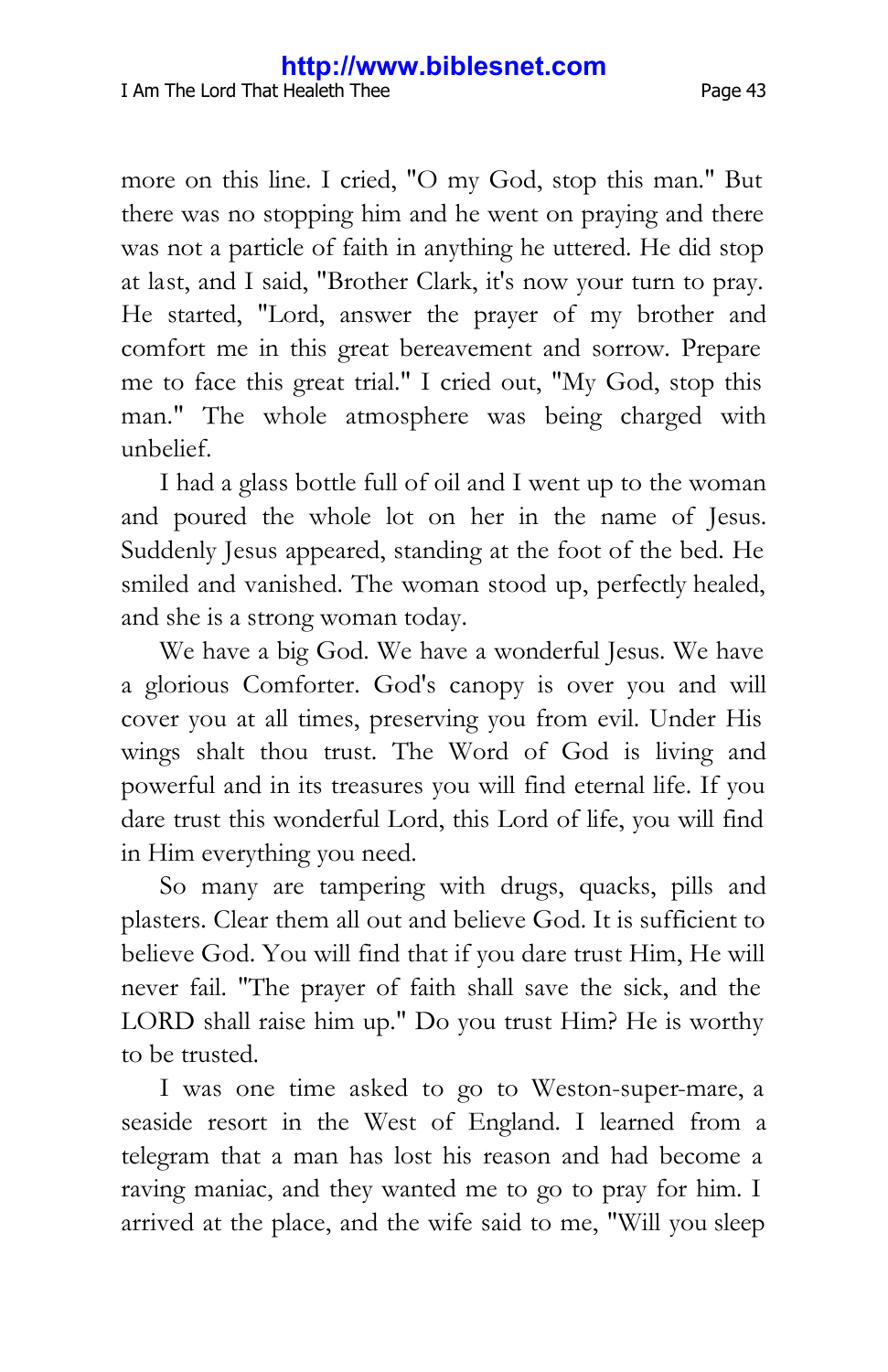more on this line. I cried, "O my God, stop this man." But there was no stopping him and he went on praying and there was not a particle of faith in anything he uttered. He did stop at last, and I said, "Brother Clark, it's now your turn to pray. He started, "Lord, answer the prayer of my brother and comfort me in this great bereavement and sorrow. Prepare me to face this great trial." I cried out, "My God, stop this man." The whole atmosphere was being charged with unbelief.

I had a glass bottle full of oil and I went up to the woman and poured the whole lot on her in the name of Jesus. Suddenly Jesus appeared, standing at the foot of the bed. He smiled and vanished. The woman stood up, perfectly healed, and she is a strong woman today.

We have a big God. We have a wonderful Jesus. We have a glorious Comforter. God's canopy is over you and will cover you at all times, preserving you from evil. Under His wings shalt thou trust. The Word of God is living and powerful and in its treasures you will find eternal life. If you dare trust this wonderful Lord, this Lord of life, you will find in Him everything you need.

So many are tampering with drugs, quacks, pills and plasters. Clear them all out and believe God. It is sufficient to believe God. You will find that if you dare trust Him, He will never fail. "The prayer of faith shall save the sick, and the LORD shall raise him up." Do you trust Him? He is worthy to be trusted.

I was one time asked to go to Weston-super-mare, a seaside resort in the West of England. I learned from a telegram that a man has lost his reason and had become a raving maniac, and they wanted me to go to pray for him. I arrived at the place, and the wife said to me, "Will you sleep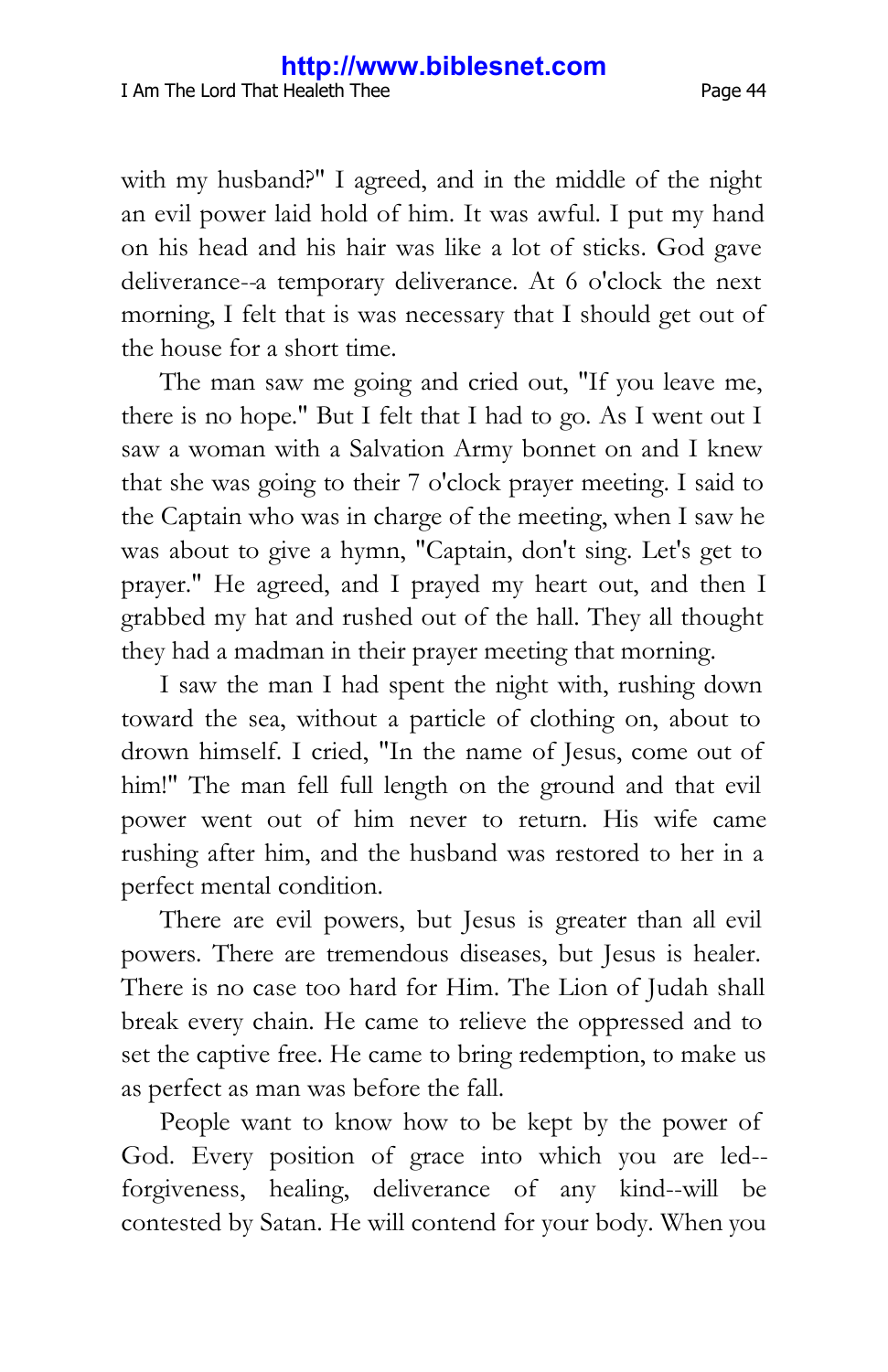with my husband?" I agreed, and in the middle of the night an evil power laid hold of him. It was awful. I put my hand on his head and his hair was like a lot of sticks. God gave deliverance--a temporary deliverance. At 6 o'clock the next morning, I felt that is was necessary that I should get out of the house for a short time.

The man saw me going and cried out, "If you leave me, there is no hope." But I felt that I had to go. As I went out I saw a woman with a Salvation Army bonnet on and I knew that she was going to their 7 o'clock prayer meeting. I said to the Captain who was in charge of the meeting, when I saw he was about to give a hymn, "Captain, don't sing. Let's get to prayer." He agreed, and I prayed my heart out, and then I grabbed my hat and rushed out of the hall. They all thought they had a madman in their prayer meeting that morning.

I saw the man I had spent the night with, rushing down toward the sea, without a particle of clothing on, about to drown himself. I cried, "In the name of Jesus, come out of him!" The man fell full length on the ground and that evil power went out of him never to return. His wife came rushing after him, and the husband was restored to her in a perfect mental condition.

There are evil powers, but Jesus is greater than all evil powers. There are tremendous diseases, but Jesus is healer. There is no case too hard for Him. The Lion of Judah shall break every chain. He came to relieve the oppressed and to set the captive free. He came to bring redemption, to make us as perfect as man was before the fall.

People want to know how to be kept by the power of God. Every position of grace into which you are led--forgiveness, healing, deliverance of any kind--will be contested by Satan. He will contend for your body. When you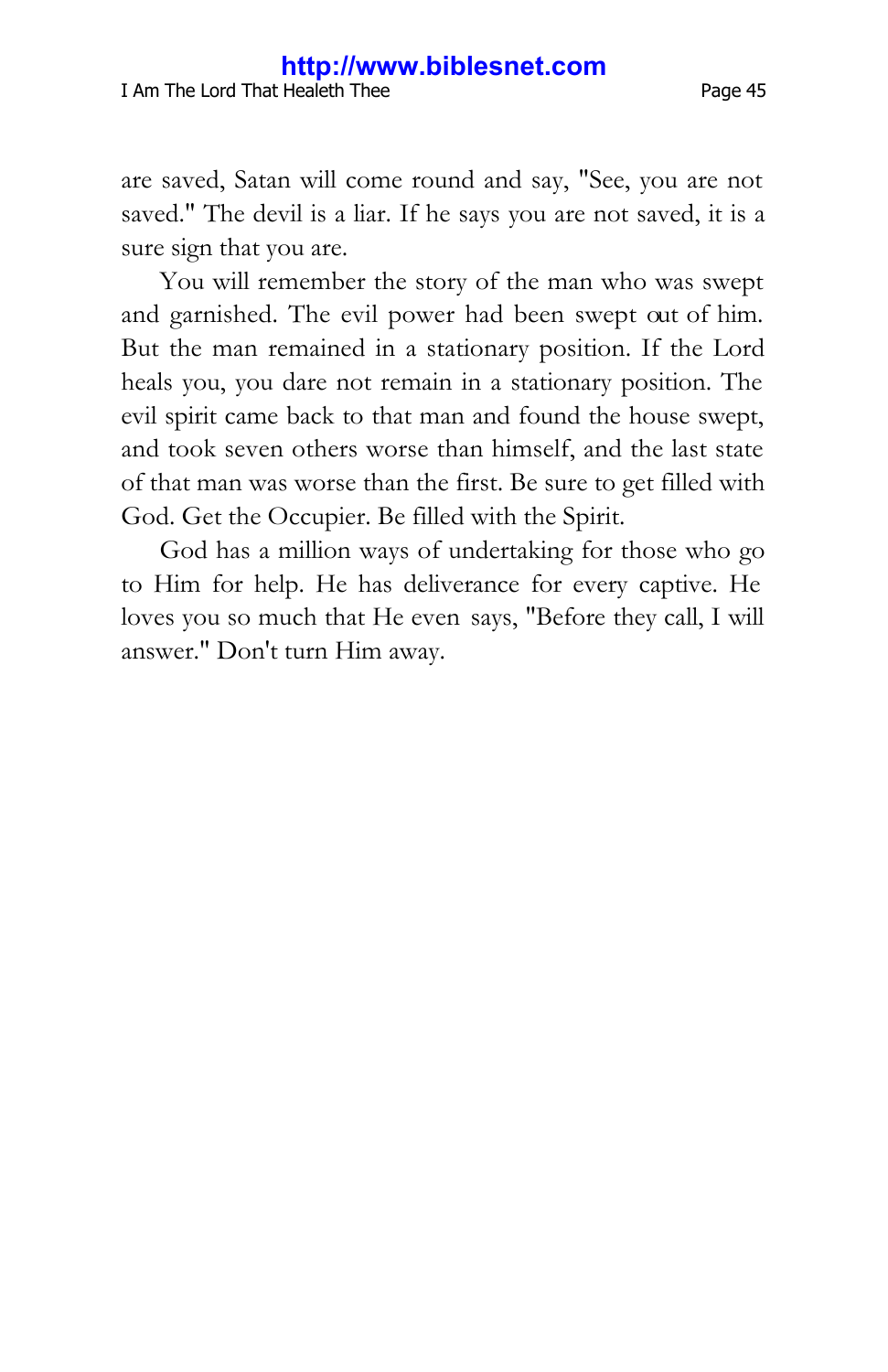are saved, Satan will come round and say, "See, you are not saved." The devil is a liar. If he says you are not saved, it is a sure sign that you are.

You will remember the story of the man who was swept and garnished. The evil power had been swept out of him. But the man remained in a stationary position. If the Lord heals you, you dare not remain in a stationary position. The evil spirit came back to that man and found the house swept, and took seven others worse than himself, and the last state of that man was worse than the first. Be sure to get filled with God. Get the Occupier. Be filled with the Spirit.

God has a million ways of undertaking for those who go to Him for help. He has deliverance for every captive. He loves you so much that He even says, "Before they call, I will answer." Don't turn Him away.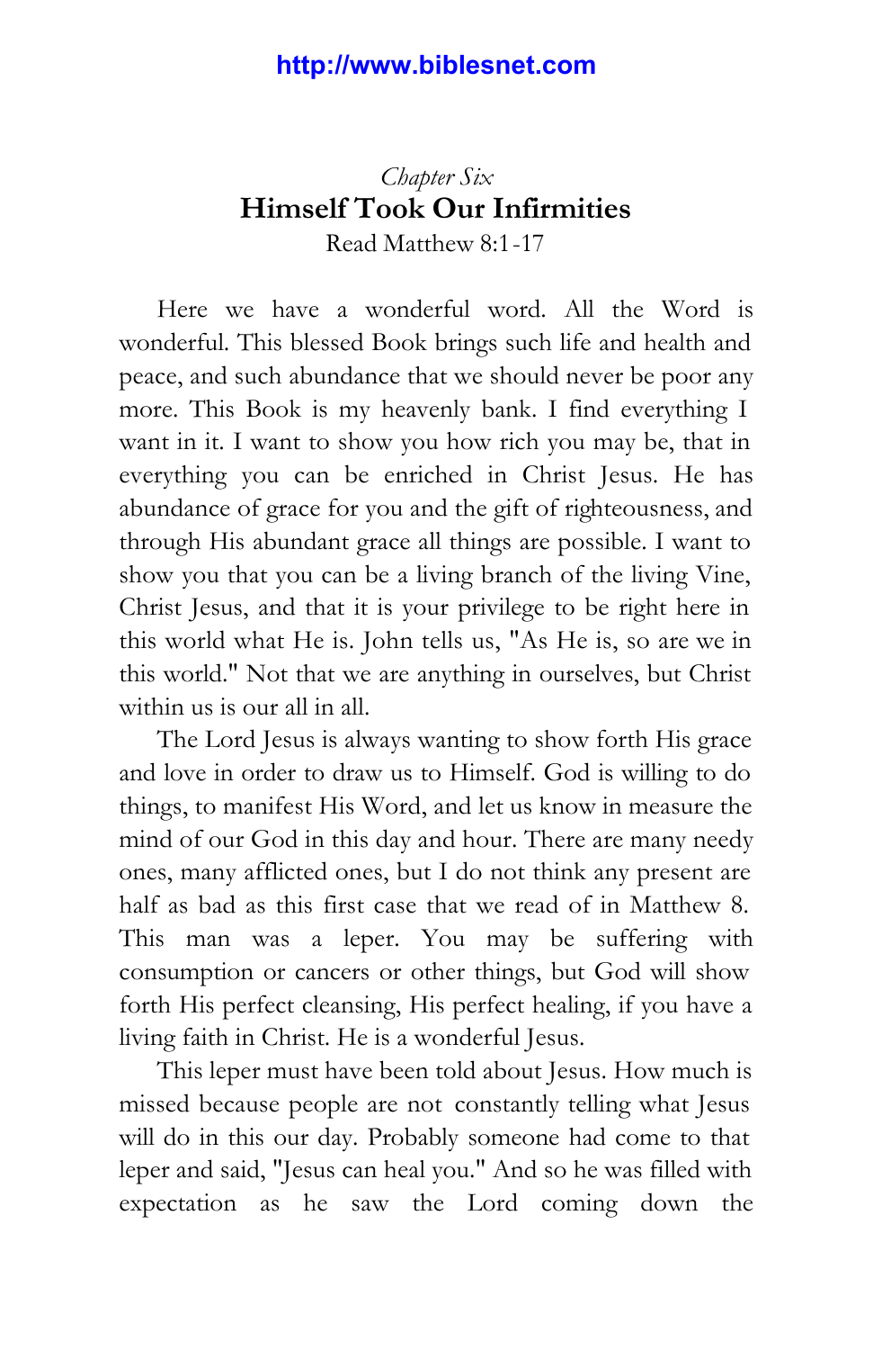*Chapter Six*

## Himself Took Our Infirmities

Read Matthew 8:1-17

Here we have a wonderful word. All the Word is wonderful. This blessed Book brings such life and health and peace, and such abundance that we should never be poor any more. This Book is my heavenly bank. I find everything I want in it. I want to show you how rich you may be, that in everything you can be enriched in Christ Jesus. He has abundance of grace for you and the gift of righteousness, and through His abundant grace all things are possible. I want to show you that you can be a living branch of the living Vine, Christ Jesus, and that it is your privilege to be right here in this world what He is. John tells us, "As He is, so are we in this world." Not that we are anything in ourselves, but Christ within us is our all in all.

The Lord Jesus is always wanting to show forth His grace and love in order to draw us to Himself. God is willing to do things, to manifest His Word, and let us know in measure the mind of our God in this day and hour. There are many needy ones, many afflicted ones, but I do not think any present are half as bad as this first case that we read of in Matthew 8. This man was a leper. You may be suffering with consumption or cancers or other things, but God will show forth His perfect cleansing, His perfect healing, if you have a living faith in Christ. He is a wonderful Jesus.

This leper must have been told about Jesus. How much is missed because people are not constantly telling what Jesus will do in this our day. Probably someone had come to that leper and said, "Jesus can heal you." And so he was filled with expectation as he saw the Lord coming down the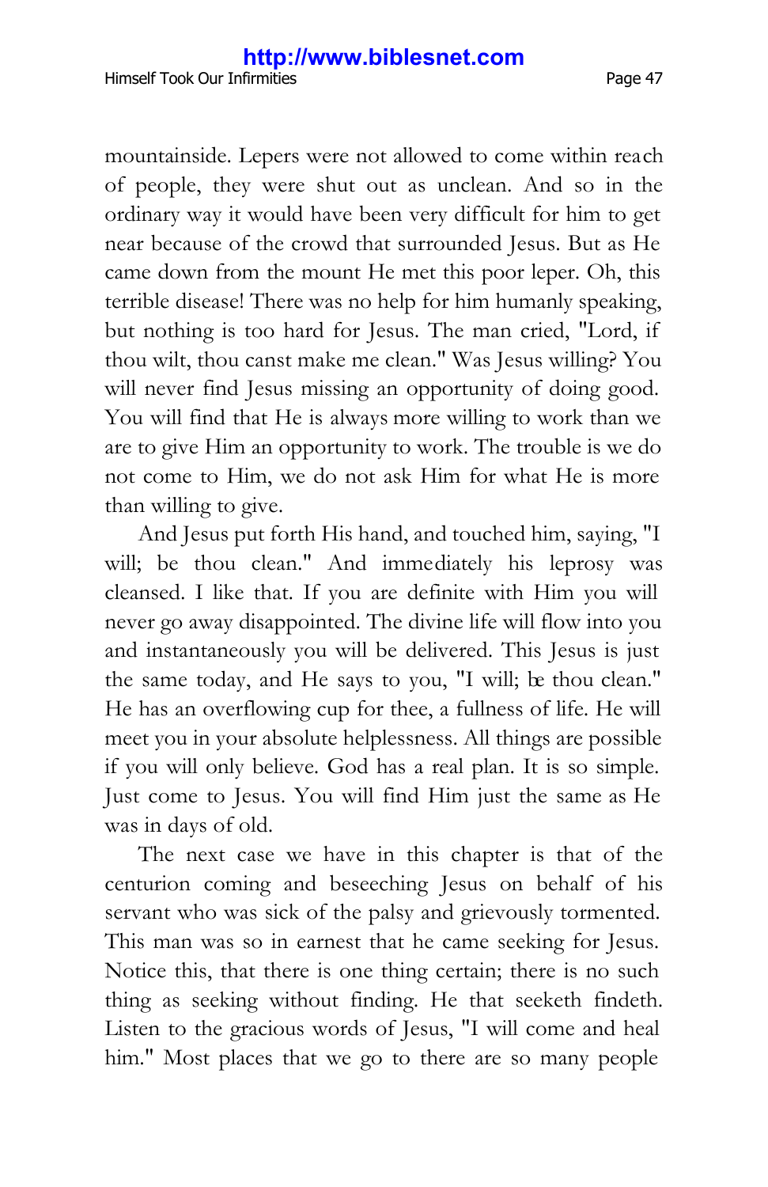mountainside. Lepers were not allowed to come within reach of people, they were shut out as unclean. And so in the ordinary way it would have been very difficult for him to get near because of the crowd that surrounded Jesus. But as He came down from the mount He met this poor leper. Oh, this terrible disease! There was no help for him humanly speaking, but nothing is too hard for Jesus. The man cried, "Lord, if thou wilt, thou canst make me clean." Was Jesus willing? You will never find Jesus missing an opportunity of doing good. You will find that He is always more willing to work than we are to give Him an opportunity to work. The trouble is we do not come to Him, we do not ask Him for what He is more than willing to give.

And Jesus put forth His hand, and touched him, saying, "I will; be thou clean." And immediately his leprosy was cleansed. I like that. If you are definite with Him you will never go away disappointed. The divine life will flow into you and instantaneously you will be delivered. This Jesus is just the same today, and He says to you, "I will; be thou clean." He has an overflowing cup for thee, a fullness of life. He will meet you in your absolute helplessness. All things are possible if you will only believe. God has a real plan. It is so simple. Just come to Jesus. You will find Him just the same as He was in days of old.

The next case we have in this chapter is that of the centurion coming and beseeching Jesus on behalf of his servant who was sick of the palsy and grievously tormented. This man was so in earnest that he came seeking for Jesus. Notice this, that there is one thing certain; there is no such thing as seeking without finding. He that seeketh findeth. Listen to the gracious words of Jesus, "I will come and heal him." Most places that we go to there are so many people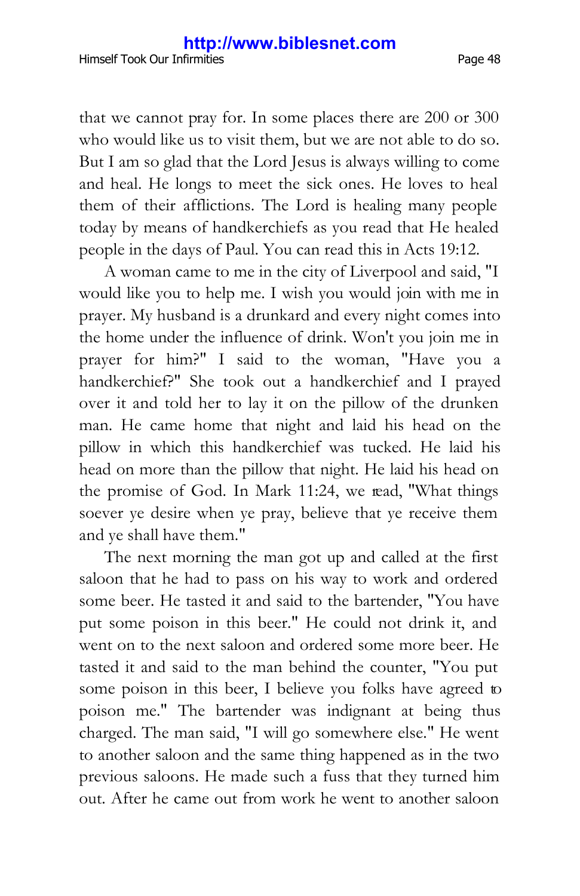that we cannot pray for. In some places there are 200 or 300 who would like us to visit them, but we are not able to do so. But I am so glad that the Lord Jesus is always willing to come and heal. He longs to meet the sick ones. He loves to heal them of their afflictions. The Lord is healing many people today by means of handkerchiefs as you read that He healed people in the days of Paul. You can read this in Acts 19:12.

A woman came to me in the city of Liverpool and said, "I would like you to help me. I wish you would join with me in prayer. My husband is a drunkard and every night comes into the home under the influence of drink. Won't you join me in prayer for him?" I said to the woman, "Have you a handkerchief?" She took out a handkerchief and I prayed over it and told her to lay it on the pillow of the drunken man. He came home that night and laid his head on the pillow in which this handkerchief was tucked. He laid his head on more than the pillow that night. He laid his head on the promise of God. In Mark 11:24, we read, "What things soever ye desire when ye pray, believe that ye receive them and ye shall have them."

The next morning the man got up and called at the first saloon that he had to pass on his way to work and ordered some beer. He tasted it and said to the bartender, "You have put some poison in this beer." He could not drink it, and went on to the next saloon and ordered some more beer. He tasted it and said to the man behind the counter, "You put some poison in this beer, I believe you folks have agreed to poison me." The bartender was indignant at being thus charged. The man said, "I will go somewhere else." He went to another saloon and the same thing happened as in the two previous saloons. He made such a fuss that they turned him out. After he came out from work he went to another saloon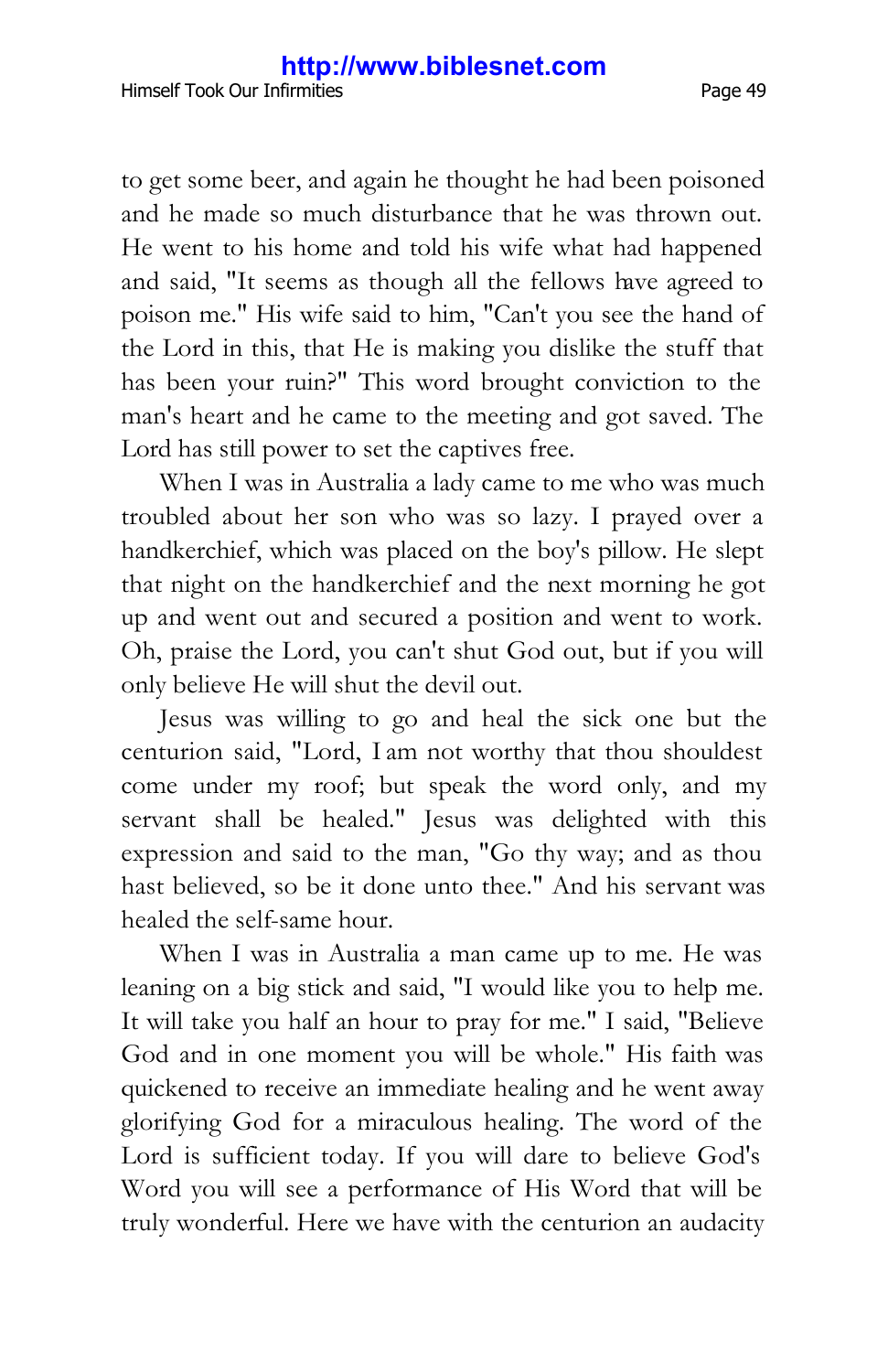to get some beer, and again he thought he had been poisoned and he made so much disturbance that he was thrown out. He went to his home and told his wife what had happened and said, "It seems as though all the fellows have agreed to poison me." His wife said to him, "Can't you see the hand of the Lord in this, that He is making you dislike the stuff that has been your ruin?" This word brought conviction to the man's heart and he came to the meeting and got saved. The Lord has still power to set the captives free.

When I was in Australia a lady came to me who was much troubled about her son who was so lazy. I prayed over a handkerchief, which was placed on the boy's pillow. He slept that night on the handkerchief and the next morning he got up and went out and secured a position and went to work. Oh, praise the Lord, you can't shut God out, but if you will only believe He will shut the devil out.

Jesus was willing to go and heal the sick one but the centurion said, "Lord, I am not worthy that thou shouldest come under my roof; but speak the word only, and my servant shall be healed." Jesus was delighted with this expression and said to the man, "Go thy way; and as thou hast believed, so be it done unto thee." And his servant was healed the self-same hour.

When I was in Australia a man came up to me. He was leaning on a big stick and said, "I would like you to help me. It will take you half an hour to pray for me." I said, "Believe God and in one moment you will be whole." His faith was quickened to receive an immediate healing and he went away glorifying God for a miraculous healing. The word of the Lord is sufficient today. If you will dare to believe God's Word you will see a performance of His Word that will be truly wonderful. Here we have with the centurion an audacity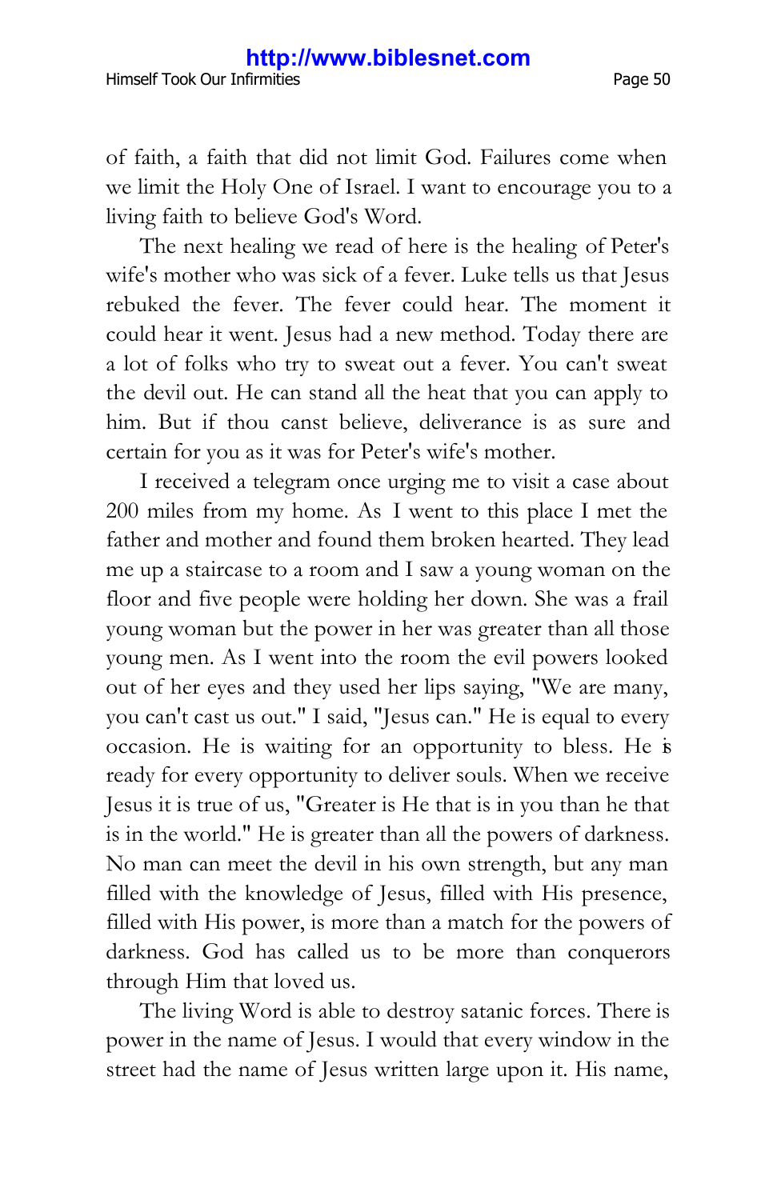of faith, a faith that did not limit God. Failures come when we limit the Holy One of Israel. I want to encourage you to a living faith to believe God's Word.

The next healing we read of here is the healing of Peter's wife's mother who was sick of a fever. Luke tells us that Jesus rebuked the fever. The fever could hear. The moment it could hear it went. Jesus had a new method. Today there are a lot of folks who try to sweat out a fever. You can't sweat the devil out. He can stand all the heat that you can apply to him. But if thou canst believe, deliverance is as sure and certain for you as it was for Peter's wife's mother.

I received a telegram once urging me to visit a case about 200 miles from my home. As I went to this place I met the father and mother and found them broken hearted. They lead me up a staircase to a room and I saw a young woman on the floor and five people were holding her down. She was a frail young woman but the power in her was greater than all those young men. As I went into the room the evil powers looked out of her eyes and they used her lips saying, "We are many, you can't cast us out." I said, "Jesus can." He is equal to every occasion. He is waiting for an opportunity to bless. He is ready for every opportunity to deliver souls. When we receive Jesus it is true of us, "Greater is He that is in you than he that is in the world." He is greater than all the powers of darkness. No man can meet the devil in his own strength, but any man filled with the knowledge of Jesus, filled with His presence, filled with His power, is more than a match for the powers of darkness. God has called us to be more than conquerors through Him that loved us.

The living Word is able to destroy satanic forces. There is power in the name of Jesus. I would that every window in the street had the name of Jesus written large upon it. His name,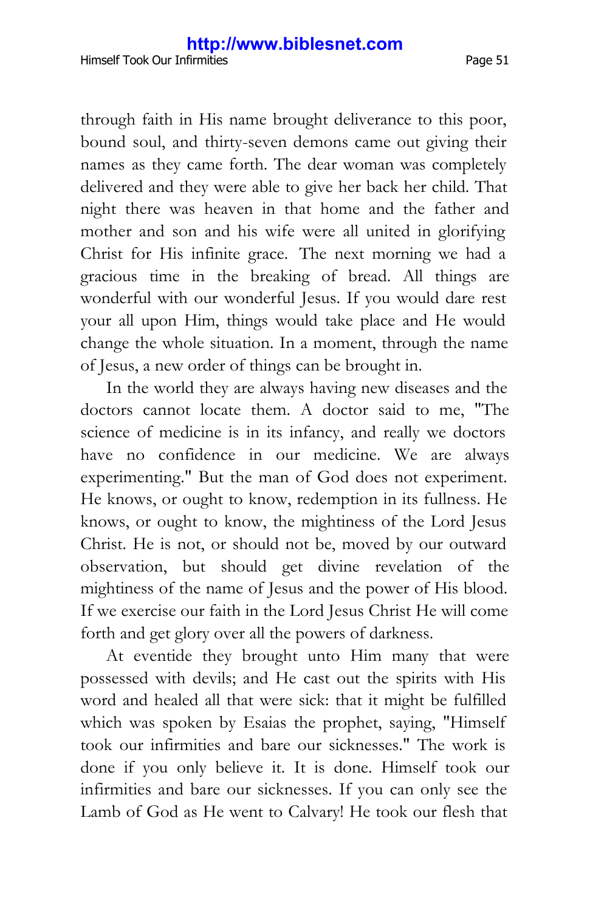through faith in His name brought deliverance to this poor, bound soul, and thirty-seven demons came out giving their names as they came forth. The dear woman was completely delivered and they were able to give her back her child. That night there was heaven in that home and the father and mother and son and his wife were all united in glorifying Christ for His infinite grace. The next morning we had a gracious time in the breaking of bread. All things are wonderful with our wonderful Jesus. If you would dare rest your all upon Him, things would take place and He would change the whole situation. In a moment, through the name of Jesus, a new order of things can be brought in.

In the world they are always having new diseases and the doctors cannot locate them. A doctor said to me, "The science of medicine is in its infancy, and really we doctors have no confidence in our medicine. We are always experimenting." But the man of God does not experiment. He knows, or ought to know, redemption in its fullness. He knows, or ought to know, the mightiness of the Lord Jesus Christ. He is not, or should not be, moved by our outward observation, but should get divine revelation of the mightiness of the name of Jesus and the power of His blood. If we exercise our faith in the Lord Jesus Christ He will come forth and get glory over all the powers of darkness.

At eventide they brought unto Him many that were possessed with devils; and He cast out the spirits with His word and healed all that were sick: that it might be fulfilled which was spoken by Esaias the prophet, saying, "Himself took our infirmities and bare our sicknesses." The work is done if you only believe it. It is done. Himself took our infirmities and bare our sicknesses. If you can only see the Lamb of God as He went to Calvary! He took our flesh that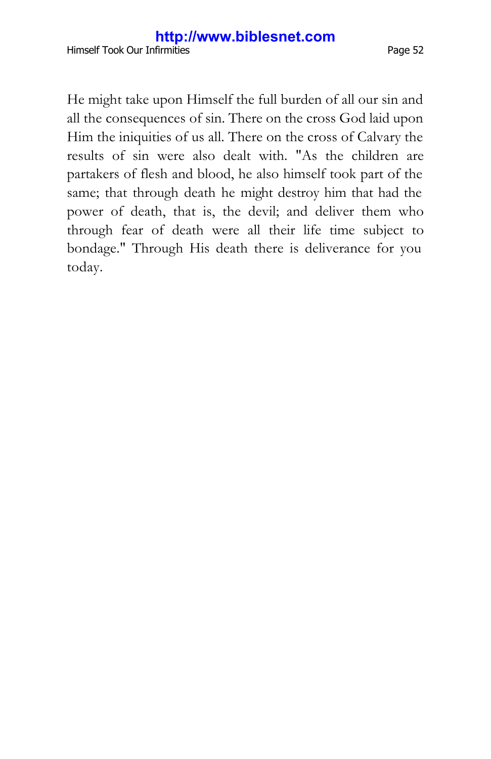He might take upon Himself the full burden of all our sin and all the consequences of sin. There on the cross God laid upon Him the iniquities of us all. There on the cross of Calvary the results of sin were also dealt with. "As the children are partakers of flesh and blood, he also himself took part of the same; that through death he might destroy him that had the power of death, that is, the devil; and deliver them who through fear of death were all their life time subject to bondage." Through His death there is deliverance for you today.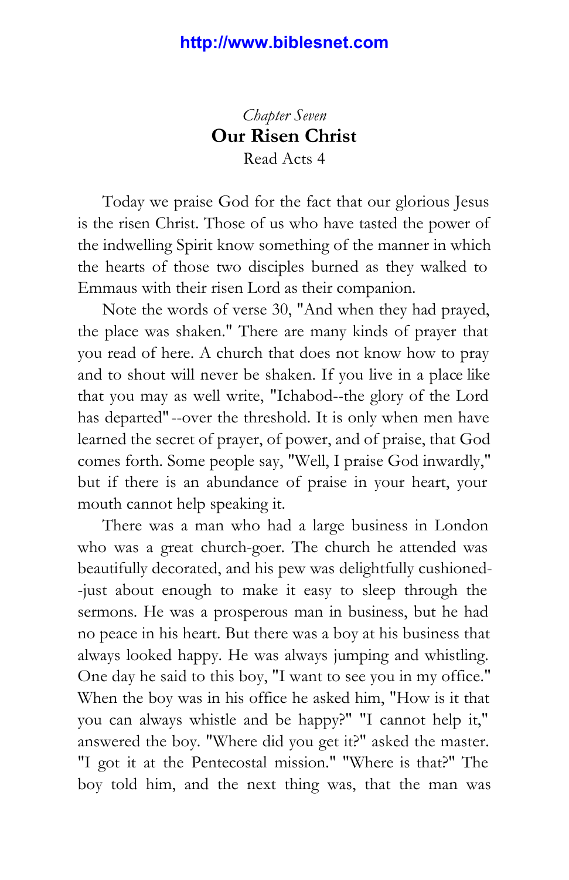*Chapter Seven*

# Our Risen Christ

Read Acts 4

Today we praise God for the fact that our glorious Jesus is the risen Christ. Those of us who have tasted the power of the indwelling Spirit know something of the manner in which the hearts of those two disciples burned as they walked to Emmaus with their risen Lord as their companion.

Note the words of verse 30, "And when they had prayed, the place was shaken." There are many kinds of prayer that you read of here. A church that does not know how to pray and to shout will never be shaken. If you live in a place like that you may as well write, "Ichabod--the glory of the Lord has departed"--over the threshold. It is only when men have learned the secret of prayer, of power, and of praise, that God comes forth. Some people say, "Well, I praise God inwardly," but if there is an abundance of praise in your heart, your mouth cannot help speaking it.

There was a man who had a large business in London who was a great church-goer. The church he attended was beautifully decorated, and his pew was delightfully cushioned--just about enough to make it easy to sleep through the sermons. He was a prosperous man in business, but he had no peace in his heart. But there was a boy at his business that always looked happy. He was always jumping and whistling. One day he said to this boy, "I want to see you in my office." When the boy was in his office he asked him, "How is it that you can always whistle and be happy?" "I cannot help it," answered the boy. "Where did you get it?" asked the master. "I got it at the Pentecostal mission." "Where is that?" The boy told him, and the next thing was, that the man was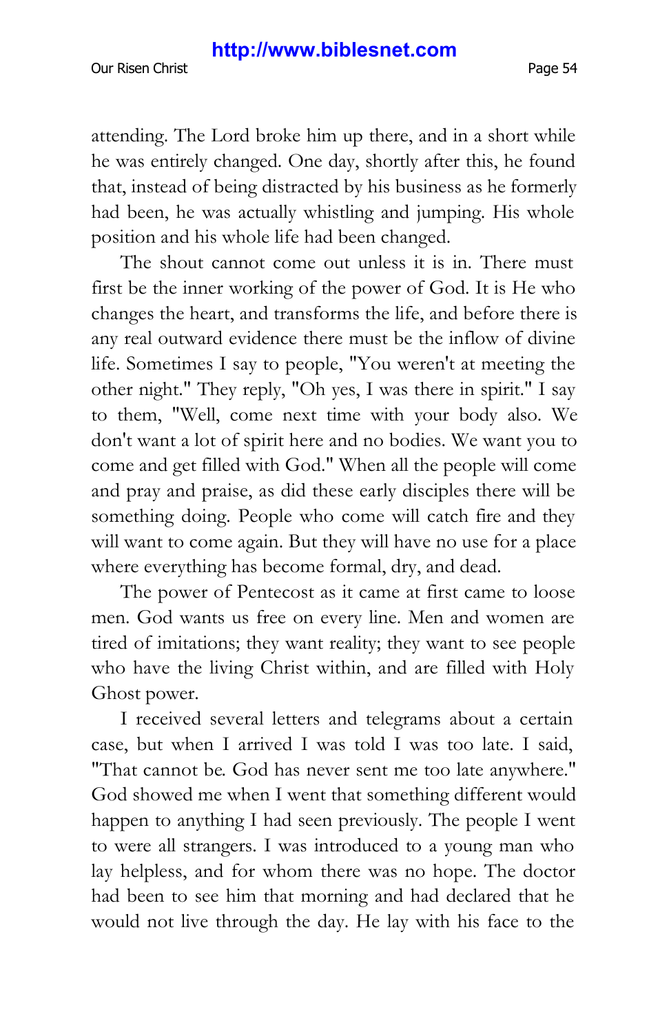attending. The Lord broke him up there, and in a short while he was entirely changed. One day, shortly after this, he found that, instead of being distracted by his business as he formerly had been, he was actually whistling and jumping. His whole position and his whole life had been changed.

The shout cannot come out unless it is in. There must first be the inner working of the power of God. It is He who changes the heart, and transforms the life, and before there is any real outward evidence there must be the inflow of divine life. Sometimes I say to people, "You weren't at meeting the other night." They reply, "Oh yes, I was there in spirit." I say to them, "Well, come next time with your body also. We don't want a lot of spirit here and no bodies. We want you to come and get filled with God." When all the people will come and pray and praise, as did these early disciples there will be something doing. People who come will catch fire and they will want to come again. But they will have no use for a place where everything has become formal, dry, and dead.

The power of Pentecost as it came at first came to loose men. God wants us free on every line. Men and women are tired of imitations; they want reality; they want to see people who have the living Christ within, and are filled with Holy Ghost power.

I received several letters and telegrams about a certain case, but when I arrived I was told I was too late. I said, "That cannot be. God has never sent me too late anywhere." God showed me when I went that something different would happen to anything I had seen previously. The people I went to were all strangers. I was introduced to a young man who lay helpless, and for whom there was no hope. The doctor had been to see him that morning and had declared that he would not live through the day. He lay with his face to the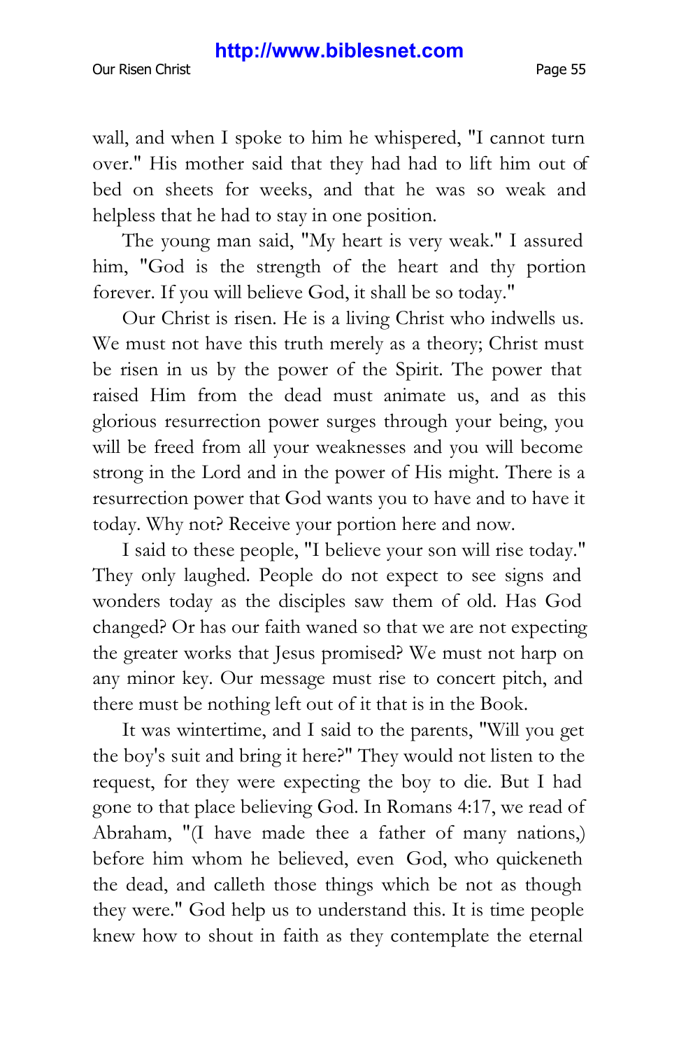wall, and when I spoke to him he whispered, "I cannot turn over." His mother said that they had had to lift him out of bed on sheets for weeks, and that he was so weak and helpless that he had to stay in one position.

The young man said, "My heart is very weak." I assured him, "God is the strength of the heart and thy portion forever. If you will believe God, it shall be so today."

Our Christ is risen. He is a living Christ who indwells us. We must not have this truth merely as a theory; Christ must be risen in us by the power of the Spirit. The power that raised Him from the dead must animate us, and as this glorious resurrection power surges through your being, you will be freed from all your weaknesses and you will become strong in the Lord and in the power of His might. There is a resurrection power that God wants you to have and to have it today. Why not? Receive your portion here and now.

I said to these people, "I believe your son will rise today." They only laughed. People do not expect to see signs and wonders today as the disciples saw them of old. Has God changed? Or has our faith waned so that we are not expecting the greater works that Jesus promised? We must not harp on any minor key. Our message must rise to concert pitch, and there must be nothing left out of it that is in the Book.

It was wintertime, and I said to the parents, "Will you get the boy's suit and bring it here?" They would not listen to the request, for they were expecting the boy to die. But I had gone to that place believing God. In Romans 4:17, we read of Abraham, "(I have made thee a father of many nations,) before him whom he believed, even God, who quickeneth the dead, and calleth those things which be not as though they were." God help us to understand this. It is time people knew how to shout in faith as they contemplate the eternal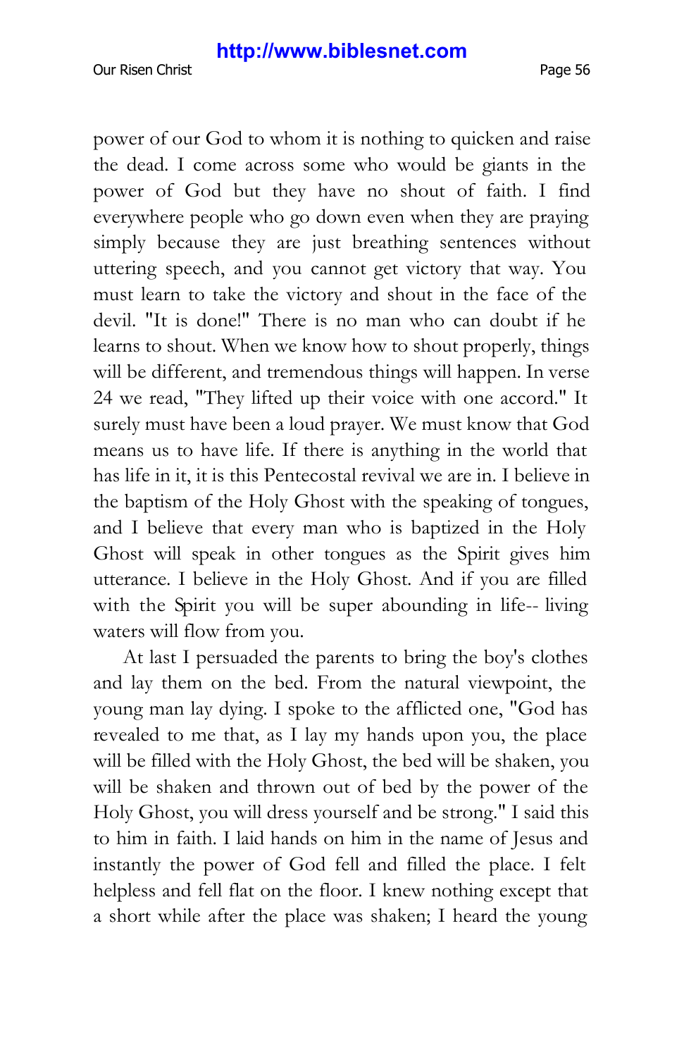power of our God to whom it is nothing to quicken and raise the dead. I come across some who would be giants in the power of God but they have no shout of faith. I find everywhere people who go down even when they are praying simply because they are just breathing sentences without uttering speech, and you cannot get victory that way. You must learn to take the victory and shout in the face of the devil. "It is done!" There is no man who can doubt if he learns to shout. When we know how to shout properly, things will be different, and tremendous things will happen. In verse 24 we read, "They lifted up their voice with one accord." It surely must have been a loud prayer. We must know that God means us to have life. If there is anything in the world that has life in it, it is this Pentecostal revival we are in. I believe in the baptism of the Holy Ghost with the speaking of tongues, and I believe that every man who is baptized in the Holy Ghost will speak in other tongues as the Spirit gives him utterance. I believe in the Holy Ghost. And if you are filled with the Spirit you will be super abounding in life-- living waters will flow from you.

At last I persuaded the parents to bring the boy's clothes and lay them on the bed. From the natural viewpoint, the young man lay dying. I spoke to the afflicted one, "God has revealed to me that, as I lay my hands upon you, the place will be filled with the Holy Ghost, the bed will be shaken, you will be shaken and thrown out of bed by the power of the Holy Ghost, you will dress yourself and be strong." I said this to him in faith. I laid hands on him in the name of Jesus and instantly the power of God fell and filled the place. I felt helpless and fell flat on the floor. I knew nothing except that a short while after the place was shaken; I heard the young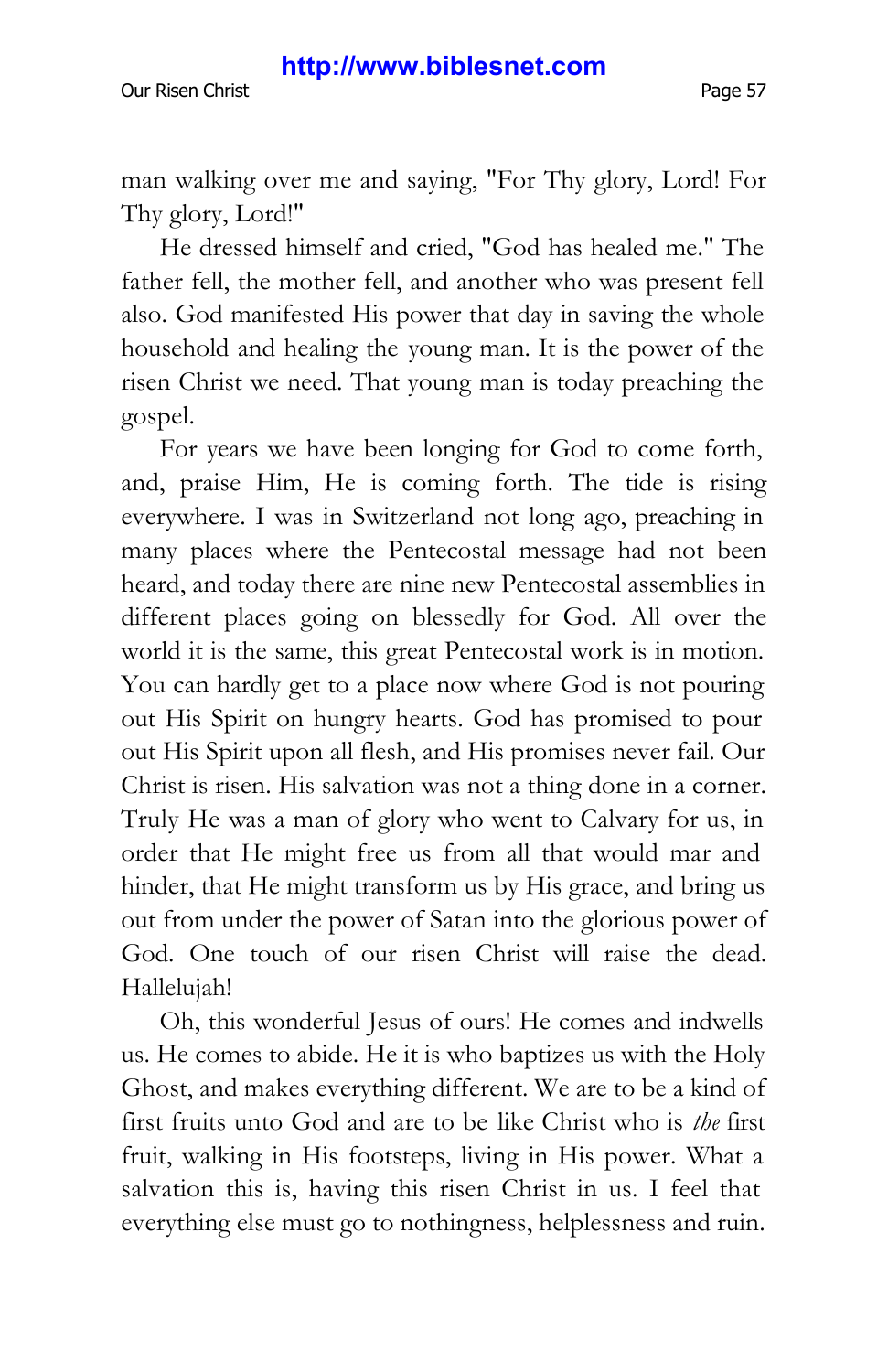man walking over me and saying, "For Thy glory, Lord! For Thy glory, Lord!"

He dressed himself and cried, "God has healed me." The father fell, the mother fell, and another who was present fell also. God manifested His power that day in saving the whole household and healing the young man. It is the power of the risen Christ we need. That young man is today preaching the gospel.

For years we have been longing for God to come forth, and, praise Him, He is coming forth. The tide is rising everywhere. I was in Switzerland not long ago, preaching in many places where the Pentecostal message had not been heard, and today there are nine new Pentecostal assemblies in different places going on blessedly for God. All over the world it is the same, this great Pentecostal work is in motion. You can hardly get to a place now where God is not pouring out His Spirit on hungry hearts. God has promised to pour out His Spirit upon all flesh, and His promises never fail. Our Christ is risen. His salvation was not a thing done in a corner. Truly He was a man of glory who went to Calvary for us, in order that He might free us from all that would mar and hinder, that He might transform us by His grace, and bring us out from under the power of Satan into the glorious power of God. One touch of our risen Christ will raise the dead. Hallelujah!

Oh, this wonderful Jesus of ours! He comes and indwells us. He comes to abide. He it is who baptizes us with the Holy Ghost, and makes everything different. We are to be a kind of first fruits unto God and are to be like Christ who is *the* first fruit, walking in His footsteps, living in His power. What a salvation this is, having this risen Christ in us. I feel that everything else must go to nothingness, helplessness and ruin.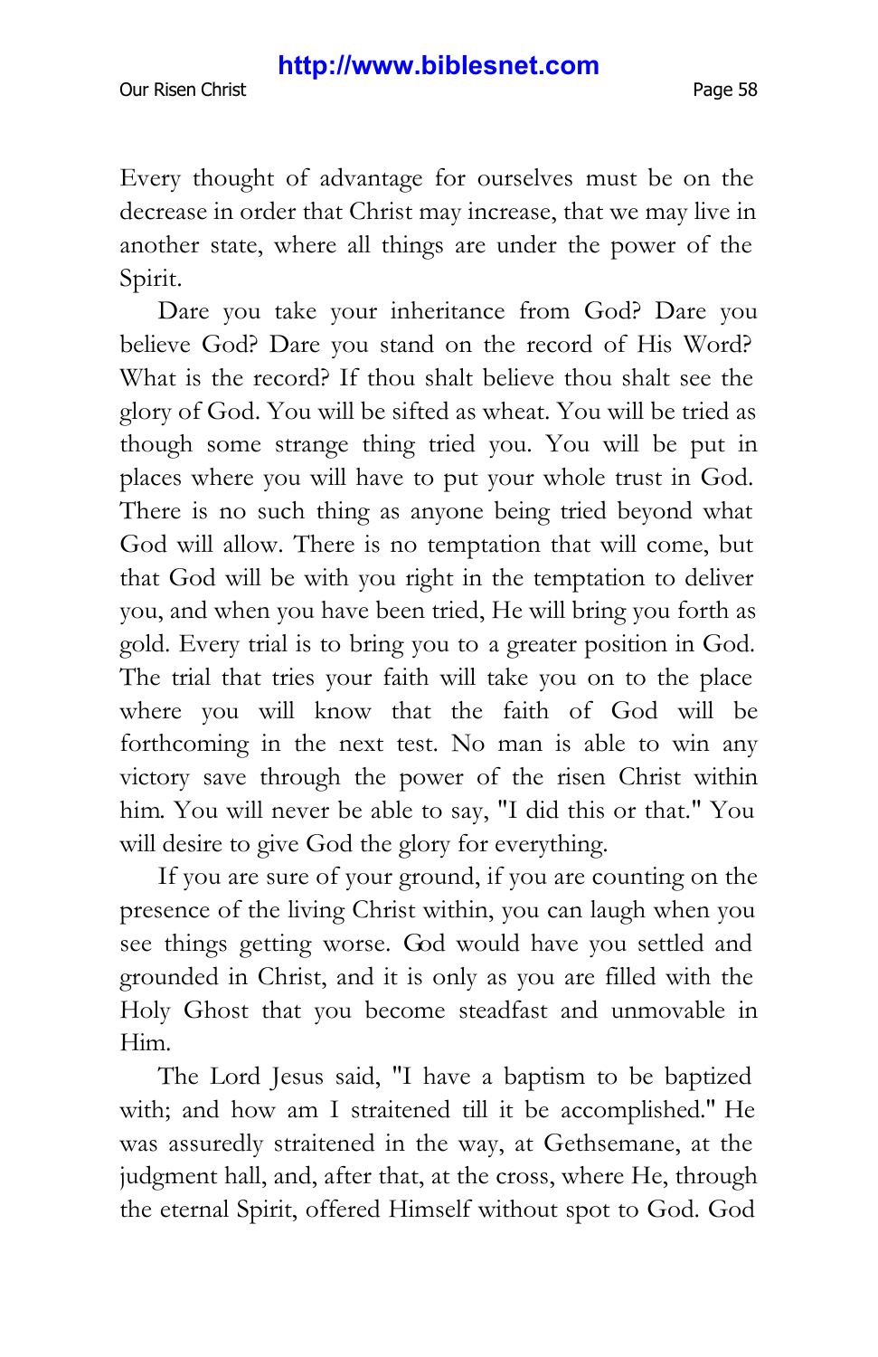Every thought of advantage for ourselves must be on the decrease in order that Christ may increase, that we may live in another state, where all things are under the power of the Spirit.

Dare you take your inheritance from God? Dare you believe God? Dare you stand on the record of His Word? What is the record? If thou shalt believe thou shalt see the glory of God. You will be sifted as wheat. You will be tried as though some strange thing tried you. You will be put in places where you will have to put your whole trust in God. There is no such thing as anyone being tried beyond what God will allow. There is no temptation that will come, but that God will be with you right in the temptation to deliver you, and when you have been tried, He will bring you forth as gold. Every trial is to bring you to a greater position in God. The trial that tries your faith will take you on to the place where you will know that the faith of God will be forthcoming in the next test. No man is able to win any victory save through the power of the risen Christ within him. You will never be able to say, "I did this or that." You will desire to give God the glory for everything.

If you are sure of your ground, if you are counting on the presence of the living Christ within, you can laugh when you see things getting worse. God would have you settled and grounded in Christ, and it is only as you are filled with the Holy Ghost that you become steadfast and unmovable in Him.

The Lord Jesus said, "I have a baptism to be baptized with; and how am I straitened till it be accomplished." He was assuredly straitened in the way, at Gethsemane, at the judgment hall, and, after that, at the cross, where He, through the eternal Spirit, offered Himself without spot to God. God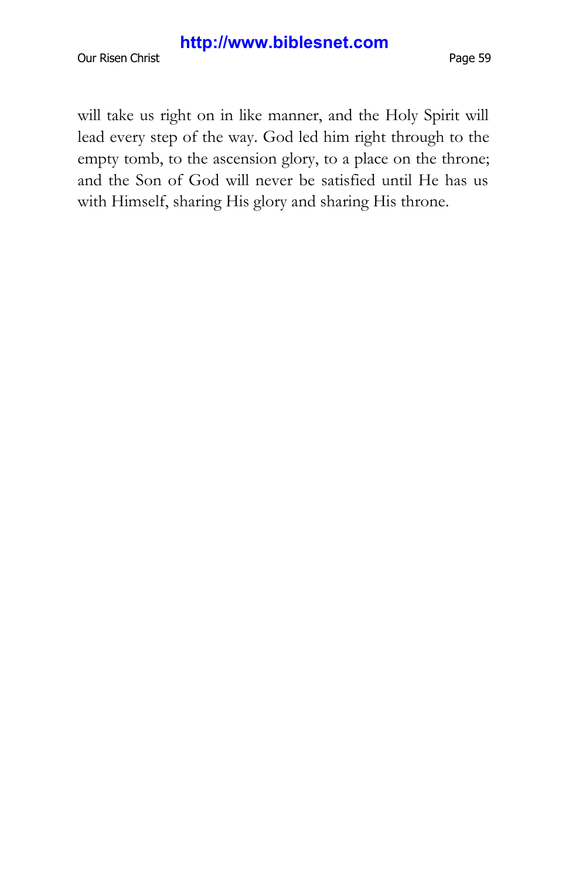will take us right on in like manner, and the Holy Spirit will lead every step of the way. God led him right through to the empty tomb, to the ascension glory, to a place on the throne; and the Son of God will never be satisfied until He has us with Himself, sharing His glory and sharing His throne.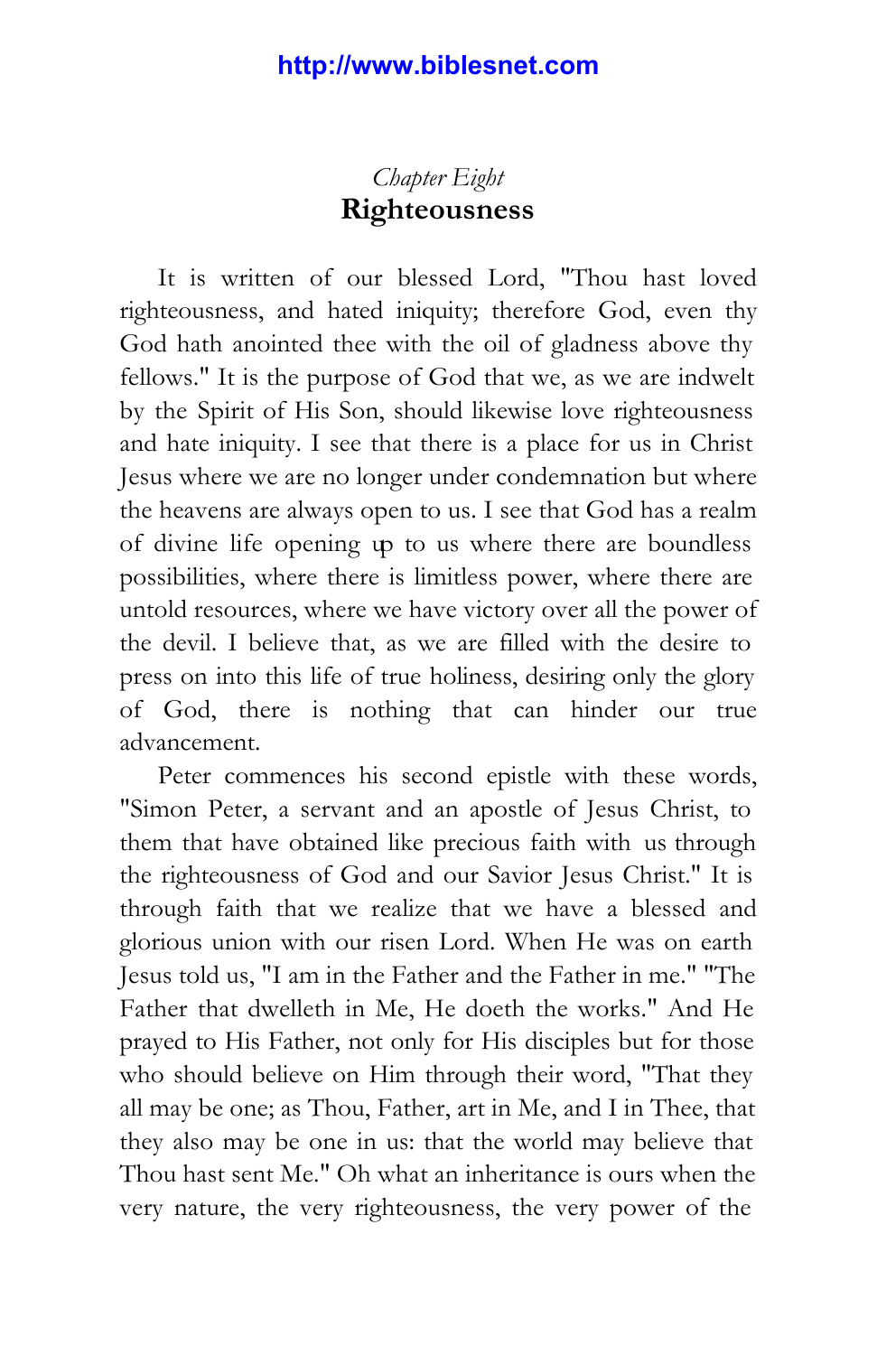*Chapter Eight*

## Righteousness

It is written of our blessed Lord, "Thou hast loved righteousness, and hated iniquity; therefore God, even thy God hath anointed thee with the oil of gladness above thy fellows." It is the purpose of God that we, as we are indwelt by the Spirit of His Son, should likewise love righteousness and hate iniquity. I see that there is a place for us in Christ Jesus where we are no longer under condemnation but where the heavens are always open to us. I see that God has a realm of divine life opening up to us where there are boundless possibilities, where there is limitless power, where there are untold resources, where we have victory over all the power of the devil. I believe that, as we are filled with the desire to press on into this life of true holiness, desiring only the glory of God, there is nothing that can hinder our true advancement.

Peter commences his second epistle with these words, "Simon Peter, a servant and an apostle of Jesus Christ, to them that have obtained like precious faith with us through the righteousness of God and our Savior Jesus Christ." It is through faith that we realize that we have a blessed and glorious union with our risen Lord. When He was on earth Jesus told us, "I am in the Father and the Father in me." "The Father that dwelleth in Me, He doeth the works." And He prayed to His Father, not only for His disciples but for those who should believe on Him through their word, "That they all may be one; as Thou, Father, art in Me, and I in Thee, that they also may be one in us: that the world may believe that Thou hast sent Me." Oh what an inheritance is ours when the very nature, the very righteousness, the very power of the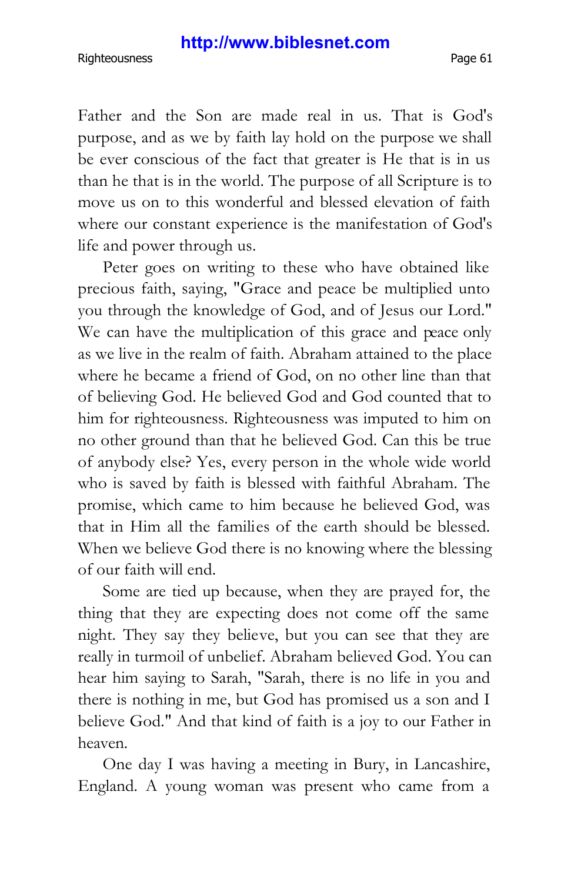Father and the Son are made real in us. That is God's purpose, and as we by faith lay hold on the purpose we shall be ever conscious of the fact that greater is He that is in us than he that is in the world. The purpose of all Scripture is to move us on to this wonderful and blessed elevation of faith where our constant experience is the manifestation of God's life and power through us.

Peter goes on writing to these who have obtained like precious faith, saying, "Grace and peace be multiplied unto you through the knowledge of God, and of Jesus our Lord." We can have the multiplication of this grace and peace only as we live in the realm of faith. Abraham attained to the place where he became a friend of God, on no other line than that of believing God. He believed God and God counted that to him for righteousness. Righteousness was imputed to him on no other ground than that he believed God. Can this be true of anybody else? Yes, every person in the whole wide world who is saved by faith is blessed with faithful Abraham. The promise, which came to him because he believed God, was that in Him all the families of the earth should be blessed. When we believe God there is no knowing where the blessing of our faith will end.

Some are tied up because, when they are prayed for, the thing that they are expecting does not come off the same night. They say they believe, but you can see that they are really in turmoil of unbelief. Abraham believed God. You can hear him saying to Sarah, "Sarah, there is no life in you and there is nothing in me, but God has promised us a son and I believe God." And that kind of faith is a joy to our Father in heaven.

One day I was having a meeting in Bury, in Lancashire, England. A young woman was present who came from a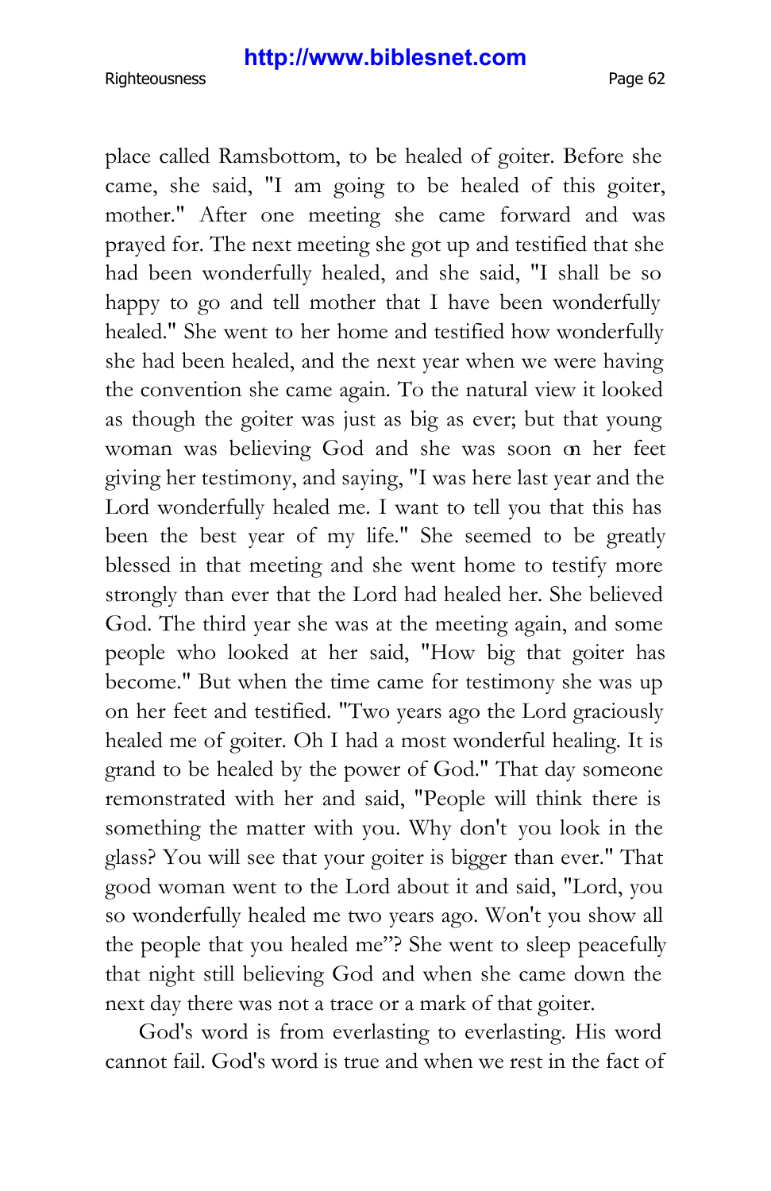place called Ramsbottom, to be healed of goiter. Before she came, she said, "I am going to be healed of this goiter, mother." After one meeting she came forward and was prayed for. The next meeting she got up and testified that she had been wonderfully healed, and she said, "I shall be so happy to go and tell mother that I have been wonderfully healed." She went to her home and testified how wonderfully she had been healed, and the next year when we were having the convention she came again. To the natural view it looked as though the goiter was just as big as ever; but that young woman was believing God and she was soon on her feet giving her testimony, and saying, "I was here last year and the Lord wonderfully healed me. I want to tell you that this has been the best year of my life." She seemed to be greatly blessed in that meeting and she went home to testify more strongly than ever that the Lord had healed her. She believed God. The third year she was at the meeting again, and some people who looked at her said, "How big that goiter has become." But when the time came for testimony she was up on her feet and testified. "Two years ago the Lord graciously healed me of goiter. Oh I had a most wonderful healing. It is grand to be healed by the power of God." That day someone remonstrated with her and said, "People will think there is something the matter with you. Why don't you look in the glass? You will see that your goiter is bigger than ever." That good woman went to the Lord about it and said, "Lord, you so wonderfully healed me two years ago. Won't you show all the people that you healed me"? She went to sleep peacefully that night still believing God and when she came down the next day there was not a trace or a mark of that goiter.

God's word is from everlasting to everlasting. His word cannot fail. God's word is true and when we rest in the fact of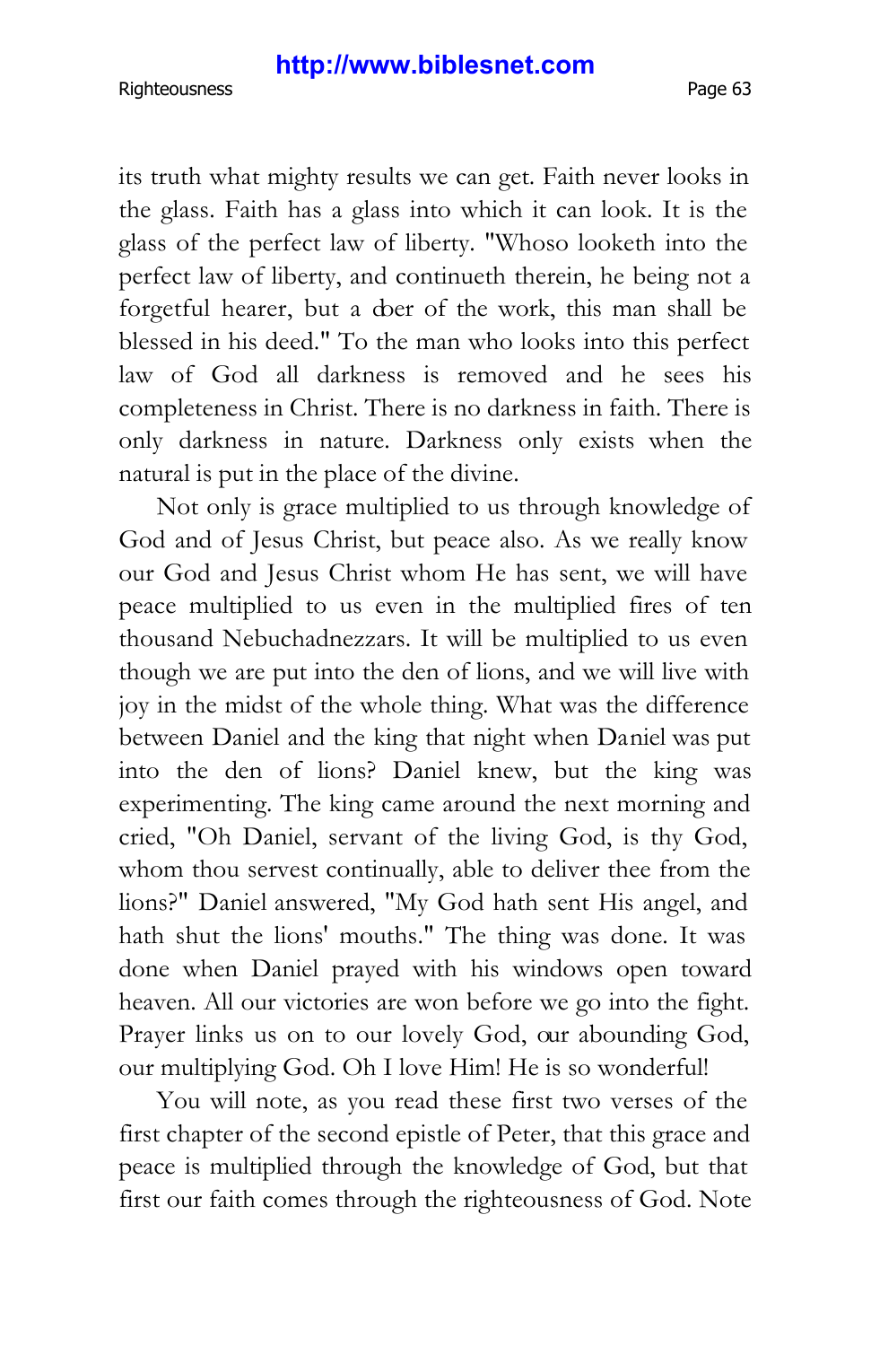its truth what mighty results we can get. Faith never looks in the glass. Faith has a glass into which it can look. It is the glass of the perfect law of liberty. "Whoso looketh into the perfect law of liberty, and continueth therein, he being not a forgetful hearer, but a doer of the work, this man shall be blessed in his deed." To the man who looks into this perfect law of God all darkness is removed and he sees his completeness in Christ. There is no darkness in faith. There is only darkness in nature. Darkness only exists when the natural is put in the place of the divine.

Not only is grace multiplied to us through knowledge of God and of Jesus Christ, but peace also. As we really know our God and Jesus Christ whom He has sent, we will have peace multiplied to us even in the multiplied fires of ten thousand Nebuchadnezzars. It will be multiplied to us even though we are put into the den of lions, and we will live with joy in the midst of the whole thing. What was the difference between Daniel and the king that night when Daniel was put into the den of lions? Daniel knew, but the king was experimenting. The king came around the next morning and cried, "Oh Daniel, servant of the living God, is thy God, whom thou servest continually, able to deliver thee from the lions?" Daniel answered, "My God hath sent His angel, and hath shut the lions' mouths." The thing was done. It was done when Daniel prayed with his windows open toward heaven. All our victories are won before we go into the fight. Prayer links us on to our lovely God, our abounding God, our multiplying God. Oh I love Him! He is so wonderful!

You will note, as you read these first two verses of the first chapter of the second epistle of Peter, that this grace and peace is multiplied through the knowledge of God, but that first our faith comes through the righteousness of God. Note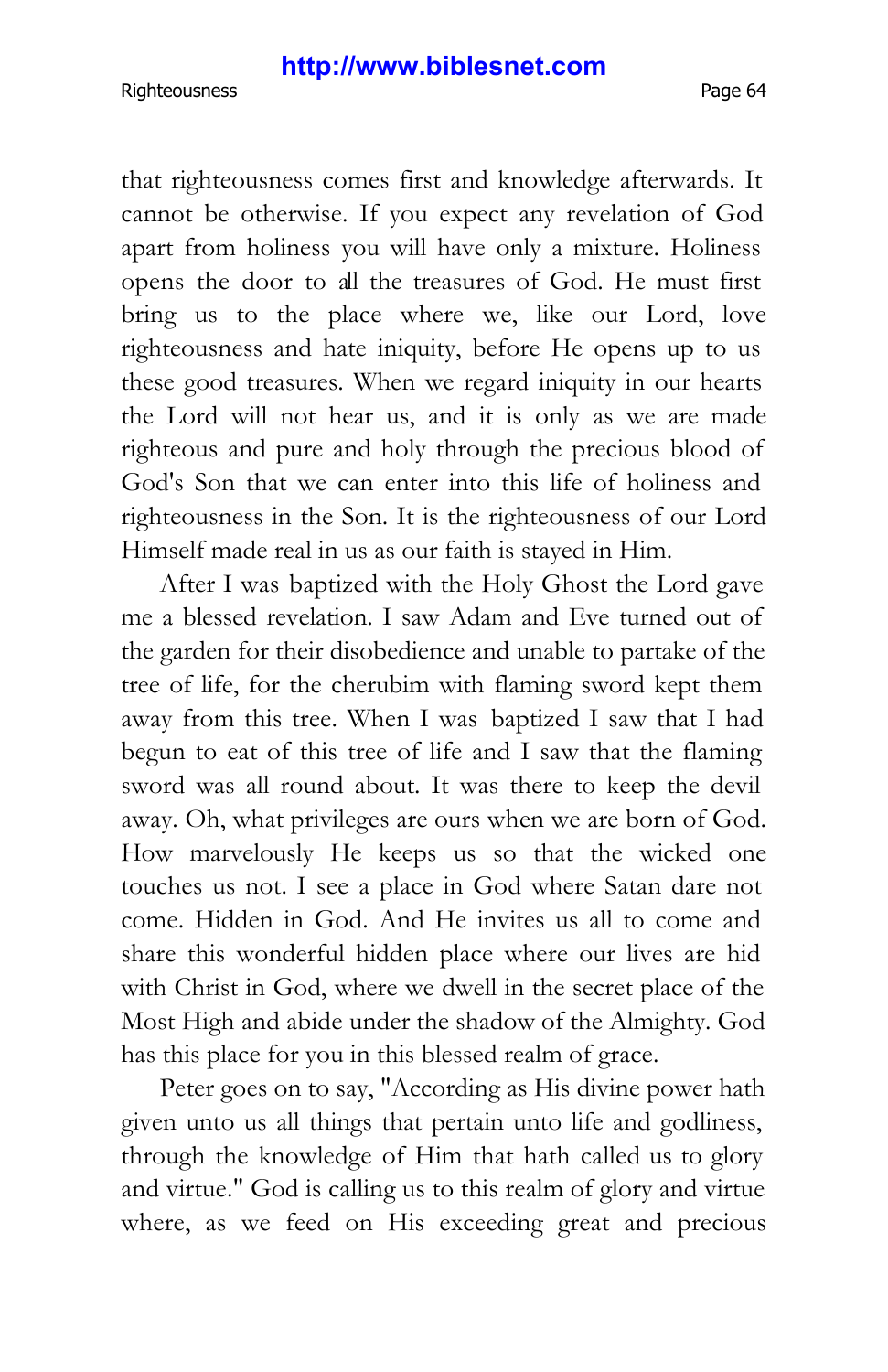that righteousness comes first and knowledge afterwards. It cannot be otherwise. If you expect any revelation of God apart from holiness you will have only a mixture. Holiness opens the door to all the treasures of God. He must first bring us to the place where we, like our Lord, love righteousness and hate iniquity, before He opens up to us these good treasures. When we regard iniquity in our hearts the Lord will not hear us, and it is only as we are made righteous and pure and holy through the precious blood of God's Son that we can enter into this life of holiness and righteousness in the Son. It is the righteousness of our Lord Himself made real in us as our faith is stayed in Him.

After I was baptized with the Holy Ghost the Lord gave me a blessed revelation. I saw Adam and Eve turned out of the garden for their disobedience and unable to partake of the tree of life, for the cherubim with flaming sword kept them away from this tree. When I was baptized I saw that I had begun to eat of this tree of life and I saw that the flaming sword was all round about. It was there to keep the devil away. Oh, what privileges are ours when we are born of God. How marvelously He keeps us so that the wicked one touches us not. I see a place in God where Satan dare not come. Hidden in God. And He invites us all to come and share this wonderful hidden place where our lives are hid with Christ in God, where we dwell in the secret place of the Most High and abide under the shadow of the Almighty. God has this place for you in this blessed realm of grace.

Peter goes on to say, "According as His divine power hath given unto us all things that pertain unto life and godliness, through the knowledge of Him that hath called us to glory and virtue." God is calling us to this realm of glory and virtue where, as we feed on His exceeding great and precious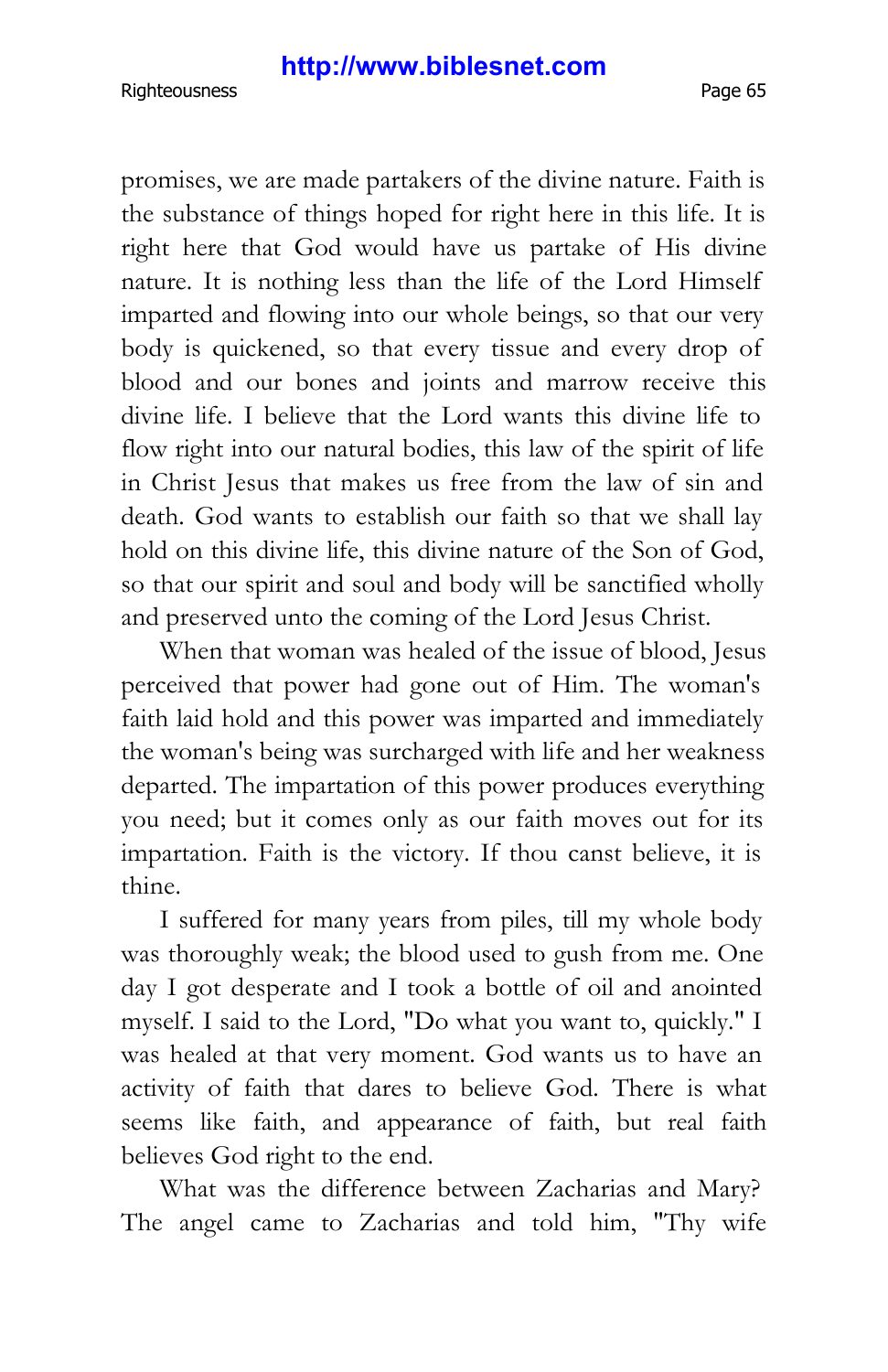promises, we are made partakers of the divine nature. Faith is the substance of things hoped for right here in this life. It is right here that God would have us partake of His divine nature. It is nothing less than the life of the Lord Himself imparted and flowing into our whole beings, so that our very body is quickened, so that every tissue and every drop of blood and our bones and joints and marrow receive this divine life. I believe that the Lord wants this divine life to flow right into our natural bodies, this law of the spirit of life in Christ Jesus that makes us free from the law of sin and death. God wants to establish our faith so that we shall lay hold on this divine life, this divine nature of the Son of God, so that our spirit and soul and body will be sanctified wholly and preserved unto the coming of the Lord Jesus Christ.

When that woman was healed of the issue of blood, Jesus perceived that power had gone out of Him. The woman's faith laid hold and this power was imparted and immediately the woman's being was surcharged with life and her weakness departed. The impartation of this power produces everything you need; but it comes only as our faith moves out for its impartation. Faith is the victory. If thou canst believe, it is thine.

I suffered for many years from piles, till my whole body was thoroughly weak; the blood used to gush from me. One day I got desperate and I took a bottle of oil and anointed myself. I said to the Lord, "Do what you want to, quickly." I was healed at that very moment. God wants us to have an activity of faith that dares to believe God. There is what seems like faith, and appearance of faith, but real faith believes God right to the end.

What was the difference between Zacharias and Mary? The angel came to Zacharias and told him, "Thy wife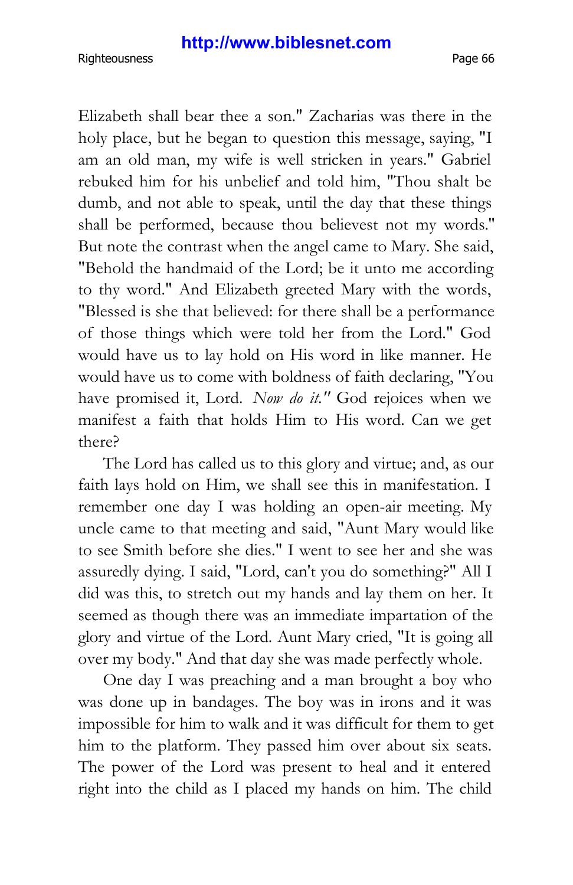Elizabeth shall bear thee a son." Zacharias was there in the holy place, but he began to question this message, saying, "I am an old man, my wife is well stricken in years." Gabriel rebuked him for his unbelief and told him, "Thou shalt be dumb, and not able to speak, until the day that these things shall be performed, because thou believest not my words." But note the contrast when the angel came to Mary. She said, "Behold the handmaid of the Lord; be it unto me according to thy word." And Elizabeth greeted Mary with the words, "Blessed is she that believed: for there shall be a performance of those things which were told her from the Lord." God would have us to lay hold on His word in like manner. He would have us to come with boldness of faith declaring, "You have promised it, Lord. *Now do it."* God rejoices when we manifest a faith that holds Him to His word. Can we get there?

The Lord has called us to this glory and virtue; and, as our faith lays hold on Him, we shall see this in manifestation. I remember one day I was holding an open-air meeting. My uncle came to that meeting and said, "Aunt Mary would like to see Smith before she dies." I went to see her and she was assuredly dying. I said, "Lord, can't you do something?" All I did was this, to stretch out my hands and lay them on her. It seemed as though there was an immediate impartation of the glory and virtue of the Lord. Aunt Mary cried, "It is going all over my body." And that day she was made perfectly whole.

One day I was preaching and a man brought a boy who was done up in bandages. The boy was in irons and it was impossible for him to walk and it was difficult for them to get him to the platform. They passed him over about six seats. The power of the Lord was present to heal and it entered right into the child as I placed my hands on him. The child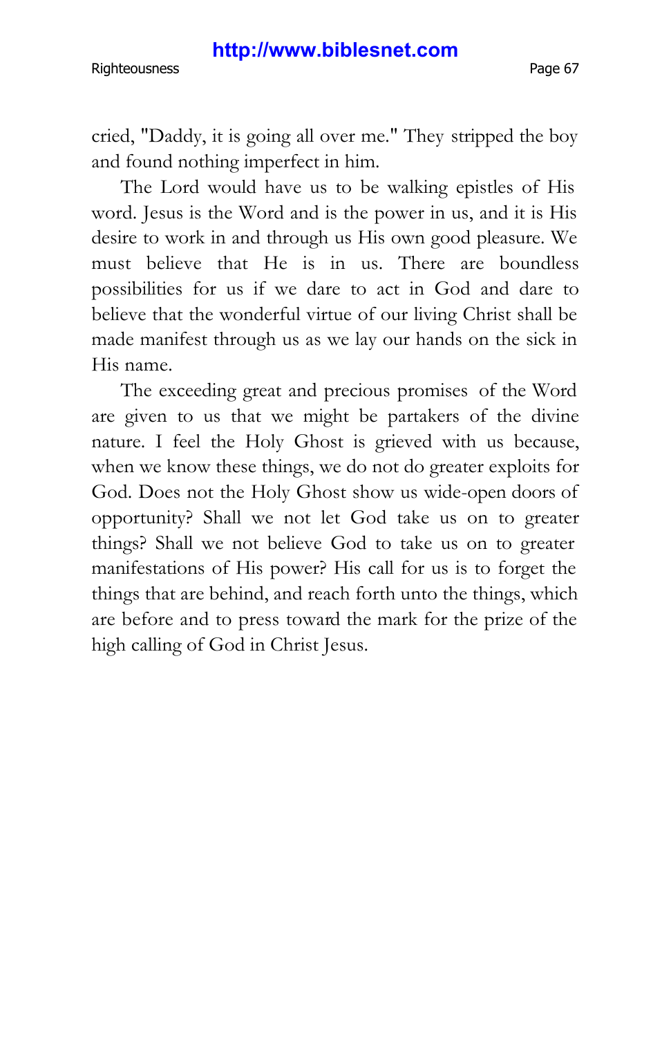cried, "Daddy, it is going all over me." They stripped the boy and found nothing imperfect in him.

The Lord would have us to be walking epistles of His word. Jesus is the Word and is the power in us, and it is His desire to work in and through us His own good pleasure. We must believe that He is in us. There are boundless possibilities for us if we dare to act in God and dare to believe that the wonderful virtue of our living Christ shall be made manifest through us as we lay our hands on the sick in His name.

The exceeding great and precious promises of the Word are given to us that we might be partakers of the divine nature. I feel the Holy Ghost is grieved with us because, when we know these things, we do not do greater exploits for God. Does not the Holy Ghost show us wide-open doors of opportunity? Shall we not let God take us on to greater things? Shall we not believe God to take us on to greater manifestations of His power? His call for us is to forget the things that are behind, and reach forth unto the things, which are before and to press toward the mark for the prize of the high calling of God in Christ Jesus.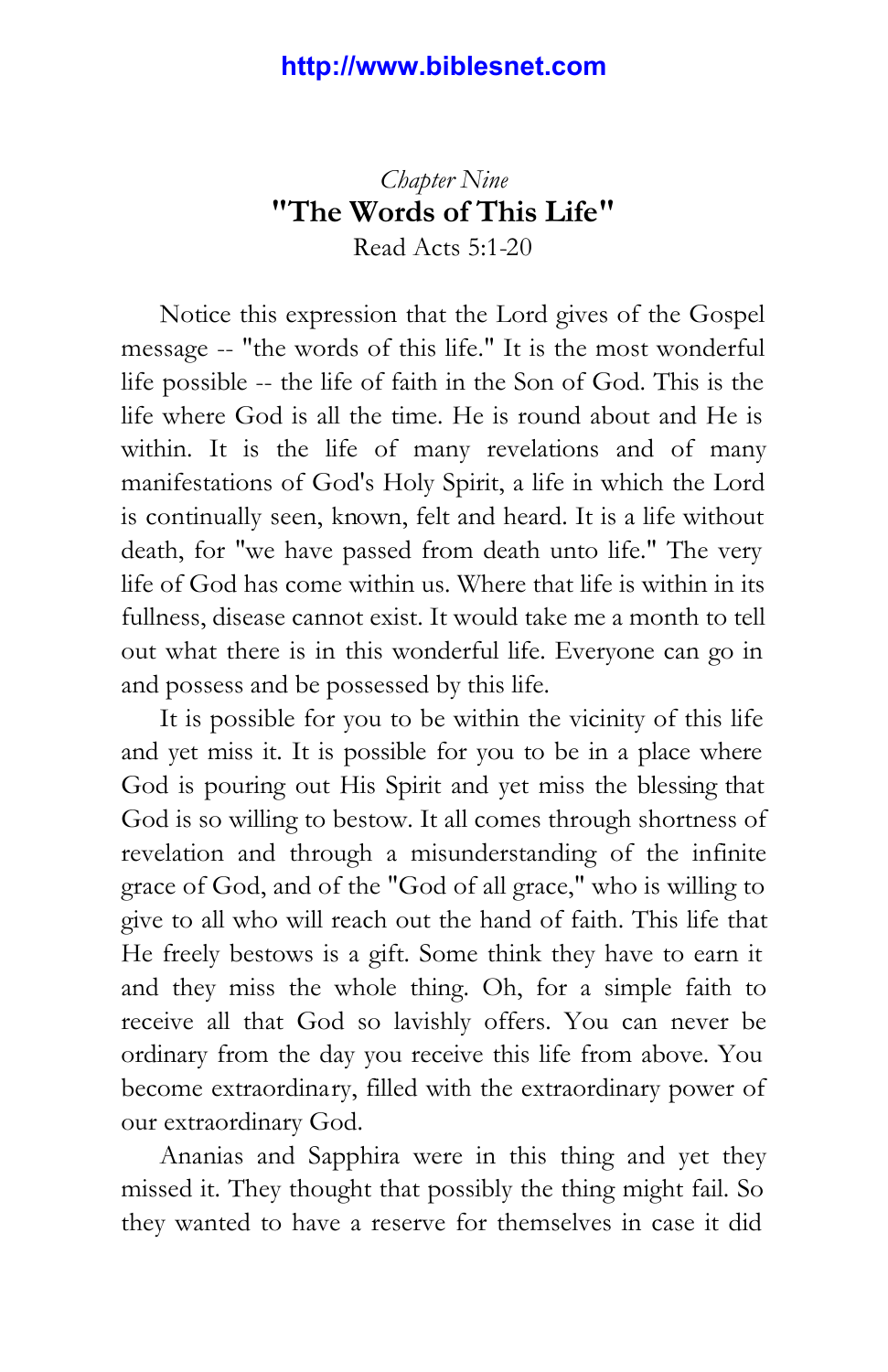*Chapter Nine*

# "The Words of This Life"

Read Acts 5:1-20

Notice this expression that the Lord gives of the Gospel message -- "the words of this life." It is the most wonderful life possible -- the life of faith in the Son of God. This is the life where God is all the time. He is round about and He is within. It is the life of many revelations and of many manifestations of God's Holy Spirit, a life in which the Lord is continually seen, known, felt and heard. It is a life without death, for "we have passed from death unto life." The very life of God has come within us. Where that life is within in its fullness, disease cannot exist. It would take me a month to tell out what there is in this wonderful life. Everyone can go in and possess and be possessed by this life.

It is possible for you to be within the vicinity of this life and yet miss it. It is possible for you to be in a place where God is pouring out His Spirit and yet miss the blessing that God is so willing to bestow. It all comes through shortness of revelation and through a misunderstanding of the infinite grace of God, and of the "God of all grace," who is willing to give to all who will reach out the hand of faith. This life that He freely bestows is a gift. Some think they have to earn it and they miss the whole thing. Oh, for a simple faith to receive all that God so lavishly offers. You can never be ordinary from the day you receive this life from above. You become extraordinary, filled with the extraordinary power of our extraordinary God.

Ananias and Sapphira were in this thing and yet they missed it. They thought that possibly the thing might fail. So they wanted to have a reserve for themselves in case it did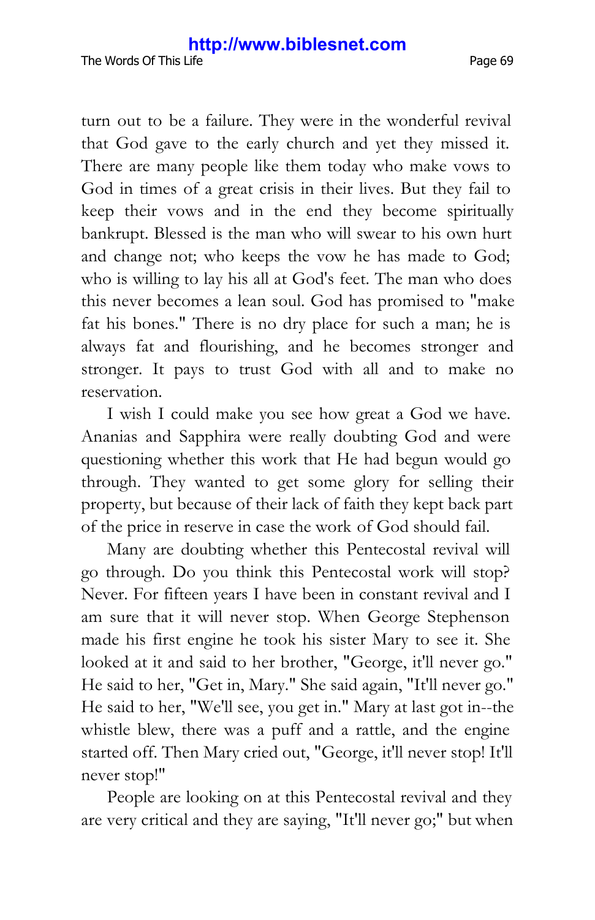turn out to be a failure. They were in the wonderful revival that God gave to the early church and yet they missed it. There are many people like them today who make vows to God in times of a great crisis in their lives. But they fail to keep their vows and in the end they become spiritually bankrupt. Blessed is the man who will swear to his own hurt and change not; who keeps the vow he has made to God; who is willing to lay his all at God's feet. The man who does this never becomes a lean soul. God has promised to "make fat his bones." There is no dry place for such a man; he is always fat and flourishing, and he becomes stronger and stronger. It pays to trust God with all and to make no reservation.

I wish I could make you see how great a God we have. Ananias and Sapphira were really doubting God and were questioning whether this work that He had begun would go through. They wanted to get some glory for selling their property, but because of their lack of faith they kept back part of the price in reserve in case the work of God should fail.

Many are doubting whether this Pentecostal revival will go through. Do you think this Pentecostal work will stop? Never. For fifteen years I have been in constant revival and I am sure that it will never stop. When George Stephenson made his first engine he took his sister Mary to see it. She looked at it and said to her brother, "George, it'll never go." He said to her, "Get in, Mary." She said again, "It'll never go." He said to her, "We'll see, you get in." Mary at last got in--the whistle blew, there was a puff and a rattle, and the engine started off. Then Mary cried out, "George, it'll never stop! It'll never stop!"

People are looking on at this Pentecostal revival and they are very critical and they are saying, "It'll never go;" but when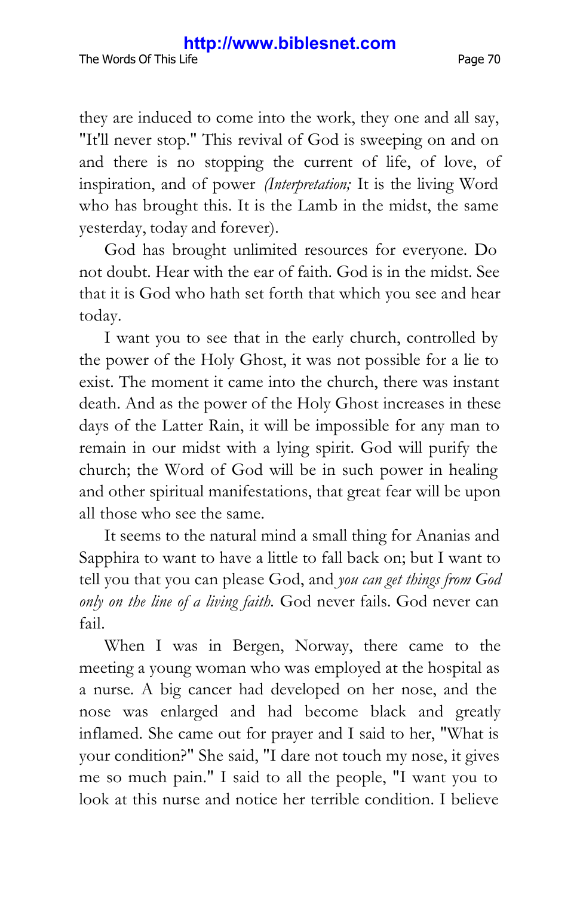they are induced to come into the work, they one and all say, "It'll never stop." This revival of God is sweeping on and on and there is no stopping the current of life, of love, of inspiration, and of power *(Interpretation;* It is the living Word who has brought this. It is the Lamb in the midst, the same yesterday, today and forever).

God has brought unlimited resources for everyone. Do not doubt. Hear with the ear of faith. God is in the midst. See that it is God who hath set forth that which you see and hear today.

I want you to see that in the early church, controlled by the power of the Holy Ghost, it was not possible for a lie to exist. The moment it came into the church, there was instant death. And as the power of the Holy Ghost increases in these days of the Latter Rain, it will be impossible for any man to remain in our midst with a lying spirit. God will purify the church; the Word of God will be in such power in healing and other spiritual manifestations, that great fear will be upon all those who see the same.

It seems to the natural mind a small thing for Ananias and Sapphira to want to have a little to fall back on; but I want to tell you that you can please God, and *you can get things from God only on the line of a living faith.* God never fails. God never can fail.

When I was in Bergen, Norway, there came to the meeting a young woman who was employed at the hospital as a nurse. A big cancer had developed on her nose, and the nose was enlarged and had become black and greatly inflamed. She came out for prayer and I said to her, "What is your condition?" She said, "I dare not touch my nose, it gives me so much pain." I said to all the people, "I want you to look at this nurse and notice her terrible condition. I believe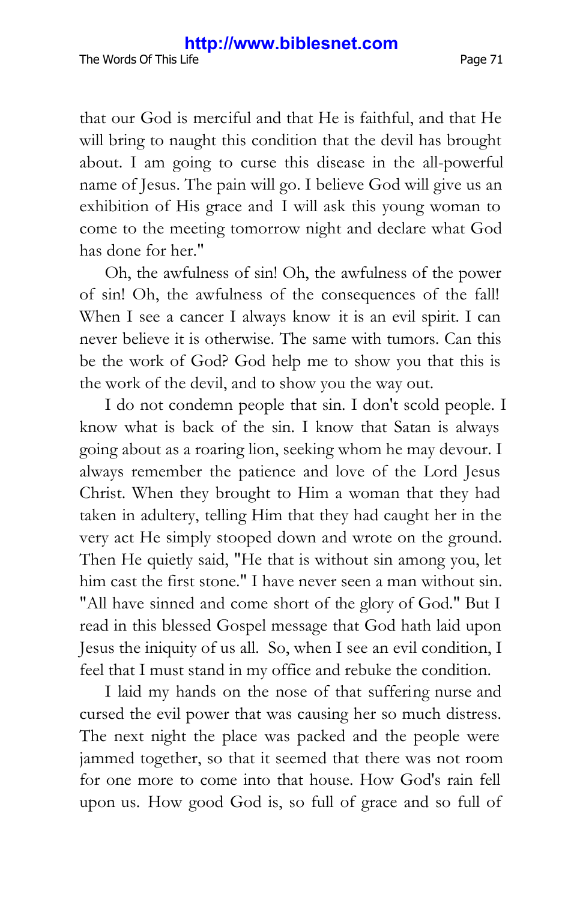that our God is merciful and that He is faithful, and that He will bring to naught this condition that the devil has brought about. I am going to curse this disease in the all-powerful name of Jesus. The pain will go. I believe God will give us an exhibition of His grace and I will ask this young woman to come to the meeting tomorrow night and declare what God has done for her."

Oh, the awfulness of sin! Oh, the awfulness of the power of sin! Oh, the awfulness of the consequences of the fall! When I see a cancer I always know it is an evil spirit. I can never believe it is otherwise. The same with tumors. Can this be the work of God? God help me to show you that this is the work of the devil, and to show you the way out.

I do not condemn people that sin. I don't scold people. I know what is back of the sin. I know that Satan is always going about as a roaring lion, seeking whom he may devour. I always remember the patience and love of the Lord Jesus Christ. When they brought to Him a woman that they had taken in adultery, telling Him that they had caught her in the very act He simply stooped down and wrote on the ground. Then He quietly said, "He that is without sin among you, let him cast the first stone." I have never seen a man without sin. "All have sinned and come short of the glory of God." But I read in this blessed Gospel message that God hath laid upon Jesus the iniquity of us all. So, when I see an evil condition, I feel that I must stand in my office and rebuke the condition.

I laid my hands on the nose of that suffering nurse and cursed the evil power that was causing her so much distress. The next night the place was packed and the people were jammed together, so that it seemed that there was not room for one more to come into that house. How God's rain fell upon us. How good God is, so full of grace and so full of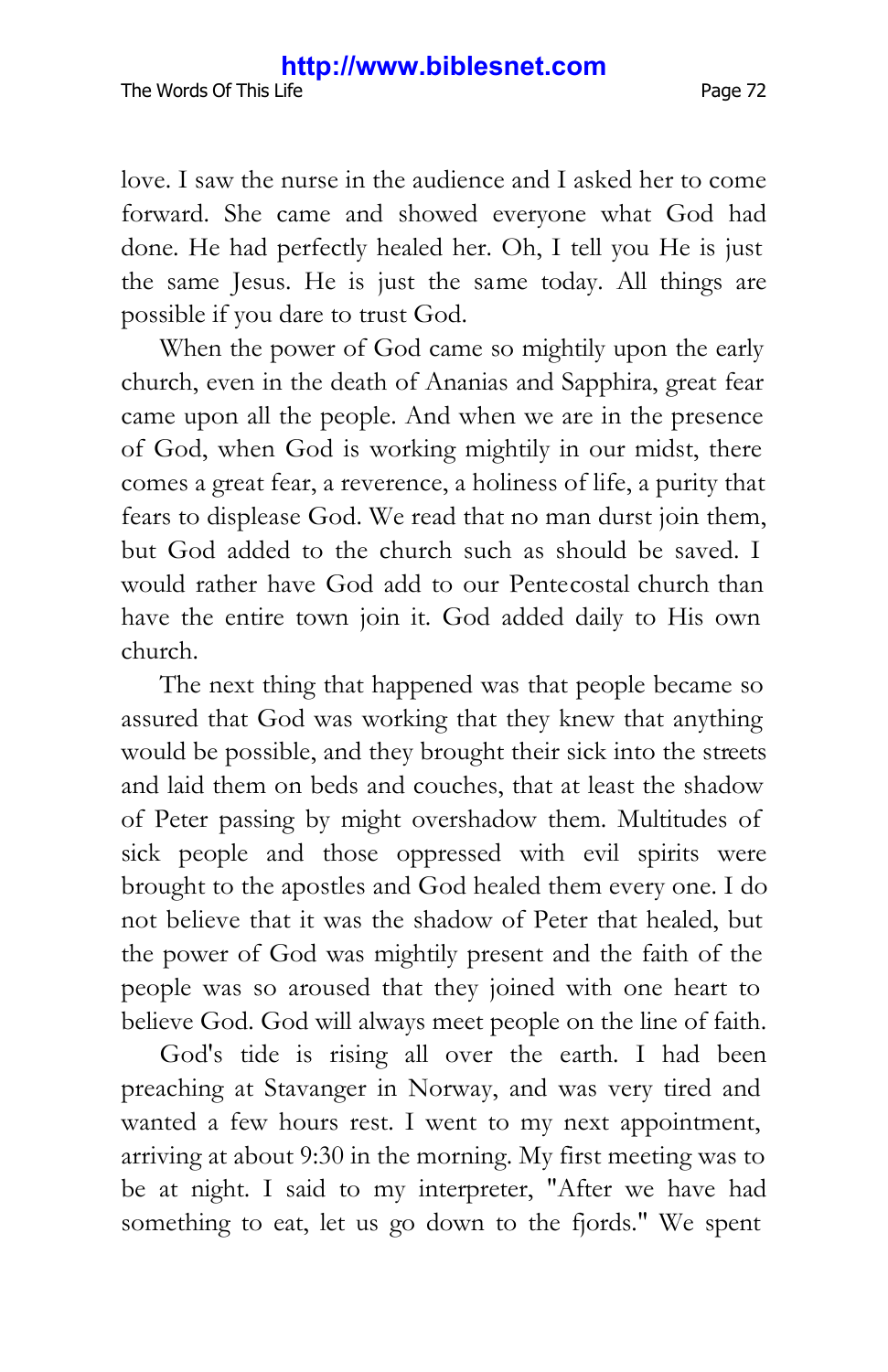love. I saw the nurse in the audience and I asked her to come forward. She came and showed everyone what God had done. He had perfectly healed her. Oh, I tell you He is just the same Jesus. He is just the same today. All things are possible if you dare to trust God.

When the power of God came so mightily upon the early church, even in the death of Ananias and Sapphira, great fear came upon all the people. And when we are in the presence of God, when God is working mightily in our midst, there comes a great fear, a reverence, a holiness of life, a purity that fears to displease God. We read that no man durst join them, but God added to the church such as should be saved. I would rather have God add to our Pentecostal church than have the entire town join it. God added daily to His own church.

The next thing that happened was that people became so assured that God was working that they knew that anything would be possible, and they brought their sick into the streets and laid them on beds and couches, that at least the shadow of Peter passing by might overshadow them. Multitudes of sick people and those oppressed with evil spirits were brought to the apostles and God healed them every one. I do not believe that it was the shadow of Peter that healed, but the power of God was mightily present and the faith of the people was so aroused that they joined with one heart to believe God. God will always meet people on the line of faith.

God's tide is rising all over the earth. I had been preaching at Stavanger in Norway, and was very tired and wanted a few hours rest. I went to my next appointment, arriving at about 9:30 in the morning. My first meeting was to be at night. I said to my interpreter, "After we have had something to eat, let us go down to the fjords." We spent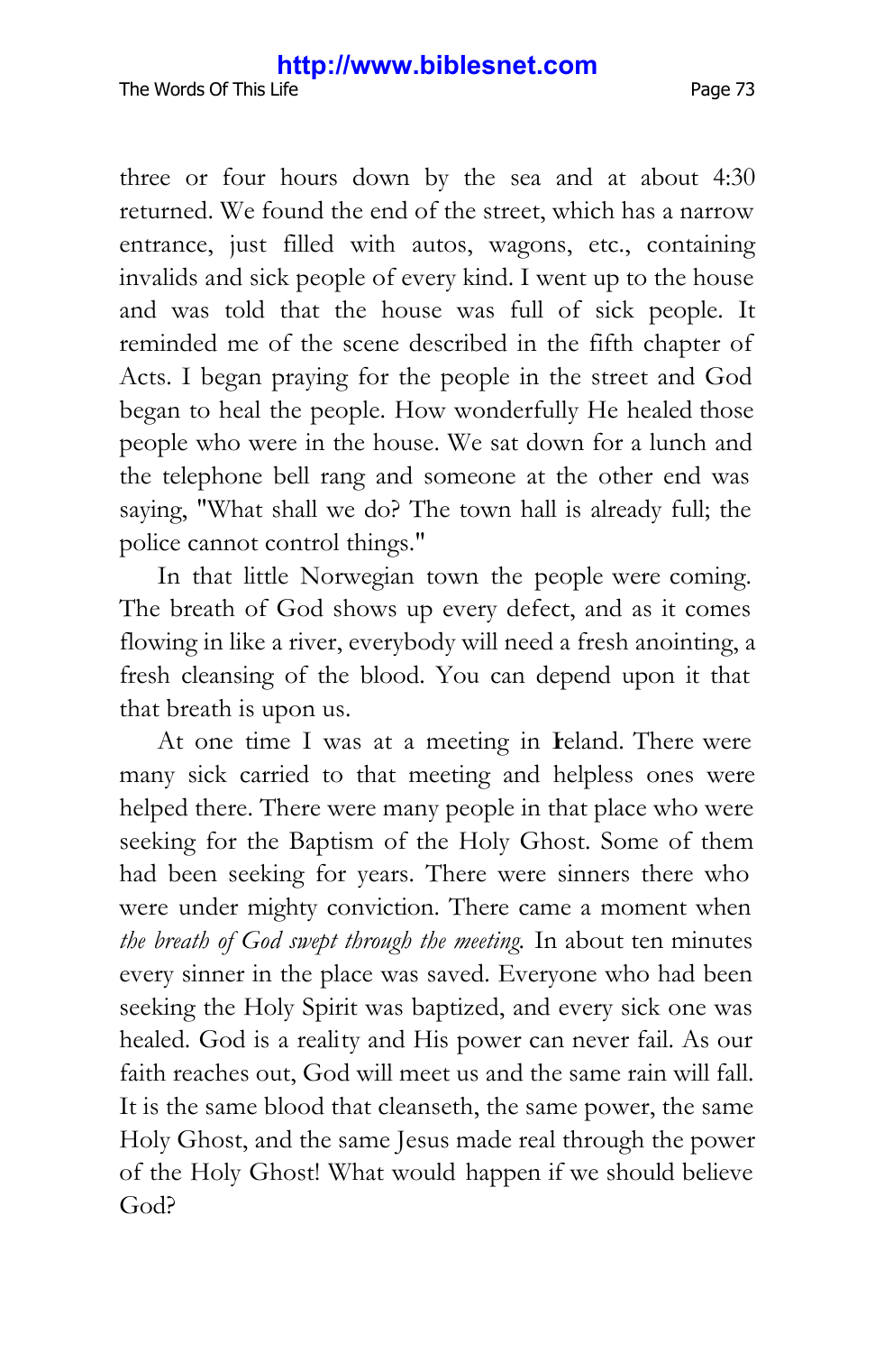three or four hours down by the sea and at about 4:30 returned. We found the end of the street, which has a narrow entrance, just filled with autos, wagons, etc., containing invalids and sick people of every kind. I went up to the house and was told that the house was full of sick people. It reminded me of the scene described in the fifth chapter of Acts. I began praying for the people in the street and God began to heal the people. How wonderfully He healed those people who were in the house. We sat down for a lunch and the telephone bell rang and someone at the other end was saying, "What shall we do? The town hall is already full; the police cannot control things."

In that little Norwegian town the people were coming. The breath of God shows up every defect, and as it comes flowing in like a river, everybody will need a fresh anointing, a fresh cleansing of the blood. You can depend upon it that that breath is upon us.

At one time I was at a meeting in Ireland. There were many sick carried to that meeting and helpless ones were helped there. There were many people in that place who were seeking for the Baptism of the Holy Ghost. Some of them had been seeking for years. There were sinners there who were under mighty conviction. There came a moment when *the breath of God swept through the meeting.* In about ten minutes every sinner in the place was saved. Everyone who had been seeking the Holy Spirit was baptized, and every sick one was healed. God is a reality and His power can never fail. As our faith reaches out, God will meet us and the same rain will fall. It is the same blood that cleanseth, the same power, the same Holy Ghost, and the same Jesus made real through the power of the Holy Ghost! What would happen if we should believe God?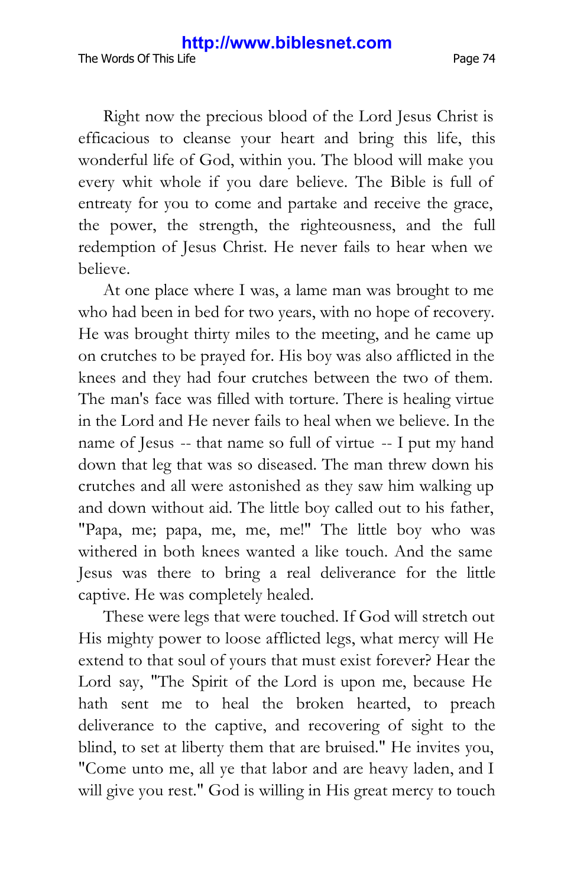Right now the precious blood of the Lord Jesus Christ is efficacious to cleanse your heart and bring this life, this wonderful life of God, within you. The blood will make you every whit whole if you dare believe. The Bible is full of entreaty for you to come and partake and receive the grace, the power, the strength, the righteousness, and the full redemption of Jesus Christ. He never fails to hear when we believe.

At one place where I was, a lame man was brought to me who had been in bed for two years, with no hope of recovery. He was brought thirty miles to the meeting, and he came up on crutches to be prayed for. His boy was also afflicted in the knees and they had four crutches between the two of them. The man's face was filled with torture. There is healing virtue in the Lord and He never fails to heal when we believe. In the name of Jesus -- that name so full of virtue -- I put my hand down that leg that was so diseased. The man threw down his crutches and all were astonished as they saw him walking up and down without aid. The little boy called out to his father, "Papa, me; papa, me, me, me!" The little boy who was withered in both knees wanted a like touch. And the same Jesus was there to bring a real deliverance for the little captive. He was completely healed.

These were legs that were touched. If God will stretch out His mighty power to loose afflicted legs, what mercy will He extend to that soul of yours that must exist forever? Hear the Lord say, "The Spirit of the Lord is upon me, because He hath sent me to heal the broken hearted, to preach deliverance to the captive, and recovering of sight to the blind, to set at liberty them that are bruised." He invites you, "Come unto me, all ye that labor and are heavy laden, and I will give you rest." God is willing in His great mercy to touch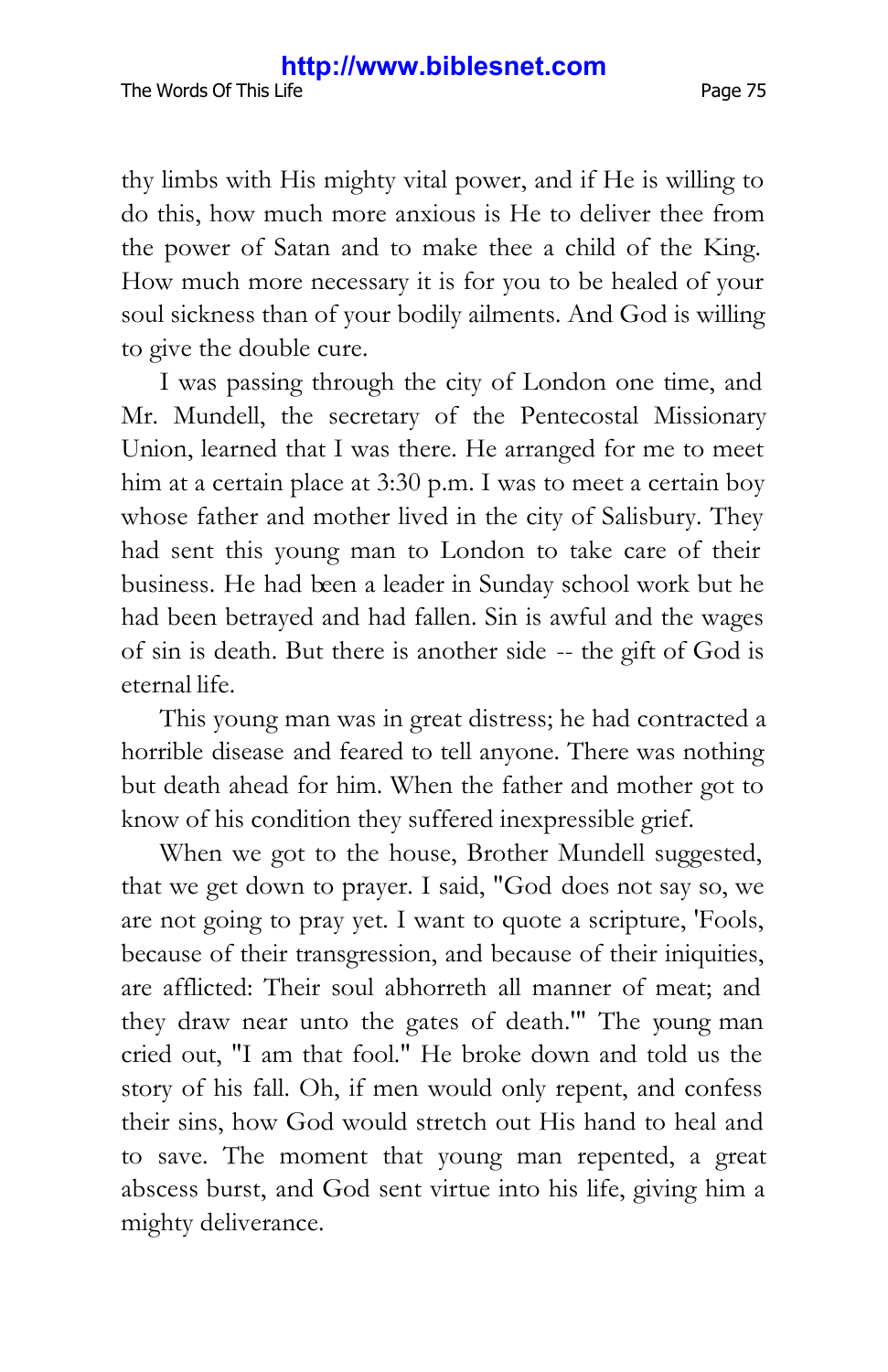thy limbs with His mighty vital power, and if He is willing to do this, how much more anxious is He to deliver thee from the power of Satan and to make thee a child of the King. How much more necessary it is for you to be healed of your soul sickness than of your bodily ailments. And God is willing to give the double cure.

I was passing through the city of London one time, and Mr. Mundell, the secretary of the Pentecostal Missionary Union, learned that I was there. He arranged for me to meet him at a certain place at 3:30 p.m. I was to meet a certain boy whose father and mother lived in the city of Salisbury. They had sent this young man to London to take care of their business. He had been a leader in Sunday school work but he had been betrayed and had fallen. Sin is awful and the wages of sin is death. But there is another side -- the gift of God is eternal life.

This young man was in great distress; he had contracted a horrible disease and feared to tell anyone. There was nothing but death ahead for him. When the father and mother got to know of his condition they suffered inexpressible grief.

When we got to the house, Brother Mundell suggested, that we get down to prayer. I said, "God does not say so, we are not going to pray yet. I want to quote a scripture, 'Fools, because of their transgression, and because of their iniquities, are afflicted: Their soul abhorreth all manner of meat; and they draw near unto the gates of death.'" The young man cried out, "I am that fool." He broke down and told us the story of his fall. Oh, if men would only repent, and confess their sins, how God would stretch out His hand to heal and to save. The moment that young man repented, a great abscess burst, and God sent virtue into his life, giving him a mighty deliverance.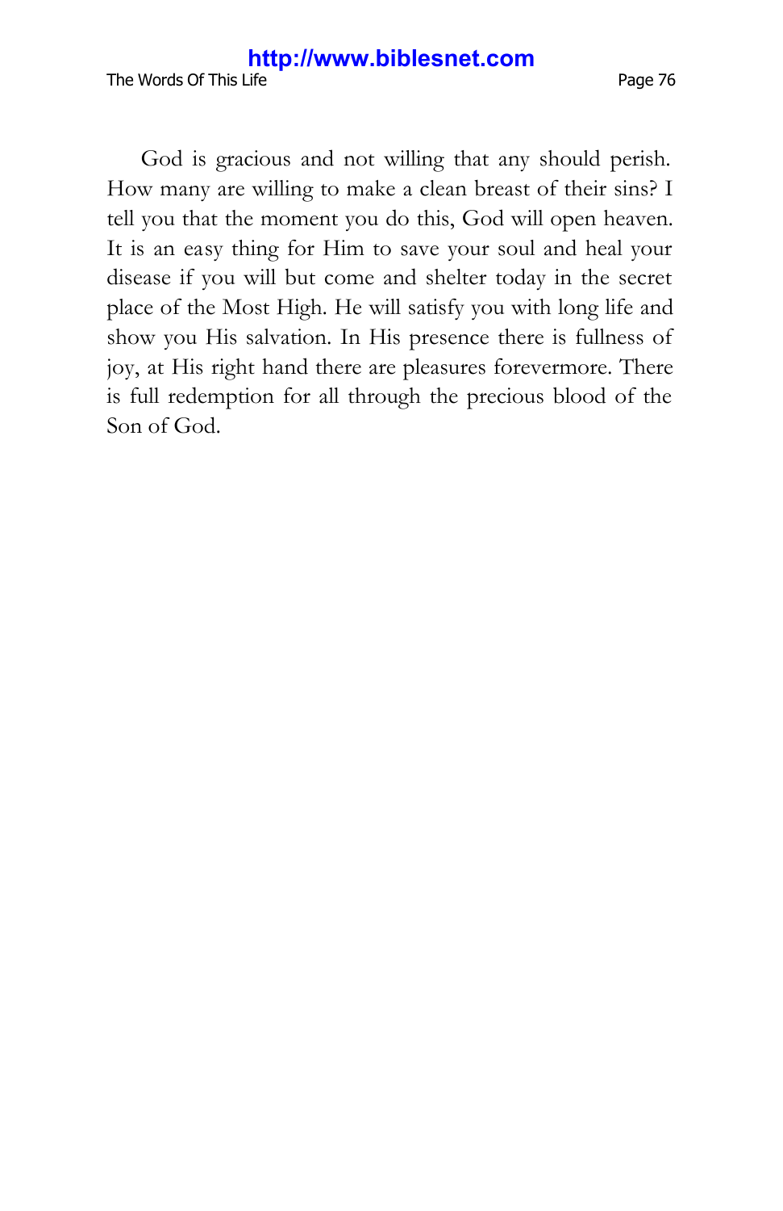God is gracious and not willing that any should perish. How many are willing to make a clean breast of their sins? I tell you that the moment you do this, God will open heaven. It is an easy thing for Him to save your soul and heal your disease if you will but come and shelter today in the secret place of the Most High. He will satisfy you with long life and show you His salvation. In His presence there is fullness of joy, at His right hand there are pleasures forevermore. There is full redemption for all through the precious blood of the Son of God.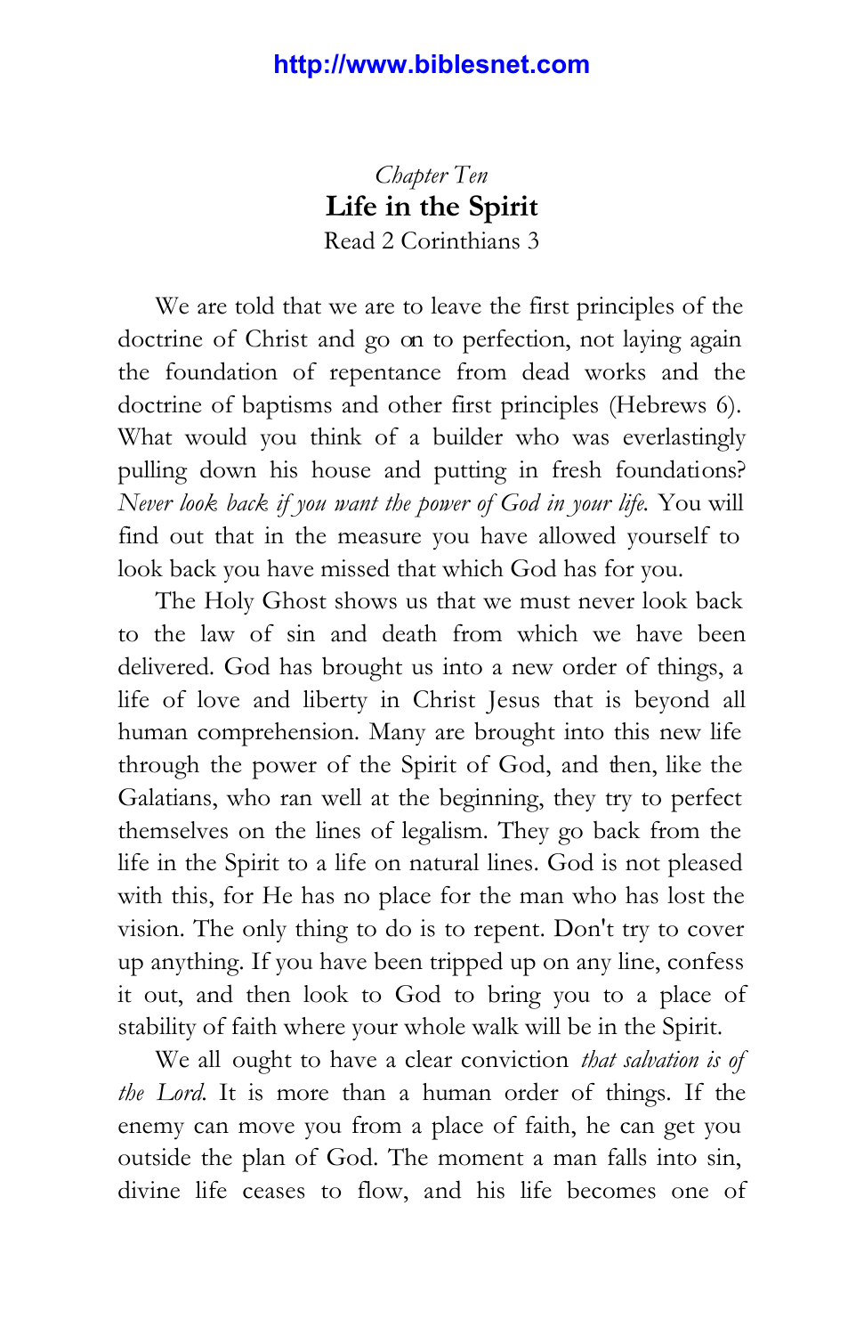*Chapter Ten*

# Life in the Spirit

Read 2 Corinthians 3

We are told that we are to leave the first principles of the doctrine of Christ and go on to perfection, not laying again the foundation of repentance from dead works and the doctrine of baptisms and other first principles (Hebrews 6). What would you think of a builder who was everlastingly pulling down his house and putting in fresh foundations? *Never look back if you want the power of God in your life.* You will find out that in the measure you have allowed yourself to look back you have missed that which God has for you.

The Holy Ghost shows us that we must never look back to the law of sin and death from which we have been delivered. God has brought us into a new order of things, a life of love and liberty in Christ Jesus that is beyond all human comprehension. Many are brought into this new life through the power of the Spirit of God, and then, like the Galatians, who ran well at the beginning, they try to perfect themselves on the lines of legalism. They go back from the life in the Spirit to a life on natural lines. God is not pleased with this, for He has no place for the man who has lost the vision. The only thing to do is to repent. Don't try to cover up anything. If you have been tripped up on any line, confess it out, and then look to God to bring you to a place of stability of faith where your whole walk will be in the Spirit.

We all ought to have a clear conviction *that salvation is of the Lord.* It is more than a human order of things. If the enemy can move you from a place of faith, he can get you outside the plan of God. The moment a man falls into sin, divine life ceases to flow, and his life becomes one of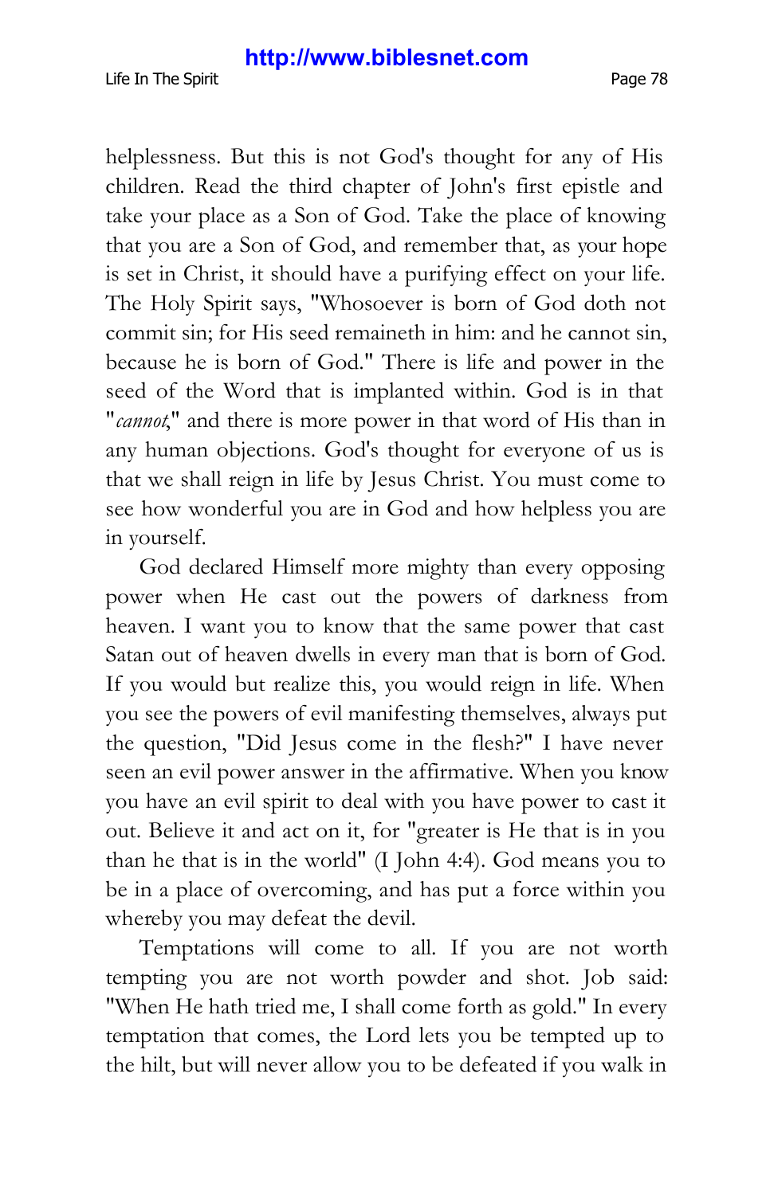helplessness. But this is not God's thought for any of His children. Read the third chapter of John's first epistle and take your place as a Son of God. Take the place of knowing that you are a Son of God, and remember that, as your hope is set in Christ, it should have a purifying effect on your life. The Holy Spirit says, "Whosoever is born of God doth not commit sin; for His seed remaineth in him: and he cannot sin, because he is born of God." There is life and power in the seed of the Word that is implanted within. God is in that "*cannot*," and there is more power in that word of His than in any human objections. God's thought for everyone of us is that we shall reign in life by Jesus Christ. You must come to see how wonderful you are in God and how helpless you are in yourself.

God declared Himself more mighty than every opposing power when He cast out the powers of darkness from heaven. I want you to know that the same power that cast Satan out of heaven dwells in every man that is born of God. If you would but realize this, you would reign in life. When you see the powers of evil manifesting themselves, always put the question, "Did Jesus come in the flesh?" I have never seen an evil power answer in the affirmative. When you know you have an evil spirit to deal with you have power to cast it out. Believe it and act on it, for "greater is He that is in you than he that is in the world" (I John 4:4). God means you to be in a place of overcoming, and has put a force within you whereby you may defeat the devil.

Temptations will come to all. If you are not worth tempting you are not worth powder and shot. Job said: "When He hath tried me, I shall come forth as gold." In every temptation that comes, the Lord lets you be tempted up to the hilt, but will never allow you to be defeated if you walk in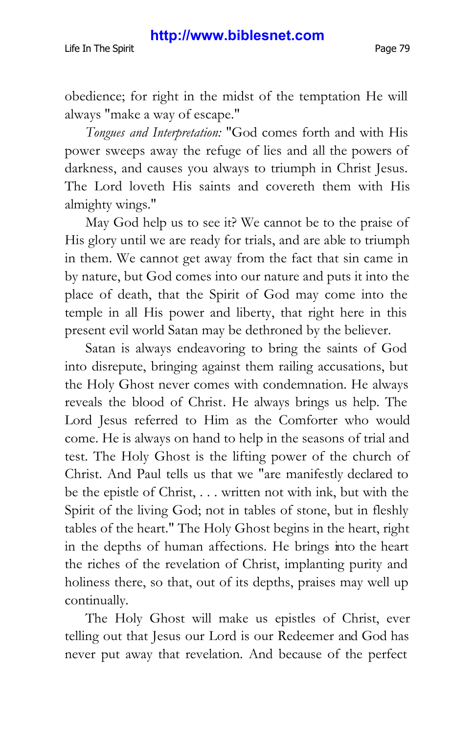obedience; for right in the midst of the temptation He will always "make a way of escape."

*Tongues and Interpretation:* "God comes forth and with His power sweeps away the refuge of lies and all the powers of darkness, and causes you always to triumph in Christ Jesus. The Lord loveth His saints and covereth them with His almighty wings."

May God help us to see it? We cannot be to the praise of His glory until we are ready for trials, and are able to triumph in them. We cannot get away from the fact that sin came in by nature, but God comes into our nature and puts it into the place of death, that the Spirit of God may come into the temple in all His power and liberty, that right here in this present evil world Satan may be dethroned by the believer.

Satan is always endeavoring to bring the saints of God into disrepute, bringing against them railing accusations, but the Holy Ghost never comes with condemnation. He always reveals the blood of Christ. He always brings us help. The Lord Jesus referred to Him as the Comforter who would come. He is always on hand to help in the seasons of trial and test. The Holy Ghost is the lifting power of the church of Christ. And Paul tells us that we "are manifestly declared to be the epistle of Christ, . . . written not with ink, but with the Spirit of the living God; not in tables of stone, but in fleshly tables of the heart." The Holy Ghost begins in the heart, right in the depths of human affections. He brings into the heart the riches of the revelation of Christ, implanting purity and holiness there, so that, out of its depths, praises may well up continually.

The Holy Ghost will make us epistles of Christ, ever telling out that Jesus our Lord is our Redeemer and God has never put away that revelation. And because of the perfect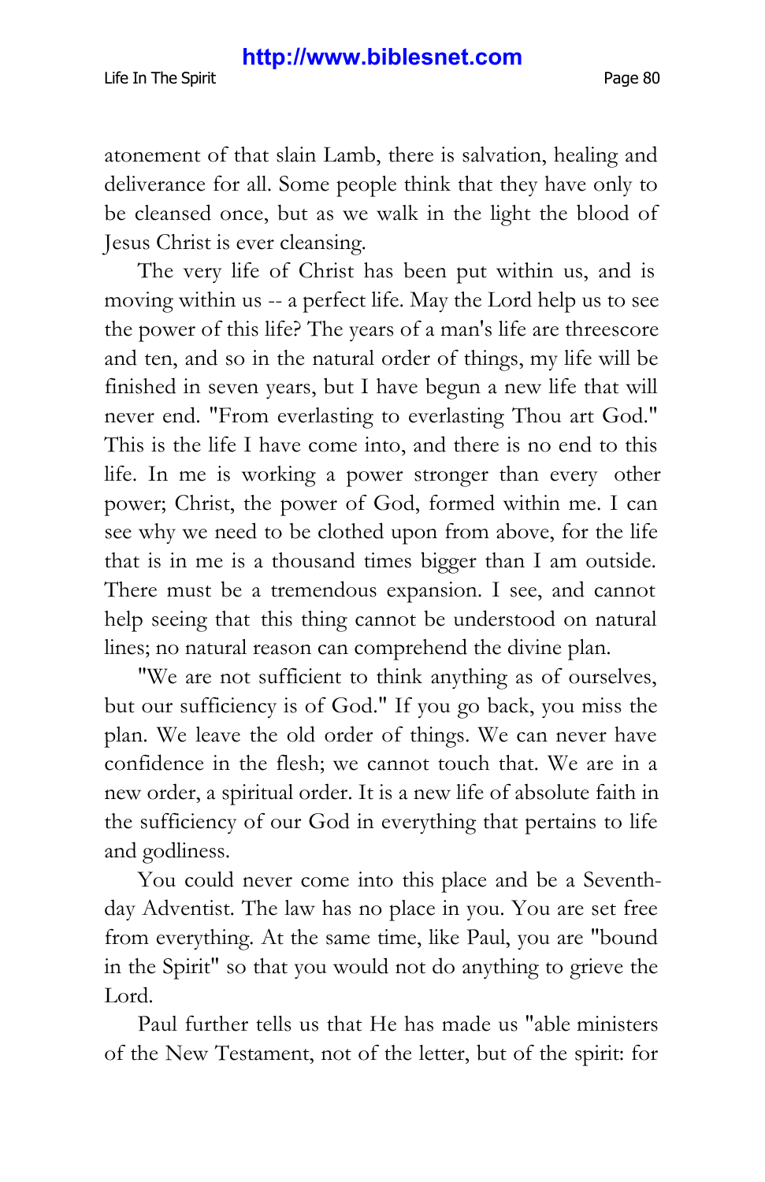atonement of that slain Lamb, there is salvation, healing and deliverance for all. Some people think that they have only to be cleansed once, but as we walk in the light the blood of Jesus Christ is ever cleansing.

The very life of Christ has been put within us, and is moving within us -- a perfect life. May the Lord help us to see the power of this life? The years of a man's life are threescore and ten, and so in the natural order of things, my life will be finished in seven years, but I have begun a new life that will never end. "From everlasting to everlasting Thou art God." This is the life I have come into, and there is no end to this life. In me is working a power stronger than every other power; Christ, the power of God, formed within me. I can see why we need to be clothed upon from above, for the life that is in me is a thousand times bigger than I am outside. There must be a tremendous expansion. I see, and cannot help seeing that this thing cannot be understood on natural lines; no natural reason can comprehend the divine plan.

"We are not sufficient to think anything as of ourselves, but our sufficiency is of God." If you go back, you miss the plan. We leave the old order of things. We can never have confidence in the flesh; we cannot touch that. We are in a new order, a spiritual order. It is a new life of absolute faith in the sufficiency of our God in everything that pertains to life and godliness.

You could never come into this place and be a Seventh-day Adventist. The law has no place in you. You are set free from everything. At the same time, like Paul, you are "bound in the Spirit" so that you would not do anything to grieve the Lord.

Paul further tells us that He has made us "able ministers of the New Testament, not of the letter, but of the spirit: for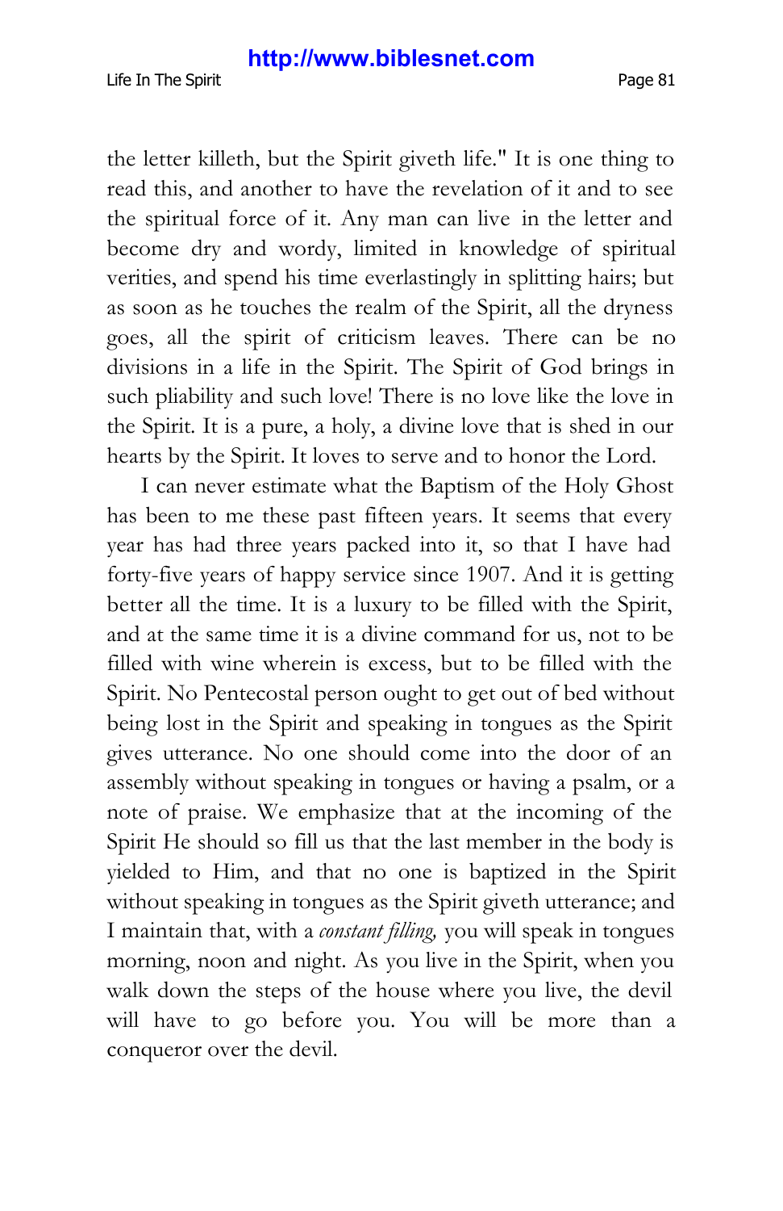the letter killeth, but the Spirit giveth life." It is one thing to read this, and another to have the revelation of it and to see the spiritual force of it. Any man can live in the letter and become dry and wordy, limited in knowledge of spiritual verities, and spend his time everlastingly in splitting hairs; but as soon as he touches the realm of the Spirit, all the dryness goes, all the spirit of criticism leaves. There can be no divisions in a life in the Spirit. The Spirit of God brings in such pliability and such love! There is no love like the love in the Spirit. It is a pure, a holy, a divine love that is shed in our hearts by the Spirit. It loves to serve and to honor the Lord.

I can never estimate what the Baptism of the Holy Ghost has been to me these past fifteen years. It seems that every year has had three years packed into it, so that I have had forty-five years of happy service since 1907. And it is getting better all the time. It is a luxury to be filled with the Spirit, and at the same time it is a divine command for us, not to be filled with wine wherein is excess, but to be filled with the Spirit. No Pentecostal person ought to get out of bed without being lost in the Spirit and speaking in tongues as the Spirit gives utterance. No one should come into the door of an assembly without speaking in tongues or having a psalm, or a note of praise. We emphasize that at the incoming of the Spirit He should so fill us that the last member in the body is yielded to Him, and that no one is baptized in the Spirit without speaking in tongues as the Spirit giveth utterance; and I maintain that, with a *constant filling,* you will speak in tongues morning, noon and night. As you live in the Spirit, when you walk down the steps of the house where you live, the devil will have to go before you. You will be more than a conqueror over the devil.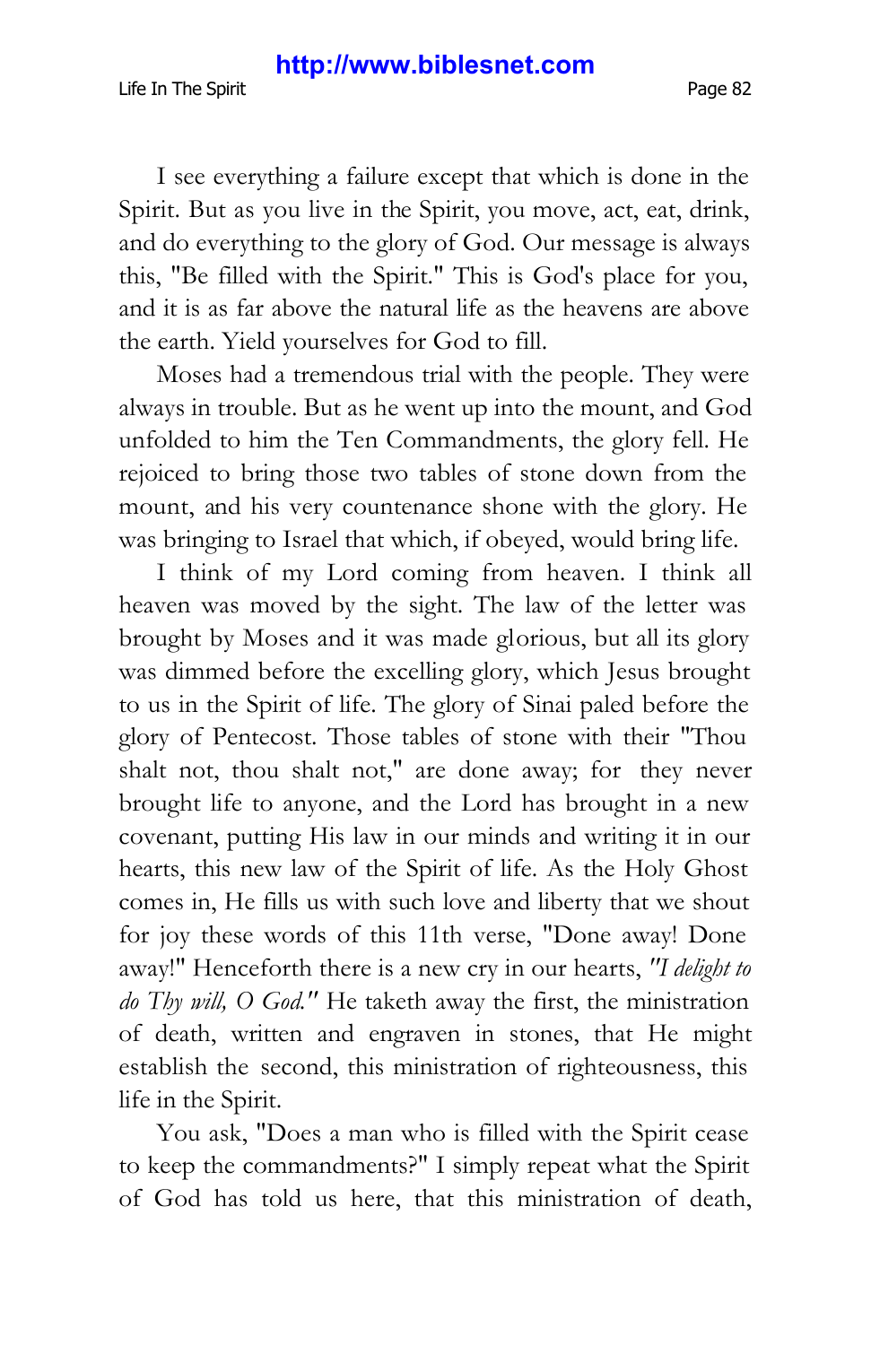I see everything a failure except that which is done in the Spirit. But as you live in the Spirit, you move, act, eat, drink, and do everything to the glory of God. Our message is always this, "Be filled with the Spirit." This is God's place for you, and it is as far above the natural life as the heavens are above the earth. Yield yourselves for God to fill.

Moses had a tremendous trial with the people. They were always in trouble. But as he went up into the mount, and God unfolded to him the Ten Commandments, the glory fell. He rejoiced to bring those two tables of stone down from the mount, and his very countenance shone with the glory. He was bringing to Israel that which, if obeyed, would bring life.

I think of my Lord coming from heaven. I think all heaven was moved by the sight. The law of the letter was brought by Moses and it was made glorious, but all its glory was dimmed before the excelling glory, which Jesus brought to us in the Spirit of life. The glory of Sinai paled before the glory of Pentecost. Those tables of stone with their "Thou shalt not, thou shalt not," are done away; for they never brought life to anyone, and the Lord has brought in a new covenant, putting His law in our minds and writing it in our hearts, this new law of the Spirit of life. As the Holy Ghost comes in, He fills us with such love and liberty that we shout for joy these words of this 11th verse, "Done away! Done away!" Henceforth there is a new cry in our hearts, *"I delight to do Thy will, O God."* He taketh away the first, the ministration of death, written and engraven in stones, that He might establish the second, this ministration of righteousness, this life in the Spirit.

You ask, "Does a man who is filled with the Spirit cease to keep the commandments?" I simply repeat what the Spirit of God has told us here, that this ministration of death,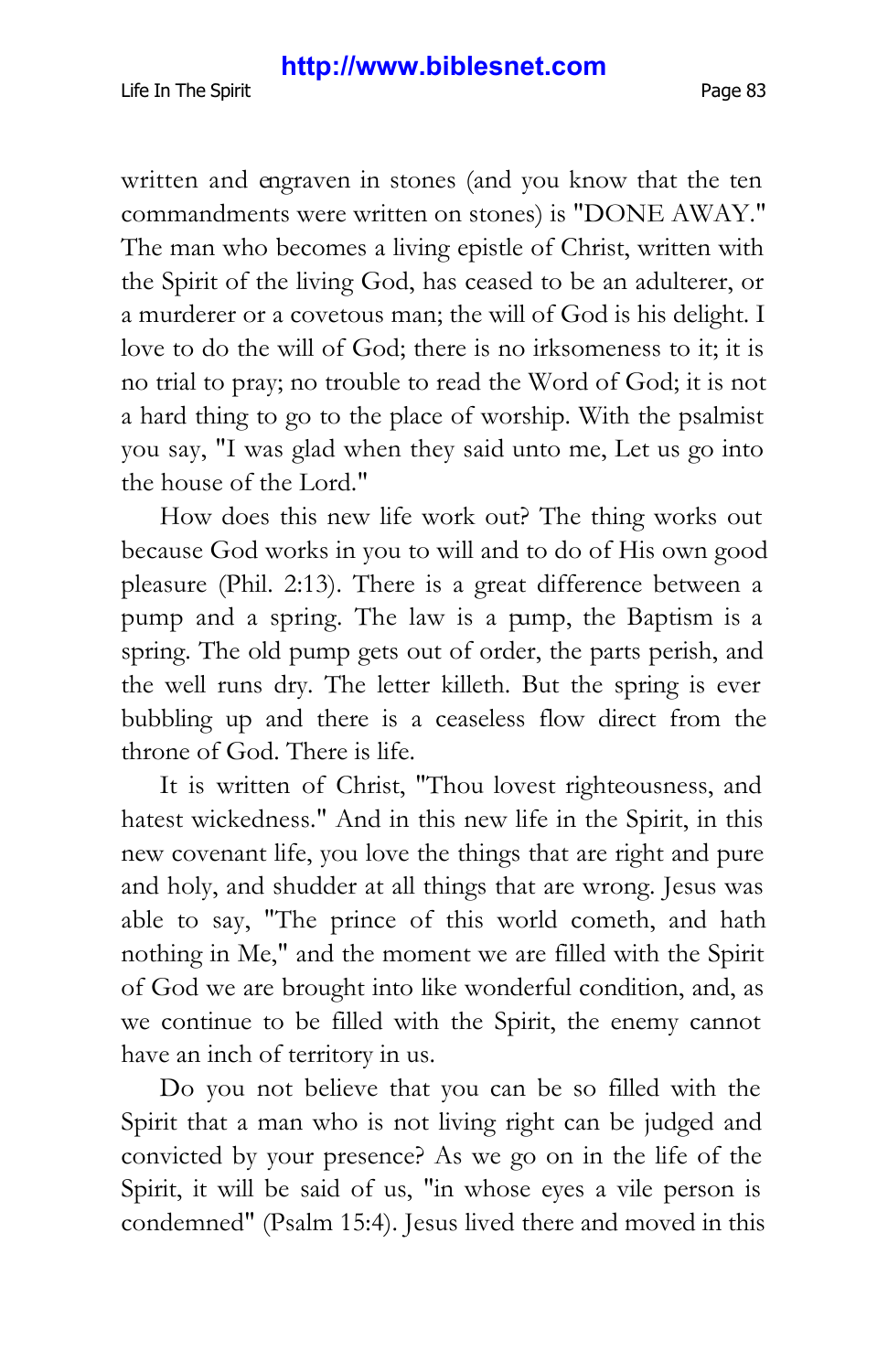written and engraven in stones (and you know that the ten commandments were written on stones) is "DONE AWAY." The man who becomes a living epistle of Christ, written with the Spirit of the living God, has ceased to be an adulterer, or a murderer or a covetous man; the will of God is his delight. I love to do the will of God; there is no irksomeness to it; it is no trial to pray; no trouble to read the Word of God; it is not a hard thing to go to the place of worship. With the psalmist you say, "I was glad when they said unto me, Let us go into the house of the Lord."

How does this new life work out? The thing works out because God works in you to will and to do of His own good pleasure (Phil. 2:13). There is a great difference between a pump and a spring. The law is a pump, the Baptism is a spring. The old pump gets out of order, the parts perish, and the well runs dry. The letter killeth. But the spring is ever bubbling up and there is a ceaseless flow direct from the throne of God. There is life.

It is written of Christ, "Thou lovest righteousness, and hatest wickedness." And in this new life in the Spirit, in this new covenant life, you love the things that are right and pure and holy, and shudder at all things that are wrong. Jesus was able to say, "The prince of this world cometh, and hath nothing in Me," and the moment we are filled with the Spirit of God we are brought into like wonderful condition, and, as we continue to be filled with the Spirit, the enemy cannot have an inch of territory in us.

Do you not believe that you can be so filled with the Spirit that a man who is not living right can be judged and convicted by your presence? As we go on in the life of the Spirit, it will be said of us, "in whose eyes a vile person is condemned" (Psalm 15:4). Jesus lived there and moved in this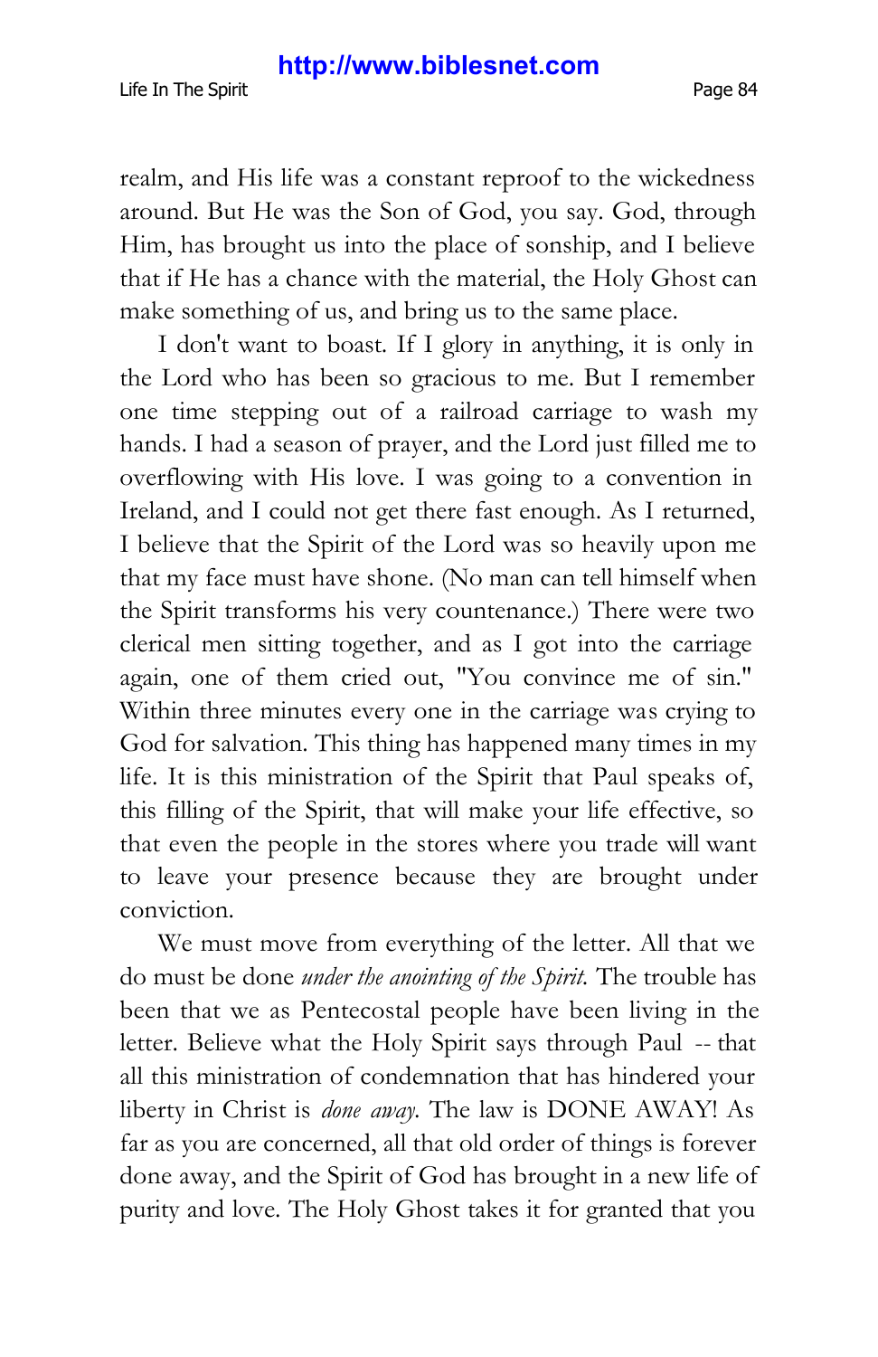realm, and His life was a constant reproof to the wickedness around. But He was the Son of God, you say. God, through Him, has brought us into the place of sonship, and I believe that if He has a chance with the material, the Holy Ghost can make something of us, and bring us to the same place.

I don't want to boast. If I glory in anything, it is only in the Lord who has been so gracious to me. But I remember one time stepping out of a railroad carriage to wash my hands. I had a season of prayer, and the Lord just filled me to overflowing with His love. I was going to a convention in Ireland, and I could not get there fast enough. As I returned, I believe that the Spirit of the Lord was so heavily upon me that my face must have shone. (No man can tell himself when the Spirit transforms his very countenance.) There were two clerical men sitting together, and as I got into the carriage again, one of them cried out, "You convince me of sin." Within three minutes every one in the carriage was crying to God for salvation. This thing has happened many times in my life. It is this ministration of the Spirit that Paul speaks of, this filling of the Spirit, that will make your life effective, so that even the people in the stores where you trade will want to leave your presence because they are brought under conviction.

We must move from everything of the letter. All that we do must be done *under the anointing of the Spirit.* The trouble has been that we as Pentecostal people have been living in the letter. Believe what the Holy Spirit says through Paul -- that all this ministration of condemnation that has hindered your liberty in Christ is *done away.* The law is DONE AWAY! As far as you are concerned, all that old order of things is forever done away, and the Spirit of God has brought in a new life of purity and love. The Holy Ghost takes it for granted that you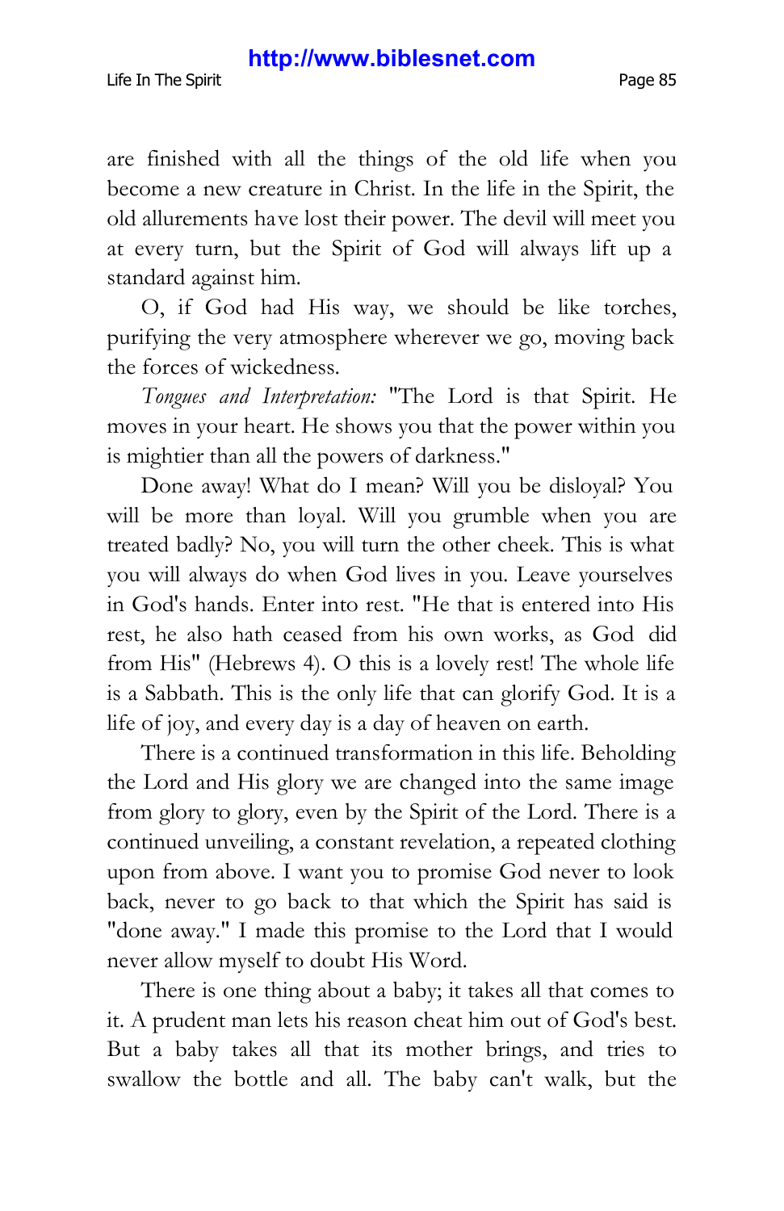are finished with all the things of the old life when you become a new creature in Christ. In the life in the Spirit, the old allurements have lost their power. The devil will meet you at every turn, but the Spirit of God will always lift up a standard against him.

O, if God had His way, we should be like torches, purifying the very atmosphere wherever we go, moving back the forces of wickedness.

*Tongues and Interpretation:* "The Lord is that Spirit. He moves in your heart. He shows you that the power within you is mightier than all the powers of darkness."

Done away! What do I mean? Will you be disloyal? You will be more than loyal. Will you grumble when you are treated badly? No, you will turn the other cheek. This is what you will always do when God lives in you. Leave yourselves in God's hands. Enter into rest. "He that is entered into His rest, he also hath ceased from his own works, as God did from His" (Hebrews 4). O this is a lovely rest! The whole life is a Sabbath. This is the only life that can glorify God. It is a life of joy, and every day is a day of heaven on earth.

There is a continued transformation in this life. Beholding the Lord and His glory we are changed into the same image from glory to glory, even by the Spirit of the Lord. There is a continued unveiling, a constant revelation, a repeated clothing upon from above. I want you to promise God never to look back, never to go back to that which the Spirit has said is "done away." I made this promise to the Lord that I would never allow myself to doubt His Word.

There is one thing about a baby; it takes all that comes to it. A prudent man lets his reason cheat him out of God's best. But a baby takes all that its mother brings, and tries to swallow the bottle and all. The baby can't walk, but the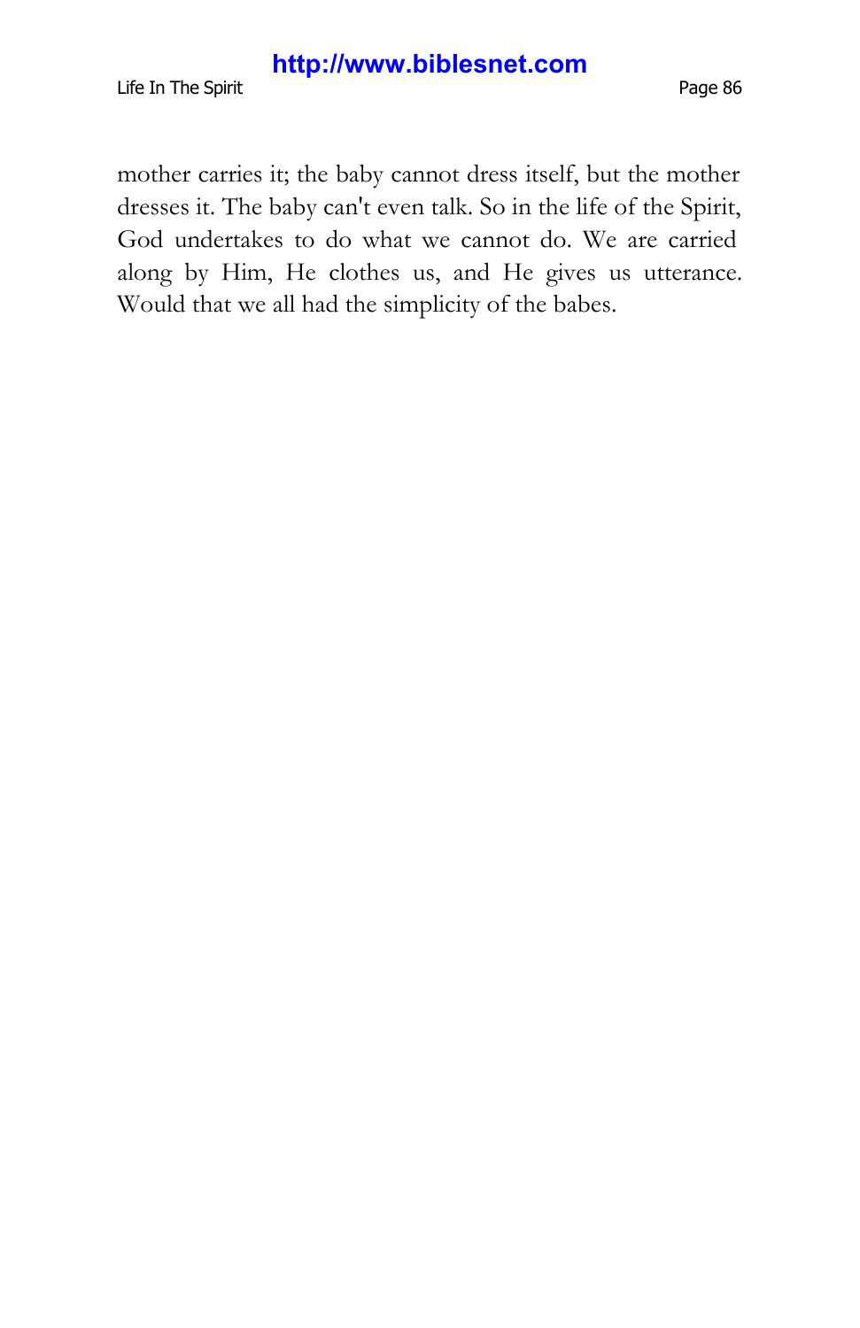mother carries it; the baby cannot dress itself, but the mother dresses it. The baby can't even talk. So in the life of the Spirit, God undertakes to do what we cannot do. We are carried along by Him, He clothes us, and He gives us utterance. Would that we all had the simplicity of the babes.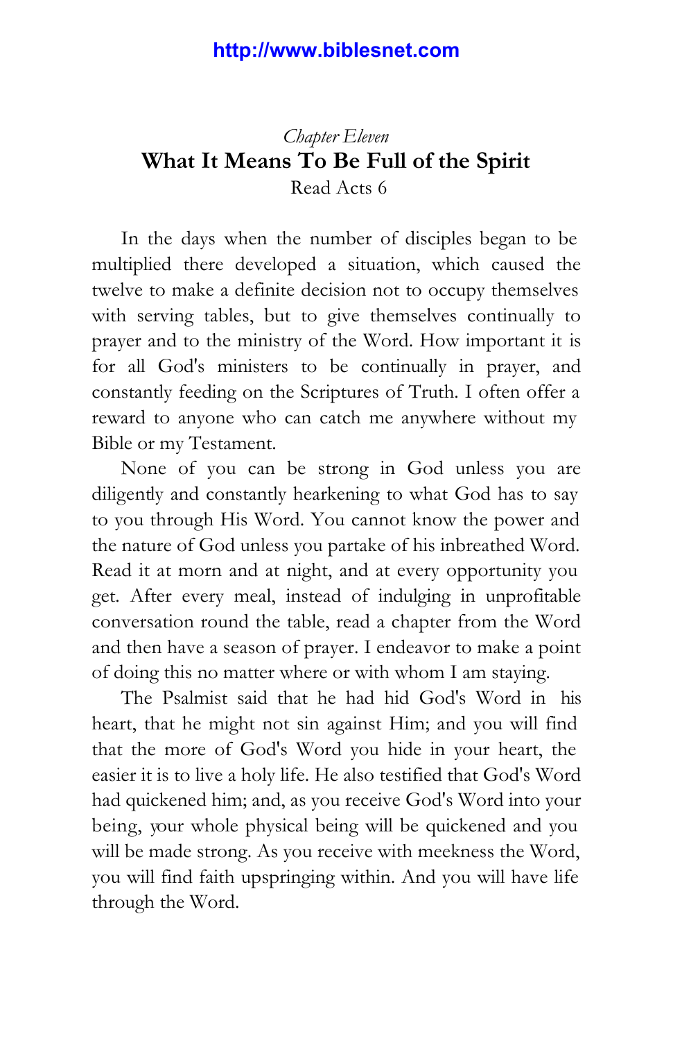*Chapter Eleven*

## What It Means To Be Full of the Spirit

Read Acts 6

In the days when the number of disciples began to be multiplied there developed a situation, which caused the twelve to make a definite decision not to occupy themselves with serving tables, but to give themselves continually to prayer and to the ministry of the Word. How important it is for all God's ministers to be continually in prayer, and constantly feeding on the Scriptures of Truth. I often offer a reward to anyone who can catch me anywhere without my Bible or my Testament.

None of you can be strong in God unless you are diligently and constantly hearkening to what God has to say to you through His Word. You cannot know the power and the nature of God unless you partake of his inbreathed Word. Read it at morn and at night, and at every opportunity you get. After every meal, instead of indulging in unprofitable conversation round the table, read a chapter from the Word and then have a season of prayer. I endeavor to make a point of doing this no matter where or with whom I am staying.

The Psalmist said that he had hid God's Word in his heart, that he might not sin against Him; and you will find that the more of God's Word you hide in your heart, the easier it is to live a holy life. He also testified that God's Word had quickened him; and, as you receive God's Word into your being, your whole physical being will be quickened and you will be made strong. As you receive with meekness the Word, you will find faith upspringing within. And you will have life through the Word.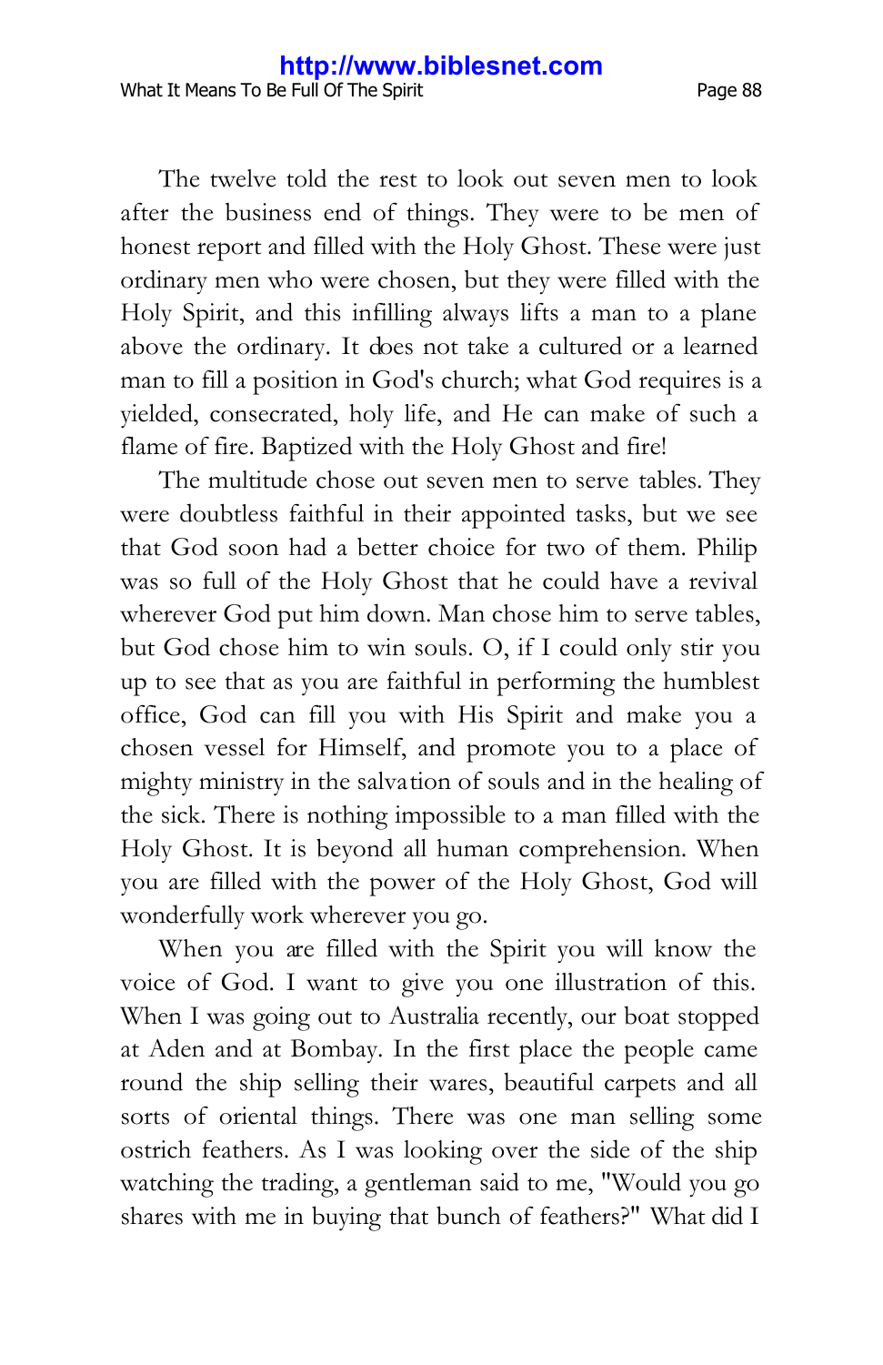The twelve told the rest to look out seven men to look after the business end of things. They were to be men of honest report and filled with the Holy Ghost. These were just ordinary men who were chosen, but they were filled with the Holy Spirit, and this infilling always lifts a man to a plane above the ordinary. It does not take a cultured or a learned man to fill a position in God's church; what God requires is a yielded, consecrated, holy life, and He can make of such a flame of fire. Baptized with the Holy Ghost and fire!

The multitude chose out seven men to serve tables. They were doubtless faithful in their appointed tasks, but we see that God soon had a better choice for two of them. Philip was so full of the Holy Ghost that he could have a revival wherever God put him down. Man chose him to serve tables, but God chose him to win souls. O, if I could only stir you up to see that as you are faithful in performing the humblest office, God can fill you with His Spirit and make you a chosen vessel for Himself, and promote you to a place of mighty ministry in the salvation of souls and in the healing of the sick. There is nothing impossible to a man filled with the Holy Ghost. It is beyond all human comprehension. When you are filled with the power of the Holy Ghost, God will wonderfully work wherever you go.

When you are filled with the Spirit you will know the voice of God. I want to give you one illustration of this. When I was going out to Australia recently, our boat stopped at Aden and at Bombay. In the first place the people came round the ship selling their wares, beautiful carpets and all sorts of oriental things. There was one man selling some ostrich feathers. As I was looking over the side of the ship watching the trading, a gentleman said to me, "Would you go shares with me in buying that bunch of feathers?" What did I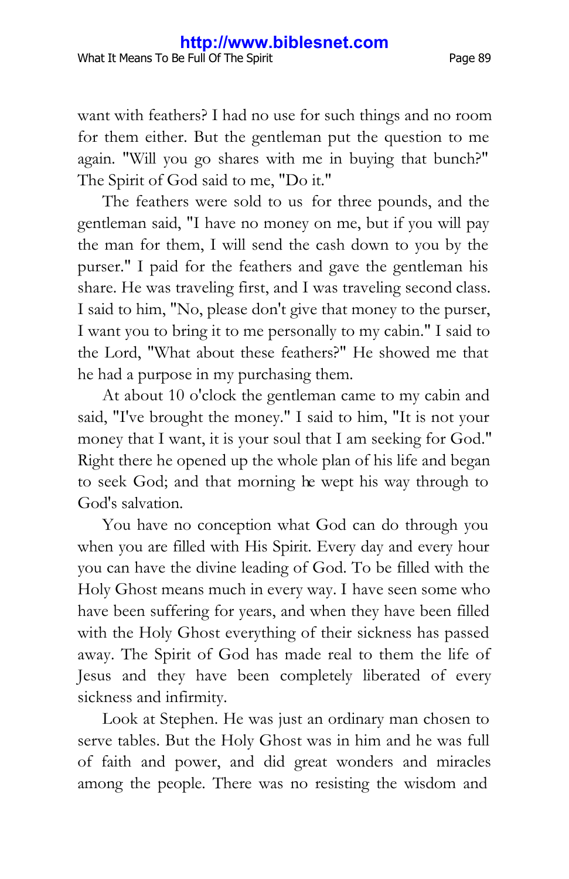want with feathers? I had no use for such things and no room for them either. But the gentleman put the question to me again. "Will you go shares with me in buying that bunch?" The Spirit of God said to me, "Do it."

The feathers were sold to us for three pounds, and the gentleman said, "I have no money on me, but if you will pay the man for them, I will send the cash down to you by the purser." I paid for the feathers and gave the gentleman his share. He was traveling first, and I was traveling second class. I said to him, "No, please don't give that money to the purser, I want you to bring it to me personally to my cabin." I said to the Lord, "What about these feathers?" He showed me that he had a purpose in my purchasing them.

At about 10 o'clock the gentleman came to my cabin and said, "I've brought the money." I said to him, "It is not your money that I want, it is your soul that I am seeking for God." Right there he opened up the whole plan of his life and began to seek God; and that morning he wept his way through to God's salvation.

You have no conception what God can do through you when you are filled with His Spirit. Every day and every hour you can have the divine leading of God. To be filled with the Holy Ghost means much in every way. I have seen some who have been suffering for years, and when they have been filled with the Holy Ghost everything of their sickness has passed away. The Spirit of God has made real to them the life of Jesus and they have been completely liberated of every sickness and infirmity.

Look at Stephen. He was just an ordinary man chosen to serve tables. But the Holy Ghost was in him and he was full of faith and power, and did great wonders and miracles among the people. There was no resisting the wisdom and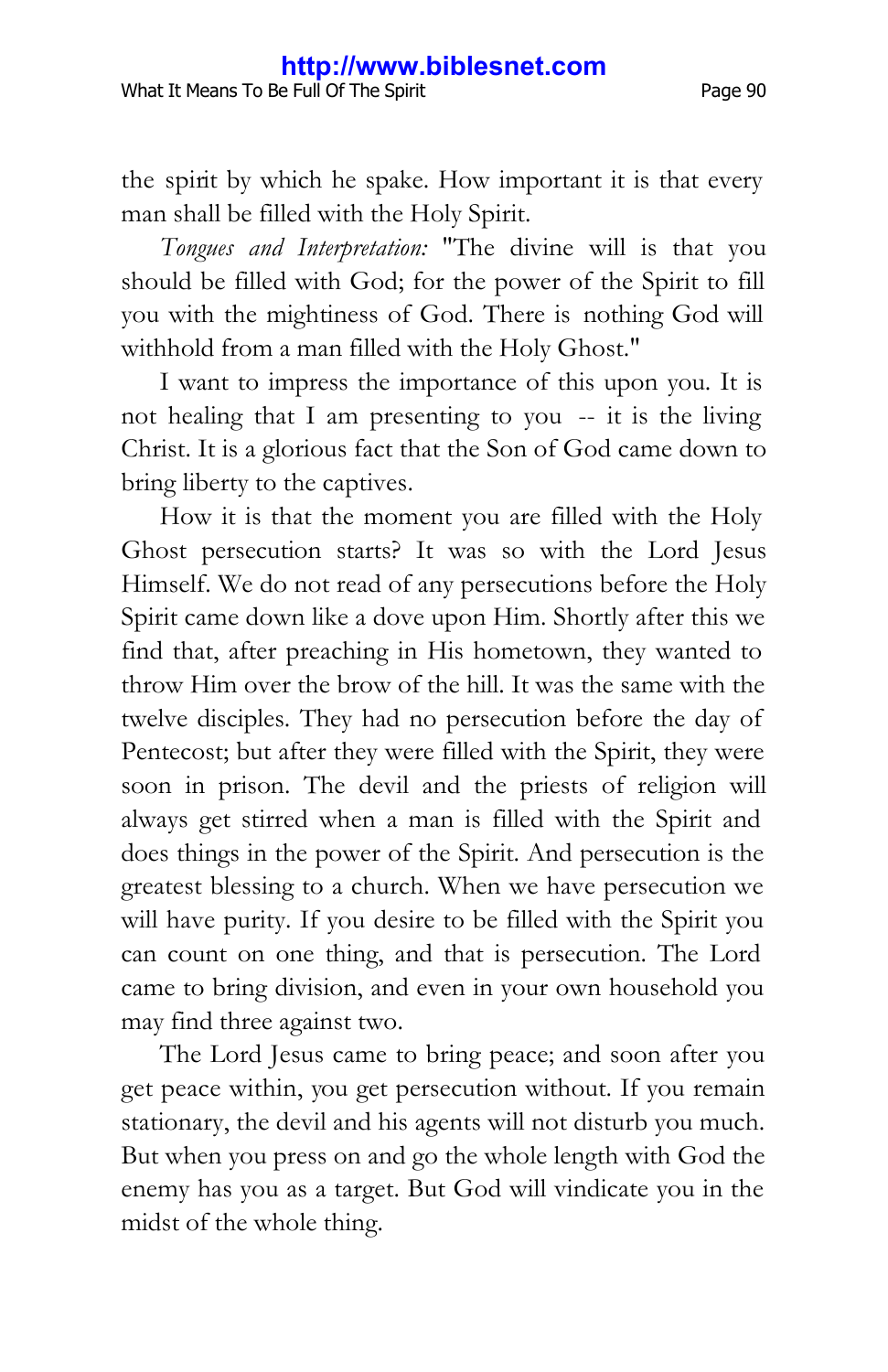the spirit by which he spake. How important it is that every man shall be filled with the Holy Spirit.

*Tongues and Interpretation:* "The divine will is that you should be filled with God; for the power of the Spirit to fill you with the mightiness of God. There is nothing God will withhold from a man filled with the Holy Ghost."

I want to impress the importance of this upon you. It is not healing that I am presenting to you -- it is the living Christ. It is a glorious fact that the Son of God came down to bring liberty to the captives.

How it is that the moment you are filled with the Holy Ghost persecution starts? It was so with the Lord Jesus Himself. We do not read of any persecutions before the Holy Spirit came down like a dove upon Him. Shortly after this we find that, after preaching in His hometown, they wanted to throw Him over the brow of the hill. It was the same with the twelve disciples. They had no persecution before the day of Pentecost; but after they were filled with the Spirit, they were soon in prison. The devil and the priests of religion will always get stirred when a man is filled with the Spirit and does things in the power of the Spirit. And persecution is the greatest blessing to a church. When we have persecution we will have purity. If you desire to be filled with the Spirit you can count on one thing, and that is persecution. The Lord came to bring division, and even in your own household you may find three against two.

The Lord Jesus came to bring peace; and soon after you get peace within, you get persecution without. If you remain stationary, the devil and his agents will not disturb you much. But when you press on and go the whole length with God the enemy has you as a target. But God will vindicate you in the midst of the whole thing.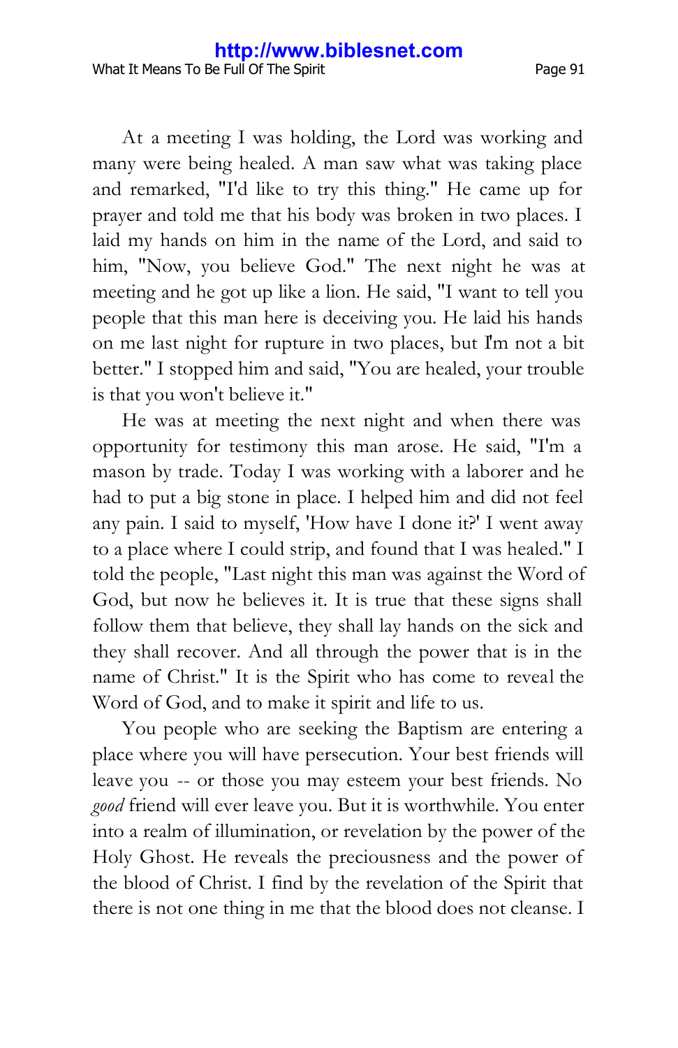At a meeting I was holding, the Lord was working and many were being healed. A man saw what was taking place and remarked, "I'd like to try this thing." He came up for prayer and told me that his body was broken in two places. I laid my hands on him in the name of the Lord, and said to him, "Now, you believe God." The next night he was at meeting and he got up like a lion. He said, "I want to tell you people that this man here is deceiving you. He laid his hands on me last night for rupture in two places, but I'm not a bit better." I stopped him and said, "You are healed, your trouble is that you won't believe it."

He was at meeting the next night and when there was opportunity for testimony this man arose. He said, "I'm a mason by trade. Today I was working with a laborer and he had to put a big stone in place. I helped him and did not feel any pain. I said to myself, 'How have I done it?' I went away to a place where I could strip, and found that I was healed." I told the people, "Last night this man was against the Word of God, but now he believes it. It is true that these signs shall follow them that believe, they shall lay hands on the sick and they shall recover. And all through the power that is in the name of Christ." It is the Spirit who has come to reveal the Word of God, and to make it spirit and life to us.

You people who are seeking the Baptism are entering a place where you will have persecution. Your best friends will leave you -- or those you may esteem your best friends. No *good* friend will ever leave you. But it is worthwhile. You enter into a realm of illumination, or revelation by the power of the Holy Ghost. He reveals the preciousness and the power of the blood of Christ. I find by the revelation of the Spirit that there is not one thing in me that the blood does not cleanse. I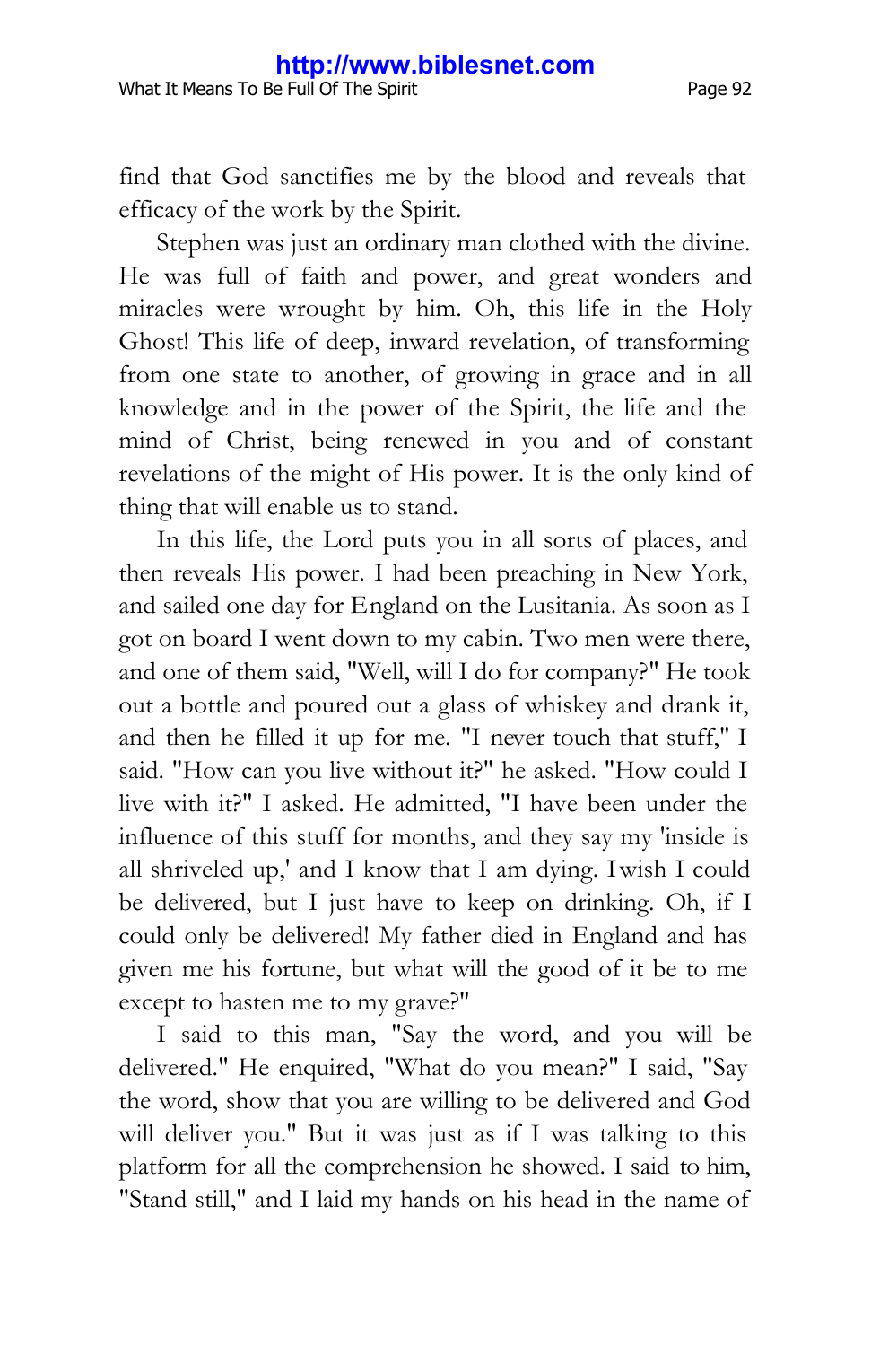find that God sanctifies me by the blood and reveals that efficacy of the work by the Spirit.

Stephen was just an ordinary man clothed with the divine. He was full of faith and power, and great wonders and miracles were wrought by him. Oh, this life in the Holy Ghost! This life of deep, inward revelation, of transforming from one state to another, of growing in grace and in all knowledge and in the power of the Spirit, the life and the mind of Christ, being renewed in you and of constant revelations of the might of His power. It is the only kind of thing that will enable us to stand.

In this life, the Lord puts you in all sorts of places, and then reveals His power. I had been preaching in New York, and sailed one day for England on the Lusitania. As soon as I got on board I went down to my cabin. Two men were there, and one of them said, "Well, will I do for company?" He took out a bottle and poured out a glass of whiskey and drank it, and then he filled it up for me. "I never touch that stuff," I said. "How can you live without it?" he asked. "How could I live with it?" I asked. He admitted, "I have been under the influence of this stuff for months, and they say my 'inside is all shriveled up,' and I know that I am dying. I wish I could be delivered, but I just have to keep on drinking. Oh, if I could only be delivered! My father died in England and has given me his fortune, but what will the good of it be to me except to hasten me to my grave?"

I said to this man, "Say the word, and you will be delivered." He enquired, "What do you mean?" I said, "Say the word, show that you are willing to be delivered and God will deliver you." But it was just as if I was talking to this platform for all the comprehension he showed. I said to him, "Stand still," and I laid my hands on his head in the name of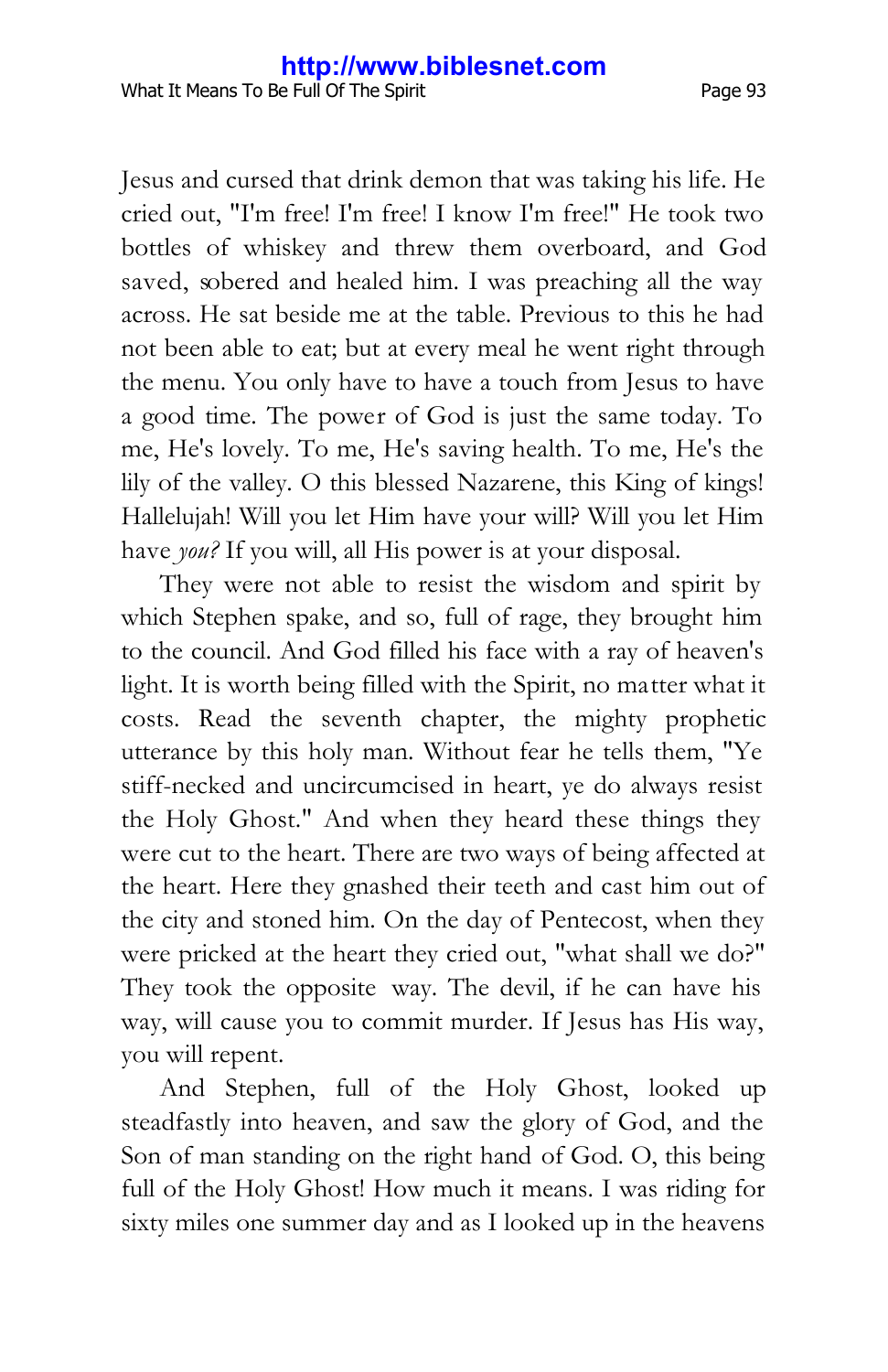Jesus and cursed that drink demon that was taking his life. He cried out, "I'm free! I'm free! I know I'm free!" He took two bottles of whiskey and threw them overboard, and God saved, sobered and healed him. I was preaching all the way across. He sat beside me at the table. Previous to this he had not been able to eat; but at every meal he went right through the menu. You only have to have a touch from Jesus to have a good time. The power of God is just the same today. To me, He's lovely. To me, He's saving health. To me, He's the lily of the valley. O this blessed Nazarene, this King of kings! Hallelujah! Will you let Him have your will? Will you let Him have *you?* If you will, all His power is at your disposal.

They were not able to resist the wisdom and spirit by which Stephen spake, and so, full of rage, they brought him to the council. And God filled his face with a ray of heaven's light. It is worth being filled with the Spirit, no matter what it costs. Read the seventh chapter, the mighty prophetic utterance by this holy man. Without fear he tells them, "Ye stiff-necked and uncircumcised in heart, ye do always resist the Holy Ghost." And when they heard these things they were cut to the heart. There are two ways of being affected at the heart. Here they gnashed their teeth and cast him out of the city and stoned him. On the day of Pentecost, when they were pricked at the heart they cried out, "what shall we do?" They took the opposite way. The devil, if he can have his way, will cause you to commit murder. If Jesus has His way, you will repent.

And Stephen, full of the Holy Ghost, looked up steadfastly into heaven, and saw the glory of God, and the Son of man standing on the right hand of God. O, this being full of the Holy Ghost! How much it means. I was riding for sixty miles one summer day and as I looked up in the heavens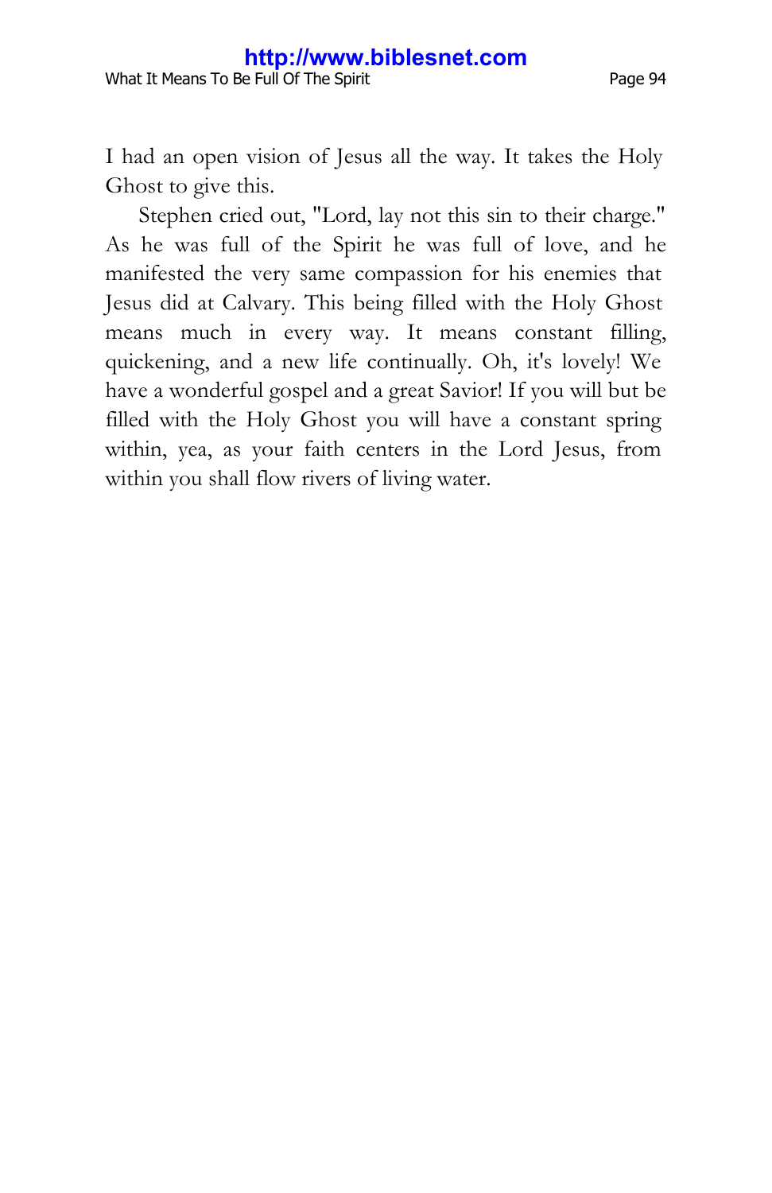I had an open vision of Jesus all the way. It takes the Holy Ghost to give this.

Stephen cried out, "Lord, lay not this sin to their charge." As he was full of the Spirit he was full of love, and he manifested the very same compassion for his enemies that Jesus did at Calvary. This being filled with the Holy Ghost means much in every way. It means constant filling, quickening, and a new life continually. Oh, it's lovely! We have a wonderful gospel and a great Savior! If you will but be filled with the Holy Ghost you will have a constant spring within, yea, as your faith centers in the Lord Jesus, from within you shall flow rivers of living water.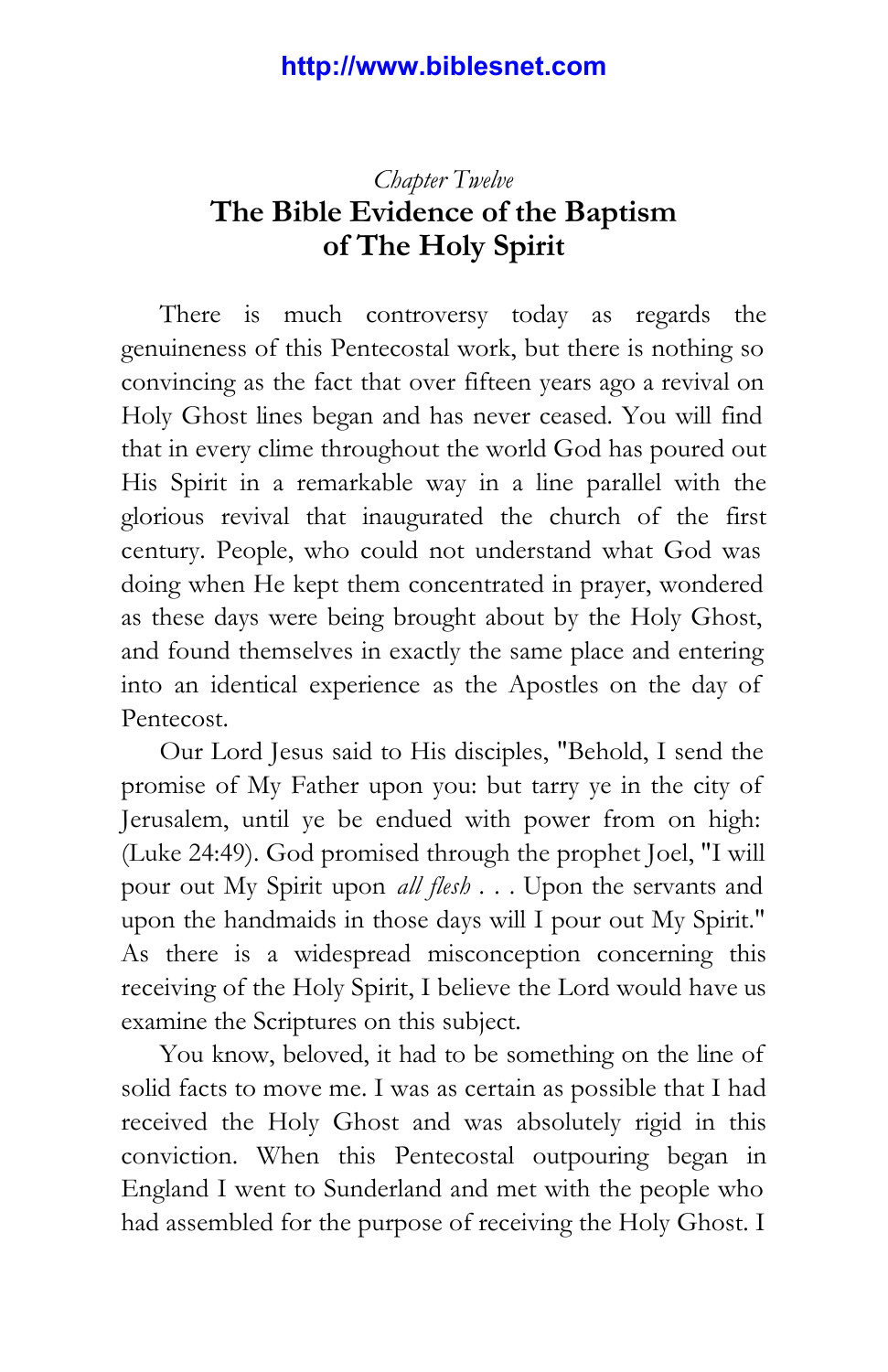*Chapter Twelve*

# The Bible Evidence of the Baptism of The Holy Spirit

There is much controversy today as regards the genuineness of this Pentecostal work, but there is nothing so convincing as the fact that over fifteen years ago a revival on Holy Ghost lines began and has never ceased. You will find that in every clime throughout the world God has poured out His Spirit in a remarkable way in a line parallel with the glorious revival that inaugurated the church of the first century. People, who could not understand what God was doing when He kept them concentrated in prayer, wondered as these days were being brought about by the Holy Ghost, and found themselves in exactly the same place and entering into an identical experience as the Apostles on the day of Pentecost.

Our Lord Jesus said to His disciples, "Behold, I send the promise of My Father upon you: but tarry ye in the city of Jerusalem, until ye be endued with power from on high: (Luke 24:49). God promised through the prophet Joel, "I will pour out My Spirit upon *all flesh* . . . Upon the servants and upon the handmaids in those days will I pour out My Spirit." As there is a widespread misconception concerning this receiving of the Holy Spirit, I believe the Lord would have us examine the Scriptures on this subject.

You know, beloved, it had to be something on the line of solid facts to move me. I was as certain as possible that I had received the Holy Ghost and was absolutely rigid in this conviction. When this Pentecostal outpouring began in England I went to Sunderland and met with the people who had assembled for the purpose of receiving the Holy Ghost. I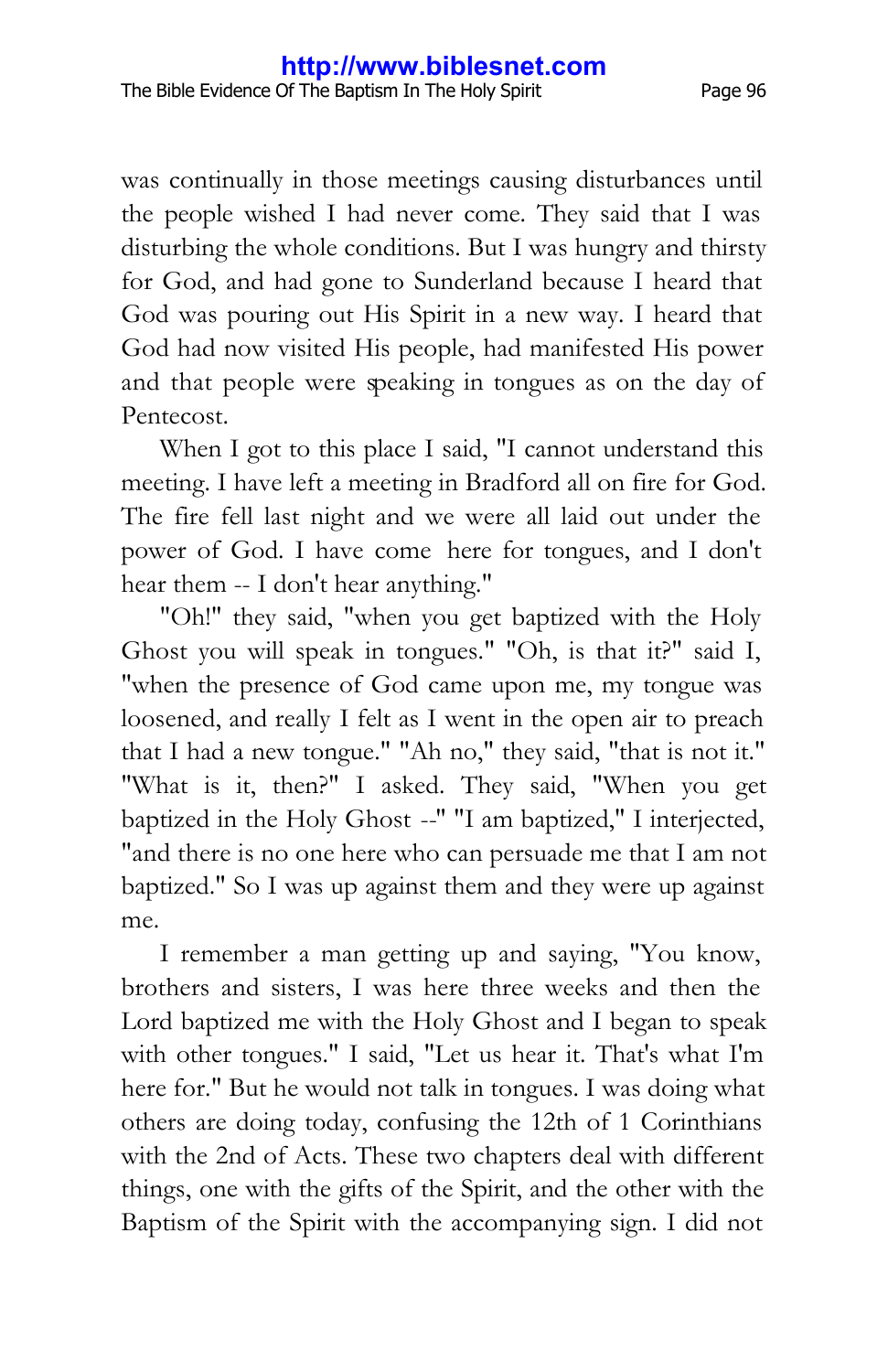was continually in those meetings causing disturbances until the people wished I had never come. They said that I was disturbing the whole conditions. But I was hungry and thirsty for God, and had gone to Sunderland because I heard that God was pouring out His Spirit in a new way. I heard that God had now visited His people, had manifested His power and that people were speaking in tongues as on the day of Pentecost.

When I got to this place I said, "I cannot understand this meeting. I have left a meeting in Bradford all on fire for God. The fire fell last night and we were all laid out under the power of God. I have come here for tongues, and I don't hear them -- I don't hear anything."

"Oh!" they said, "when you get baptized with the Holy Ghost you will speak in tongues." "Oh, is that it?" said I, "when the presence of God came upon me, my tongue was loosened, and really I felt as I went in the open air to preach that I had a new tongue." "Ah no," they said, "that is not it." "What is it, then?" I asked. They said, "When you get baptized in the Holy Ghost --" "I am baptized," I interjected, "and there is no one here who can persuade me that I am not baptized." So I was up against them and they were up against me.

I remember a man getting up and saying, "You know, brothers and sisters, I was here three weeks and then the Lord baptized me with the Holy Ghost and I began to speak with other tongues." I said, "Let us hear it. That's what I'm here for." But he would not talk in tongues. I was doing what others are doing today, confusing the 12th of 1 Corinthians with the 2nd of Acts. These two chapters deal with different things, one with the gifts of the Spirit, and the other with the Baptism of the Spirit with the accompanying sign. I did not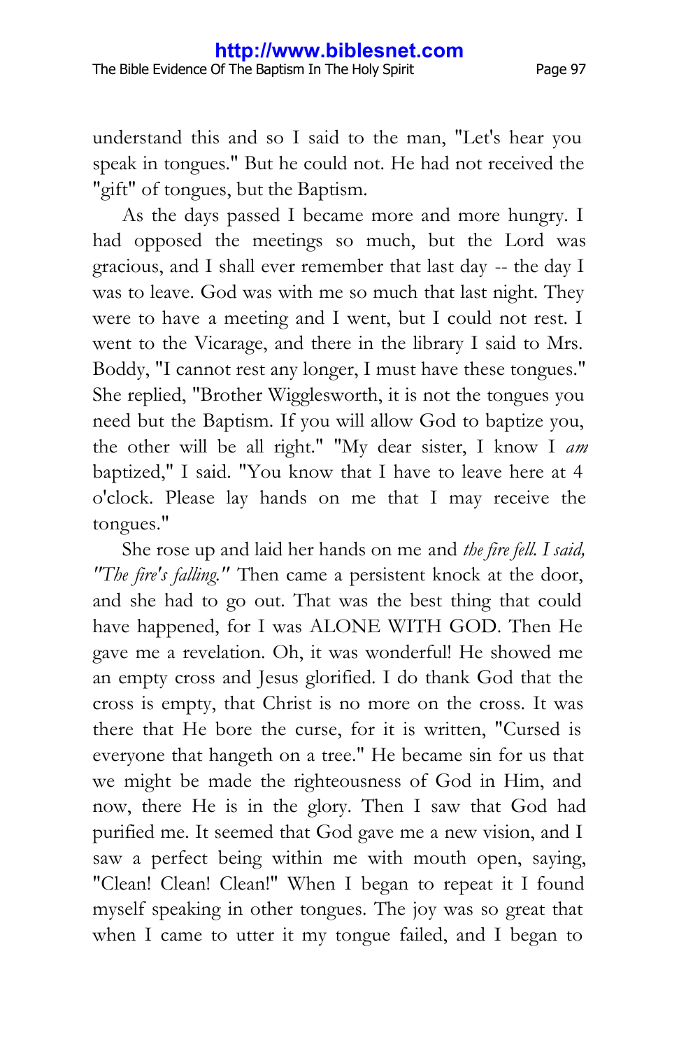understand this and so I said to the man, "Let's hear you speak in tongues." But he could not. He had not received the "gift" of tongues, but the Baptism.

As the days passed I became more and more hungry. I had opposed the meetings so much, but the Lord was gracious, and I shall ever remember that last day -- the day I was to leave. God was with me so much that last night. They were to have a meeting and I went, but I could not rest. I went to the Vicarage, and there in the library I said to Mrs. Boddy, "I cannot rest any longer, I must have these tongues." She replied, "Brother Wigglesworth, it is not the tongues you need but the Baptism. If you will allow God to baptize you, the other will be all right." "My dear sister, I know I *am* baptized," I said. "You know that I have to leave here at 4 o'clock. Please lay hands on me that I may receive the tongues."

She rose up and laid her hands on me and *the fire fell. I said, "The fire's falling."* Then came a persistent knock at the door, and she had to go out. That was the best thing that could have happened, for I was ALONE WITH GOD. Then He gave me a revelation. Oh, it was wonderful! He showed me an empty cross and Jesus glorified. I do thank God that the cross is empty, that Christ is no more on the cross. It was there that He bore the curse, for it is written, "Cursed is everyone that hangeth on a tree." He became sin for us that we might be made the righteousness of God in Him, and now, there He is in the glory. Then I saw that God had purified me. It seemed that God gave me a new vision, and I saw a perfect being within me with mouth open, saying, "Clean! Clean! Clean!" When I began to repeat it I found myself speaking in other tongues. The joy was so great that when I came to utter it my tongue failed, and I began to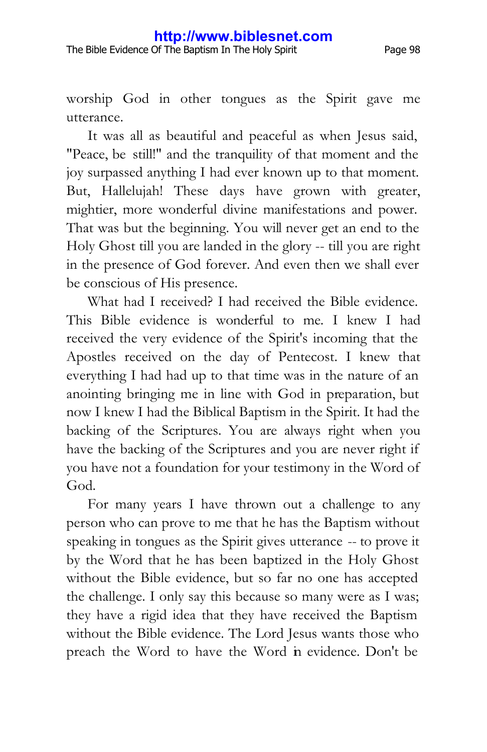worship God in other tongues as the Spirit gave me utterance.

It was all as beautiful and peaceful as when Jesus said, "Peace, be still!" and the tranquility of that moment and the joy surpassed anything I had ever known up to that moment. But, Hallelujah! These days have grown with greater, mightier, more wonderful divine manifestations and power. That was but the beginning. You will never get an end to the Holy Ghost till you are landed in the glory -- till you are right in the presence of God forever. And even then we shall ever be conscious of His presence.

What had I received? I had received the Bible evidence. This Bible evidence is wonderful to me. I knew I had received the very evidence of the Spirit's incoming that the Apostles received on the day of Pentecost. I knew that everything I had had up to that time was in the nature of an anointing bringing me in line with God in preparation, but now I knew I had the Biblical Baptism in the Spirit. It had the backing of the Scriptures. You are always right when you have the backing of the Scriptures and you are never right if you have not a foundation for your testimony in the Word of God.

For many years I have thrown out a challenge to any person who can prove to me that he has the Baptism without speaking in tongues as the Spirit gives utterance -- to prove it by the Word that he has been baptized in the Holy Ghost without the Bible evidence, but so far no one has accepted the challenge. I only say this because so many were as I was; they have a rigid idea that they have received the Baptism without the Bible evidence. The Lord Jesus wants those who preach the Word to have the Word in evidence. Don't be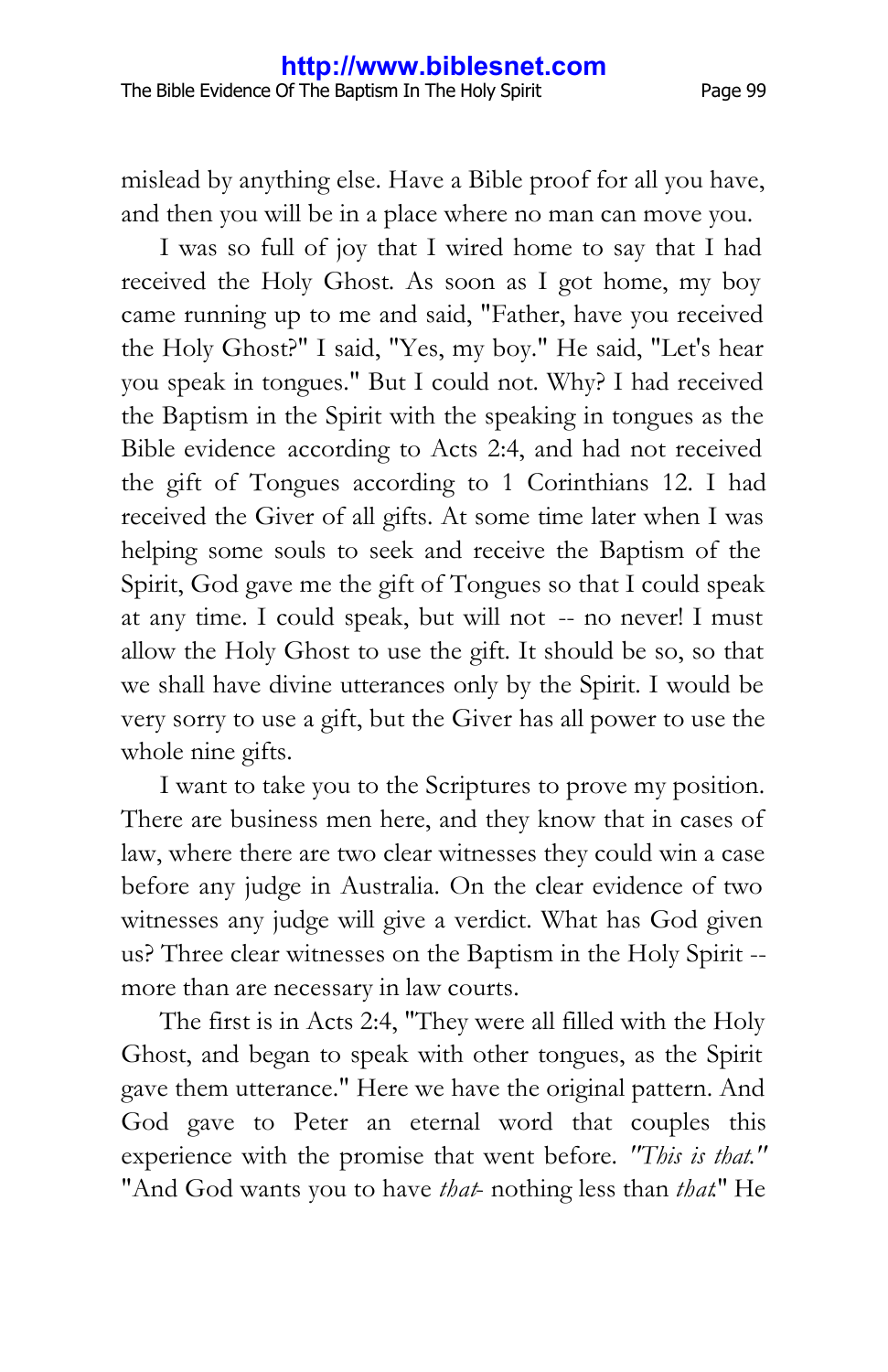mislead by anything else. Have a Bible proof for all you have, and then you will be in a place where no man can move you.

I was so full of joy that I wired home to say that I had received the Holy Ghost. As soon as I got home, my boy came running up to me and said, "Father, have you received the Holy Ghost?" I said, "Yes, my boy." He said, "Let's hear you speak in tongues." But I could not. Why? I had received the Baptism in the Spirit with the speaking in tongues as the Bible evidence according to Acts 2:4, and had not received the gift of Tongues according to 1 Corinthians 12. I had received the Giver of all gifts. At some time later when I was helping some souls to seek and receive the Baptism of the Spirit, God gave me the gift of Tongues so that I could speak at any time. I could speak, but will not -- no never! I must allow the Holy Ghost to use the gift. It should be so, so that we shall have divine utterances only by the Spirit. I would be very sorry to use a gift, but the Giver has all power to use the whole nine gifts.

I want to take you to the Scriptures to prove my position. There are business men here, and they know that in cases of law, where there are two clear witnesses they could win a case before any judge in Australia. On the clear evidence of two witnesses any judge will give a verdict. What has God given us? Three clear witnesses on the Baptism in the Holy Spirit -- more than are necessary in law courts.

The first is in Acts 2:4, "They were all filled with the Holy Ghost, and began to speak with other tongues, as the Spirit gave them utterance." Here we have the original pattern. And God gave to Peter an eternal word that couples this experience with the promise that went before. *"This is that."* "And God wants you to have *that*- nothing less than *that*." He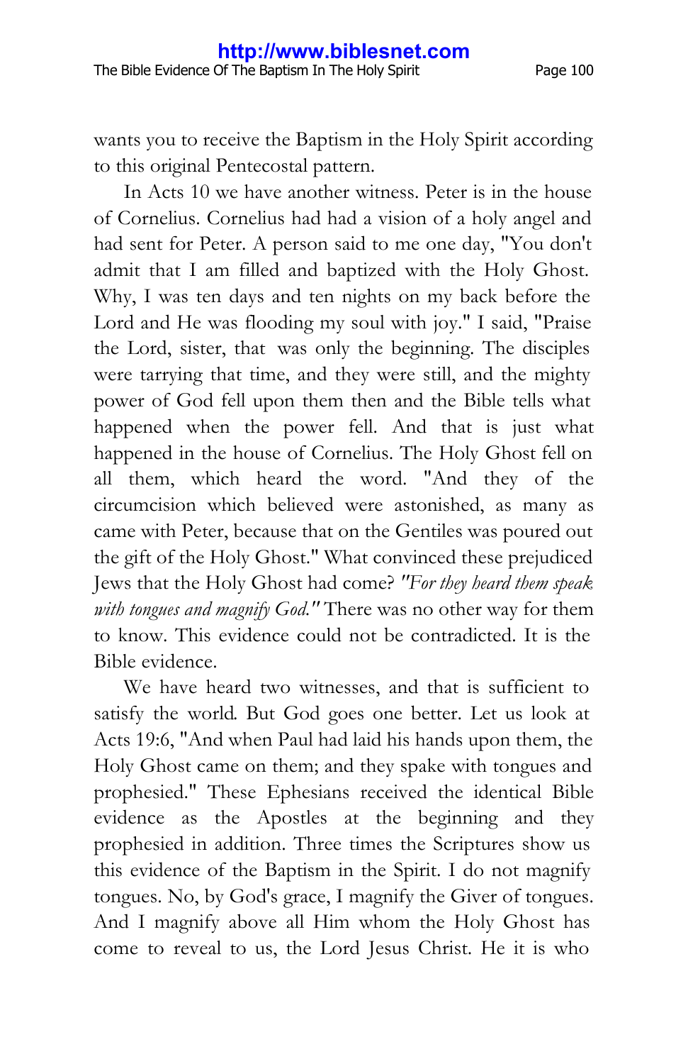wants you to receive the Baptism in the Holy Spirit according to this original Pentecostal pattern.

In Acts 10 we have another witness. Peter is in the house of Cornelius. Cornelius had had a vision of a holy angel and had sent for Peter. A person said to me one day, "You don't admit that I am filled and baptized with the Holy Ghost. Why, I was ten days and ten nights on my back before the Lord and He was flooding my soul with joy." I said, "Praise the Lord, sister, that was only the beginning. The disciples were tarrying that time, and they were still, and the mighty power of God fell upon them then and the Bible tells what happened when the power fell. And that is just what happened in the house of Cornelius. The Holy Ghost fell on all them, which heard the word. "And they of the circumcision which believed were astonished, as many as came with Peter, because that on the Gentiles was poured out the gift of the Holy Ghost." What convinced these prejudiced Jews that the Holy Ghost had come? *"For they heard them speak with tongues and magnify God."* There was no other way for them to know. This evidence could not be contradicted. It is the Bible evidence.

We have heard two witnesses, and that is sufficient to satisfy the world. But God goes one better. Let us look at Acts 19:6, "And when Paul had laid his hands upon them, the Holy Ghost came on them; and they spake with tongues and prophesied." These Ephesians received the identical Bible evidence as the Apostles at the beginning and they prophesied in addition. Three times the Scriptures show us this evidence of the Baptism in the Spirit. I do not magnify tongues. No, by God's grace, I magnify the Giver of tongues. And I magnify above all Him whom the Holy Ghost has come to reveal to us, the Lord Jesus Christ. He it is who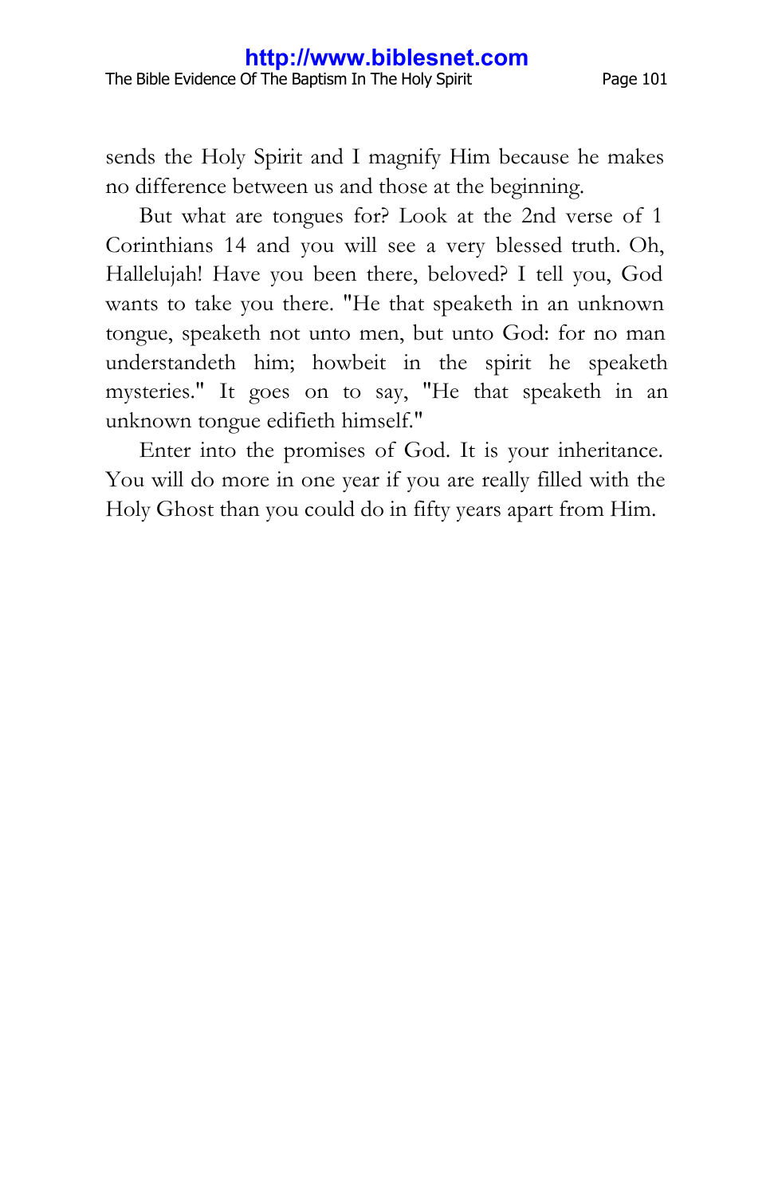sends the Holy Spirit and I magnify Him because he makes no difference between us and those at the beginning.

But what are tongues for? Look at the 2nd verse of 1 Corinthians 14 and you will see a very blessed truth. Oh, Hallelujah! Have you been there, beloved? I tell you, God wants to take you there. "He that speaketh in an unknown tongue, speaketh not unto men, but unto God: for no man understandeth him; howbeit in the spirit he speaketh mysteries." It goes on to say, "He that speaketh in an unknown tongue edifieth himself."

Enter into the promises of God. It is your inheritance. You will do more in one year if you are really filled with the Holy Ghost than you could do in fifty years apart from Him.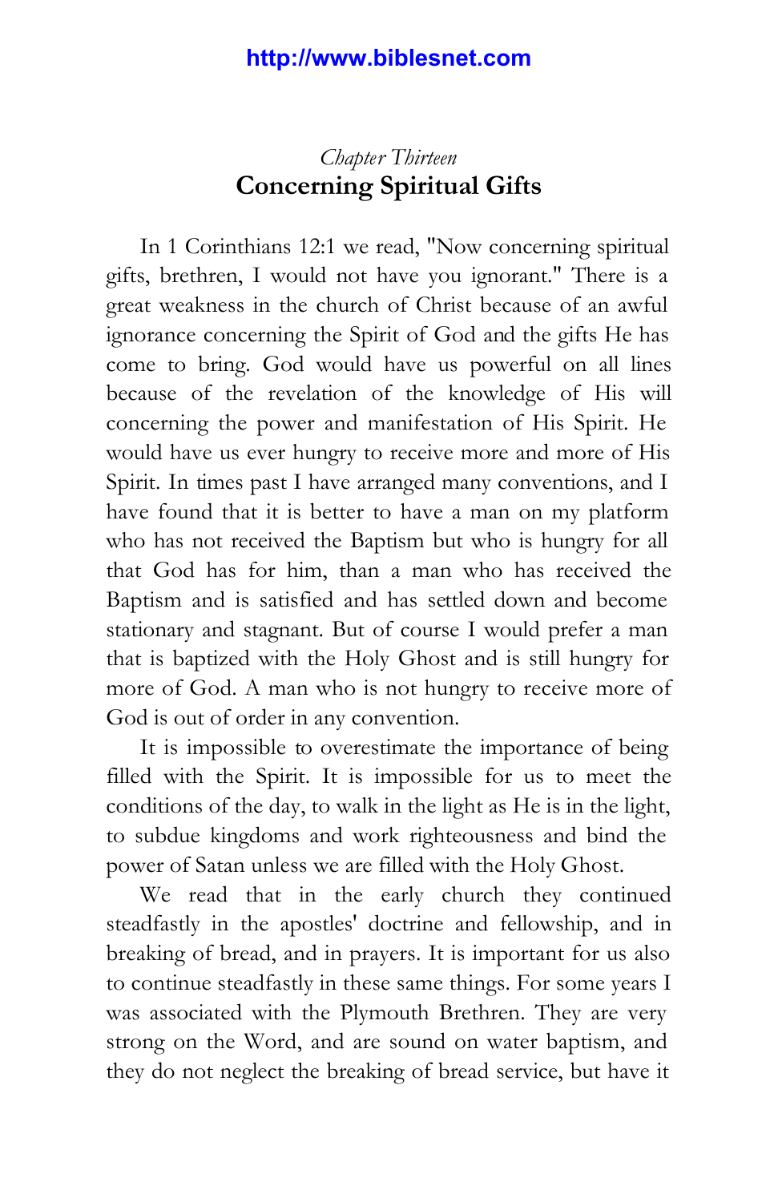*Chapter Thirteen*

## Concerning Spiritual Gifts

In 1 Corinthians 12:1 we read, "Now concerning spiritual gifts, brethren, I would not have you ignorant." There is a great weakness in the church of Christ because of an awful ignorance concerning the Spirit of God and the gifts He has come to bring. God would have us powerful on all lines because of the revelation of the knowledge of His will concerning the power and manifestation of His Spirit. He would have us ever hungry to receive more and more of His Spirit. In times past I have arranged many conventions, and I have found that it is better to have a man on my platform who has not received the Baptism but who is hungry for all that God has for him, than a man who has received the Baptism and is satisfied and has settled down and become stationary and stagnant. But of course I would prefer a man that is baptized with the Holy Ghost and is still hungry for more of God. A man who is not hungry to receive more of God is out of order in any convention.

It is impossible to overestimate the importance of being filled with the Spirit. It is impossible for us to meet the conditions of the day, to walk in the light as He is in the light, to subdue kingdoms and work righteousness and bind the power of Satan unless we are filled with the Holy Ghost.

We read that in the early church they continued steadfastly in the apostles' doctrine and fellowship, and in breaking of bread, and in prayers. It is important for us also to continue steadfastly in these same things. For some years I was associated with the Plymouth Brethren. They are very strong on the Word, and are sound on water baptism, and they do not neglect the breaking of bread service, but have it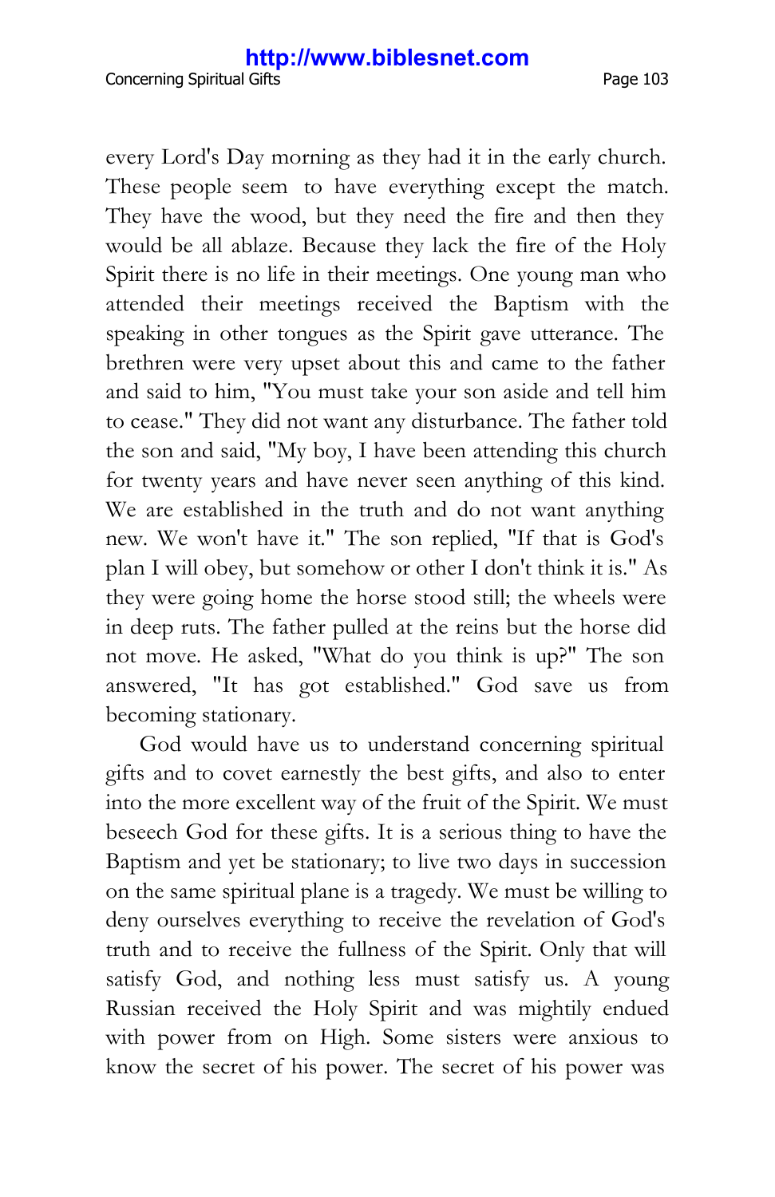every Lord's Day morning as they had it in the early church. These people seem to have everything except the match. They have the wood, but they need the fire and then they would be all ablaze. Because they lack the fire of the Holy Spirit there is no life in their meetings. One young man who attended their meetings received the Baptism with the speaking in other tongues as the Spirit gave utterance. The brethren were very upset about this and came to the father and said to him, "You must take your son aside and tell him to cease." They did not want any disturbance. The father told the son and said, "My boy, I have been attending this church for twenty years and have never seen anything of this kind. We are established in the truth and do not want anything new. We won't have it." The son replied, "If that is God's plan I will obey, but somehow or other I don't think it is." As they were going home the horse stood still; the wheels were in deep ruts. The father pulled at the reins but the horse did not move. He asked, "What do you think is up?" The son answered, "It has got established." God save us from becoming stationary.

God would have us to understand concerning spiritual gifts and to covet earnestly the best gifts, and also to enter into the more excellent way of the fruit of the Spirit. We must beseech God for these gifts. It is a serious thing to have the Baptism and yet be stationary; to live two days in succession on the same spiritual plane is a tragedy. We must be willing to deny ourselves everything to receive the revelation of God's truth and to receive the fullness of the Spirit. Only that will satisfy God, and nothing less must satisfy us. A young Russian received the Holy Spirit and was mightily endued with power from on High. Some sisters were anxious to know the secret of his power. The secret of his power was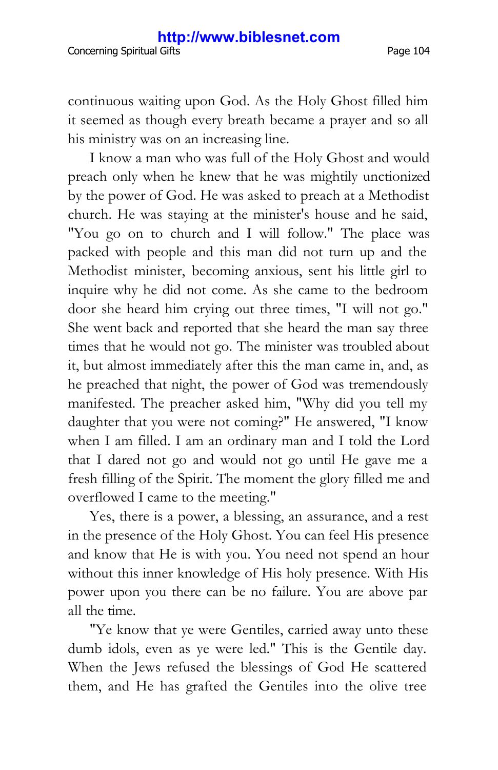continuous waiting upon God. As the Holy Ghost filled him it seemed as though every breath became a prayer and so all his ministry was on an increasing line.

I know a man who was full of the Holy Ghost and would preach only when he knew that he was mightily unctionized by the power of God. He was asked to preach at a Methodist church. He was staying at the minister's house and he said, "You go on to church and I will follow." The place was packed with people and this man did not turn up and the Methodist minister, becoming anxious, sent his little girl to inquire why he did not come. As she came to the bedroom door she heard him crying out three times, "I will not go." She went back and reported that she heard the man say three times that he would not go. The minister was troubled about it, but almost immediately after this the man came in, and, as he preached that night, the power of God was tremendously manifested. The preacher asked him, "Why did you tell my daughter that you were not coming?" He answered, "I know when I am filled. I am an ordinary man and I told the Lord that I dared not go and would not go until He gave me a fresh filling of the Spirit. The moment the glory filled me and overflowed I came to the meeting."

Yes, there is a power, a blessing, an assurance, and a rest in the presence of the Holy Ghost. You can feel His presence and know that He is with you. You need not spend an hour without this inner knowledge of His holy presence. With His power upon you there can be no failure. You are above par all the time.

"Ye know that ye were Gentiles, carried away unto these dumb idols, even as ye were led." This is the Gentile day. When the Jews refused the blessings of God He scattered them, and He has grafted the Gentiles into the olive tree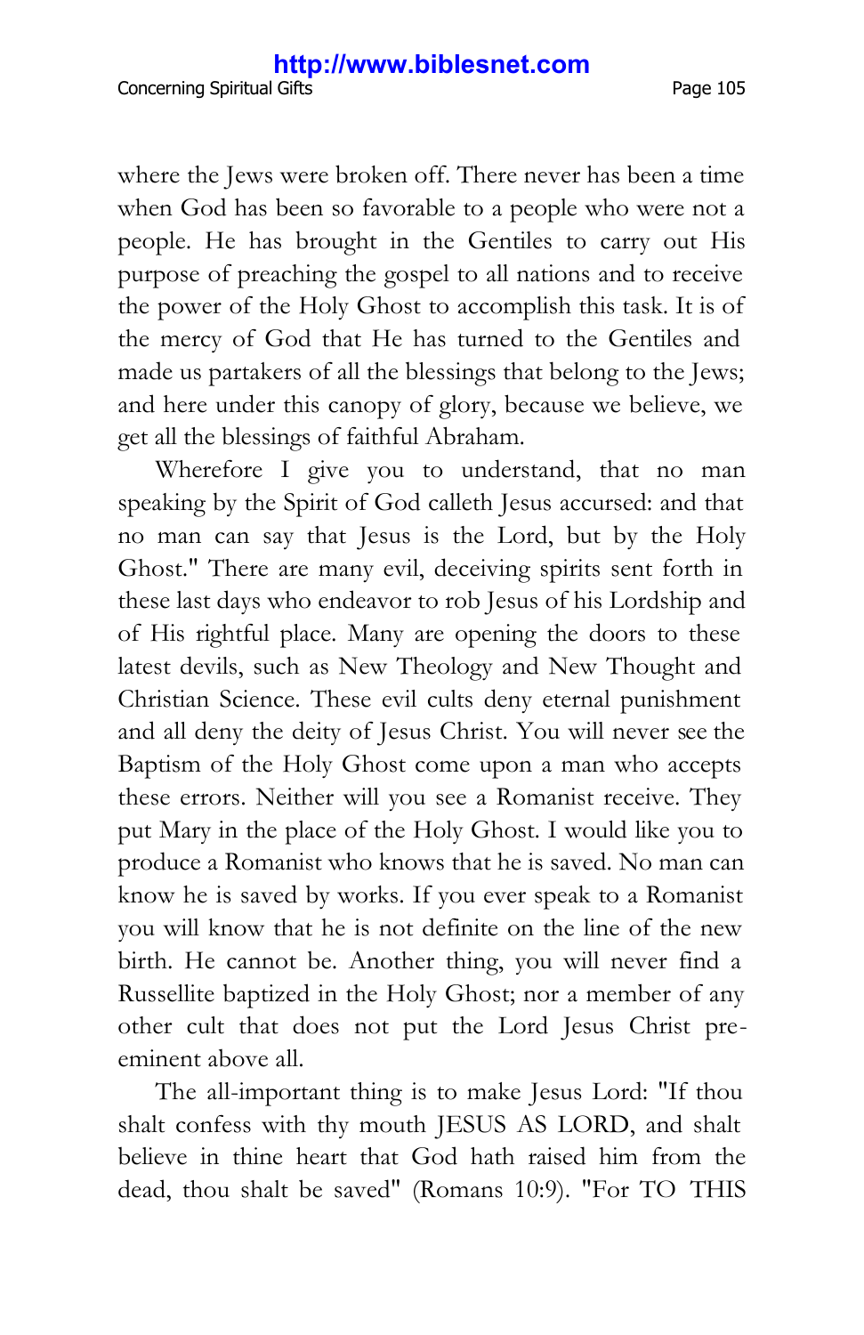where the Jews were broken off. There never has been a time when God has been so favorable to a people who were not a people. He has brought in the Gentiles to carry out His purpose of preaching the gospel to all nations and to receive the power of the Holy Ghost to accomplish this task. It is of the mercy of God that He has turned to the Gentiles and made us partakers of all the blessings that belong to the Jews; and here under this canopy of glory, because we believe, we get all the blessings of faithful Abraham.

Wherefore I give you to understand, that no man speaking by the Spirit of God calleth Jesus accursed: and that no man can say that Jesus is the Lord, but by the Holy Ghost." There are many evil, deceiving spirits sent forth in these last days who endeavor to rob Jesus of his Lordship and of His rightful place. Many are opening the doors to these latest devils, such as New Theology and New Thought and Christian Science. These evil cults deny eternal punishment and all deny the deity of Jesus Christ. You will never see the Baptism of the Holy Ghost come upon a man who accepts these errors. Neither will you see a Romanist receive. They put Mary in the place of the Holy Ghost. I would like you to produce a Romanist who knows that he is saved. No man can know he is saved by works. If you ever speak to a Romanist you will know that he is not definite on the line of the new birth. He cannot be. Another thing, you will never find a Russellite baptized in the Holy Ghost; nor a member of any other cult that does not put the Lord Jesus Christ pre-eminent above all.

The all-important thing is to make Jesus Lord: "If thou shalt confess with thy mouth JESUS AS LORD, and shalt believe in thine heart that God hath raised him from the dead, thou shalt be saved" (Romans 10:9). "For TO THIS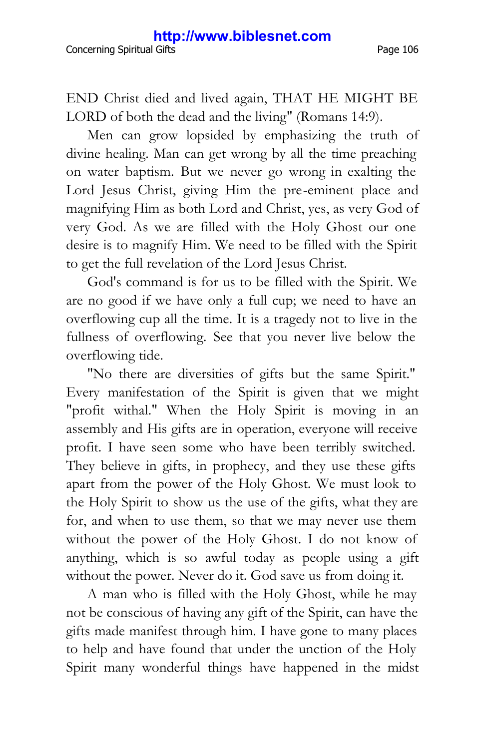END Christ died and lived again, THAT HE MIGHT BE LORD of both the dead and the living" (Romans 14:9).

Men can grow lopsided by emphasizing the truth of divine healing. Man can get wrong by all the time preaching on water baptism. But we never go wrong in exalting the Lord Jesus Christ, giving Him the pre-eminent place and magnifying Him as both Lord and Christ, yes, as very God of very God. As we are filled with the Holy Ghost our one desire is to magnify Him. We need to be filled with the Spirit to get the full revelation of the Lord Jesus Christ.

God's command is for us to be filled with the Spirit. We are no good if we have only a full cup; we need to have an overflowing cup all the time. It is a tragedy not to live in the fullness of overflowing. See that you never live below the overflowing tide.

"No there are diversities of gifts but the same Spirit." Every manifestation of the Spirit is given that we might "profit withal." When the Holy Spirit is moving in an assembly and His gifts are in operation, everyone will receive profit. I have seen some who have been terribly switched. They believe in gifts, in prophecy, and they use these gifts apart from the power of the Holy Ghost. We must look to the Holy Spirit to show us the use of the gifts, what they are for, and when to use them, so that we may never use them without the power of the Holy Ghost. I do not know of anything, which is so awful today as people using a gift without the power. Never do it. God save us from doing it.

A man who is filled with the Holy Ghost, while he may not be conscious of having any gift of the Spirit, can have the gifts made manifest through him. I have gone to many places to help and have found that under the unction of the Holy Spirit many wonderful things have happened in the midst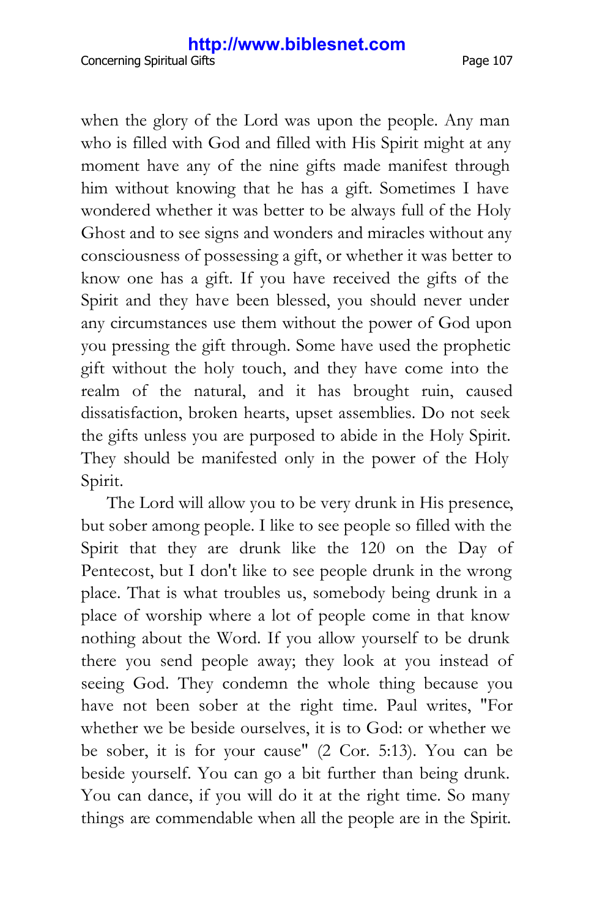when the glory of the Lord was upon the people. Any man who is filled with God and filled with His Spirit might at any moment have any of the nine gifts made manifest through him without knowing that he has a gift. Sometimes I have wondered whether it was better to be always full of the Holy Ghost and to see signs and wonders and miracles without any consciousness of possessing a gift, or whether it was better to know one has a gift. If you have received the gifts of the Spirit and they have been blessed, you should never under any circumstances use them without the power of God upon you pressing the gift through. Some have used the prophetic gift without the holy touch, and they have come into the realm of the natural, and it has brought ruin, caused dissatisfaction, broken hearts, upset assemblies. Do not seek the gifts unless you are purposed to abide in the Holy Spirit. They should be manifested only in the power of the Holy Spirit.

The Lord will allow you to be very drunk in His presence, but sober among people. I like to see people so filled with the Spirit that they are drunk like the 120 on the Day of Pentecost, but I don't like to see people drunk in the wrong place. That is what troubles us, somebody being drunk in a place of worship where a lot of people come in that know nothing about the Word. If you allow yourself to be drunk there you send people away; they look at you instead of seeing God. They condemn the whole thing because you have not been sober at the right time. Paul writes, "For whether we be beside ourselves, it is to God: or whether we be sober, it is for your cause" (2 Cor. 5:13). You can be beside yourself. You can go a bit further than being drunk. You can dance, if you will do it at the right time. So many things are commendable when all the people are in the Spirit.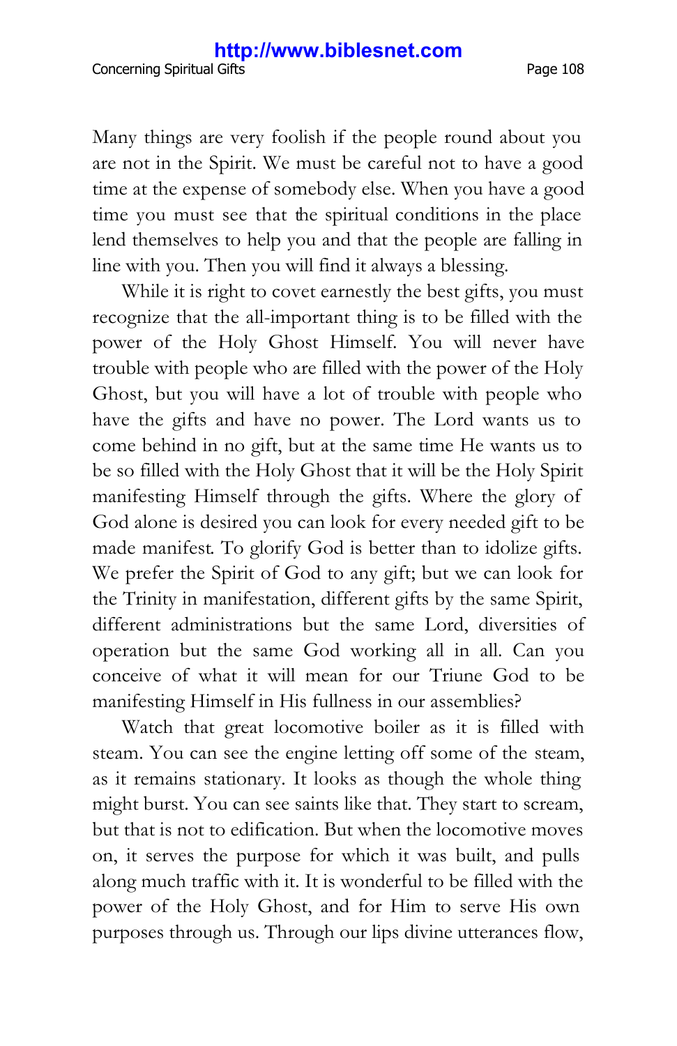Many things are very foolish if the people round about you are not in the Spirit. We must be careful not to have a good time at the expense of somebody else. When you have a good time you must see that the spiritual conditions in the place lend themselves to help you and that the people are falling in line with you. Then you will find it always a blessing.

While it is right to covet earnestly the best gifts, you must recognize that the all-important thing is to be filled with the power of the Holy Ghost Himself. You will never have trouble with people who are filled with the power of the Holy Ghost, but you will have a lot of trouble with people who have the gifts and have no power. The Lord wants us to come behind in no gift, but at the same time He wants us to be so filled with the Holy Ghost that it will be the Holy Spirit manifesting Himself through the gifts. Where the glory of God alone is desired you can look for every needed gift to be made manifest. To glorify God is better than to idolize gifts. We prefer the Spirit of God to any gift; but we can look for the Trinity in manifestation, different gifts by the same Spirit, different administrations but the same Lord, diversities of operation but the same God working all in all. Can you conceive of what it will mean for our Triune God to be manifesting Himself in His fullness in our assemblies?

Watch that great locomotive boiler as it is filled with steam. You can see the engine letting off some of the steam, as it remains stationary. It looks as though the whole thing might burst. You can see saints like that. They start to scream, but that is not to edification. But when the locomotive moves on, it serves the purpose for which it was built, and pulls along much traffic with it. It is wonderful to be filled with the power of the Holy Ghost, and for Him to serve His own purposes through us. Through our lips divine utterances flow,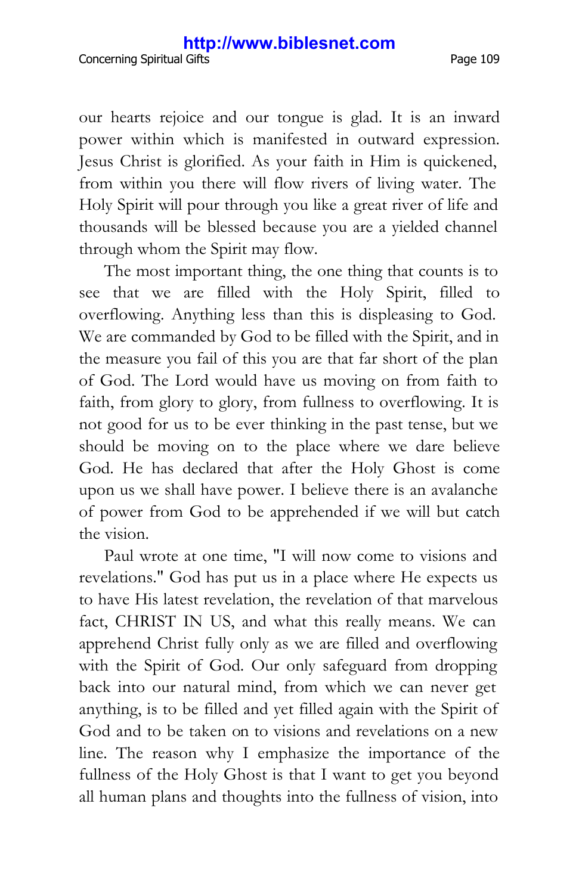our hearts rejoice and our tongue is glad. It is an inward power within which is manifested in outward expression. Jesus Christ is glorified. As your faith in Him is quickened, from within you there will flow rivers of living water. The Holy Spirit will pour through you like a great river of life and thousands will be blessed because you are a yielded channel through whom the Spirit may flow.

The most important thing, the one thing that counts is to see that we are filled with the Holy Spirit, filled to overflowing. Anything less than this is displeasing to God. We are commanded by God to be filled with the Spirit, and in the measure you fail of this you are that far short of the plan of God. The Lord would have us moving on from faith to faith, from glory to glory, from fullness to overflowing. It is not good for us to be ever thinking in the past tense, but we should be moving on to the place where we dare believe God. He has declared that after the Holy Ghost is come upon us we shall have power. I believe there is an avalanche of power from God to be apprehended if we will but catch the vision.

Paul wrote at one time, "I will now come to visions and revelations." God has put us in a place where He expects us to have His latest revelation, the revelation of that marvelous fact, CHRIST IN US, and what this really means. We can apprehend Christ fully only as we are filled and overflowing with the Spirit of God. Our only safeguard from dropping back into our natural mind, from which we can never get anything, is to be filled and yet filled again with the Spirit of God and to be taken on to visions and revelations on a new line. The reason why I emphasize the importance of the fullness of the Holy Ghost is that I want to get you beyond all human plans and thoughts into the fullness of vision, into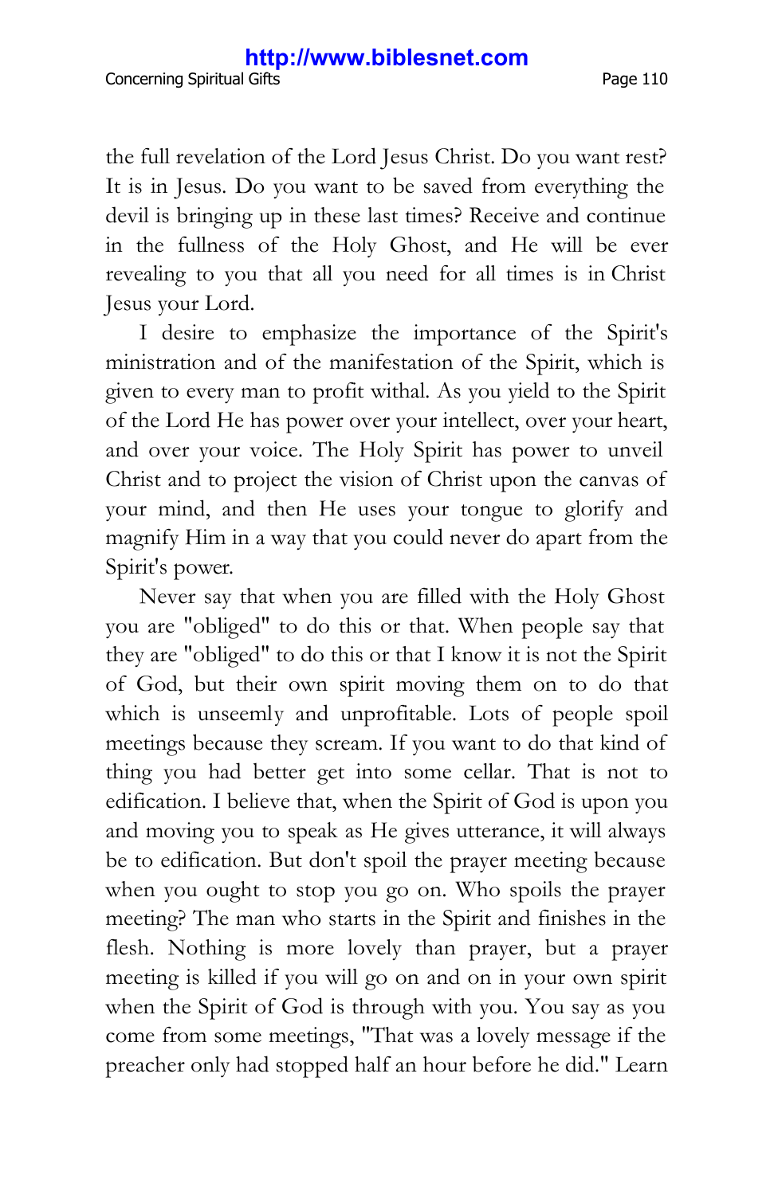the full revelation of the Lord Jesus Christ. Do you want rest? It is in Jesus. Do you want to be saved from everything the devil is bringing up in these last times? Receive and continue in the fullness of the Holy Ghost, and He will be ever revealing to you that all you need for all times is in Christ Jesus your Lord.

I desire to emphasize the importance of the Spirit's ministration and of the manifestation of the Spirit, which is given to every man to profit withal. As you yield to the Spirit of the Lord He has power over your intellect, over your heart, and over your voice. The Holy Spirit has power to unveil Christ and to project the vision of Christ upon the canvas of your mind, and then He uses your tongue to glorify and magnify Him in a way that you could never do apart from the Spirit's power.

Never say that when you are filled with the Holy Ghost you are "obliged" to do this or that. When people say that they are "obliged" to do this or that I know it is not the Spirit of God, but their own spirit moving them on to do that which is unseemly and unprofitable. Lots of people spoil meetings because they scream. If you want to do that kind of thing you had better get into some cellar. That is not to edification. I believe that, when the Spirit of God is upon you and moving you to speak as He gives utterance, it will always be to edification. But don't spoil the prayer meeting because when you ought to stop you go on. Who spoils the prayer meeting? The man who starts in the Spirit and finishes in the flesh. Nothing is more lovely than prayer, but a prayer meeting is killed if you will go on and on in your own spirit when the Spirit of God is through with you. You say as you come from some meetings, "That was a lovely message if the preacher only had stopped half an hour before he did." Learn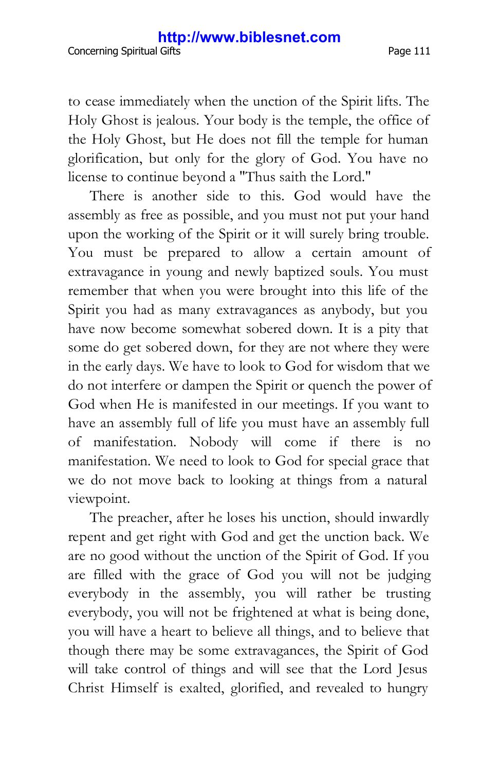to cease immediately when the unction of the Spirit lifts. The Holy Ghost is jealous. Your body is the temple, the office of the Holy Ghost, but He does not fill the temple for human glorification, but only for the glory of God. You have no license to continue beyond a "Thus saith the Lord."

There is another side to this. God would have the assembly as free as possible, and you must not put your hand upon the working of the Spirit or it will surely bring trouble. You must be prepared to allow a certain amount of extravagance in young and newly baptized souls. You must remember that when you were brought into this life of the Spirit you had as many extravagances as anybody, but you have now become somewhat sobered down. It is a pity that some do get sobered down, for they are not where they were in the early days. We have to look to God for wisdom that we do not interfere or dampen the Spirit or quench the power of God when He is manifested in our meetings. If you want to have an assembly full of life you must have an assembly full of manifestation. Nobody will come if there is no manifestation. We need to look to God for special grace that we do not move back to looking at things from a natural viewpoint.

The preacher, after he loses his unction, should inwardly repent and get right with God and get the unction back. We are no good without the unction of the Spirit of God. If you are filled with the grace of God you will not be judging everybody in the assembly, you will rather be trusting everybody, you will not be frightened at what is being done, you will have a heart to believe all things, and to believe that though there may be some extravagances, the Spirit of God will take control of things and will see that the Lord Jesus Christ Himself is exalted, glorified, and revealed to hungry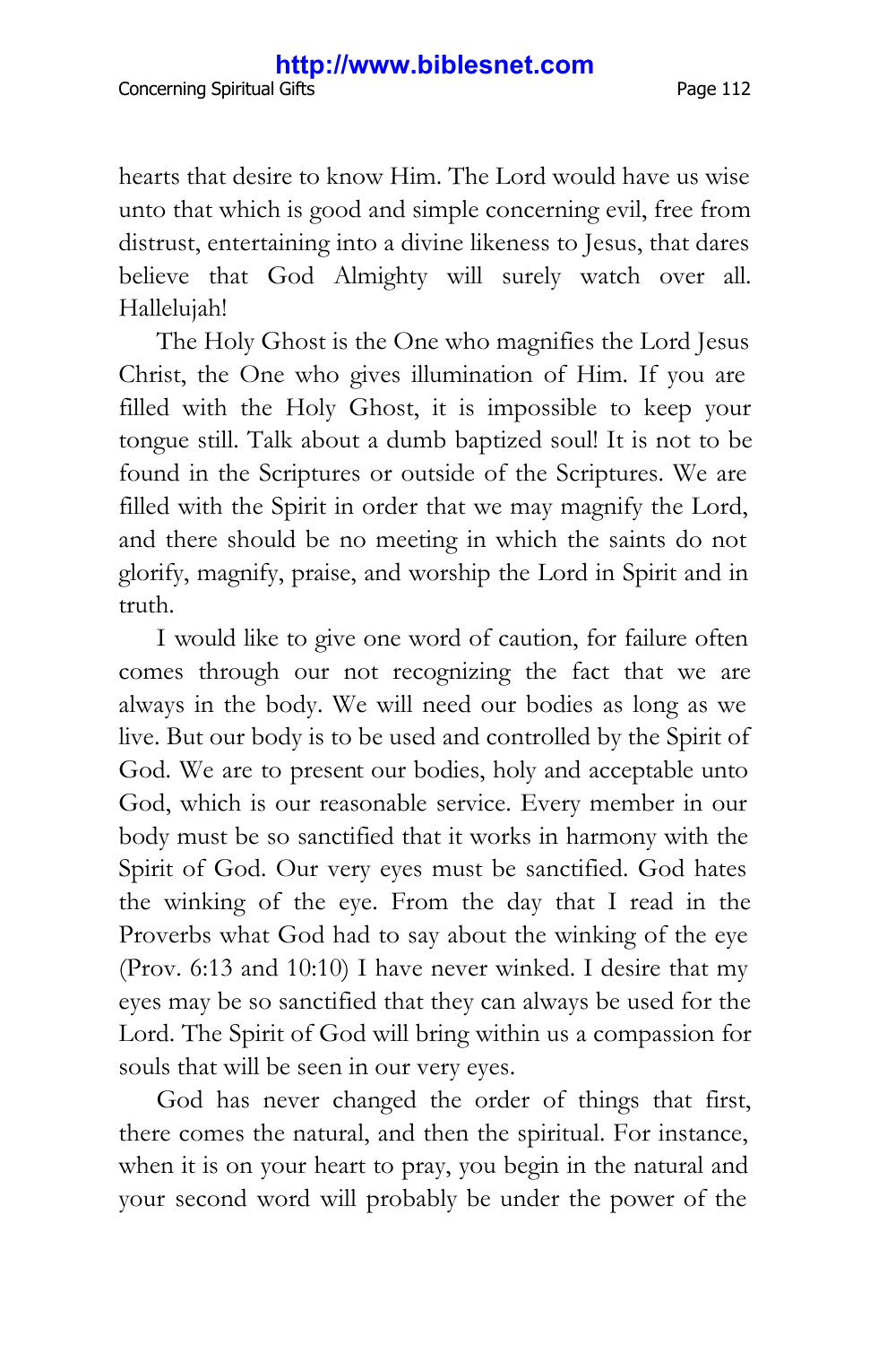hearts that desire to know Him. The Lord would have us wise unto that which is good and simple concerning evil, free from distrust, entertaining into a divine likeness to Jesus, that dares believe that God Almighty will surely watch over all. Hallelujah!

The Holy Ghost is the One who magnifies the Lord Jesus Christ, the One who gives illumination of Him. If you are filled with the Holy Ghost, it is impossible to keep your tongue still. Talk about a dumb baptized soul! It is not to be found in the Scriptures or outside of the Scriptures. We are filled with the Spirit in order that we may magnify the Lord, and there should be no meeting in which the saints do not glorify, magnify, praise, and worship the Lord in Spirit and in truth.

I would like to give one word of caution, for failure often comes through our not recognizing the fact that we are always in the body. We will need our bodies as long as we live. But our body is to be used and controlled by the Spirit of God. We are to present our bodies, holy and acceptable unto God, which is our reasonable service. Every member in our body must be so sanctified that it works in harmony with the Spirit of God. Our very eyes must be sanctified. God hates the winking of the eye. From the day that I read in the Proverbs what God had to say about the winking of the eye (Prov. 6:13 and 10:10) I have never winked. I desire that my eyes may be so sanctified that they can always be used for the Lord. The Spirit of God will bring within us a compassion for souls that will be seen in our very eyes.

God has never changed the order of things that first, there comes the natural, and then the spiritual. For instance, when it is on your heart to pray, you begin in the natural and your second word will probably be under the power of the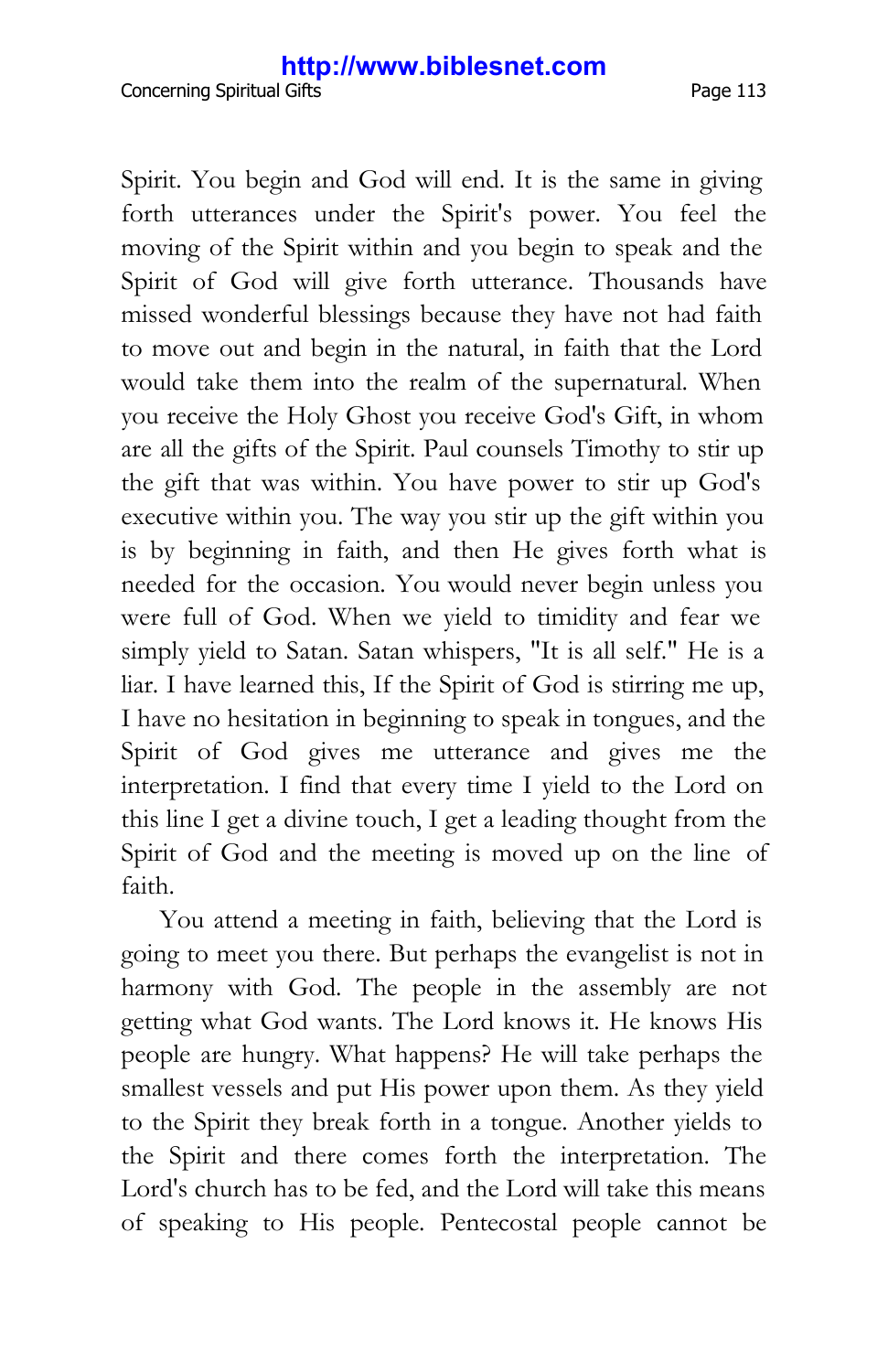Spirit. You begin and God will end. It is the same in giving forth utterances under the Spirit's power. You feel the moving of the Spirit within and you begin to speak and the Spirit of God will give forth utterance. Thousands have missed wonderful blessings because they have not had faith to move out and begin in the natural, in faith that the Lord would take them into the realm of the supernatural. When you receive the Holy Ghost you receive God's Gift, in whom are all the gifts of the Spirit. Paul counsels Timothy to stir up the gift that was within. You have power to stir up God's executive within you. The way you stir up the gift within you is by beginning in faith, and then He gives forth what is needed for the occasion. You would never begin unless you were full of God. When we yield to timidity and fear we simply yield to Satan. Satan whispers, "It is all self." He is a liar. I have learned this, If the Spirit of God is stirring me up, I have no hesitation in beginning to speak in tongues, and the Spirit of God gives me utterance and gives me the interpretation. I find that every time I yield to the Lord on this line I get a divine touch, I get a leading thought from the Spirit of God and the meeting is moved up on the line of faith.

You attend a meeting in faith, believing that the Lord is going to meet you there. But perhaps the evangelist is not in harmony with God. The people in the assembly are not getting what God wants. The Lord knows it. He knows His people are hungry. What happens? He will take perhaps the smallest vessels and put His power upon them. As they yield to the Spirit they break forth in a tongue. Another yields to the Spirit and there comes forth the interpretation. The Lord's church has to be fed, and the Lord will take this means of speaking to His people. Pentecostal people cannot be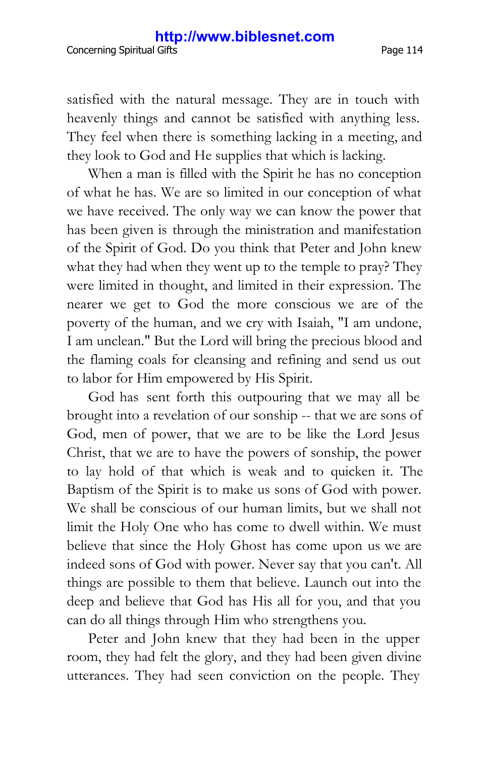satisfied with the natural message. They are in touch with heavenly things and cannot be satisfied with anything less. They feel when there is something lacking in a meeting, and they look to God and He supplies that which is lacking.

When a man is filled with the Spirit he has no conception of what he has. We are so limited in our conception of what we have received. The only way we can know the power that has been given is through the ministration and manifestation of the Spirit of God. Do you think that Peter and John knew what they had when they went up to the temple to pray? They were limited in thought, and limited in their expression. The nearer we get to God the more conscious we are of the poverty of the human, and we cry with Isaiah, "I am undone, I am unclean." But the Lord will bring the precious blood and the flaming coals for cleansing and refining and send us out to labor for Him empowered by His Spirit.

God has sent forth this outpouring that we may all be brought into a revelation of our sonship -- that we are sons of God, men of power, that we are to be like the Lord Jesus Christ, that we are to have the powers of sonship, the power to lay hold of that which is weak and to quicken it. The Baptism of the Spirit is to make us sons of God with power. We shall be conscious of our human limits, but we shall not limit the Holy One who has come to dwell within. We must believe that since the Holy Ghost has come upon us we are indeed sons of God with power. Never say that you can't. All things are possible to them that believe. Launch out into the deep and believe that God has His all for you, and that you can do all things through Him who strengthens you.

Peter and John knew that they had been in the upper room, they had felt the glory, and they had been given divine utterances. They had seen conviction on the people. They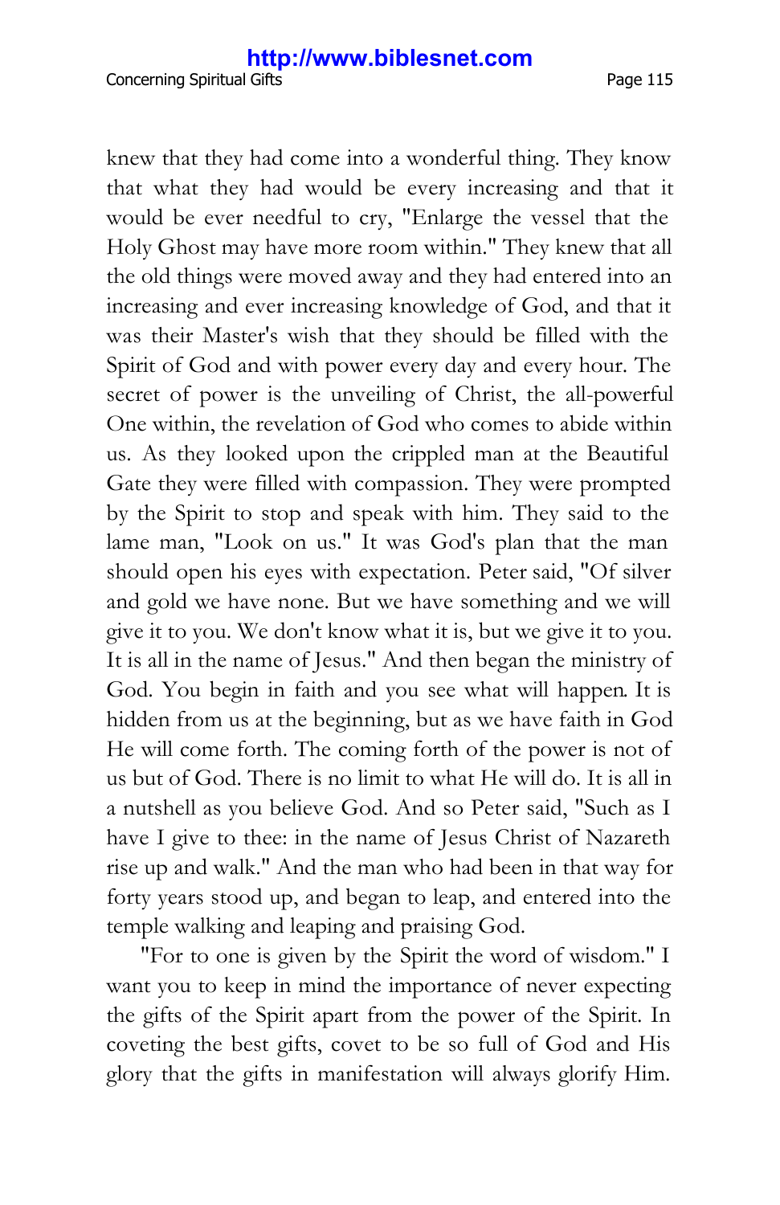knew that they had come into a wonderful thing. They know that what they had would be every increasing and that it would be ever needful to cry, "Enlarge the vessel that the Holy Ghost may have more room within." They knew that all the old things were moved away and they had entered into an increasing and ever increasing knowledge of God, and that it was their Master's wish that they should be filled with the Spirit of God and with power every day and every hour. The secret of power is the unveiling of Christ, the all-powerful One within, the revelation of God who comes to abide within us. As they looked upon the crippled man at the Beautiful Gate they were filled with compassion. They were prompted by the Spirit to stop and speak with him. They said to the lame man, "Look on us." It was God's plan that the man should open his eyes with expectation. Peter said, "Of silver and gold we have none. But we have something and we will give it to you. We don't know what it is, but we give it to you. It is all in the name of Jesus." And then began the ministry of God. You begin in faith and you see what will happen. It is hidden from us at the beginning, but as we have faith in God He will come forth. The coming forth of the power is not of us but of God. There is no limit to what He will do. It is all in a nutshell as you believe God. And so Peter said, "Such as I have I give to thee: in the name of Jesus Christ of Nazareth rise up and walk." And the man who had been in that way for forty years stood up, and began to leap, and entered into the temple walking and leaping and praising God.

"For to one is given by the Spirit the word of wisdom." I want you to keep in mind the importance of never expecting the gifts of the Spirit apart from the power of the Spirit. In coveting the best gifts, covet to be so full of God and His glory that the gifts in manifestation will always glorify Him.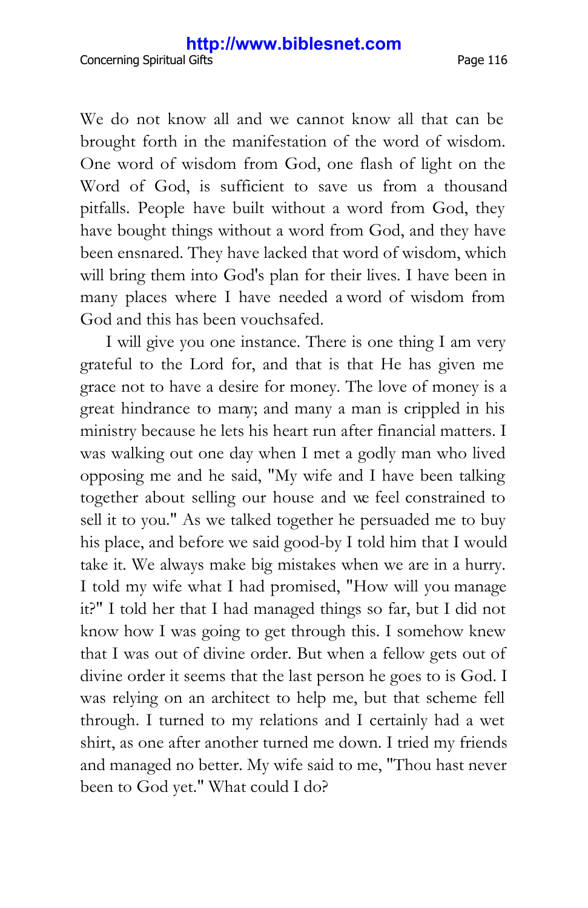We do not know all and we cannot know all that can be brought forth in the manifestation of the word of wisdom. One word of wisdom from God, one flash of light on the Word of God, is sufficient to save us from a thousand pitfalls. People have built without a word from God, they have bought things without a word from God, and they have been ensnared. They have lacked that word of wisdom, which will bring them into God's plan for their lives. I have been in many places where I have needed a word of wisdom from God and this has been vouchsafed.

I will give you one instance. There is one thing I am very grateful to the Lord for, and that is that He has given me grace not to have a desire for money. The love of money is a great hindrance to many; and many a man is crippled in his ministry because he lets his heart run after financial matters. I was walking out one day when I met a godly man who lived opposing me and he said, "My wife and I have been talking together about selling our house and we feel constrained to sell it to you." As we talked together he persuaded me to buy his place, and before we said good-by I told him that I would take it. We always make big mistakes when we are in a hurry. I told my wife what I had promised, "How will you manage it?" I told her that I had managed things so far, but I did not know how I was going to get through this. I somehow knew that I was out of divine order. But when a fellow gets out of divine order it seems that the last person he goes to is God. I was relying on an architect to help me, but that scheme fell through. I turned to my relations and I certainly had a wet shirt, as one after another turned me down. I tried my friends and managed no better. My wife said to me, "Thou hast never been to God yet." What could I do?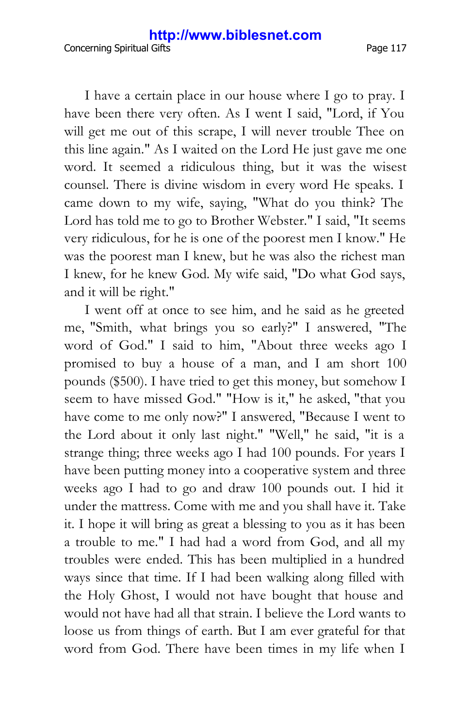I have a certain place in our house where I go to pray. I have been there very often. As I went I said, "Lord, if You will get me out of this scrape, I will never trouble Thee on this line again." As I waited on the Lord He just gave me one word. It seemed a ridiculous thing, but it was the wisest counsel. There is divine wisdom in every word He speaks. I came down to my wife, saying, "What do you think? The Lord has told me to go to Brother Webster." I said, "It seems very ridiculous, for he is one of the poorest men I know." He was the poorest man I knew, but he was also the richest man I knew, for he knew God. My wife said, "Do what God says, and it will be right."

I went off at once to see him, and he said as he greeted me, "Smith, what brings you so early?" I answered, "The word of God." I said to him, "About three weeks ago I promised to buy a house of a man, and I am short 100 pounds ($500). I have tried to get this money, but somehow I seem to have missed God." "How is it," he asked, "that you have come to me only now?" I answered, "Because I went to the Lord about it only last night." "Well," he said, "it is a strange thing; three weeks ago I had 100 pounds. For years I have been putting money into a cooperative system and three weeks ago I had to go and draw 100 pounds out. I hid it under the mattress. Come with me and you shall have it. Take it. I hope it will bring as great a blessing to you as it has been a trouble to me." I had had a word from God, and all my troubles were ended. This has been multiplied in a hundred ways since that time. If I had been walking along filled with the Holy Ghost, I would not have bought that house and would not have had all that strain. I believe the Lord wants to loose us from things of earth. But I am ever grateful for that word from God. There have been times in my life when I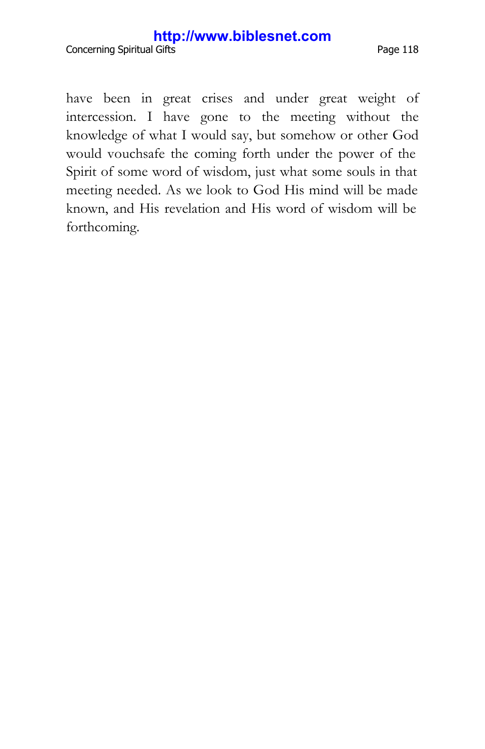have been in great crises and under great weight of intercession. I have gone to the meeting without the knowledge of what I would say, but somehow or other God would vouchsafe the coming forth under the power of the Spirit of some word of wisdom, just what some souls in that meeting needed. As we look to God His mind will be made known, and His revelation and His word of wisdom will be forthcoming.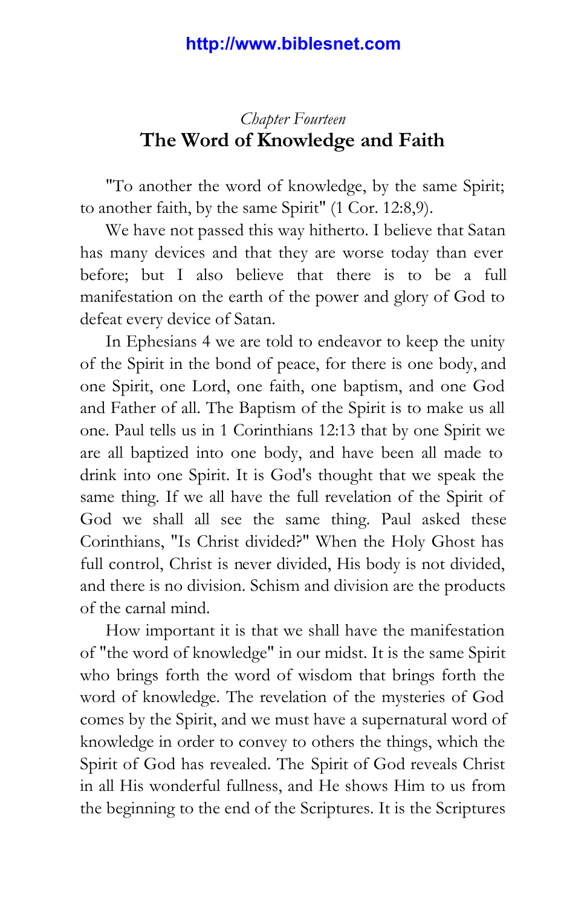*Chapter Fourteen*

## The Word of Knowledge and Faith

"To another the word of knowledge, by the same Spirit; to another faith, by the same Spirit" (1 Cor. 12:8,9).

We have not passed this way hitherto. I believe that Satan has many devices and that they are worse today than ever before; but I also believe that there is to be a full manifestation on the earth of the power and glory of God to defeat every device of Satan.

In Ephesians 4 we are told to endeavor to keep the unity of the Spirit in the bond of peace, for there is one body, and one Spirit, one Lord, one faith, one baptism, and one God and Father of all. The Baptism of the Spirit is to make us all one. Paul tells us in 1 Corinthians 12:13 that by one Spirit we are all baptized into one body, and have been all made to drink into one Spirit. It is God's thought that we speak the same thing. If we all have the full revelation of the Spirit of God we shall all see the same thing. Paul asked these Corinthians, "Is Christ divided?" When the Holy Ghost has full control, Christ is never divided, His body is not divided, and there is no division. Schism and division are the products of the carnal mind.

How important it is that we shall have the manifestation of "the word of knowledge" in our midst. It is the same Spirit who brings forth the word of wisdom that brings forth the word of knowledge. The revelation of the mysteries of God comes by the Spirit, and we must have a supernatural word of knowledge in order to convey to others the things, which the Spirit of God has revealed. The Spirit of God reveals Christ in all His wonderful fullness, and He shows Him to us from the beginning to the end of the Scriptures. It is the Scriptures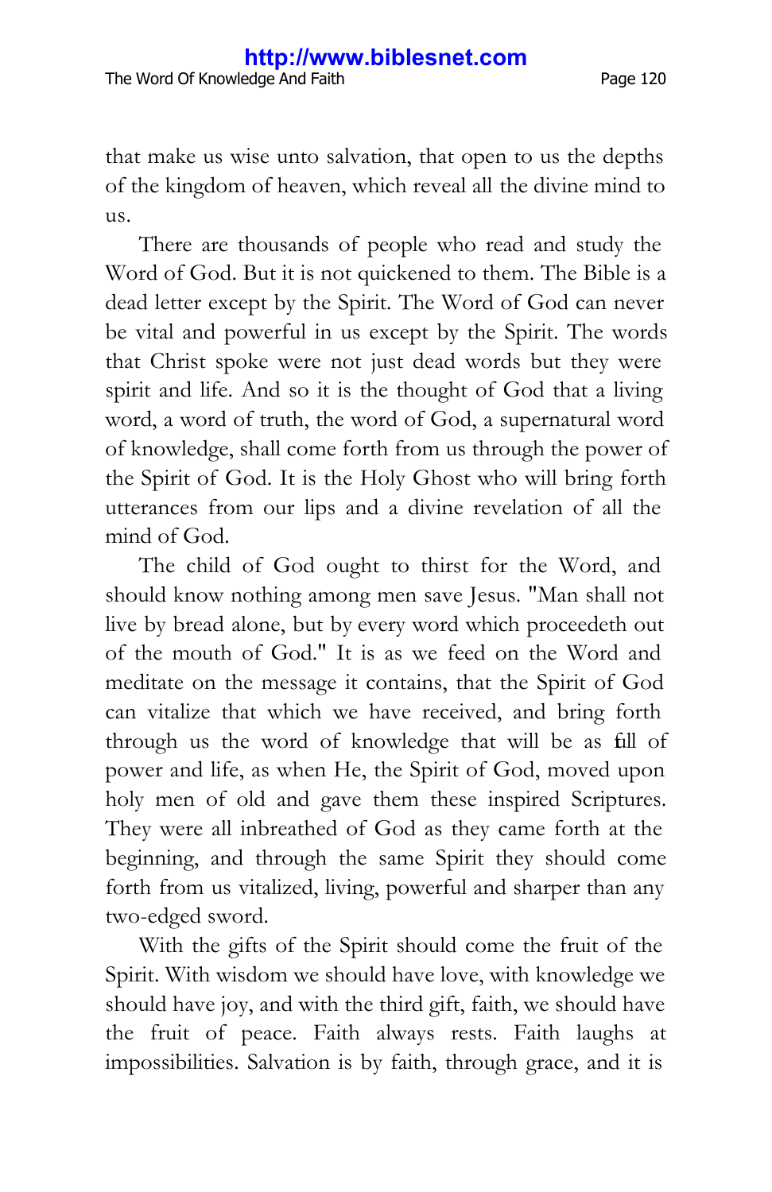that make us wise unto salvation, that open to us the depths of the kingdom of heaven, which reveal all the divine mind to us.

There are thousands of people who read and study the Word of God. But it is not quickened to them. The Bible is a dead letter except by the Spirit. The Word of God can never be vital and powerful in us except by the Spirit. The words that Christ spoke were not just dead words but they were spirit and life. And so it is the thought of God that a living word, a word of truth, the word of God, a supernatural word of knowledge, shall come forth from us through the power of the Spirit of God. It is the Holy Ghost who will bring forth utterances from our lips and a divine revelation of all the mind of God.

The child of God ought to thirst for the Word, and should know nothing among men save Jesus. "Man shall not live by bread alone, but by every word which proceedeth out of the mouth of God." It is as we feed on the Word and meditate on the message it contains, that the Spirit of God can vitalize that which we have received, and bring forth through us the word of knowledge that will be as full of power and life, as when He, the Spirit of God, moved upon holy men of old and gave them these inspired Scriptures. They were all inbreathed of God as they came forth at the beginning, and through the same Spirit they should come forth from us vitalized, living, powerful and sharper than any two-edged sword.

With the gifts of the Spirit should come the fruit of the Spirit. With wisdom we should have love, with knowledge we should have joy, and with the third gift, faith, we should have the fruit of peace. Faith always rests. Faith laughs at impossibilities. Salvation is by faith, through grace, and it is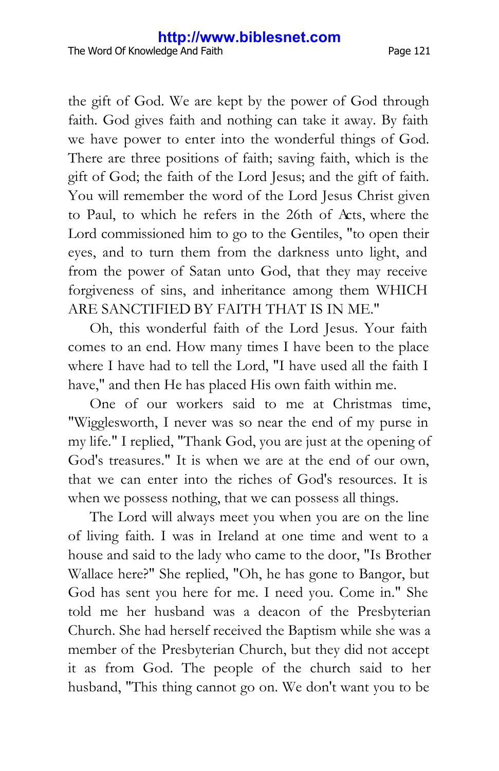the gift of God. We are kept by the power of God through faith. God gives faith and nothing can take it away. By faith we have power to enter into the wonderful things of God. There are three positions of faith; saving faith, which is the gift of God; the faith of the Lord Jesus; and the gift of faith. You will remember the word of the Lord Jesus Christ given to Paul, to which he refers in the 26th of Acts, where the Lord commissioned him to go to the Gentiles, "to open their eyes, and to turn them from the darkness unto light, and from the power of Satan unto God, that they may receive forgiveness of sins, and inheritance among them WHICH ARE SANCTIFIED BY FAITH THAT IS IN ME."

Oh, this wonderful faith of the Lord Jesus. Your faith comes to an end. How many times I have been to the place where I have had to tell the Lord, "I have used all the faith I have," and then He has placed His own faith within me.

One of our workers said to me at Christmas time, "Wigglesworth, I never was so near the end of my purse in my life." I replied, "Thank God, you are just at the opening of God's treasures." It is when we are at the end of our own, that we can enter into the riches of God's resources. It is when we possess nothing, that we can possess all things.

The Lord will always meet you when you are on the line of living faith. I was in Ireland at one time and went to a house and said to the lady who came to the door, "Is Brother Wallace here?" She replied, "Oh, he has gone to Bangor, but God has sent you here for me. I need you. Come in." She told me her husband was a deacon of the Presbyterian Church. She had herself received the Baptism while she was a member of the Presbyterian Church, but they did not accept it as from God. The people of the church said to her husband, "This thing cannot go on. We don't want you to be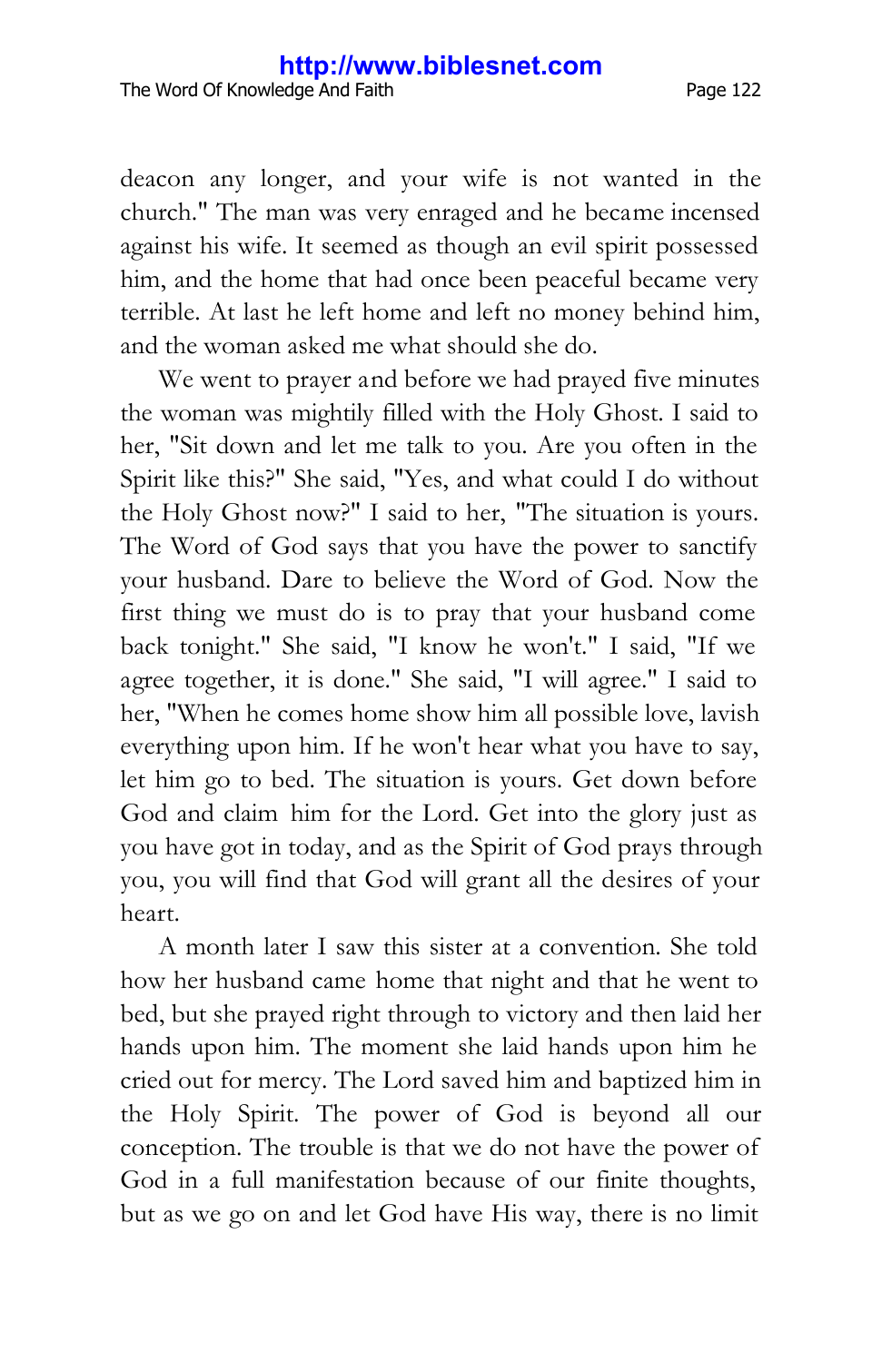deacon any longer, and your wife is not wanted in the church." The man was very enraged and he became incensed against his wife. It seemed as though an evil spirit possessed him, and the home that had once been peaceful became very terrible. At last he left home and left no money behind him, and the woman asked me what should she do.

We went to prayer and before we had prayed five minutes the woman was mightily filled with the Holy Ghost. I said to her, "Sit down and let me talk to you. Are you often in the Spirit like this?" She said, "Yes, and what could I do without the Holy Ghost now?" I said to her, "The situation is yours. The Word of God says that you have the power to sanctify your husband. Dare to believe the Word of God. Now the first thing we must do is to pray that your husband come back tonight." She said, "I know he won't." I said, "If we agree together, it is done." She said, "I will agree." I said to her, "When he comes home show him all possible love, lavish everything upon him. If he won't hear what you have to say, let him go to bed. The situation is yours. Get down before God and claim him for the Lord. Get into the glory just as you have got in today, and as the Spirit of God prays through you, you will find that God will grant all the desires of your heart.

A month later I saw this sister at a convention. She told how her husband came home that night and that he went to bed, but she prayed right through to victory and then laid her hands upon him. The moment she laid hands upon him he cried out for mercy. The Lord saved him and baptized him in the Holy Spirit. The power of God is beyond all our conception. The trouble is that we do not have the power of God in a full manifestation because of our finite thoughts, but as we go on and let God have His way, there is no limit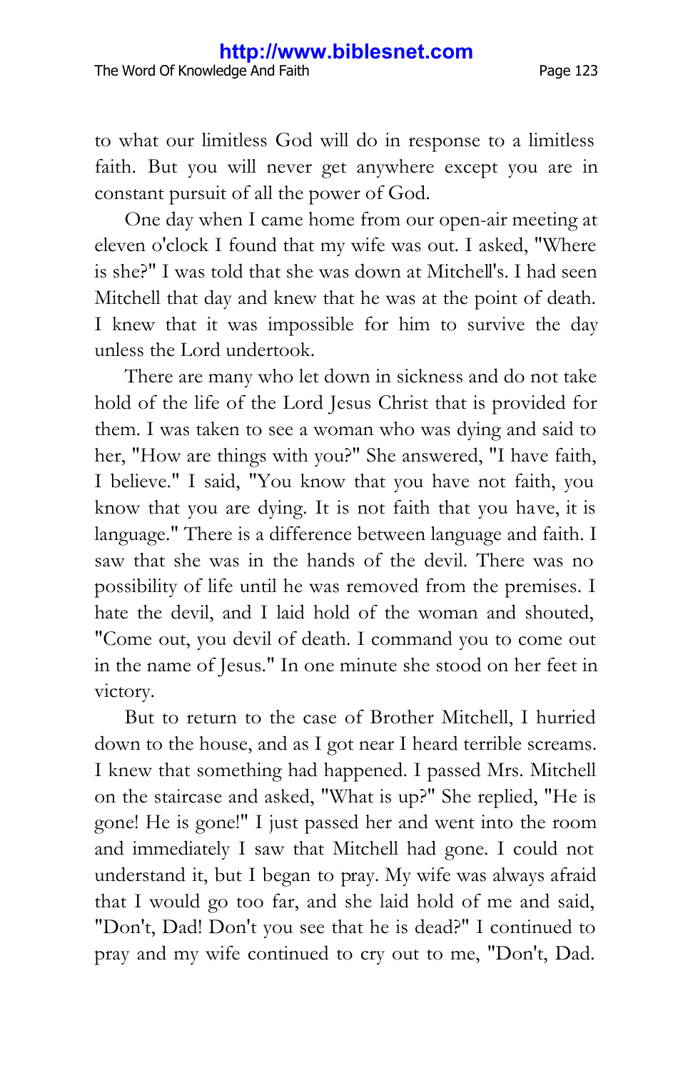to what our limitless God will do in response to a limitless faith. But you will never get anywhere except you are in constant pursuit of all the power of God.

One day when I came home from our open-air meeting at eleven o'clock I found that my wife was out. I asked, "Where is she?" I was told that she was down at Mitchell's. I had seen Mitchell that day and knew that he was at the point of death. I knew that it was impossible for him to survive the day unless the Lord undertook.

There are many who let down in sickness and do not take hold of the life of the Lord Jesus Christ that is provided for them. I was taken to see a woman who was dying and said to her, "How are things with you?" She answered, "I have faith, I believe." I said, "You know that you have not faith, you know that you are dying. It is not faith that you have, it is language." There is a difference between language and faith. I saw that she was in the hands of the devil. There was no possibility of life until he was removed from the premises. I hate the devil, and I laid hold of the woman and shouted, "Come out, you devil of death. I command you to come out in the name of Jesus." In one minute she stood on her feet in victory.

But to return to the case of Brother Mitchell, I hurried down to the house, and as I got near I heard terrible screams. I knew that something had happened. I passed Mrs. Mitchell on the staircase and asked, "What is up?" She replied, "He is gone! He is gone!" I just passed her and went into the room and immediately I saw that Mitchell had gone. I could not understand it, but I began to pray. My wife was always afraid that I would go too far, and she laid hold of me and said, "Don't, Dad! Don't you see that he is dead?" I continued to pray and my wife continued to cry out to me, "Don't, Dad.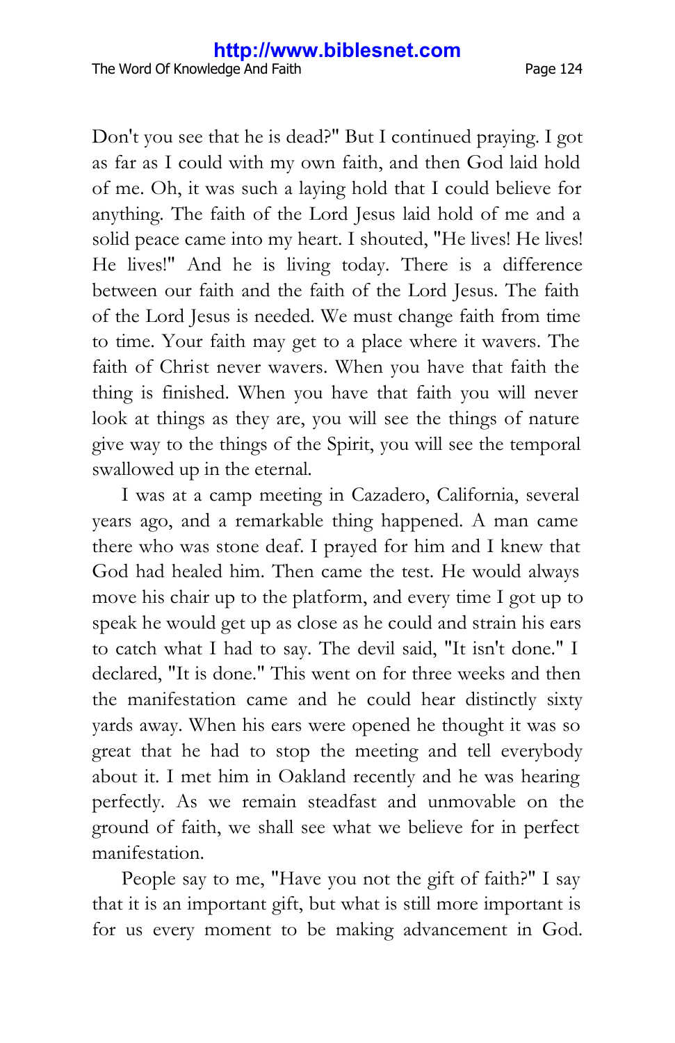Don't you see that he is dead?" But I continued praying. I got as far as I could with my own faith, and then God laid hold of me. Oh, it was such a laying hold that I could believe for anything. The faith of the Lord Jesus laid hold of me and a solid peace came into my heart. I shouted, "He lives! He lives! He lives!" And he is living today. There is a difference between our faith and the faith of the Lord Jesus. The faith of the Lord Jesus is needed. We must change faith from time to time. Your faith may get to a place where it wavers. The faith of Christ never wavers. When you have that faith the thing is finished. When you have that faith you will never look at things as they are, you will see the things of nature give way to the things of the Spirit, you will see the temporal swallowed up in the eternal.

I was at a camp meeting in Cazadero, California, several years ago, and a remarkable thing happened. A man came there who was stone deaf. I prayed for him and I knew that God had healed him. Then came the test. He would always move his chair up to the platform, and every time I got up to speak he would get up as close as he could and strain his ears to catch what I had to say. The devil said, "It isn't done." I declared, "It is done." This went on for three weeks and then the manifestation came and he could hear distinctly sixty yards away. When his ears were opened he thought it was so great that he had to stop the meeting and tell everybody about it. I met him in Oakland recently and he was hearing perfectly. As we remain steadfast and unmovable on the ground of faith, we shall see what we believe for in perfect manifestation.

People say to me, "Have you not the gift of faith?" I say that it is an important gift, but what is still more important is for us every moment to be making advancement in God.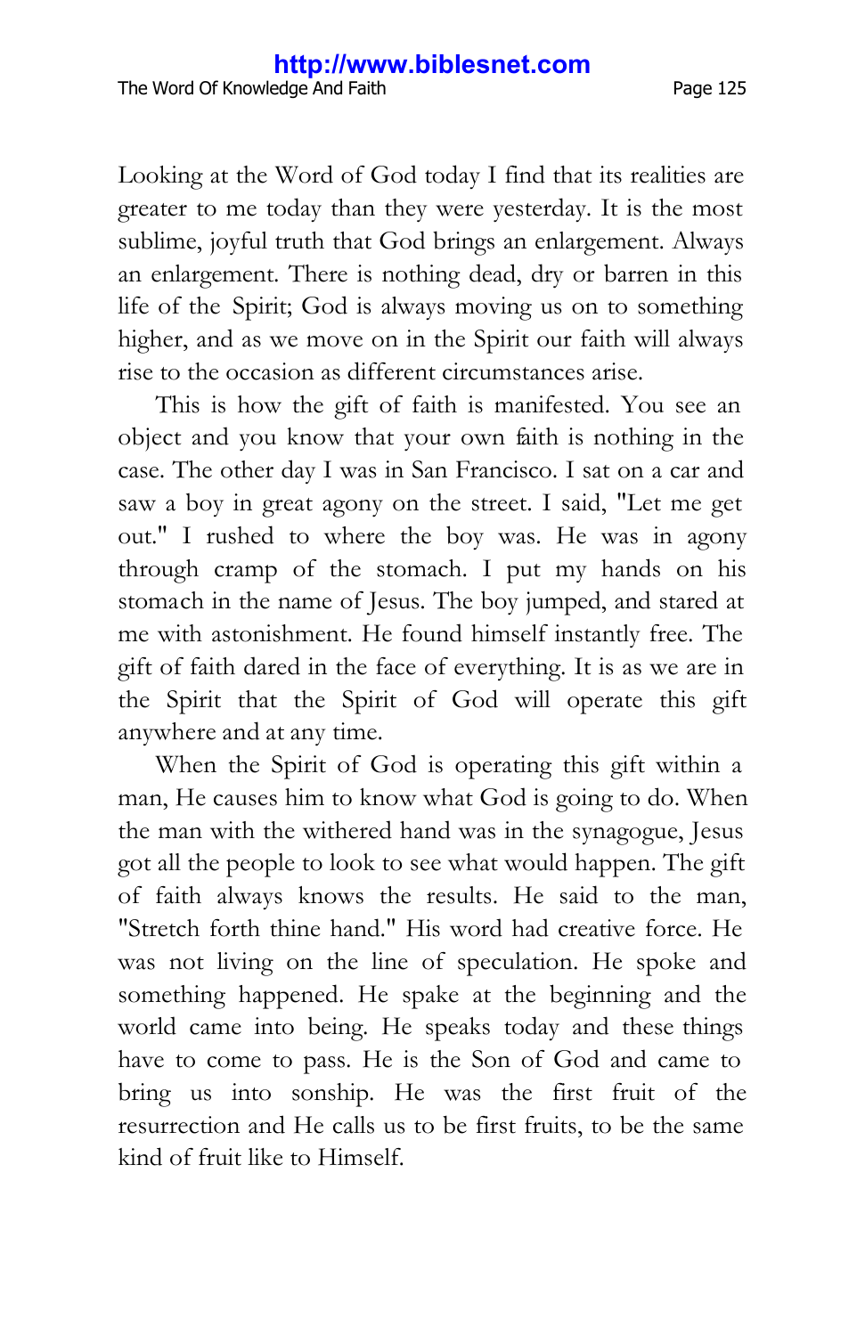Looking at the Word of God today I find that its realities are greater to me today than they were yesterday. It is the most sublime, joyful truth that God brings an enlargement. Always an enlargement. There is nothing dead, dry or barren in this life of the Spirit; God is always moving us on to something higher, and as we move on in the Spirit our faith will always rise to the occasion as different circumstances arise.

This is how the gift of faith is manifested. You see an object and you know that your own faith is nothing in the case. The other day I was in San Francisco. I sat on a car and saw a boy in great agony on the street. I said, "Let me get out." I rushed to where the boy was. He was in agony through cramp of the stomach. I put my hands on his stomach in the name of Jesus. The boy jumped, and stared at me with astonishment. He found himself instantly free. The gift of faith dared in the face of everything. It is as we are in the Spirit that the Spirit of God will operate this gift anywhere and at any time.

When the Spirit of God is operating this gift within a man, He causes him to know what God is going to do. When the man with the withered hand was in the synagogue, Jesus got all the people to look to see what would happen. The gift of faith always knows the results. He said to the man, "Stretch forth thine hand." His word had creative force. He was not living on the line of speculation. He spoke and something happened. He spake at the beginning and the world came into being. He speaks today and these things have to come to pass. He is the Son of God and came to bring us into sonship. He was the first fruit of the resurrection and He calls us to be first fruits, to be the same kind of fruit like to Himself.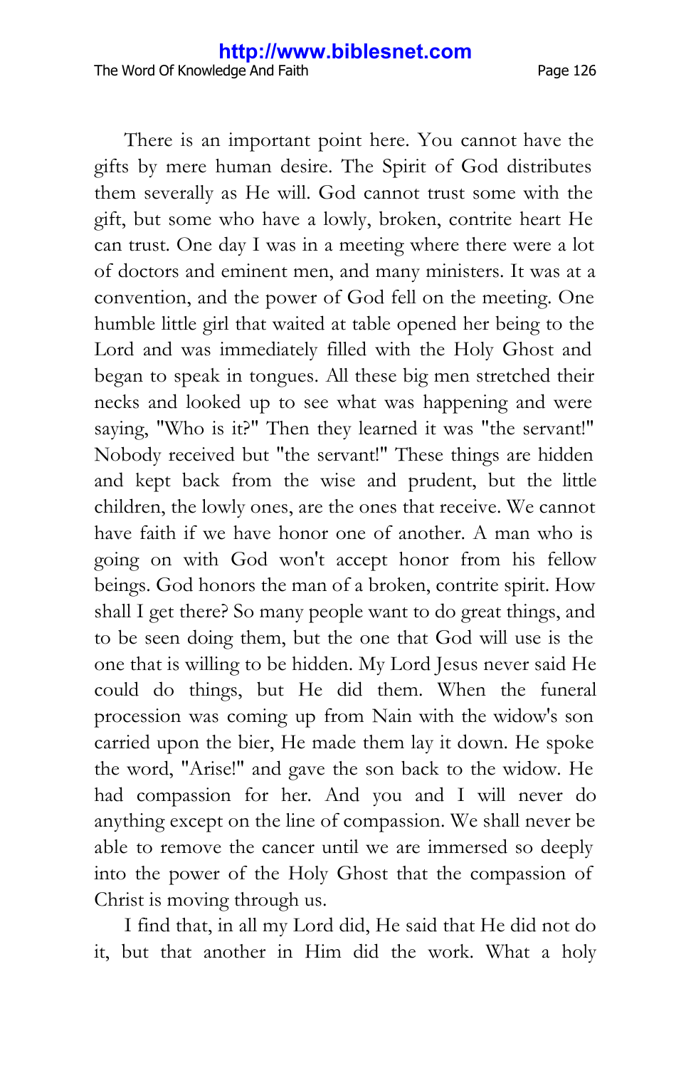There is an important point here. You cannot have the gifts by mere human desire. The Spirit of God distributes them severally as He will. God cannot trust some with the gift, but some who have a lowly, broken, contrite heart He can trust. One day I was in a meeting where there were a lot of doctors and eminent men, and many ministers. It was at a convention, and the power of God fell on the meeting. One humble little girl that waited at table opened her being to the Lord and was immediately filled with the Holy Ghost and began to speak in tongues. All these big men stretched their necks and looked up to see what was happening and were saying, "Who is it?" Then they learned it was "the servant!" Nobody received but "the servant!" These things are hidden and kept back from the wise and prudent, but the little children, the lowly ones, are the ones that receive. We cannot have faith if we have honor one of another. A man who is going on with God won't accept honor from his fellow beings. God honors the man of a broken, contrite spirit. How shall I get there? So many people want to do great things, and to be seen doing them, but the one that God will use is the one that is willing to be hidden. My Lord Jesus never said He could do things, but He did them. When the funeral procession was coming up from Nain with the widow's son carried upon the bier, He made them lay it down. He spoke the word, "Arise!" and gave the son back to the widow. He had compassion for her. And you and I will never do anything except on the line of compassion. We shall never be able to remove the cancer until we are immersed so deeply into the power of the Holy Ghost that the compassion of Christ is moving through us.

I find that, in all my Lord did, He said that He did not do it, but that another in Him did the work. What a holy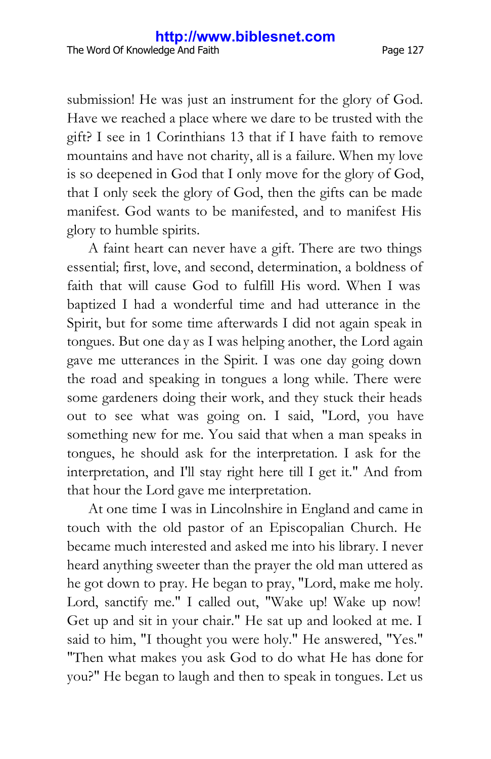submission! He was just an instrument for the glory of God. Have we reached a place where we dare to be trusted with the gift? I see in 1 Corinthians 13 that if I have faith to remove mountains and have not charity, all is a failure. When my love is so deepened in God that I only move for the glory of God, that I only seek the glory of God, then the gifts can be made manifest. God wants to be manifested, and to manifest His glory to humble spirits.

A faint heart can never have a gift. There are two things essential; first, love, and second, determination, a boldness of faith that will cause God to fulfill His word. When I was baptized I had a wonderful time and had utterance in the Spirit, but for some time afterwards I did not again speak in tongues. But one day as I was helping another, the Lord again gave me utterances in the Spirit. I was one day going down the road and speaking in tongues a long while. There were some gardeners doing their work, and they stuck their heads out to see what was going on. I said, "Lord, you have something new for me. You said that when a man speaks in tongues, he should ask for the interpretation. I ask for the interpretation, and I'll stay right here till I get it." And from that hour the Lord gave me interpretation.

At one time I was in Lincolnshire in England and came in touch with the old pastor of an Episcopalian Church. He became much interested and asked me into his library. I never heard anything sweeter than the prayer the old man uttered as he got down to pray. He began to pray, "Lord, make me holy. Lord, sanctify me." I called out, "Wake up! Wake up now! Get up and sit in your chair." He sat up and looked at me. I said to him, "I thought you were holy." He answered, "Yes." "Then what makes you ask God to do what He has done for you?" He began to laugh and then to speak in tongues. Let us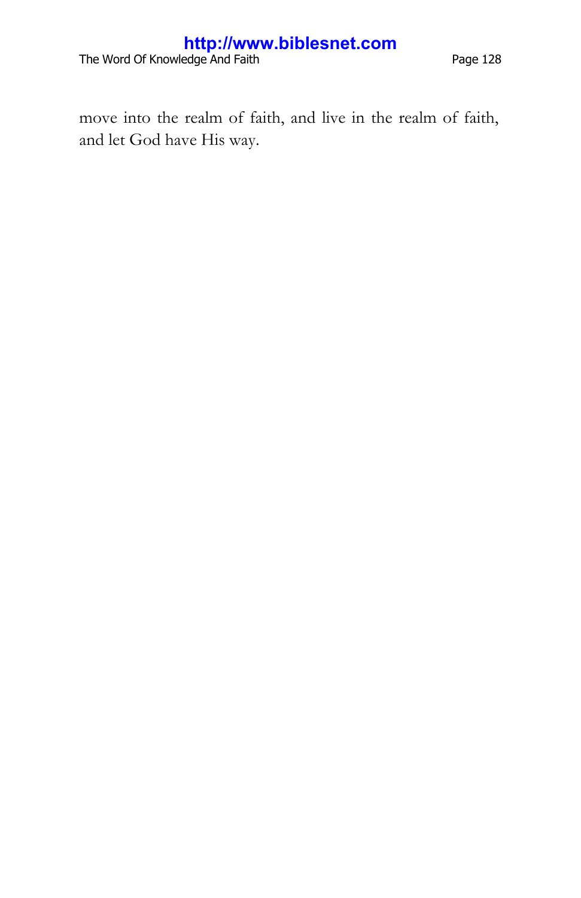move into the realm of faith, and live in the realm of faith, and let God have His way.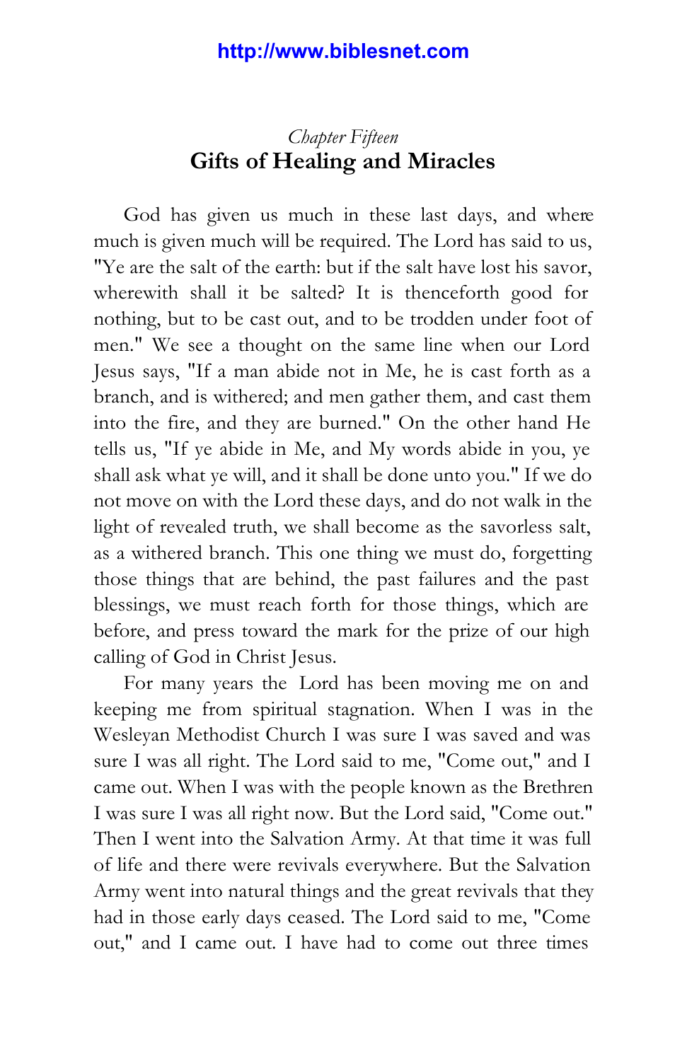*Chapter Fifteen*

# Gifts of Healing and Miracles

God has given us much in these last days, and where much is given much will be required. The Lord has said to us, "Ye are the salt of the earth: but if the salt have lost his savor, wherewith shall it be salted? It is thenceforth good for nothing, but to be cast out, and to be trodden under foot of men." We see a thought on the same line when our Lord Jesus says, "If a man abide not in Me, he is cast forth as a branch, and is withered; and men gather them, and cast them into the fire, and they are burned." On the other hand He tells us, "If ye abide in Me, and My words abide in you, ye shall ask what ye will, and it shall be done unto you." If we do not move on with the Lord these days, and do not walk in the light of revealed truth, we shall become as the savorless salt, as a withered branch. This one thing we must do, forgetting those things that are behind, the past failures and the past blessings, we must reach forth for those things, which are before, and press toward the mark for the prize of our high calling of God in Christ Jesus.

For many years the Lord has been moving me on and keeping me from spiritual stagnation. When I was in the Wesleyan Methodist Church I was sure I was saved and was sure I was all right. The Lord said to me, "Come out," and I came out. When I was with the people known as the Brethren I was sure I was all right now. But the Lord said, "Come out." Then I went into the Salvation Army. At that time it was full of life and there were revivals everywhere. But the Salvation Army went into natural things and the great revivals that they had in those early days ceased. The Lord said to me, "Come out," and I came out. I have had to come out three times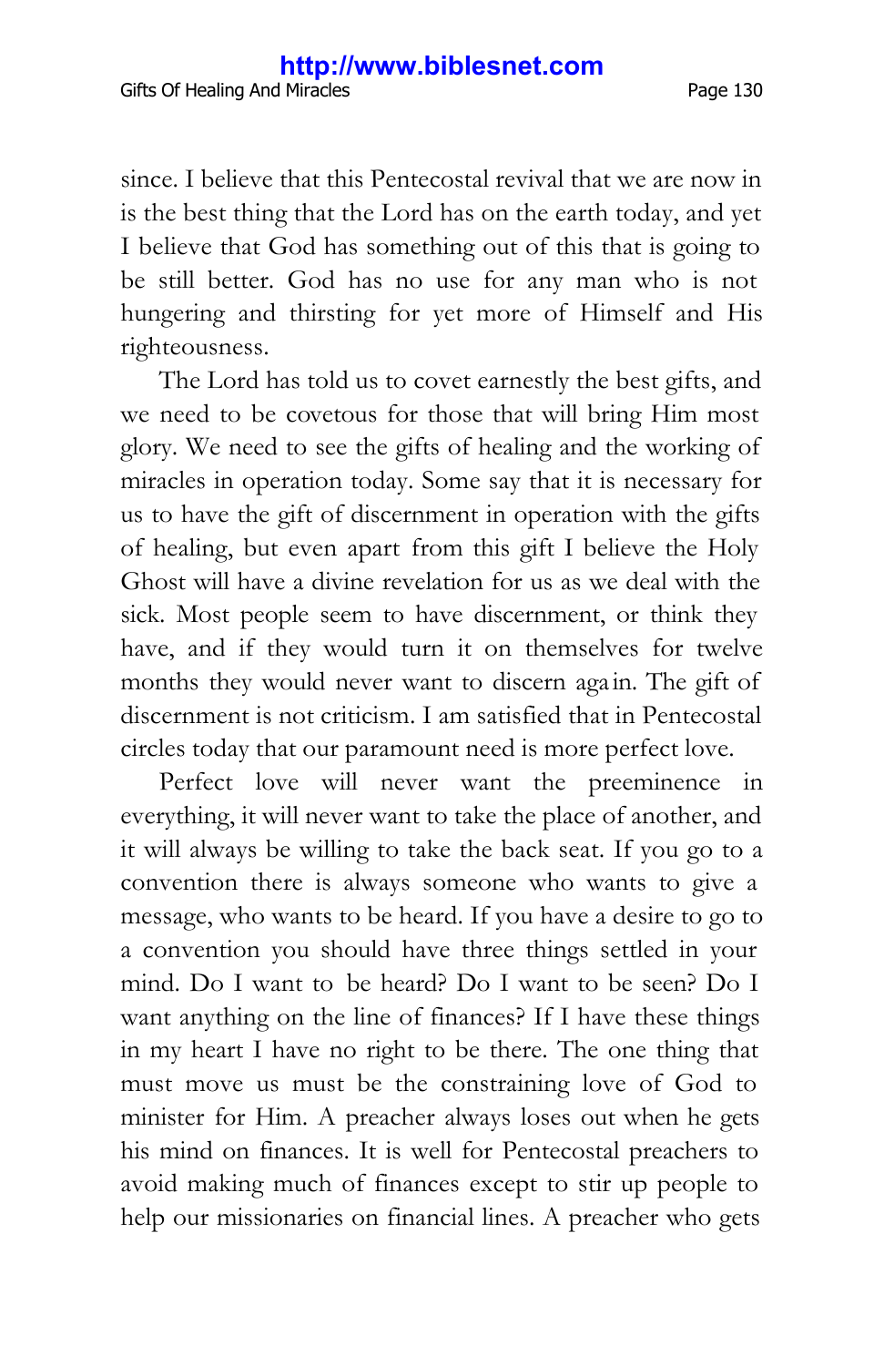since. I believe that this Pentecostal revival that we are now in is the best thing that the Lord has on the earth today, and yet I believe that God has something out of this that is going to be still better. God has no use for any man who is not hungering and thirsting for yet more of Himself and His righteousness.

The Lord has told us to covet earnestly the best gifts, and we need to be covetous for those that will bring Him most glory. We need to see the gifts of healing and the working of miracles in operation today. Some say that it is necessary for us to have the gift of discernment in operation with the gifts of healing, but even apart from this gift I believe the Holy Ghost will have a divine revelation for us as we deal with the sick. Most people seem to have discernment, or think they have, and if they would turn it on themselves for twelve months they would never want to discern again. The gift of discernment is not criticism. I am satisfied that in Pentecostal circles today that our paramount need is more perfect love.

Perfect love will never want the preeminence in everything, it will never want to take the place of another, and it will always be willing to take the back seat. If you go to a convention there is always someone who wants to give a message, who wants to be heard. If you have a desire to go to a convention you should have three things settled in your mind. Do I want to be heard? Do I want to be seen? Do I want anything on the line of finances? If I have these things in my heart I have no right to be there. The one thing that must move us must be the constraining love of God to minister for Him. A preacher always loses out when he gets his mind on finances. It is well for Pentecostal preachers to avoid making much of finances except to stir up people to help our missionaries on financial lines. A preacher who gets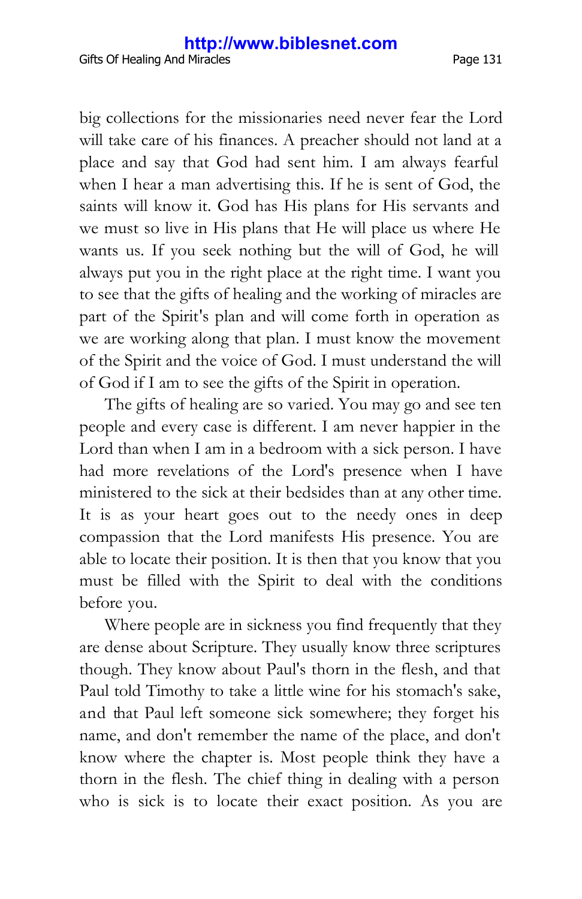big collections for the missionaries need never fear the Lord will take care of his finances. A preacher should not land at a place and say that God had sent him. I am always fearful when I hear a man advertising this. If he is sent of God, the saints will know it. God has His plans for His servants and we must so live in His plans that He will place us where He wants us. If you seek nothing but the will of God, he will always put you in the right place at the right time. I want you to see that the gifts of healing and the working of miracles are part of the Spirit's plan and will come forth in operation as we are working along that plan. I must know the movement of the Spirit and the voice of God. I must understand the will of God if I am to see the gifts of the Spirit in operation.

The gifts of healing are so varied. You may go and see ten people and every case is different. I am never happier in the Lord than when I am in a bedroom with a sick person. I have had more revelations of the Lord's presence when I have ministered to the sick at their bedsides than at any other time. It is as your heart goes out to the needy ones in deep compassion that the Lord manifests His presence. You are able to locate their position. It is then that you know that you must be filled with the Spirit to deal with the conditions before you.

Where people are in sickness you find frequently that they are dense about Scripture. They usually know three scriptures though. They know about Paul's thorn in the flesh, and that Paul told Timothy to take a little wine for his stomach's sake, and that Paul left someone sick somewhere; they forget his name, and don't remember the name of the place, and don't know where the chapter is. Most people think they have a thorn in the flesh. The chief thing in dealing with a person who is sick is to locate their exact position. As you are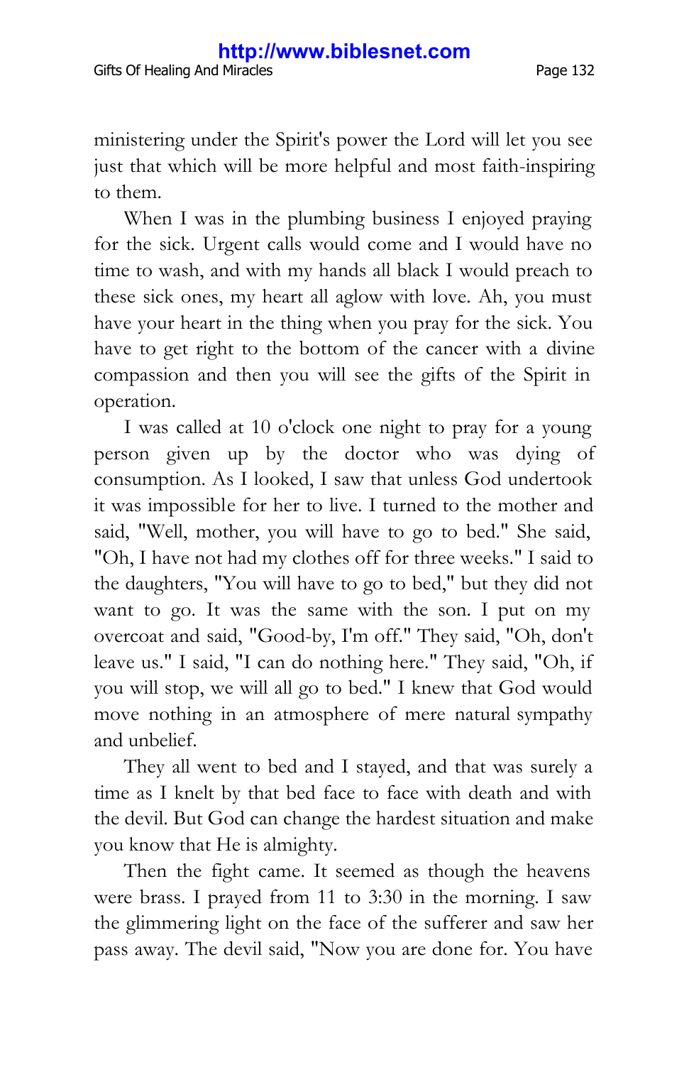ministering under the Spirit's power the Lord will let you see just that which will be more helpful and most faith-inspiring to them.

When I was in the plumbing business I enjoyed praying for the sick. Urgent calls would come and I would have no time to wash, and with my hands all black I would preach to these sick ones, my heart all aglow with love. Ah, you must have your heart in the thing when you pray for the sick. You have to get right to the bottom of the cancer with a divine compassion and then you will see the gifts of the Spirit in operation.

I was called at 10 o'clock one night to pray for a young person given up by the doctor who was dying of consumption. As I looked, I saw that unless God undertook it was impossible for her to live. I turned to the mother and said, "Well, mother, you will have to go to bed." She said, "Oh, I have not had my clothes off for three weeks." I said to the daughters, "You will have to go to bed," but they did not want to go. It was the same with the son. I put on my overcoat and said, "Good-by, I'm off." They said, "Oh, don't leave us." I said, "I can do nothing here." They said, "Oh, if you will stop, we will all go to bed." I knew that God would move nothing in an atmosphere of mere natural sympathy and unbelief.

They all went to bed and I stayed, and that was surely a time as I knelt by that bed face to face with death and with the devil. But God can change the hardest situation and make you know that He is almighty.

Then the fight came. It seemed as though the heavens were brass. I prayed from 11 to 3:30 in the morning. I saw the glimmering light on the face of the sufferer and saw her pass away. The devil said, "Now you are done for. You have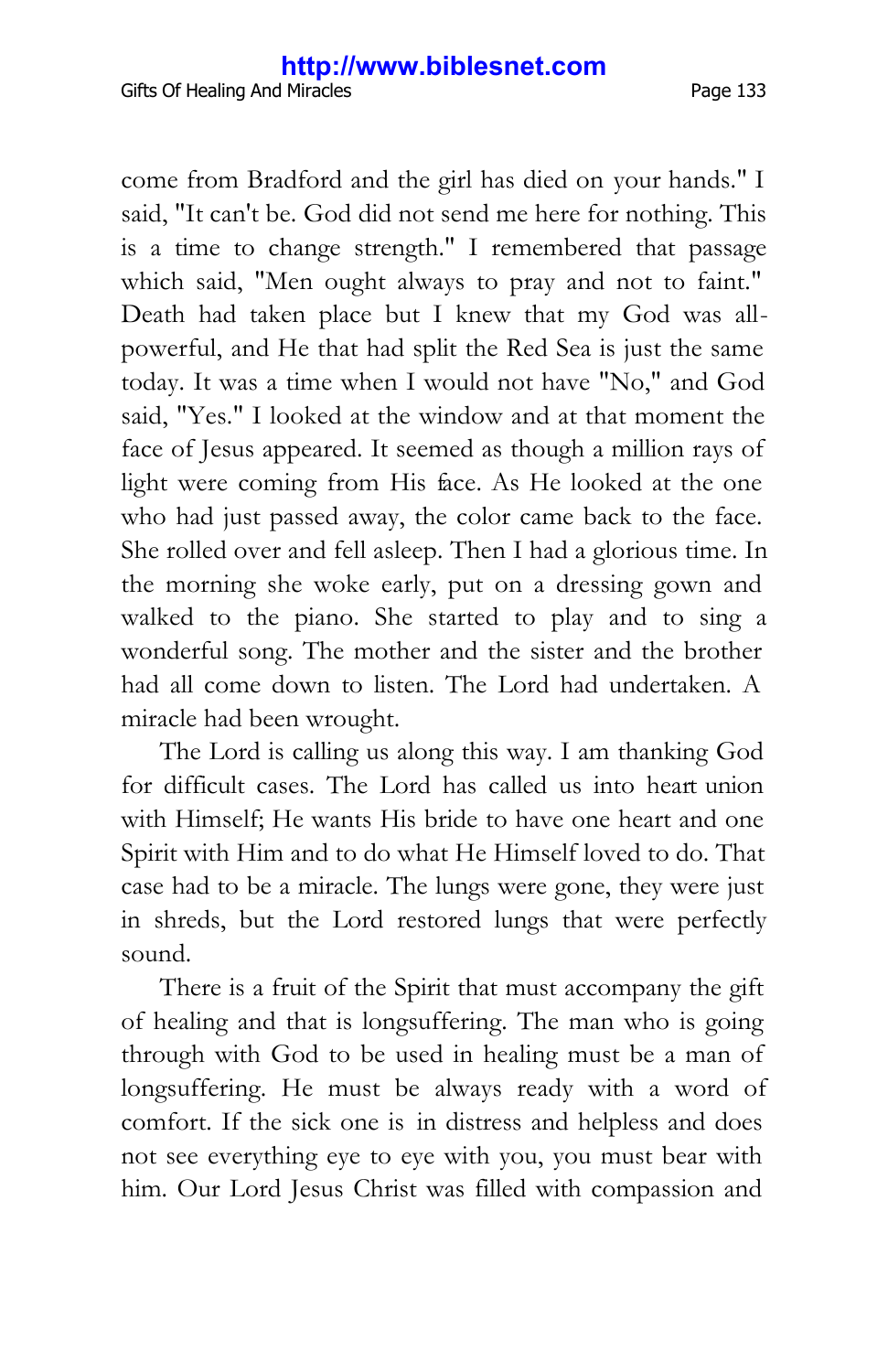come from Bradford and the girl has died on your hands." I said, "It can't be. God did not send me here for nothing. This is a time to change strength." I remembered that passage which said, "Men ought always to pray and not to faint." Death had taken place but I knew that my God was all-powerful, and He that had split the Red Sea is just the same today. It was a time when I would not have "No," and God said, "Yes." I looked at the window and at that moment the face of Jesus appeared. It seemed as though a million rays of light were coming from His face. As He looked at the one who had just passed away, the color came back to the face. She rolled over and fell asleep. Then I had a glorious time. In the morning she woke early, put on a dressing gown and walked to the piano. She started to play and to sing a wonderful song. The mother and the sister and the brother had all come down to listen. The Lord had undertaken. A miracle had been wrought.

The Lord is calling us along this way. I am thanking God for difficult cases. The Lord has called us into heart union with Himself; He wants His bride to have one heart and one Spirit with Him and to do what He Himself loved to do. That case had to be a miracle. The lungs were gone, they were just in shreds, but the Lord restored lungs that were perfectly sound.

There is a fruit of the Spirit that must accompany the gift of healing and that is longsuffering. The man who is going through with God to be used in healing must be a man of longsuffering. He must be always ready with a word of comfort. If the sick one is in distress and helpless and does not see everything eye to eye with you, you must bear with him. Our Lord Jesus Christ was filled with compassion and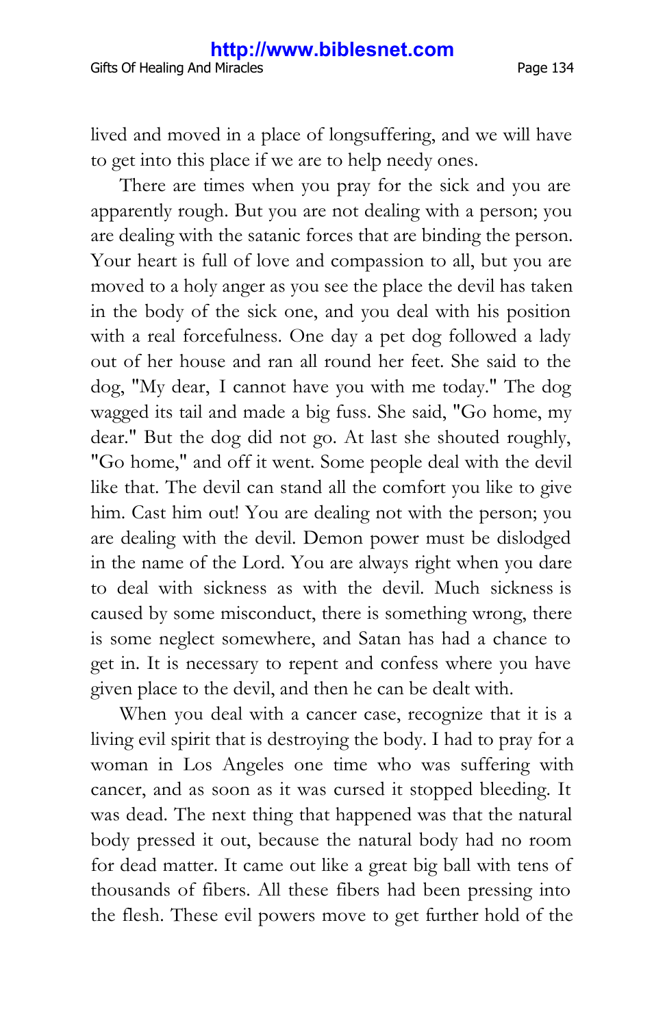lived and moved in a place of longsuffering, and we will have to get into this place if we are to help needy ones.

There are times when you pray for the sick and you are apparently rough. But you are not dealing with a person; you are dealing with the satanic forces that are binding the person. Your heart is full of love and compassion to all, but you are moved to a holy anger as you see the place the devil has taken in the body of the sick one, and you deal with his position with a real forcefulness. One day a pet dog followed a lady out of her house and ran all round her feet. She said to the dog, "My dear, I cannot have you with me today." The dog wagged its tail and made a big fuss. She said, "Go home, my dear." But the dog did not go. At last she shouted roughly, "Go home," and off it went. Some people deal with the devil like that. The devil can stand all the comfort you like to give him. Cast him out! You are dealing not with the person; you are dealing with the devil. Demon power must be dislodged in the name of the Lord. You are always right when you dare to deal with sickness as with the devil. Much sickness is caused by some misconduct, there is something wrong, there is some neglect somewhere, and Satan has had a chance to get in. It is necessary to repent and confess where you have given place to the devil, and then he can be dealt with.

When you deal with a cancer case, recognize that it is a living evil spirit that is destroying the body. I had to pray for a woman in Los Angeles one time who was suffering with cancer, and as soon as it was cursed it stopped bleeding. It was dead. The next thing that happened was that the natural body pressed it out, because the natural body had no room for dead matter. It came out like a great big ball with tens of thousands of fibers. All these fibers had been pressing into the flesh. These evil powers move to get further hold of the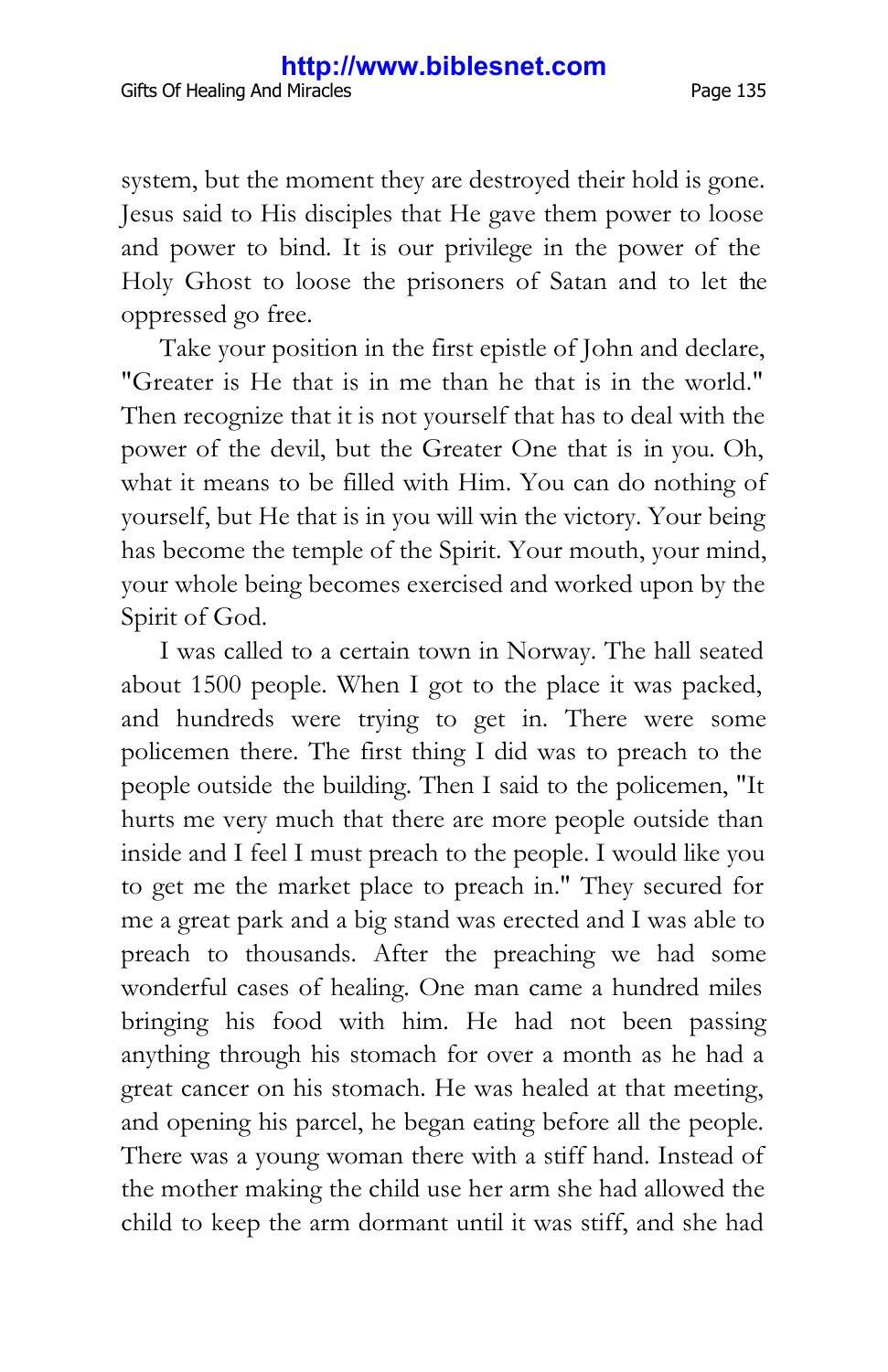system, but the moment they are destroyed their hold is gone. Jesus said to His disciples that He gave them power to loose and power to bind. It is our privilege in the power of the Holy Ghost to loose the prisoners of Satan and to let the oppressed go free.

Take your position in the first epistle of John and declare, "Greater is He that is in me than he that is in the world." Then recognize that it is not yourself that has to deal with the power of the devil, but the Greater One that is in you. Oh, what it means to be filled with Him. You can do nothing of yourself, but He that is in you will win the victory. Your being has become the temple of the Spirit. Your mouth, your mind, your whole being becomes exercised and worked upon by the Spirit of God.

I was called to a certain town in Norway. The hall seated about 1500 people. When I got to the place it was packed, and hundreds were trying to get in. There were some policemen there. The first thing I did was to preach to the people outside the building. Then I said to the policemen, "It hurts me very much that there are more people outside than inside and I feel I must preach to the people. I would like you to get me the market place to preach in." They secured for me a great park and a big stand was erected and I was able to preach to thousands. After the preaching we had some wonderful cases of healing. One man came a hundred miles bringing his food with him. He had not been passing anything through his stomach for over a month as he had a great cancer on his stomach. He was healed at that meeting, and opening his parcel, he began eating before all the people. There was a young woman there with a stiff hand. Instead of the mother making the child use her arm she had allowed the child to keep the arm dormant until it was stiff, and she had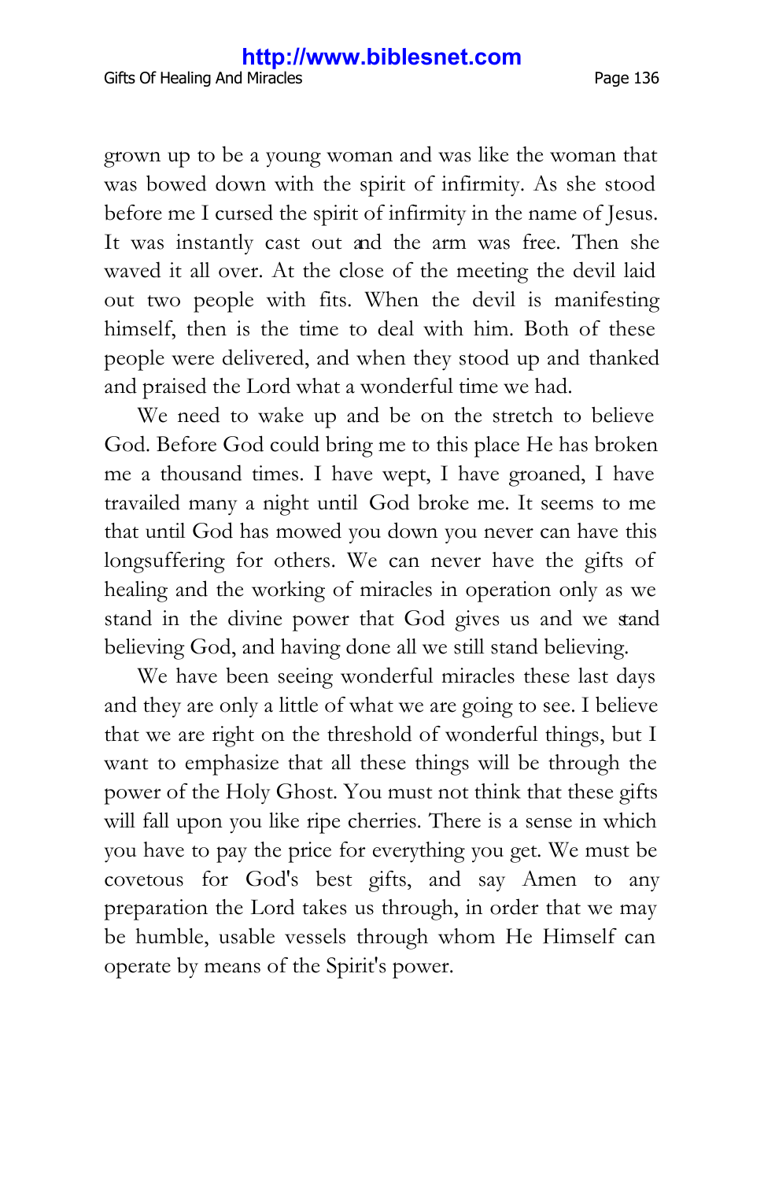grown up to be a young woman and was like the woman that was bowed down with the spirit of infirmity. As she stood before me I cursed the spirit of infirmity in the name of Jesus. It was instantly cast out and the arm was free. Then she waved it all over. At the close of the meeting the devil laid out two people with fits. When the devil is manifesting himself, then is the time to deal with him. Both of these people were delivered, and when they stood up and thanked and praised the Lord what a wonderful time we had.

We need to wake up and be on the stretch to believe God. Before God could bring me to this place He has broken me a thousand times. I have wept, I have groaned, I have travailed many a night until God broke me. It seems to me that until God has mowed you down you never can have this longsuffering for others. We can never have the gifts of healing and the working of miracles in operation only as we stand in the divine power that God gives us and we stand believing God, and having done all we still stand believing.

We have been seeing wonderful miracles these last days and they are only a little of what we are going to see. I believe that we are right on the threshold of wonderful things, but I want to emphasize that all these things will be through the power of the Holy Ghost. You must not think that these gifts will fall upon you like ripe cherries. There is a sense in which you have to pay the price for everything you get. We must be covetous for God's best gifts, and say Amen to any preparation the Lord takes us through, in order that we may be humble, usable vessels through whom He Himself can operate by means of the Spirit's power.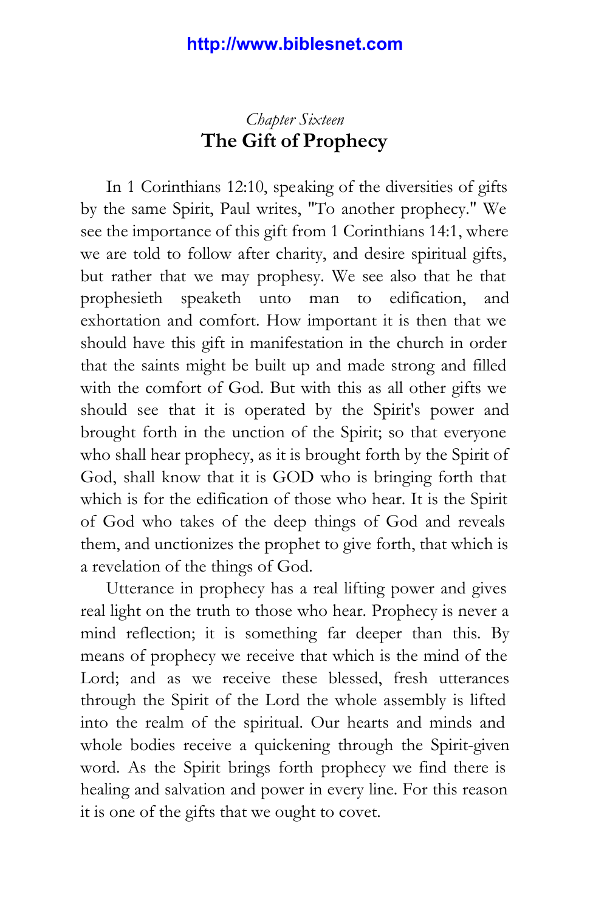*Chapter Sixteen*

## The Gift of Prophecy

In 1 Corinthians 12:10, speaking of the diversities of gifts by the same Spirit, Paul writes, "To another prophecy." We see the importance of this gift from 1 Corinthians 14:1, where we are told to follow after charity, and desire spiritual gifts, but rather that we may prophesy. We see also that he that prophesieth speaketh unto man to edification, and exhortation and comfort. How important it is then that we should have this gift in manifestation in the church in order that the saints might be built up and made strong and filled with the comfort of God. But with this as all other gifts we should see that it is operated by the Spirit's power and brought forth in the unction of the Spirit; so that everyone who shall hear prophecy, as it is brought forth by the Spirit of God, shall know that it is GOD who is bringing forth that which is for the edification of those who hear. It is the Spirit of God who takes of the deep things of God and reveals them, and unctionizes the prophet to give forth, that which is a revelation of the things of God.

Utterance in prophecy has a real lifting power and gives real light on the truth to those who hear. Prophecy is never a mind reflection; it is something far deeper than this. By means of prophecy we receive that which is the mind of the Lord; and as we receive these blessed, fresh utterances through the Spirit of the Lord the whole assembly is lifted into the realm of the spiritual. Our hearts and minds and whole bodies receive a quickening through the Spirit-given word. As the Spirit brings forth prophecy we find there is healing and salvation and power in every line. For this reason it is one of the gifts that we ought to covet.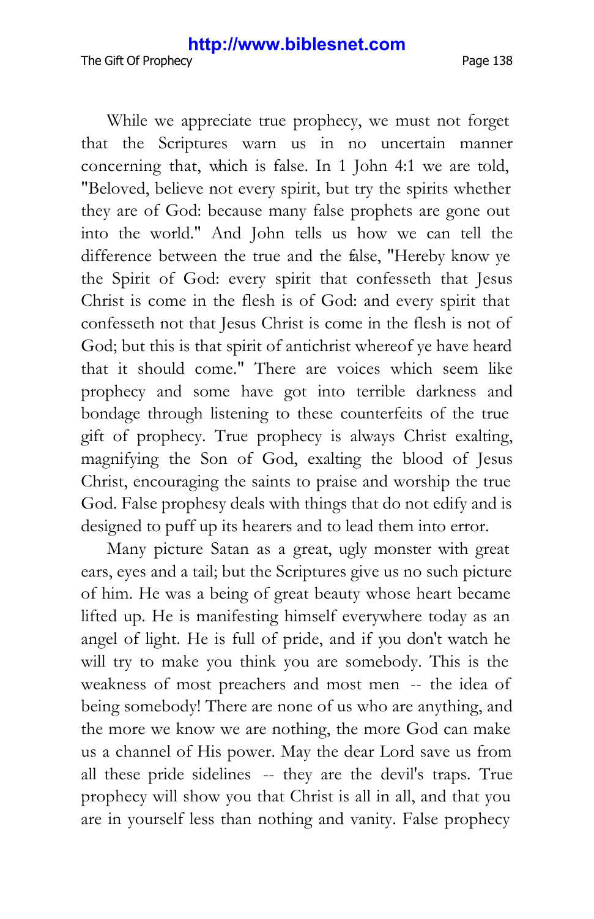While we appreciate true prophecy, we must not forget that the Scriptures warn us in no uncertain manner concerning that, which is false. In 1 John 4:1 we are told, "Beloved, believe not every spirit, but try the spirits whether they are of God: because many false prophets are gone out into the world." And John tells us how we can tell the difference between the true and the false, "Hereby know ye the Spirit of God: every spirit that confesseth that Jesus Christ is come in the flesh is of God: and every spirit that confesseth not that Jesus Christ is come in the flesh is not of God; but this is that spirit of antichrist whereof ye have heard that it should come." There are voices which seem like prophecy and some have got into terrible darkness and bondage through listening to these counterfeits of the true gift of prophecy. True prophecy is always Christ exalting, magnifying the Son of God, exalting the blood of Jesus Christ, encouraging the saints to praise and worship the true God. False prophesy deals with things that do not edify and is designed to puff up its hearers and to lead them into error.

Many picture Satan as a great, ugly monster with great ears, eyes and a tail; but the Scriptures give us no such picture of him. He was a being of great beauty whose heart became lifted up. He is manifesting himself everywhere today as an angel of light. He is full of pride, and if you don't watch he will try to make you think you are somebody. This is the weakness of most preachers and most men -- the idea of being somebody! There are none of us who are anything, and the more we know we are nothing, the more God can make us a channel of His power. May the dear Lord save us from all these pride sidelines -- they are the devil's traps. True prophecy will show you that Christ is all in all, and that you are in yourself less than nothing and vanity. False prophecy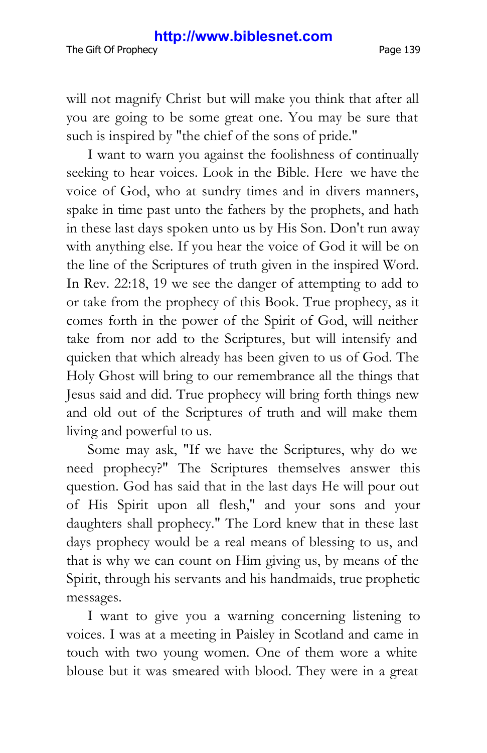will not magnify Christ but will make you think that after all you are going to be some great one. You may be sure that such is inspired by "the chief of the sons of pride."

I want to warn you against the foolishness of continually seeking to hear voices. Look in the Bible. Here we have the voice of God, who at sundry times and in divers manners, spake in time past unto the fathers by the prophets, and hath in these last days spoken unto us by His Son. Don't run away with anything else. If you hear the voice of God it will be on the line of the Scriptures of truth given in the inspired Word. In Rev. 22:18, 19 we see the danger of attempting to add to or take from the prophecy of this Book. True prophecy, as it comes forth in the power of the Spirit of God, will neither take from nor add to the Scriptures, but will intensify and quicken that which already has been given to us of God. The Holy Ghost will bring to our remembrance all the things that Jesus said and did. True prophecy will bring forth things new and old out of the Scriptures of truth and will make them living and powerful to us.

Some may ask, "If we have the Scriptures, why do we need prophecy?" The Scriptures themselves answer this question. God has said that in the last days He will pour out of His Spirit upon all flesh," and your sons and your daughters shall prophecy." The Lord knew that in these last days prophecy would be a real means of blessing to us, and that is why we can count on Him giving us, by means of the Spirit, through his servants and his handmaids, true prophetic messages.

I want to give you a warning concerning listening to voices. I was at a meeting in Paisley in Scotland and came in touch with two young women. One of them wore a white blouse but it was smeared with blood. They were in a great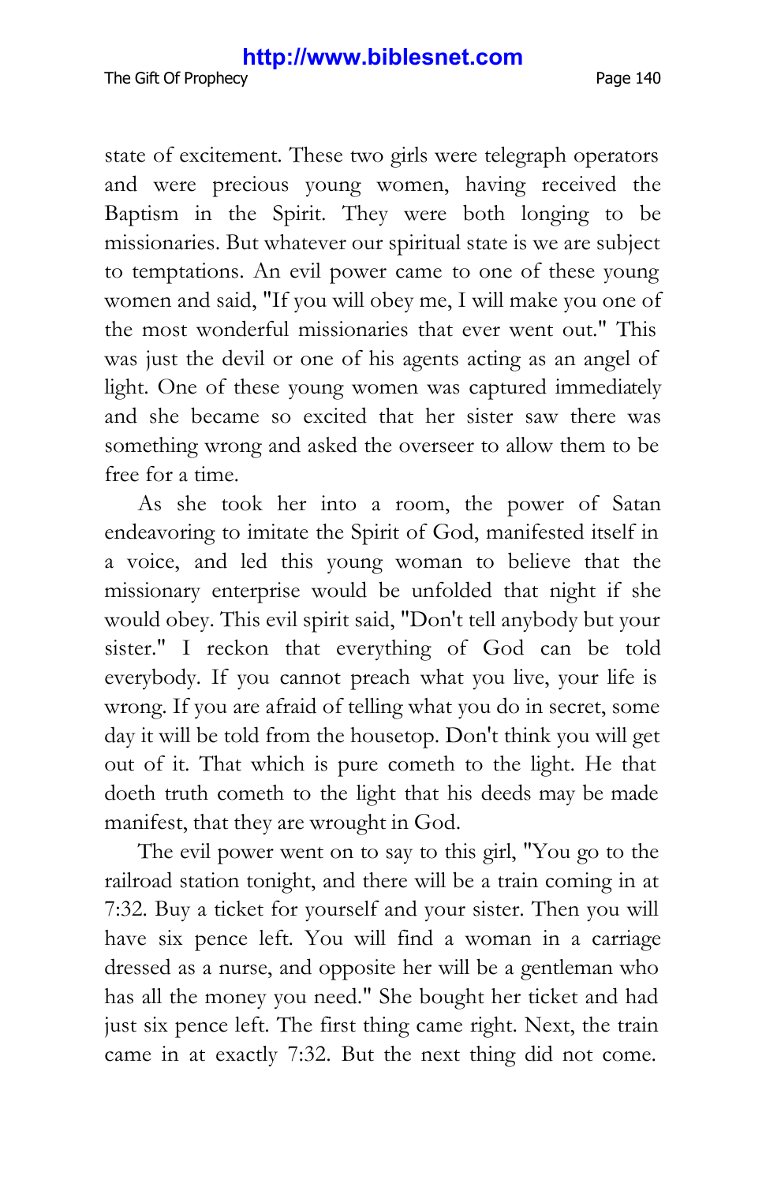state of excitement. These two girls were telegraph operators and were precious young women, having received the Baptism in the Spirit. They were both longing to be missionaries. But whatever our spiritual state is we are subject to temptations. An evil power came to one of these young women and said, "If you will obey me, I will make you one of the most wonderful missionaries that ever went out." This was just the devil or one of his agents acting as an angel of light. One of these young women was captured immediately and she became so excited that her sister saw there was something wrong and asked the overseer to allow them to be free for a time.

As she took her into a room, the power of Satan endeavoring to imitate the Spirit of God, manifested itself in a voice, and led this young woman to believe that the missionary enterprise would be unfolded that night if she would obey. This evil spirit said, "Don't tell anybody but your sister." I reckon that everything of God can be told everybody. If you cannot preach what you live, your life is wrong. If you are afraid of telling what you do in secret, some day it will be told from the housetop. Don't think you will get out of it. That which is pure cometh to the light. He that doeth truth cometh to the light that his deeds may be made manifest, that they are wrought in God.

The evil power went on to say to this girl, "You go to the railroad station tonight, and there will be a train coming in at 7:32. Buy a ticket for yourself and your sister. Then you will have six pence left. You will find a woman in a carriage dressed as a nurse, and opposite her will be a gentleman who has all the money you need." She bought her ticket and had just six pence left. The first thing came right. Next, the train came in at exactly 7:32. But the next thing did not come.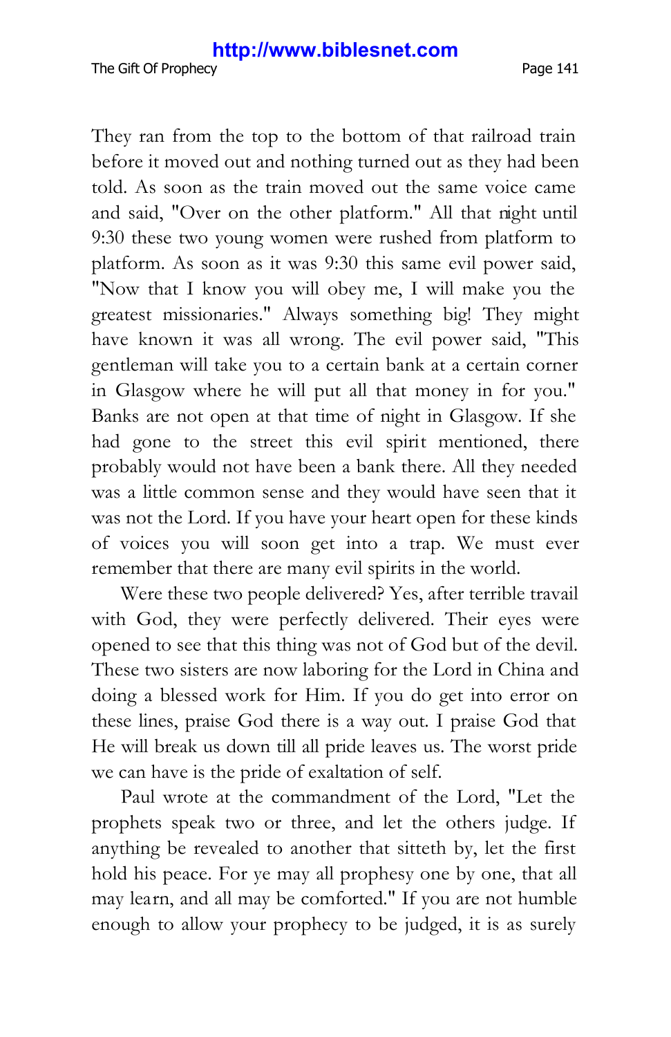They ran from the top to the bottom of that railroad train before it moved out and nothing turned out as they had been told. As soon as the train moved out the same voice came and said, "Over on the other platform." All that night until 9:30 these two young women were rushed from platform to platform. As soon as it was 9:30 this same evil power said, "Now that I know you will obey me, I will make you the greatest missionaries." Always something big! They might have known it was all wrong. The evil power said, "This gentleman will take you to a certain bank at a certain corner in Glasgow where he will put all that money in for you." Banks are not open at that time of night in Glasgow. If she had gone to the street this evil spirit mentioned, there probably would not have been a bank there. All they needed was a little common sense and they would have seen that it was not the Lord. If you have your heart open for these kinds of voices you will soon get into a trap. We must ever remember that there are many evil spirits in the world.

Were these two people delivered? Yes, after terrible travail with God, they were perfectly delivered. Their eyes were opened to see that this thing was not of God but of the devil. These two sisters are now laboring for the Lord in China and doing a blessed work for Him. If you do get into error on these lines, praise God there is a way out. I praise God that He will break us down till all pride leaves us. The worst pride we can have is the pride of exaltation of self.

Paul wrote at the commandment of the Lord, "Let the prophets speak two or three, and let the others judge. If anything be revealed to another that sitteth by, let the first hold his peace. For ye may all prophesy one by one, that all may learn, and all may be comforted." If you are not humble enough to allow your prophecy to be judged, it is as surely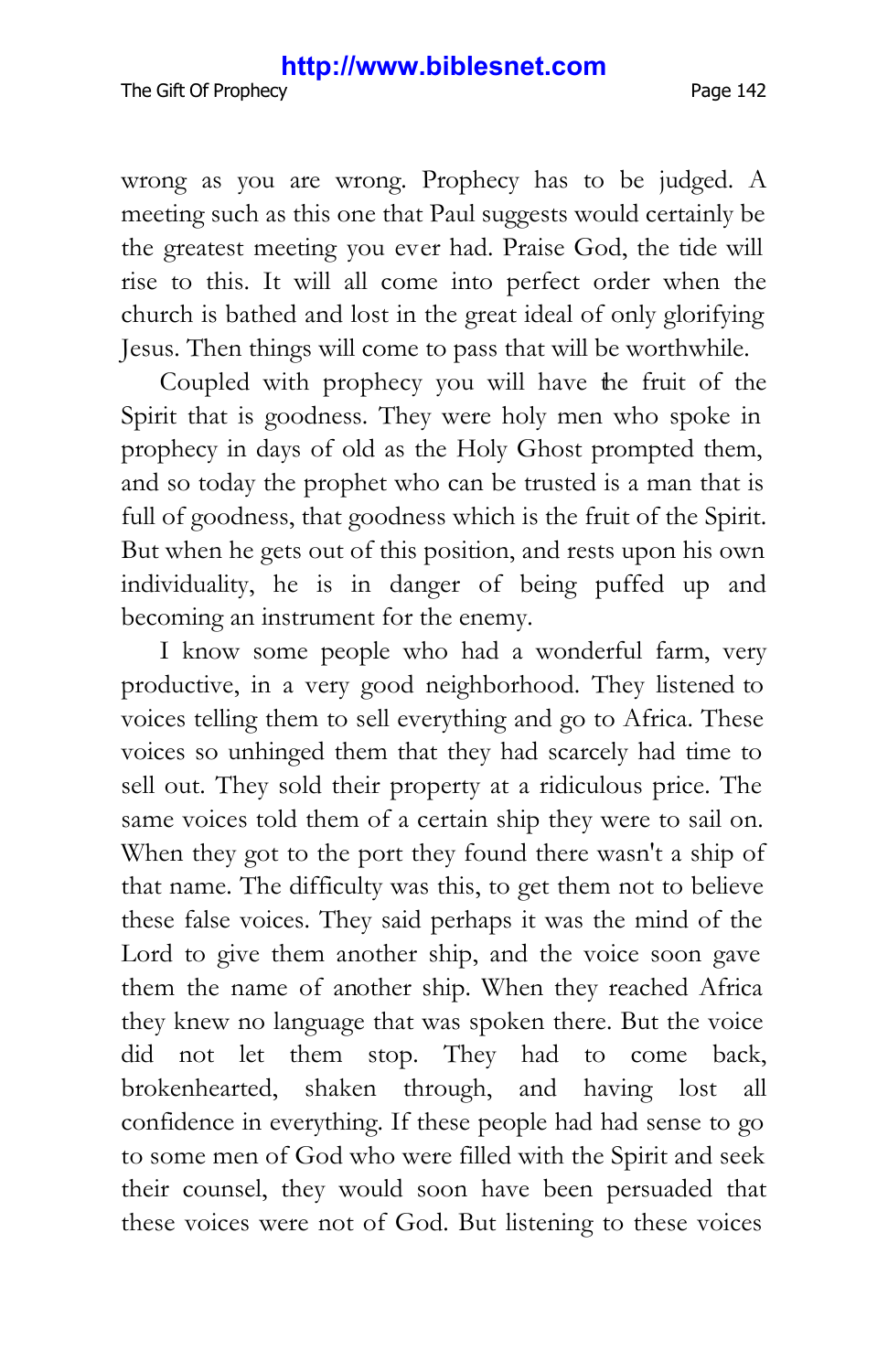wrong as you are wrong. Prophecy has to be judged. A meeting such as this one that Paul suggests would certainly be the greatest meeting you ever had. Praise God, the tide will rise to this. It will all come into perfect order when the church is bathed and lost in the great ideal of only glorifying Jesus. Then things will come to pass that will be worthwhile.

Coupled with prophecy you will have the fruit of the Spirit that is goodness. They were holy men who spoke in prophecy in days of old as the Holy Ghost prompted them, and so today the prophet who can be trusted is a man that is full of goodness, that goodness which is the fruit of the Spirit. But when he gets out of this position, and rests upon his own individuality, he is in danger of being puffed up and becoming an instrument for the enemy.

I know some people who had a wonderful farm, very productive, in a very good neighborhood. They listened to voices telling them to sell everything and go to Africa. These voices so unhinged them that they had scarcely had time to sell out. They sold their property at a ridiculous price. The same voices told them of a certain ship they were to sail on. When they got to the port they found there wasn't a ship of that name. The difficulty was this, to get them not to believe these false voices. They said perhaps it was the mind of the Lord to give them another ship, and the voice soon gave them the name of another ship. When they reached Africa they knew no language that was spoken there. But the voice did not let them stop. They had to come back, brokenhearted, shaken through, and having lost all confidence in everything. If these people had had sense to go to some men of God who were filled with the Spirit and seek their counsel, they would soon have been persuaded that these voices were not of God. But listening to these voices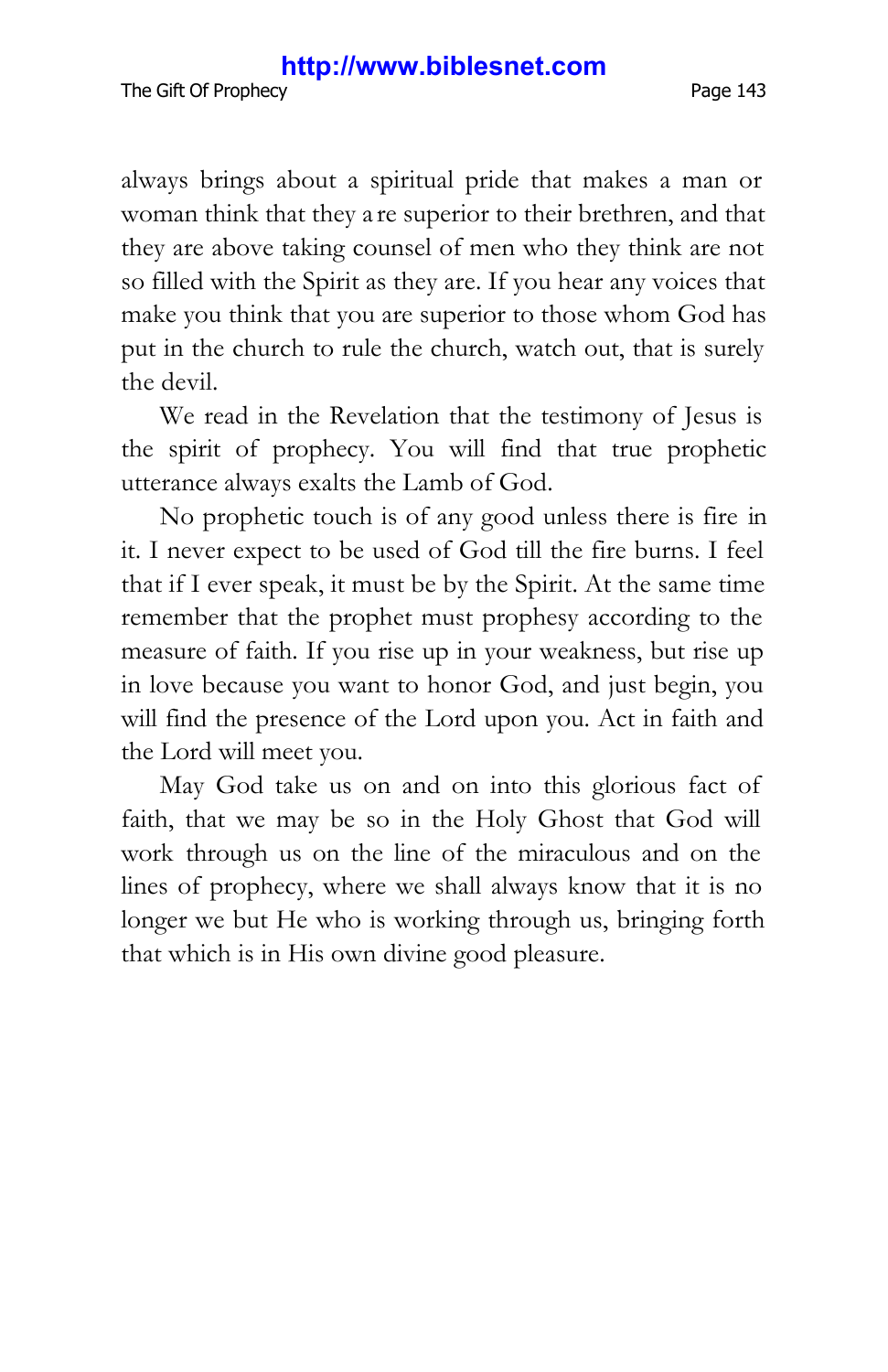always brings about a spiritual pride that makes a man or woman think that they are superior to their brethren, and that they are above taking counsel of men who they think are not so filled with the Spirit as they are. If you hear any voices that make you think that you are superior to those whom God has put in the church to rule the church, watch out, that is surely the devil.

We read in the Revelation that the testimony of Jesus is the spirit of prophecy. You will find that true prophetic utterance always exalts the Lamb of God.

No prophetic touch is of any good unless there is fire in it. I never expect to be used of God till the fire burns. I feel that if I ever speak, it must be by the Spirit. At the same time remember that the prophet must prophesy according to the measure of faith. If you rise up in your weakness, but rise up in love because you want to honor God, and just begin, you will find the presence of the Lord upon you. Act in faith and the Lord will meet you.

May God take us on and on into this glorious fact of faith, that we may be so in the Holy Ghost that God will work through us on the line of the miraculous and on the lines of prophecy, where we shall always know that it is no longer we but He who is working through us, bringing forth that which is in His own divine good pleasure.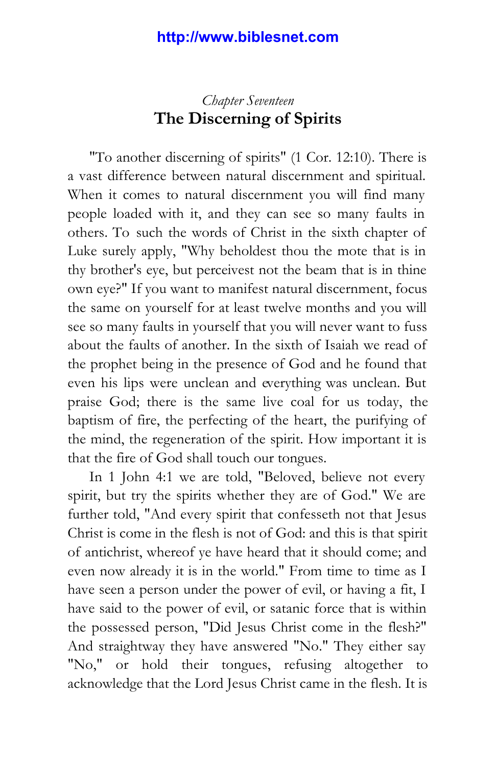*Chapter Seventeen*

## The Discerning of Spirits

"To another discerning of spirits" (1 Cor. 12:10). There is a vast difference between natural discernment and spiritual. When it comes to natural discernment you will find many people loaded with it, and they can see so many faults in others. To such the words of Christ in the sixth chapter of Luke surely apply, "Why beholdest thou the mote that is in thy brother's eye, but perceivest not the beam that is in thine own eye?" If you want to manifest natural discernment, focus the same on yourself for at least twelve months and you will see so many faults in yourself that you will never want to fuss about the faults of another. In the sixth of Isaiah we read of the prophet being in the presence of God and he found that even his lips were unclean and everything was unclean. But praise God; there is the same live coal for us today, the baptism of fire, the perfecting of the heart, the purifying of the mind, the regeneration of the spirit. How important it is that the fire of God shall touch our tongues.

In 1 John 4:1 we are told, "Beloved, believe not every spirit, but try the spirits whether they are of God." We are further told, "And every spirit that confesseth not that Jesus Christ is come in the flesh is not of God: and this is that spirit of antichrist, whereof ye have heard that it should come; and even now already it is in the world." From time to time as I have seen a person under the power of evil, or having a fit, I have said to the power of evil, or satanic force that is within the possessed person, "Did Jesus Christ come in the flesh?" And straightway they have answered "No." They either say "No," or hold their tongues, refusing altogether to acknowledge that the Lord Jesus Christ came in the flesh. It is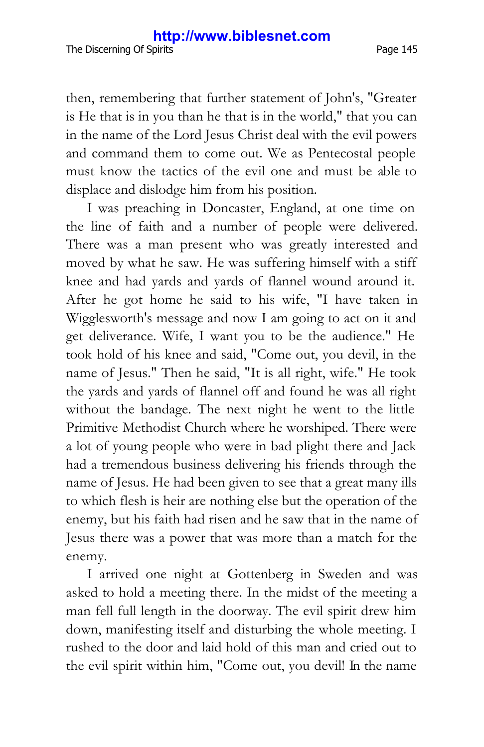then, remembering that further statement of John's, "Greater is He that is in you than he that is in the world," that you can in the name of the Lord Jesus Christ deal with the evil powers and command them to come out. We as Pentecostal people must know the tactics of the evil one and must be able to displace and dislodge him from his position.

I was preaching in Doncaster, England, at one time on the line of faith and a number of people were delivered. There was a man present who was greatly interested and moved by what he saw. He was suffering himself with a stiff knee and had yards and yards of flannel wound around it. After he got home he said to his wife, "I have taken in Wigglesworth's message and now I am going to act on it and get deliverance. Wife, I want you to be the audience." He took hold of his knee and said, "Come out, you devil, in the name of Jesus." Then he said, "It is all right, wife." He took the yards and yards of flannel off and found he was all right without the bandage. The next night he went to the little Primitive Methodist Church where he worshiped. There were a lot of young people who were in bad plight there and Jack had a tremendous business delivering his friends through the name of Jesus. He had been given to see that a great many ills to which flesh is heir are nothing else but the operation of the enemy, but his faith had risen and he saw that in the name of Jesus there was a power that was more than a match for the enemy.

I arrived one night at Gottenberg in Sweden and was asked to hold a meeting there. In the midst of the meeting a man fell full length in the doorway. The evil spirit drew him down, manifesting itself and disturbing the whole meeting. I rushed to the door and laid hold of this man and cried out to the evil spirit within him, "Come out, you devil! In the name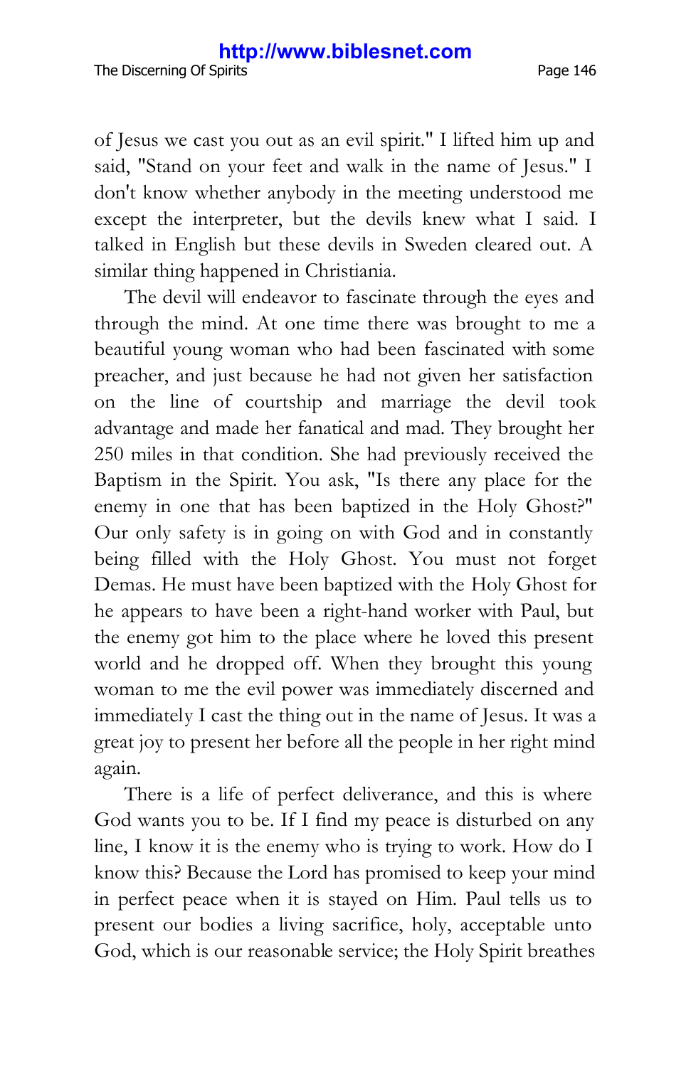of Jesus we cast you out as an evil spirit." I lifted him up and said, "Stand on your feet and walk in the name of Jesus." I don't know whether anybody in the meeting understood me except the interpreter, but the devils knew what I said. I talked in English but these devils in Sweden cleared out. A similar thing happened in Christiania.

The devil will endeavor to fascinate through the eyes and through the mind. At one time there was brought to me a beautiful young woman who had been fascinated with some preacher, and just because he had not given her satisfaction on the line of courtship and marriage the devil took advantage and made her fanatical and mad. They brought her 250 miles in that condition. She had previously received the Baptism in the Spirit. You ask, "Is there any place for the enemy in one that has been baptized in the Holy Ghost?" Our only safety is in going on with God and in constantly being filled with the Holy Ghost. You must not forget Demas. He must have been baptized with the Holy Ghost for he appears to have been a right-hand worker with Paul, but the enemy got him to the place where he loved this present world and he dropped off. When they brought this young woman to me the evil power was immediately discerned and immediately I cast the thing out in the name of Jesus. It was a great joy to present her before all the people in her right mind again.

There is a life of perfect deliverance, and this is where God wants you to be. If I find my peace is disturbed on any line, I know it is the enemy who is trying to work. How do I know this? Because the Lord has promised to keep your mind in perfect peace when it is stayed on Him. Paul tells us to present our bodies a living sacrifice, holy, acceptable unto God, which is our reasonable service; the Holy Spirit breathes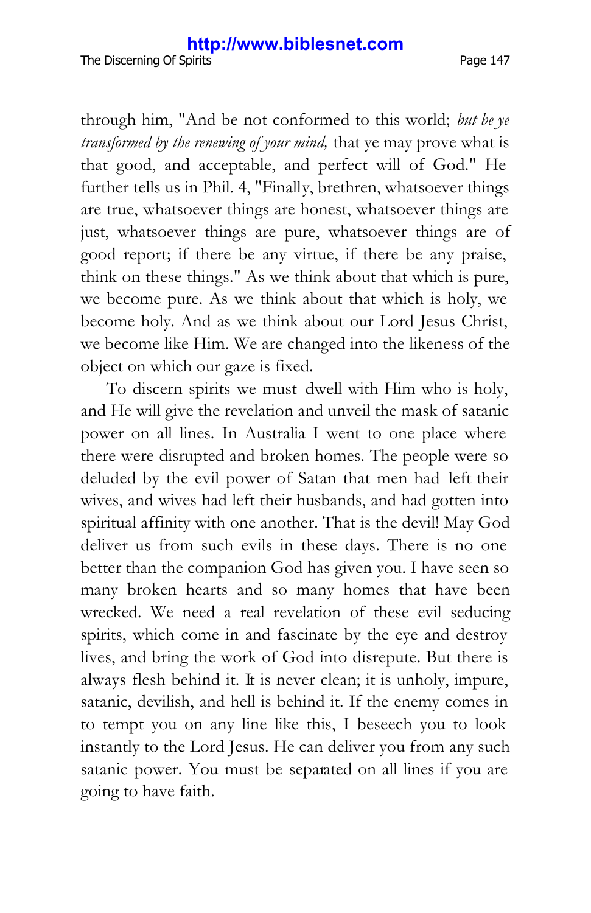through him, "And be not conformed to this world; *but be ye transformed by the renewing of your mind,* that ye may prove what is that good, and acceptable, and perfect will of God." He further tells us in Phil. 4, "Finally, brethren, whatsoever things are true, whatsoever things are honest, whatsoever things are just, whatsoever things are pure, whatsoever things are of good report; if there be any virtue, if there be any praise, think on these things." As we think about that which is pure, we become pure. As we think about that which is holy, we become holy. And as we think about our Lord Jesus Christ, we become like Him. We are changed into the likeness of the object on which our gaze is fixed.

To discern spirits we must dwell with Him who is holy, and He will give the revelation and unveil the mask of satanic power on all lines. In Australia I went to one place where there were disrupted and broken homes. The people were so deluded by the evil power of Satan that men had left their wives, and wives had left their husbands, and had gotten into spiritual affinity with one another. That is the devil! May God deliver us from such evils in these days. There is no one better than the companion God has given you. I have seen so many broken hearts and so many homes that have been wrecked. We need a real revelation of these evil seducing spirits, which come in and fascinate by the eye and destroy lives, and bring the work of God into disrepute. But there is always flesh behind it. It is never clean; it is unholy, impure, satanic, devilish, and hell is behind it. If the enemy comes in to tempt you on any line like this, I beseech you to look instantly to the Lord Jesus. He can deliver you from any such satanic power. You must be separated on all lines if you are going to have faith.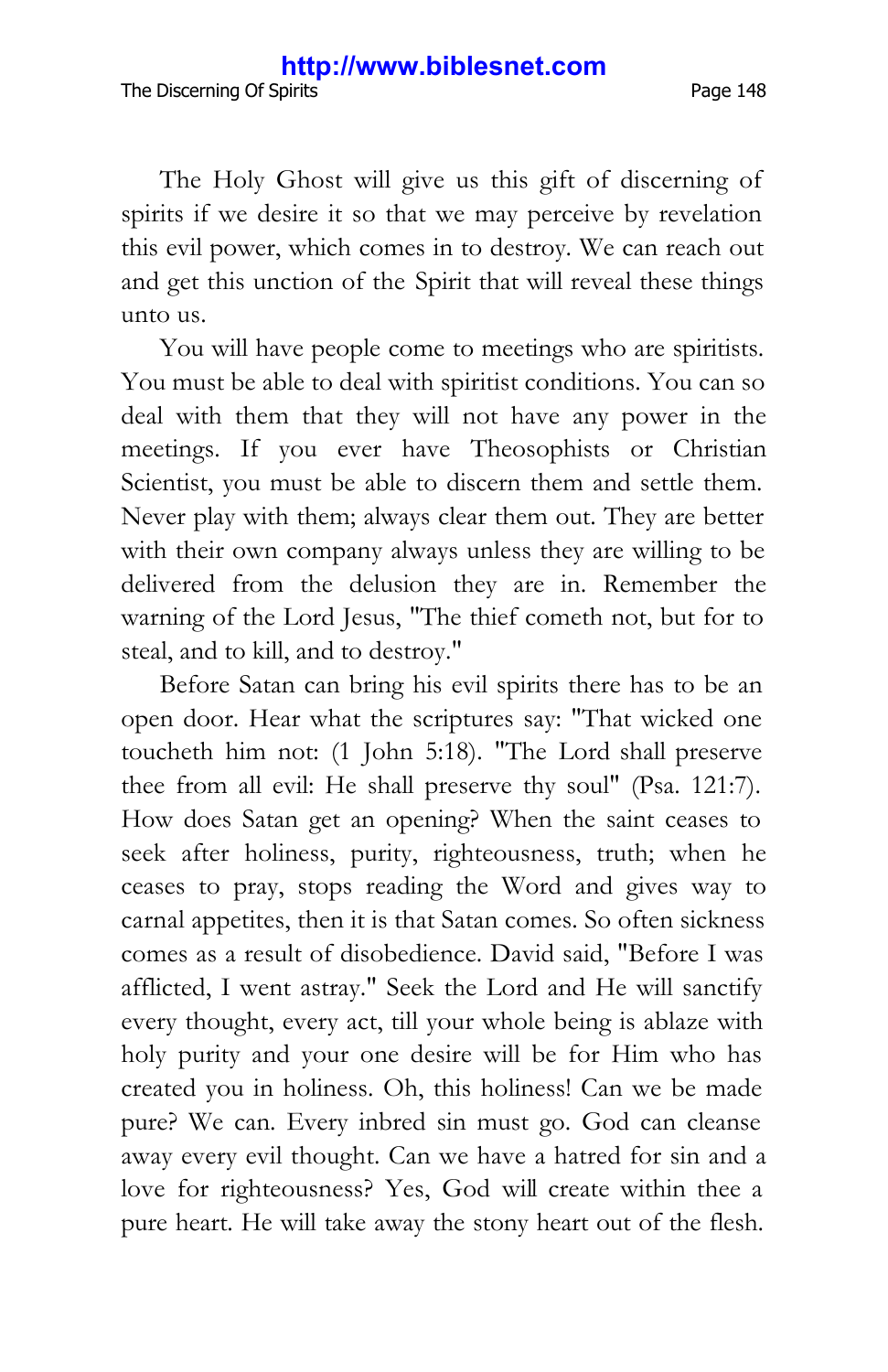The Holy Ghost will give us this gift of discerning of spirits if we desire it so that we may perceive by revelation this evil power, which comes in to destroy. We can reach out and get this unction of the Spirit that will reveal these things unto us.

You will have people come to meetings who are spiritists. You must be able to deal with spiritist conditions. You can so deal with them that they will not have any power in the meetings. If you ever have Theosophists or Christian Scientist, you must be able to discern them and settle them. Never play with them; always clear them out. They are better with their own company always unless they are willing to be delivered from the delusion they are in. Remember the warning of the Lord Jesus, "The thief cometh not, but for to steal, and to kill, and to destroy."

Before Satan can bring his evil spirits there has to be an open door. Hear what the scriptures say: "That wicked one toucheth him not: (1 John 5:18). "The Lord shall preserve thee from all evil: He shall preserve thy soul" (Psa. 121:7). How does Satan get an opening? When the saint ceases to seek after holiness, purity, righteousness, truth; when he ceases to pray, stops reading the Word and gives way to carnal appetites, then it is that Satan comes. So often sickness comes as a result of disobedience. David said, "Before I was afflicted, I went astray." Seek the Lord and He will sanctify every thought, every act, till your whole being is ablaze with holy purity and your one desire will be for Him who has created you in holiness. Oh, this holiness! Can we be made pure? We can. Every inbred sin must go. God can cleanse away every evil thought. Can we have a hatred for sin and a love for righteousness? Yes, God will create within thee a pure heart. He will take away the stony heart out of the flesh.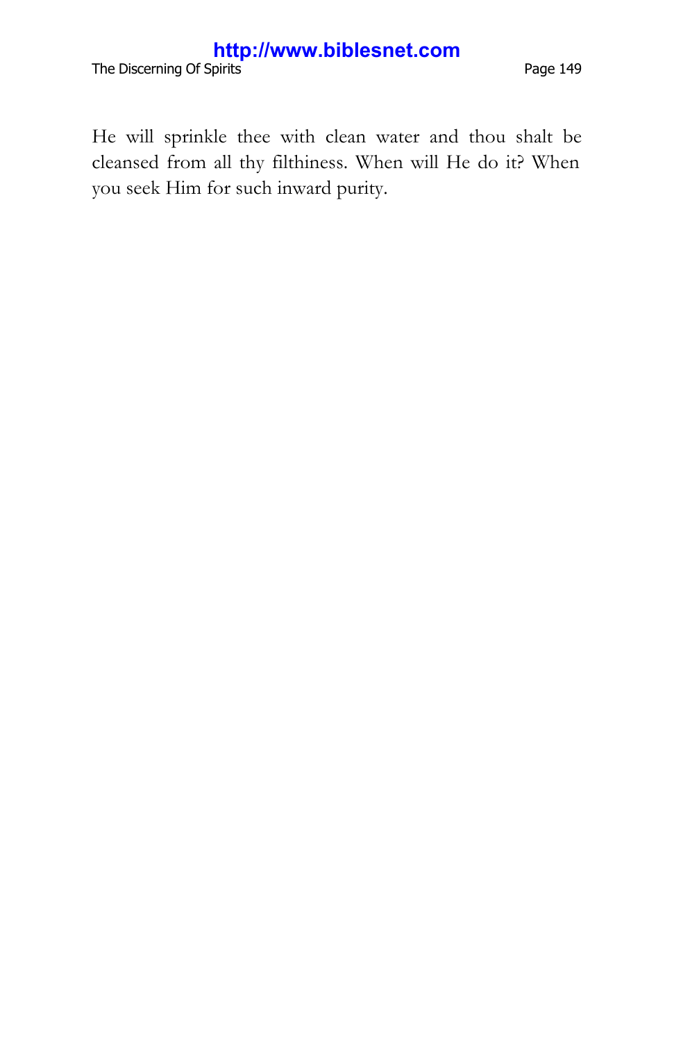He will sprinkle thee with clean water and thou shalt be cleansed from all thy filthiness. When will He do it? When you seek Him for such inward purity.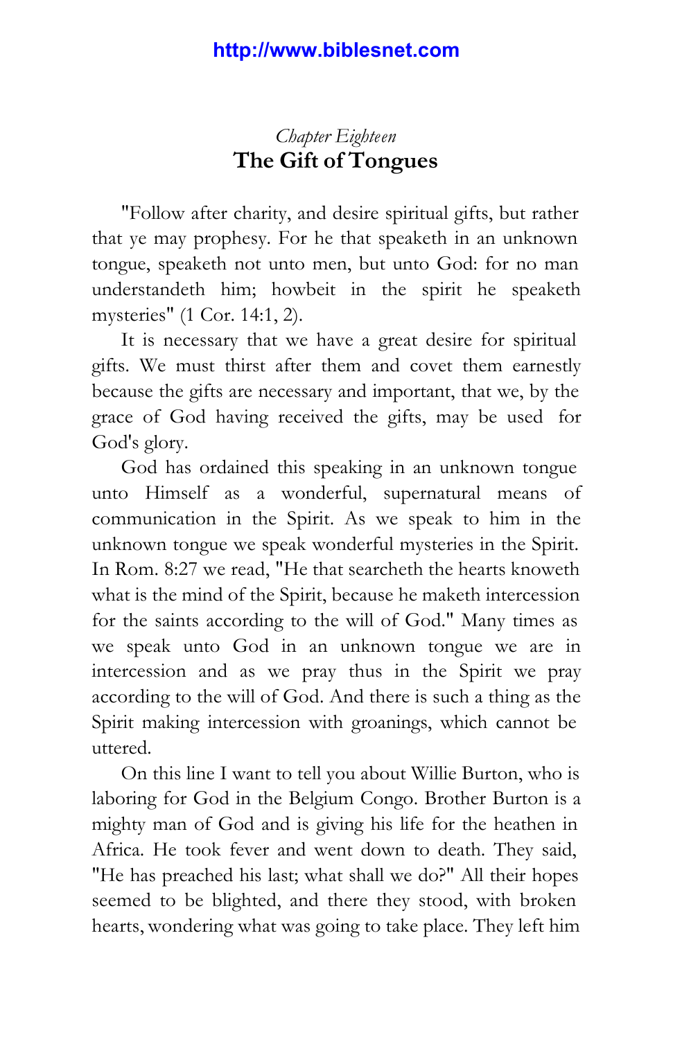*Chapter Eighteen*

# The Gift of Tongues

"Follow after charity, and desire spiritual gifts, but rather that ye may prophesy. For he that speaketh in an unknown tongue, speaketh not unto men, but unto God: for no man understandeth him; howbeit in the spirit he speaketh mysteries" (1 Cor. 14:1, 2).

It is necessary that we have a great desire for spiritual gifts. We must thirst after them and covet them earnestly because the gifts are necessary and important, that we, by the grace of God having received the gifts, may be used for God's glory.

God has ordained this speaking in an unknown tongue unto Himself as a wonderful, supernatural means of communication in the Spirit. As we speak to him in the unknown tongue we speak wonderful mysteries in the Spirit. In Rom. 8:27 we read, "He that searcheth the hearts knoweth what is the mind of the Spirit, because he maketh intercession for the saints according to the will of God." Many times as we speak unto God in an unknown tongue we are in intercession and as we pray thus in the Spirit we pray according to the will of God. And there is such a thing as the Spirit making intercession with groanings, which cannot be uttered.

On this line I want to tell you about Willie Burton, who is laboring for God in the Belgium Congo. Brother Burton is a mighty man of God and is giving his life for the heathen in Africa. He took fever and went down to death. They said, "He has preached his last; what shall we do?" All their hopes seemed to be blighted, and there they stood, with broken hearts, wondering what was going to take place. They left him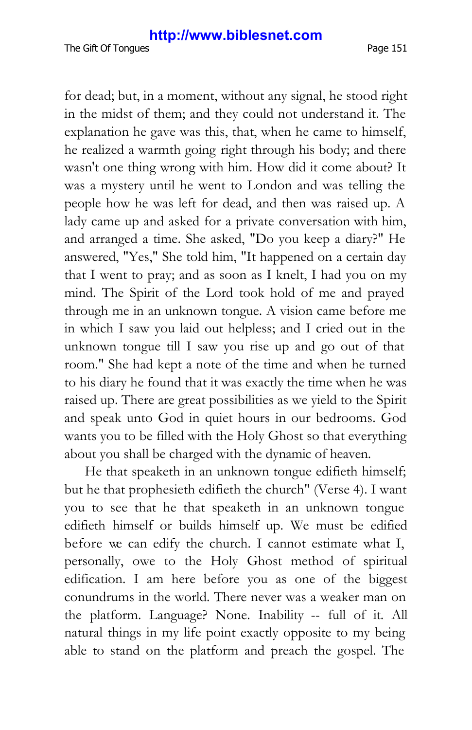for dead; but, in a moment, without any signal, he stood right in the midst of them; and they could not understand it. The explanation he gave was this, that, when he came to himself, he realized a warmth going right through his body; and there wasn't one thing wrong with him. How did it come about? It was a mystery until he went to London and was telling the people how he was left for dead, and then was raised up. A lady came up and asked for a private conversation with him, and arranged a time. She asked, "Do you keep a diary?" He answered, "Yes," She told him, "It happened on a certain day that I went to pray; and as soon as I knelt, I had you on my mind. The Spirit of the Lord took hold of me and prayed through me in an unknown tongue. A vision came before me in which I saw you laid out helpless; and I cried out in the unknown tongue till I saw you rise up and go out of that room." She had kept a note of the time and when he turned to his diary he found that it was exactly the time when he was raised up. There are great possibilities as we yield to the Spirit and speak unto God in quiet hours in our bedrooms. God wants you to be filled with the Holy Ghost so that everything about you shall be charged with the dynamic of heaven.

He that speaketh in an unknown tongue edifieth himself; but he that prophesieth edifieth the church" (Verse 4). I want you to see that he that speaketh in an unknown tongue edifieth himself or builds himself up. We must be edified before we can edify the church. I cannot estimate what I, personally, owe to the Holy Ghost method of spiritual edification. I am here before you as one of the biggest conundrums in the world. There never was a weaker man on the platform. Language? None. Inability -- full of it. All natural things in my life point exactly opposite to my being able to stand on the platform and preach the gospel. The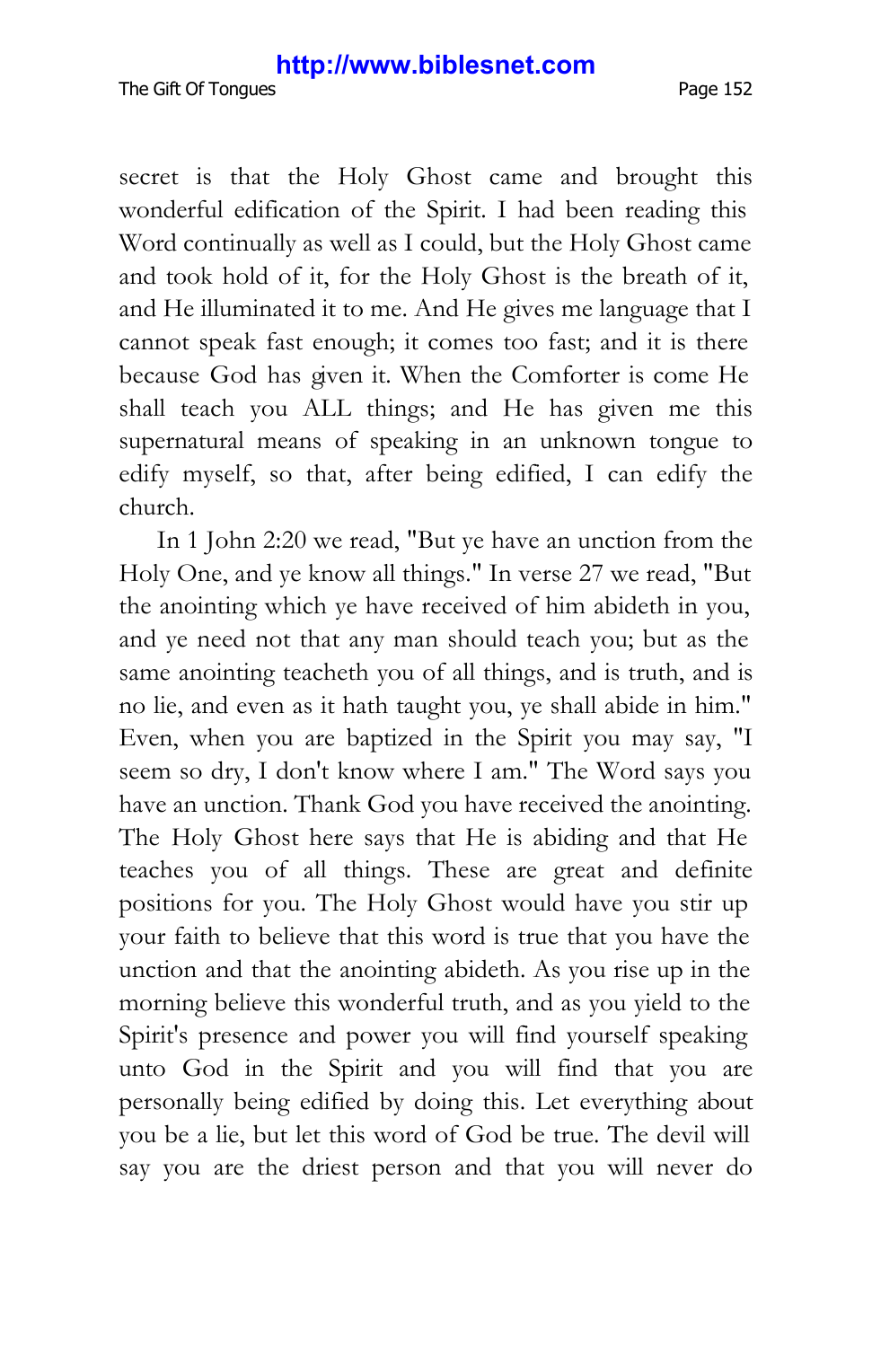secret is that the Holy Ghost came and brought this wonderful edification of the Spirit. I had been reading this Word continually as well as I could, but the Holy Ghost came and took hold of it, for the Holy Ghost is the breath of it, and He illuminated it to me. And He gives me language that I cannot speak fast enough; it comes too fast; and it is there because God has given it. When the Comforter is come He shall teach you ALL things; and He has given me this supernatural means of speaking in an unknown tongue to edify myself, so that, after being edified, I can edify the church.

In 1 John 2:20 we read, "But ye have an unction from the Holy One, and ye know all things." In verse 27 we read, "But the anointing which ye have received of him abideth in you, and ye need not that any man should teach you; but as the same anointing teacheth you of all things, and is truth, and is no lie, and even as it hath taught you, ye shall abide in him." Even, when you are baptized in the Spirit you may say, "I seem so dry, I don't know where I am." The Word says you have an unction. Thank God you have received the anointing. The Holy Ghost here says that He is abiding and that He teaches you of all things. These are great and definite positions for you. The Holy Ghost would have you stir up your faith to believe that this word is true that you have the unction and that the anointing abideth. As you rise up in the morning believe this wonderful truth, and as you yield to the Spirit's presence and power you will find yourself speaking unto God in the Spirit and you will find that you are personally being edified by doing this. Let everything about you be a lie, but let this word of God be true. The devil will say you are the driest person and that you will never do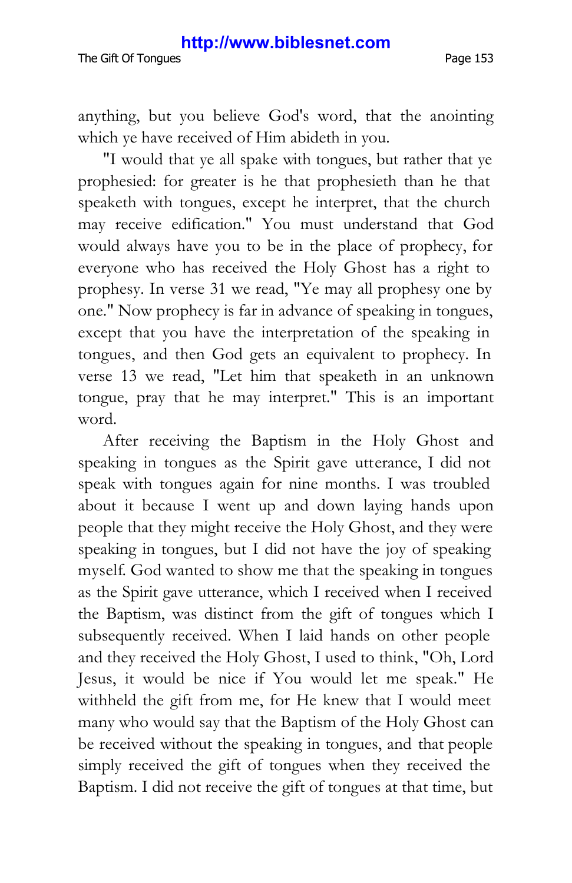anything, but you believe God's word, that the anointing which ye have received of Him abideth in you.

"I would that ye all spake with tongues, but rather that ye prophesied: for greater is he that prophesieth than he that speaketh with tongues, except he interpret, that the church may receive edification." You must understand that God would always have you to be in the place of prophecy, for everyone who has received the Holy Ghost has a right to prophesy. In verse 31 we read, "Ye may all prophesy one by one." Now prophecy is far in advance of speaking in tongues, except that you have the interpretation of the speaking in tongues, and then God gets an equivalent to prophecy. In verse 13 we read, "Let him that speaketh in an unknown tongue, pray that he may interpret." This is an important word.

After receiving the Baptism in the Holy Ghost and speaking in tongues as the Spirit gave utterance, I did not speak with tongues again for nine months. I was troubled about it because I went up and down laying hands upon people that they might receive the Holy Ghost, and they were speaking in tongues, but I did not have the joy of speaking myself. God wanted to show me that the speaking in tongues as the Spirit gave utterance, which I received when I received the Baptism, was distinct from the gift of tongues which I subsequently received. When I laid hands on other people and they received the Holy Ghost, I used to think, "Oh, Lord Jesus, it would be nice if You would let me speak." He withheld the gift from me, for He knew that I would meet many who would say that the Baptism of the Holy Ghost can be received without the speaking in tongues, and that people simply received the gift of tongues when they received the Baptism. I did not receive the gift of tongues at that time, but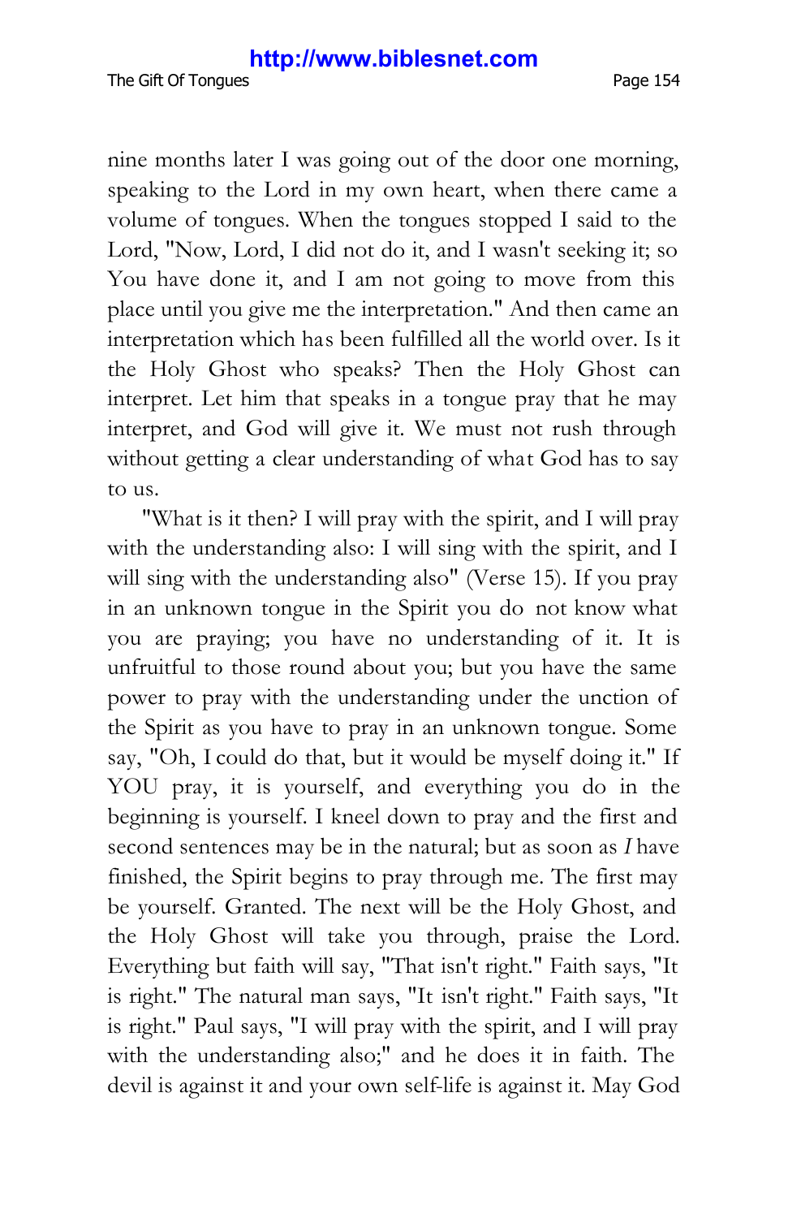nine months later I was going out of the door one morning, speaking to the Lord in my own heart, when there came a volume of tongues. When the tongues stopped I said to the Lord, "Now, Lord, I did not do it, and I wasn't seeking it; so You have done it, and I am not going to move from this place until you give me the interpretation." And then came an interpretation which has been fulfilled all the world over. Is it the Holy Ghost who speaks? Then the Holy Ghost can interpret. Let him that speaks in a tongue pray that he may interpret, and God will give it. We must not rush through without getting a clear understanding of what God has to say to us.

"What is it then? I will pray with the spirit, and I will pray with the understanding also: I will sing with the spirit, and I will sing with the understanding also" (Verse 15). If you pray in an unknown tongue in the Spirit you do not know what you are praying; you have no understanding of it. It is unfruitful to those round about you; but you have the same power to pray with the understanding under the unction of the Spirit as you have to pray in an unknown tongue. Some say, "Oh, I could do that, but it would be myself doing it." If YOU pray, it is yourself, and everything you do in the beginning is yourself. I kneel down to pray and the first and second sentences may be in the natural; but as soon as *I* have finished, the Spirit begins to pray through me. The first may be yourself. Granted. The next will be the Holy Ghost, and the Holy Ghost will take you through, praise the Lord. Everything but faith will say, "That isn't right." Faith says, "It is right." The natural man says, "It isn't right." Faith says, "It is right." Paul says, "I will pray with the spirit, and I will pray with the understanding also;" and he does it in faith. The devil is against it and your own self-life is against it. May God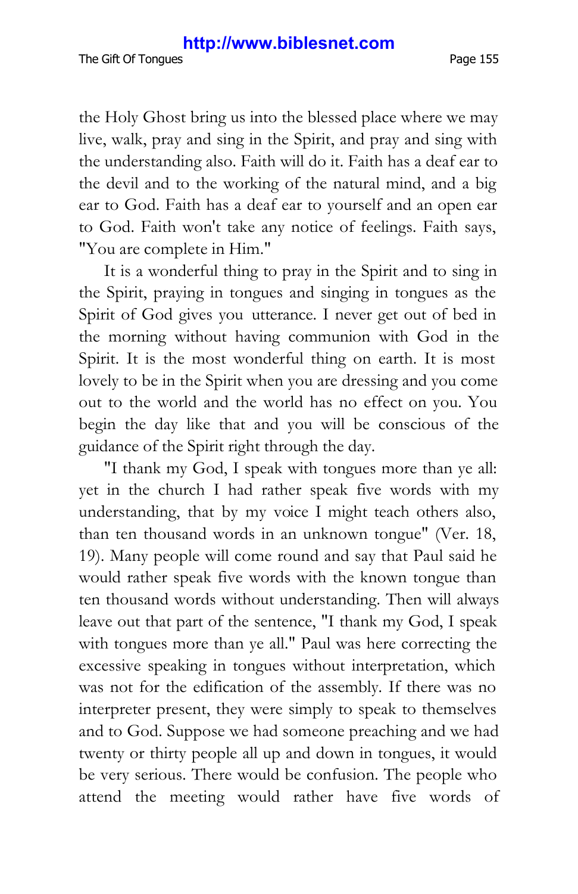the Holy Ghost bring us into the blessed place where we may live, walk, pray and sing in the Spirit, and pray and sing with the understanding also. Faith will do it. Faith has a deaf ear to the devil and to the working of the natural mind, and a big ear to God. Faith has a deaf ear to yourself and an open ear to God. Faith won't take any notice of feelings. Faith says, "You are complete in Him."

It is a wonderful thing to pray in the Spirit and to sing in the Spirit, praying in tongues and singing in tongues as the Spirit of God gives you utterance. I never get out of bed in the morning without having communion with God in the Spirit. It is the most wonderful thing on earth. It is most lovely to be in the Spirit when you are dressing and you come out to the world and the world has no effect on you. You begin the day like that and you will be conscious of the guidance of the Spirit right through the day.

"I thank my God, I speak with tongues more than ye all: yet in the church I had rather speak five words with my understanding, that by my voice I might teach others also, than ten thousand words in an unknown tongue" (Ver. 18, 19). Many people will come round and say that Paul said he would rather speak five words with the known tongue than ten thousand words without understanding. Then will always leave out that part of the sentence, "I thank my God, I speak with tongues more than ye all." Paul was here correcting the excessive speaking in tongues without interpretation, which was not for the edification of the assembly. If there was no interpreter present, they were simply to speak to themselves and to God. Suppose we had someone preaching and we had twenty or thirty people all up and down in tongues, it would be very serious. There would be confusion. The people who attend the meeting would rather have five words of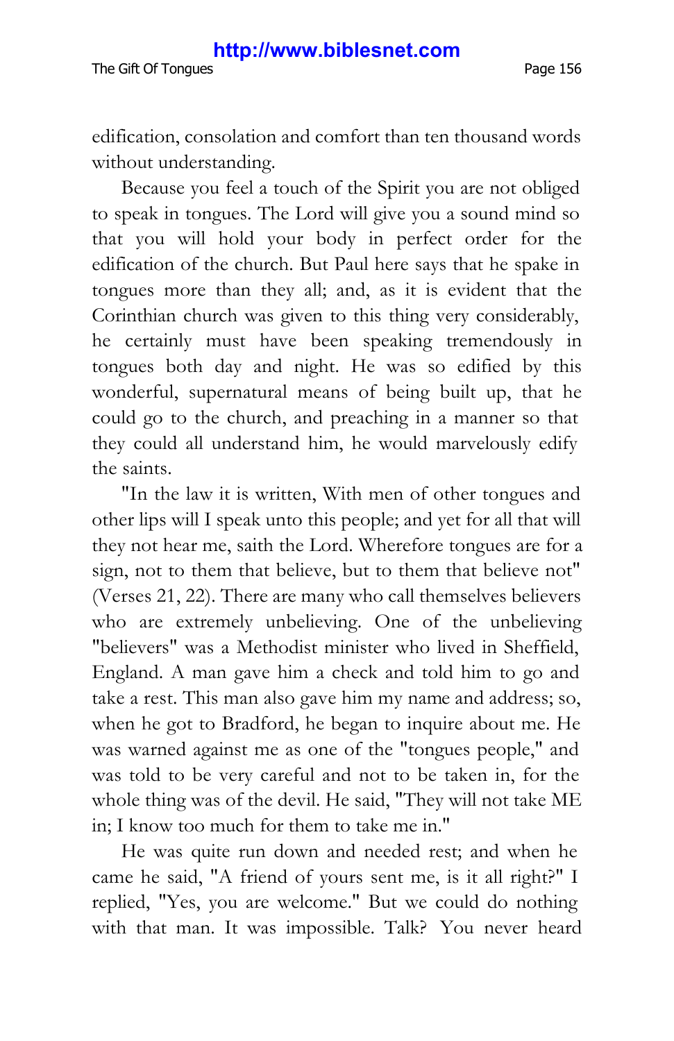edification, consolation and comfort than ten thousand words without understanding.

Because you feel a touch of the Spirit you are not obliged to speak in tongues. The Lord will give you a sound mind so that you will hold your body in perfect order for the edification of the church. But Paul here says that he spake in tongues more than they all; and, as it is evident that the Corinthian church was given to this thing very considerably, he certainly must have been speaking tremendously in tongues both day and night. He was so edified by this wonderful, supernatural means of being built up, that he could go to the church, and preaching in a manner so that they could all understand him, he would marvelously edify the saints.

"In the law it is written, With men of other tongues and other lips will I speak unto this people; and yet for all that will they not hear me, saith the Lord. Wherefore tongues are for a sign, not to them that believe, but to them that believe not" (Verses 21, 22). There are many who call themselves believers who are extremely unbelieving. One of the unbelieving "believers" was a Methodist minister who lived in Sheffield, England. A man gave him a check and told him to go and take a rest. This man also gave him my name and address; so, when he got to Bradford, he began to inquire about me. He was warned against me as one of the "tongues people," and was told to be very careful and not to be taken in, for the whole thing was of the devil. He said, "They will not take ME in; I know too much for them to take me in."

He was quite run down and needed rest; and when he came he said, "A friend of yours sent me, is it all right?" I replied, "Yes, you are welcome." But we could do nothing with that man. It was impossible. Talk? You never heard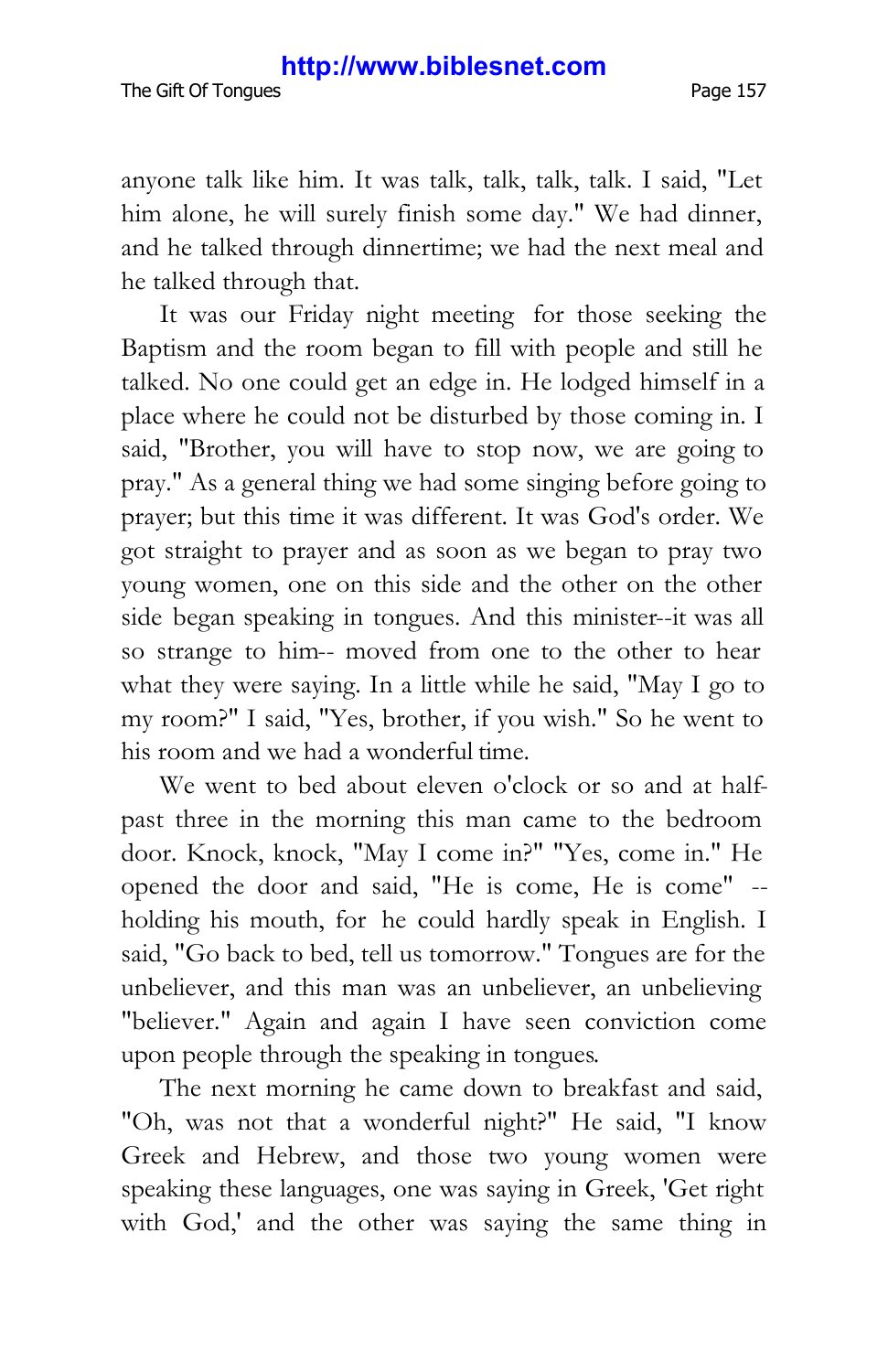anyone talk like him. It was talk, talk, talk, talk. I said, "Let him alone, he will surely finish some day." We had dinner, and he talked through dinnertime; we had the next meal and he talked through that.

It was our Friday night meeting for those seeking the Baptism and the room began to fill with people and still he talked. No one could get an edge in. He lodged himself in a place where he could not be disturbed by those coming in. I said, "Brother, you will have to stop now, we are going to pray." As a general thing we had some singing before going to prayer; but this time it was different. It was God's order. We got straight to prayer and as soon as we began to pray two young women, one on this side and the other on the other side began speaking in tongues. And this minister--it was all so strange to him-- moved from one to the other to hear what they were saying. In a little while he said, "May I go to my room?" I said, "Yes, brother, if you wish." So he went to his room and we had a wonderful time.

We went to bed about eleven o'clock or so and at half-past three in the morning this man came to the bedroom door. Knock, knock, "May I come in?" "Yes, come in." He opened the door and said, "He is come, He is come" --holding his mouth, for he could hardly speak in English. I said, "Go back to bed, tell us tomorrow." Tongues are for the unbeliever, and this man was an unbeliever, an unbelieving "believer." Again and again I have seen conviction come upon people through the speaking in tongues.

The next morning he came down to breakfast and said, "Oh, was not that a wonderful night?" He said, "I know Greek and Hebrew, and those two young women were speaking these languages, one was saying in Greek, 'Get right with God,' and the other was saying the same thing in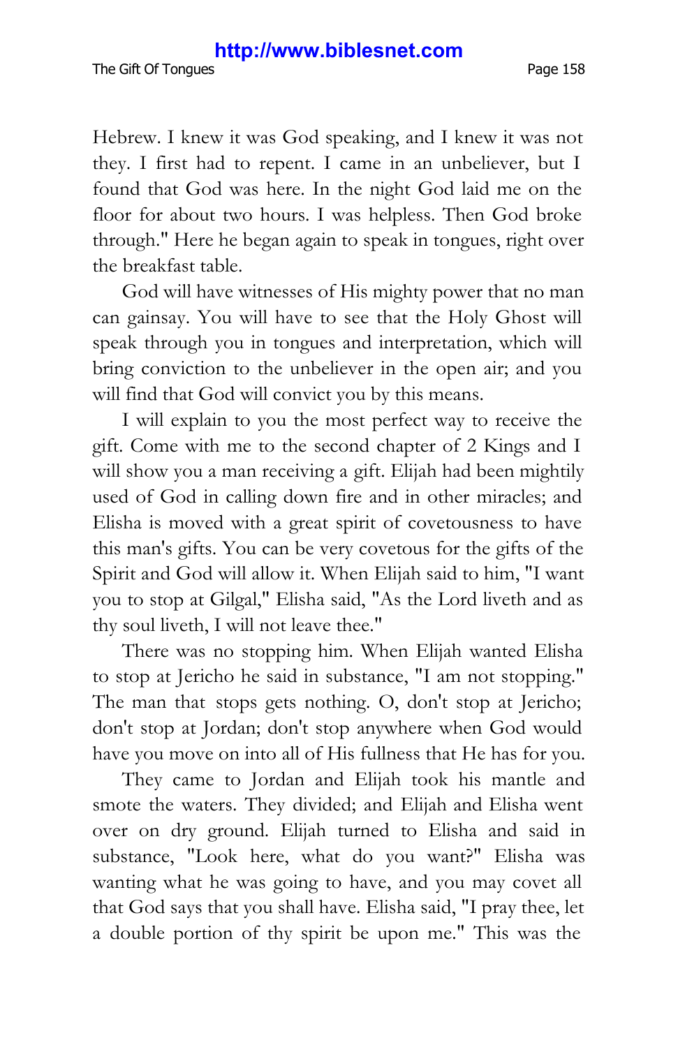Hebrew. I knew it was God speaking, and I knew it was not they. I first had to repent. I came in an unbeliever, but I found that God was here. In the night God laid me on the floor for about two hours. I was helpless. Then God broke through." Here he began again to speak in tongues, right over the breakfast table.

God will have witnesses of His mighty power that no man can gainsay. You will have to see that the Holy Ghost will speak through you in tongues and interpretation, which will bring conviction to the unbeliever in the open air; and you will find that God will convict you by this means.

I will explain to you the most perfect way to receive the gift. Come with me to the second chapter of 2 Kings and I will show you a man receiving a gift. Elijah had been mightily used of God in calling down fire and in other miracles; and Elisha is moved with a great spirit of covetousness to have this man's gifts. You can be very covetous for the gifts of the Spirit and God will allow it. When Elijah said to him, "I want you to stop at Gilgal," Elisha said, "As the Lord liveth and as thy soul liveth, I will not leave thee."

There was no stopping him. When Elijah wanted Elisha to stop at Jericho he said in substance, "I am not stopping." The man that stops gets nothing. O, don't stop at Jericho; don't stop at Jordan; don't stop anywhere when God would have you move on into all of His fullness that He has for you.

They came to Jordan and Elijah took his mantle and smote the waters. They divided; and Elijah and Elisha went over on dry ground. Elijah turned to Elisha and said in substance, "Look here, what do you want?" Elisha was wanting what he was going to have, and you may covet all that God says that you shall have. Elisha said, "I pray thee, let a double portion of thy spirit be upon me." This was the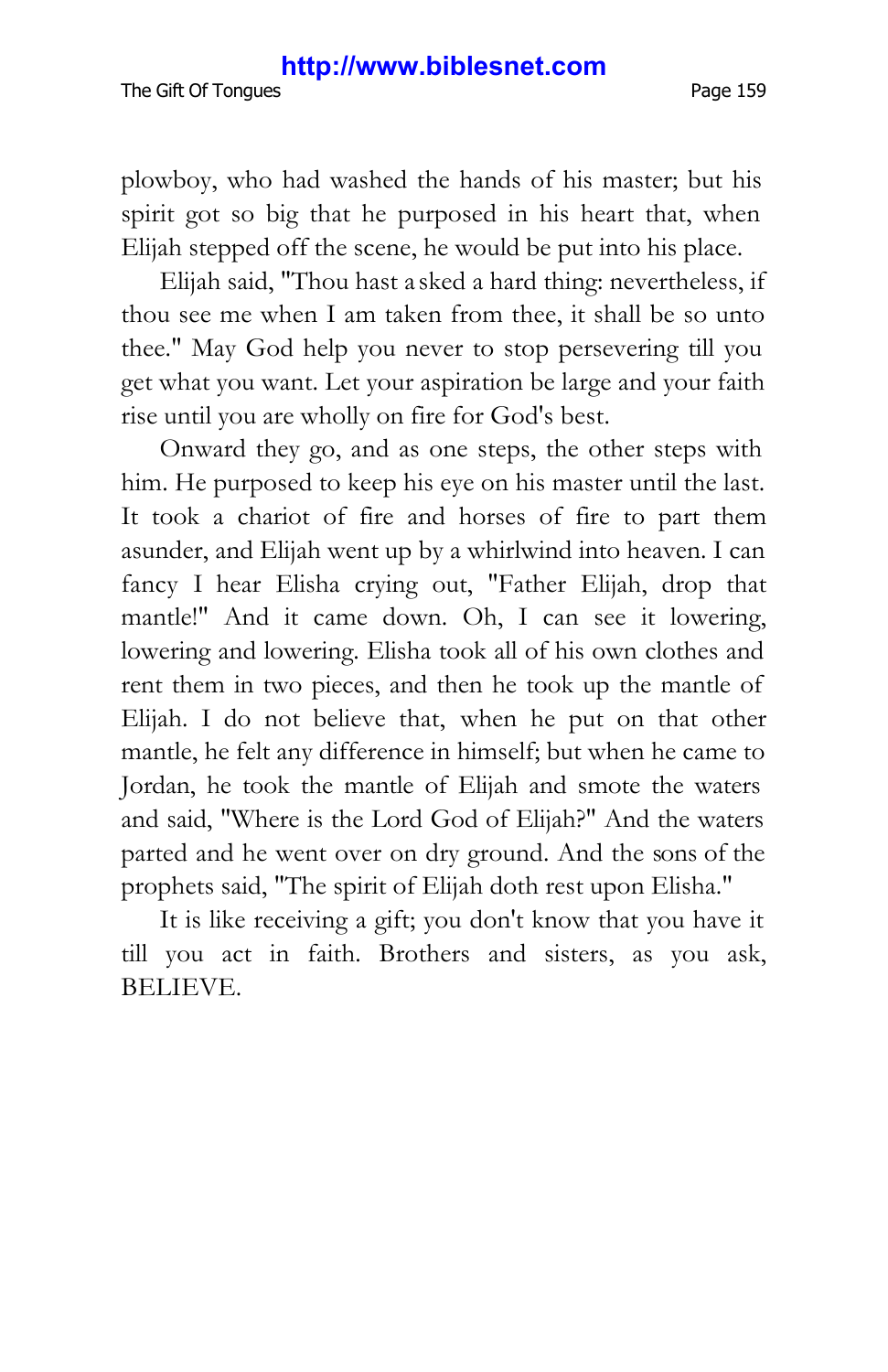plowboy, who had washed the hands of his master; but his spirit got so big that he purposed in his heart that, when Elijah stepped off the scene, he would be put into his place.

Elijah said, "Thou hast asked a hard thing: nevertheless, if thou see me when I am taken from thee, it shall be so unto thee." May God help you never to stop persevering till you get what you want. Let your aspiration be large and your faith rise until you are wholly on fire for God's best.

Onward they go, and as one steps, the other steps with him. He purposed to keep his eye on his master until the last. It took a chariot of fire and horses of fire to part them asunder, and Elijah went up by a whirlwind into heaven. I can fancy I hear Elisha crying out, "Father Elijah, drop that mantle!" And it came down. Oh, I can see it lowering, lowering and lowering. Elisha took all of his own clothes and rent them in two pieces, and then he took up the mantle of Elijah. I do not believe that, when he put on that other mantle, he felt any difference in himself; but when he came to Jordan, he took the mantle of Elijah and smote the waters and said, "Where is the Lord God of Elijah?" And the waters parted and he went over on dry ground. And the sons of the prophets said, "The spirit of Elijah doth rest upon Elisha."

It is like receiving a gift; you don't know that you have it till you act in faith. Brothers and sisters, as you ask, BELIEVE.